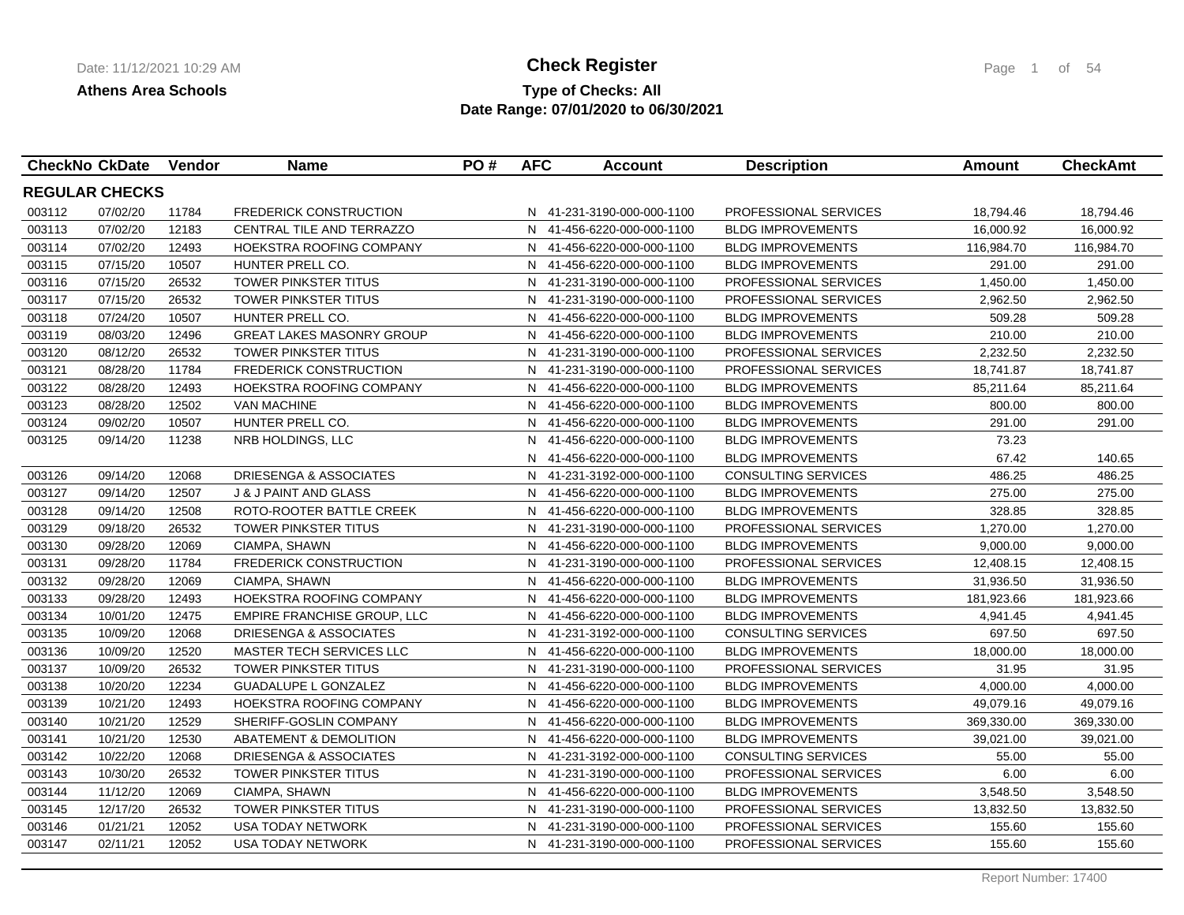# Check Register

**Athens Area Schools**

**Type of Checks: All**
**Date Range: 07/01/2020 to 06/30/2021**

| CheckNo | CkDate | Vendor | Name | PO # | AFC | Account | Description | Amount | CheckAmt |
|---|---|---|---|---|---|---|---|---|---|
| **REGULAR CHECKS** | | | | | | | | | |
| 003112 | 07/02/20 | 11784 | FREDERICK CONSTRUCTION | | N | 41-231-3190-000-000-1100 | PROFESSIONAL SERVICES | 18,794.46 | 18,794.46 |
| 003113 | 07/02/20 | 12183 | CENTRAL TILE AND TERRAZZO | | N | 41-456-6220-000-000-1100 | BLDG IMPROVEMENTS | 16,000.92 | 16,000.92 |
| 003114 | 07/02/20 | 12493 | HOEKSTRA ROOFING COMPANY | | N | 41-456-6220-000-000-1100 | BLDG IMPROVEMENTS | 116,984.70 | 116,984.70 |
| 003115 | 07/15/20 | 10507 | HUNTER PRELL CO. | | N | 41-456-6220-000-000-1100 | BLDG IMPROVEMENTS | 291.00 | 291.00 |
| 003116 | 07/15/20 | 26532 | TOWER PINKSTER TITUS | | N | 41-231-3190-000-000-1100 | PROFESSIONAL SERVICES | 1,450.00 | 1,450.00 |
| 003117 | 07/15/20 | 26532 | TOWER PINKSTER TITUS | | N | 41-231-3190-000-000-1100 | PROFESSIONAL SERVICES | 2,962.50 | 2,962.50 |
| 003118 | 07/24/20 | 10507 | HUNTER PRELL CO. | | N | 41-456-6220-000-000-1100 | BLDG IMPROVEMENTS | 509.28 | 509.28 |
| 003119 | 08/03/20 | 12496 | GREAT LAKES MASONRY GROUP | | N | 41-456-6220-000-000-1100 | BLDG IMPROVEMENTS | 210.00 | 210.00 |
| 003120 | 08/12/20 | 26532 | TOWER PINKSTER TITUS | | N | 41-231-3190-000-000-1100 | PROFESSIONAL SERVICES | 2,232.50 | 2,232.50 |
| 003121 | 08/28/20 | 11784 | FREDERICK CONSTRUCTION | | N | 41-231-3190-000-000-1100 | PROFESSIONAL SERVICES | 18,741.87 | 18,741.87 |
| 003122 | 08/28/20 | 12493 | HOEKSTRA ROOFING COMPANY | | N | 41-456-6220-000-000-1100 | BLDG IMPROVEMENTS | 85,211.64 | 85,211.64 |
| 003123 | 08/28/20 | 12502 | VAN MACHINE | | N | 41-456-6220-000-000-1100 | BLDG IMPROVEMENTS | 800.00 | 800.00 |
| 003124 | 09/02/20 | 10507 | HUNTER PRELL CO. | | N | 41-456-6220-000-000-1100 | BLDG IMPROVEMENTS | 291.00 | 291.00 |
| 003125 | 09/14/20 | 11238 | NRB HOLDINGS, LLC | | N | 41-456-6220-000-000-1100 | BLDG IMPROVEMENTS | 73.23 | |
| | | | | | N | 41-456-6220-000-000-1100 | BLDG IMPROVEMENTS | 67.42 | 140.65 |
| 003126 | 09/14/20 | 12068 | DRIESENGA & ASSOCIATES | | N | 41-231-3192-000-000-1100 | CONSULTING SERVICES | 486.25 | 486.25 |
| 003127 | 09/14/20 | 12507 | J & J PAINT AND GLASS | | N | 41-456-6220-000-000-1100 | BLDG IMPROVEMENTS | 275.00 | 275.00 |
| 003128 | 09/14/20 | 12508 | ROTO-ROOTER BATTLE CREEK | | N | 41-456-6220-000-000-1100 | BLDG IMPROVEMENTS | 328.85 | 328.85 |
| 003129 | 09/18/20 | 26532 | TOWER PINKSTER TITUS | | N | 41-231-3190-000-000-1100 | PROFESSIONAL SERVICES | 1,270.00 | 1,270.00 |
| 003130 | 09/28/20 | 12069 | CIAMPA, SHAWN | | N | 41-456-6220-000-000-1100 | BLDG IMPROVEMENTS | 9,000.00 | 9,000.00 |
| 003131 | 09/28/20 | 11784 | FREDERICK CONSTRUCTION | | N | 41-231-3190-000-000-1100 | PROFESSIONAL SERVICES | 12,408.15 | 12,408.15 |
| 003132 | 09/28/20 | 12069 | CIAMPA, SHAWN | | N | 41-456-6220-000-000-1100 | BLDG IMPROVEMENTS | 31,936.50 | 31,936.50 |
| 003133 | 09/28/20 | 12493 | HOEKSTRA ROOFING COMPANY | | N | 41-456-6220-000-000-1100 | BLDG IMPROVEMENTS | 181,923.66 | 181,923.66 |
| 003134 | 10/01/20 | 12475 | EMPIRE FRANCHISE GROUP, LLC | | N | 41-456-6220-000-000-1100 | BLDG IMPROVEMENTS | 4,941.45 | 4,941.45 |
| 003135 | 10/09/20 | 12068 | DRIESENGA & ASSOCIATES | | N | 41-231-3192-000-000-1100 | CONSULTING SERVICES | 697.50 | 697.50 |
| 003136 | 10/09/20 | 12520 | MASTER TECH SERVICES LLC | | N | 41-456-6220-000-000-1100 | BLDG IMPROVEMENTS | 18,000.00 | 18,000.00 |
| 003137 | 10/09/20 | 26532 | TOWER PINKSTER TITUS | | N | 41-231-3190-000-000-1100 | PROFESSIONAL SERVICES | 31.95 | 31.95 |
| 003138 | 10/20/20 | 12234 | GUADALUPE L GONZALEZ | | N | 41-456-6220-000-000-1100 | BLDG IMPROVEMENTS | 4,000.00 | 4,000.00 |
| 003139 | 10/21/20 | 12493 | HOEKSTRA ROOFING COMPANY | | N | 41-456-6220-000-000-1100 | BLDG IMPROVEMENTS | 49,079.16 | 49,079.16 |
| 003140 | 10/21/20 | 12529 | SHERIFF-GOSLIN COMPANY | | N | 41-456-6220-000-000-1100 | BLDG IMPROVEMENTS | 369,330.00 | 369,330.00 |
| 003141 | 10/21/20 | 12530 | ABATEMENT & DEMOLITION | | N | 41-456-6220-000-000-1100 | BLDG IMPROVEMENTS | 39,021.00 | 39,021.00 |
| 003142 | 10/22/20 | 12068 | DRIESENGA & ASSOCIATES | | N | 41-231-3192-000-000-1100 | CONSULTING SERVICES | 55.00 | 55.00 |
| 003143 | 10/30/20 | 26532 | TOWER PINKSTER TITUS | | N | 41-231-3190-000-000-1100 | PROFESSIONAL SERVICES | 6.00 | 6.00 |
| 003144 | 11/12/20 | 12069 | CIAMPA, SHAWN | | N | 41-456-6220-000-000-1100 | BLDG IMPROVEMENTS | 3,548.50 | 3,548.50 |
| 003145 | 12/17/20 | 26532 | TOWER PINKSTER TITUS | | N | 41-231-3190-000-000-1100 | PROFESSIONAL SERVICES | 13,832.50 | 13,832.50 |
| 003146 | 01/21/21 | 12052 | USA TODAY NETWORK | | N | 41-231-3190-000-000-1100 | PROFESSIONAL SERVICES | 155.60 | 155.60 |
| 003147 | 02/11/21 | 12052 | USA TODAY NETWORK | | N | 41-231-3190-000-000-1100 | PROFESSIONAL SERVICES | 155.60 | 155.60 |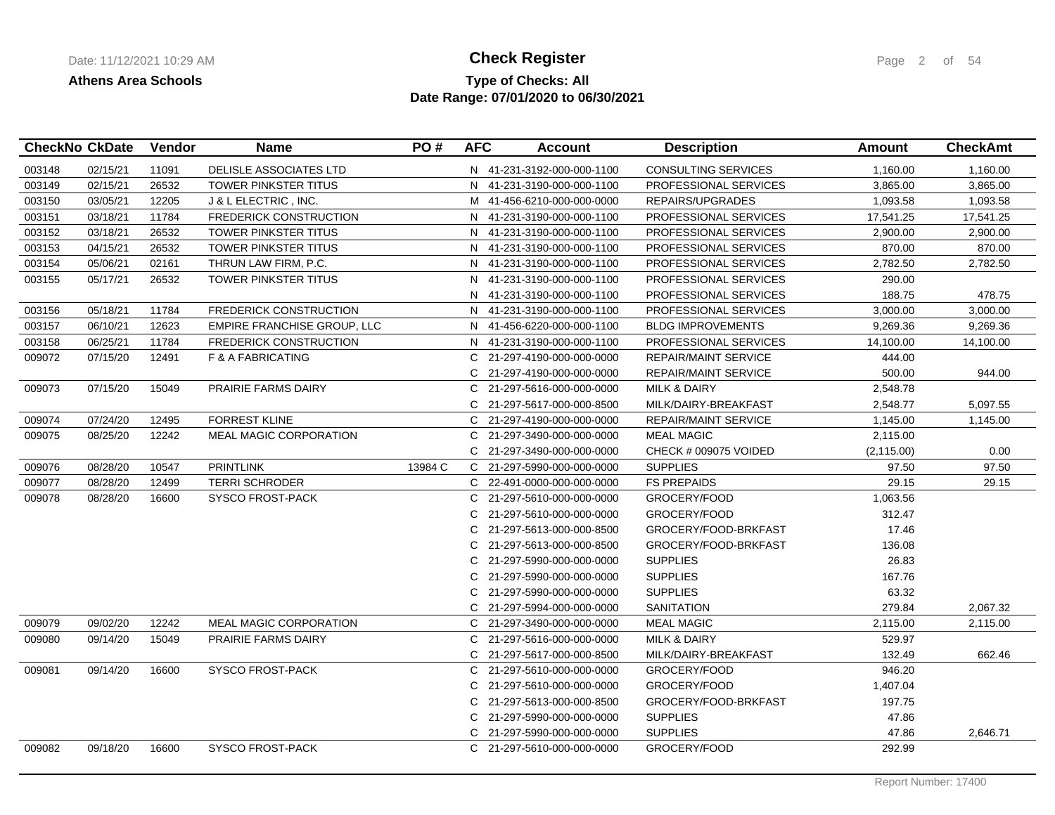**Athens Area Schools**

# Check Register

**Type of Checks: All**

**Date Range: 07/01/2020 to 06/30/2021**

| CheckNo | CkDate | Vendor | Name | PO # | AFC | Account | Description | Amount | CheckAmt |
|---|---|---|---|---|---|---|---|---|---|
| 003148 | 02/15/21 | 11091 | DELISLE ASSOCIATES LTD | | N | 41-231-3192-000-000-1100 | CONSULTING SERVICES | 1,160.00 | 1,160.00 |
| 003149 | 02/15/21 | 26532 | TOWER PINKSTER TITUS | | N | 41-231-3190-000-000-1100 | PROFESSIONAL SERVICES | 3,865.00 | 3,865.00 |
| 003150 | 03/05/21 | 12205 | J & L ELECTRIC , INC. | | M | 41-456-6210-000-000-0000 | REPAIRS/UPGRADES | 1,093.58 | 1,093.58 |
| 003151 | 03/18/21 | 11784 | FREDERICK CONSTRUCTION | | N | 41-231-3190-000-000-1100 | PROFESSIONAL SERVICES | 17,541.25 | 17,541.25 |
| 003152 | 03/18/21 | 26532 | TOWER PINKSTER TITUS | | N | 41-231-3190-000-000-1100 | PROFESSIONAL SERVICES | 2,900.00 | 2,900.00 |
| 003153 | 04/15/21 | 26532 | TOWER PINKSTER TITUS | | N | 41-231-3190-000-000-1100 | PROFESSIONAL SERVICES | 870.00 | 870.00 |
| 003154 | 05/06/21 | 02161 | THRUN LAW FIRM, P.C. | | N | 41-231-3190-000-000-1100 | PROFESSIONAL SERVICES | 2,782.50 | 2,782.50 |
| 003155 | 05/17/21 | 26532 | TOWER PINKSTER TITUS | | N | 41-231-3190-000-000-1100 | PROFESSIONAL SERVICES | 290.00 | |
| | | | | | N | 41-231-3190-000-000-1100 | PROFESSIONAL SERVICES | 188.75 | 478.75 |
| 003156 | 05/18/21 | 11784 | FREDERICK CONSTRUCTION | | N | 41-231-3190-000-000-1100 | PROFESSIONAL SERVICES | 3,000.00 | 3,000.00 |
| 003157 | 06/10/21 | 12623 | EMPIRE FRANCHISE GROUP, LLC | | N | 41-456-6220-000-000-1100 | BLDG IMPROVEMENTS | 9,269.36 | 9,269.36 |
| 003158 | 06/25/21 | 11784 | FREDERICK CONSTRUCTION | | N | 41-231-3190-000-000-1100 | PROFESSIONAL SERVICES | 14,100.00 | 14,100.00 |
| 009072 | 07/15/20 | 12491 | F & A FABRICATING | | C | 21-297-4190-000-000-0000 | REPAIR/MAINT SERVICE | 444.00 | |
| | | | | | C | 21-297-4190-000-000-0000 | REPAIR/MAINT SERVICE | 500.00 | 944.00 |
| 009073 | 07/15/20 | 15049 | PRAIRIE FARMS DAIRY | | C | 21-297-5616-000-000-0000 | MILK & DAIRY | 2,548.78 | |
| | | | | | C | 21-297-5617-000-000-8500 | MILK/DAIRY-BREAKFAST | 2,548.77 | 5,097.55 |
| 009074 | 07/24/20 | 12495 | FORREST KLINE | | C | 21-297-4190-000-000-0000 | REPAIR/MAINT SERVICE | 1,145.00 | 1,145.00 |
| 009075 | 08/25/20 | 12242 | MEAL MAGIC CORPORATION | | C | 21-297-3490-000-000-0000 | MEAL MAGIC | 2,115.00 | |
| | | | | | C | 21-297-3490-000-000-0000 | CHECK # 009075 VOIDED | (2,115.00) | 0.00 |
| 009076 | 08/28/20 | 10547 | PRINTLINK | 13984 C | C | 21-297-5990-000-000-0000 | SUPPLIES | 97.50 | 97.50 |
| 009077 | 08/28/20 | 12499 | TERRI SCHRODER | | C | 22-491-0000-000-000-0000 | FS PREPAIDS | 29.15 | 29.15 |
| 009078 | 08/28/20 | 16600 | SYSCO FROST-PACK | | C | 21-297-5610-000-000-0000 | GROCERY/FOOD | 1,063.56 | |
| | | | | | C | 21-297-5610-000-000-0000 | GROCERY/FOOD | 312.47 | |
| | | | | | C | 21-297-5613-000-000-8500 | GROCERY/FOOD-BRKFAST | 17.46 | |
| | | | | | C | 21-297-5613-000-000-8500 | GROCERY/FOOD-BRKFAST | 136.08 | |
| | | | | | C | 21-297-5990-000-000-0000 | SUPPLIES | 26.83 | |
| | | | | | C | 21-297-5990-000-000-0000 | SUPPLIES | 167.76 | |
| | | | | | C | 21-297-5990-000-000-0000 | SUPPLIES | 63.32 | |
| | | | | | C | 21-297-5994-000-000-0000 | SANITATION | 279.84 | 2,067.32 |
| 009079 | 09/02/20 | 12242 | MEAL MAGIC CORPORATION | | C | 21-297-3490-000-000-0000 | MEAL MAGIC | 2,115.00 | 2,115.00 |
| 009080 | 09/14/20 | 15049 | PRAIRIE FARMS DAIRY | | C | 21-297-5616-000-000-0000 | MILK & DAIRY | 529.97 | |
| | | | | | C | 21-297-5617-000-000-8500 | MILK/DAIRY-BREAKFAST | 132.49 | 662.46 |
| 009081 | 09/14/20 | 16600 | SYSCO FROST-PACK | | C | 21-297-5610-000-000-0000 | GROCERY/FOOD | 946.20 | |
| | | | | | C | 21-297-5610-000-000-0000 | GROCERY/FOOD | 1,407.04 | |
| | | | | | C | 21-297-5613-000-000-8500 | GROCERY/FOOD-BRKFAST | 197.75 | |
| | | | | | C | 21-297-5990-000-000-0000 | SUPPLIES | 47.86 | |
| | | | | | C | 21-297-5990-000-000-0000 | SUPPLIES | 47.86 | 2,646.71 |
| 009082 | 09/18/20 | 16600 | SYSCO FROST-PACK | | C | 21-297-5610-000-000-0000 | GROCERY/FOOD | 292.99 | |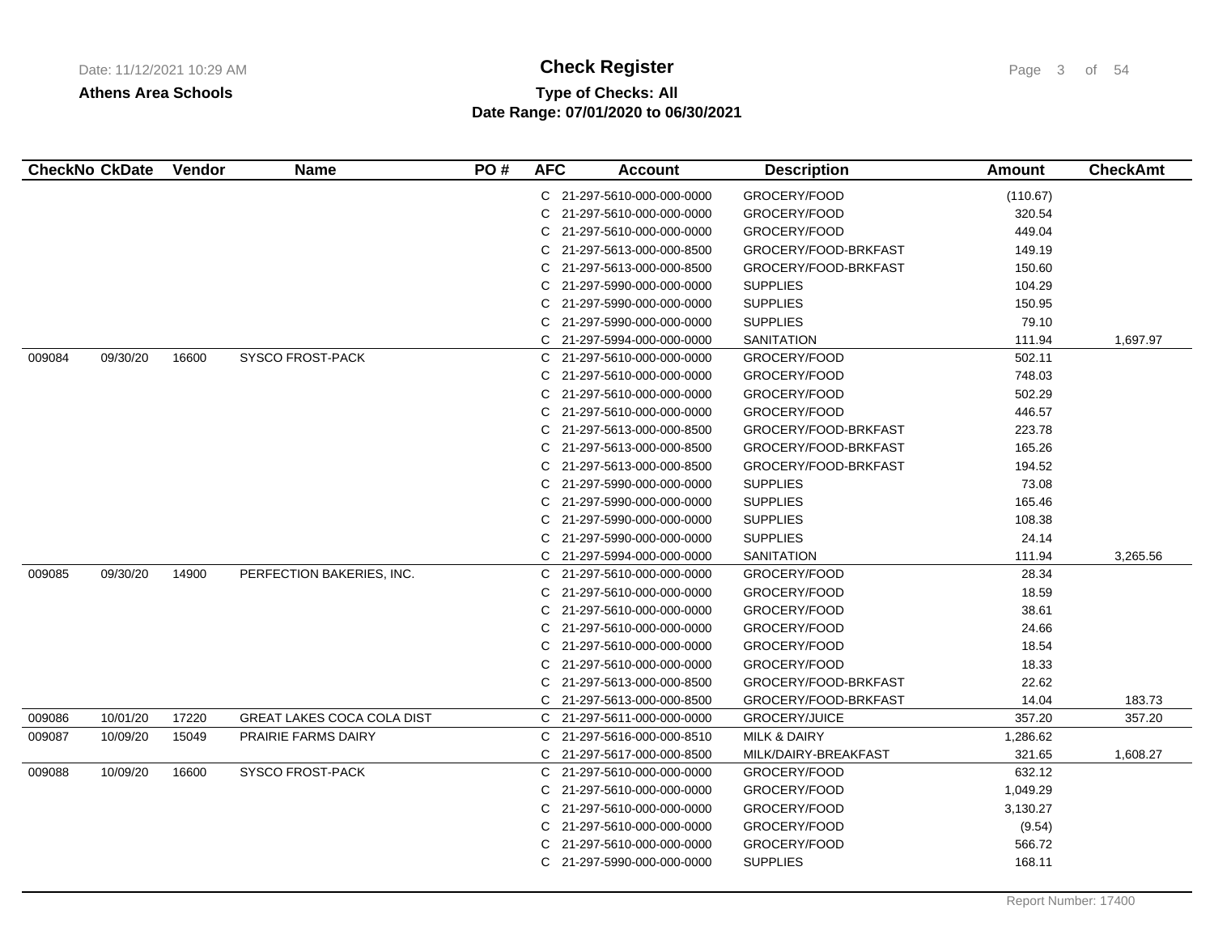**Athens Area Schools**

# Check Register

**Type of Checks: All**
**Date Range: 07/01/2020 to 06/30/2021**

| CheckNo | CkDate | Vendor | Name | PO # | AFC | Account | Description | Amount | CheckAmt |
|---|---|---|---|---|---|---|---|---|---|
| | | | | | C | 21-297-5610-000-000-0000 | GROCERY/FOOD | (110.67) | |
| | | | | | C | 21-297-5610-000-000-0000 | GROCERY/FOOD | 320.54 | |
| | | | | | C | 21-297-5610-000-000-0000 | GROCERY/FOOD | 449.04 | |
| | | | | | C | 21-297-5613-000-000-8500 | GROCERY/FOOD-BRKFAST | 149.19 | |
| | | | | | C | 21-297-5613-000-000-8500 | GROCERY/FOOD-BRKFAST | 150.60 | |
| | | | | | C | 21-297-5990-000-000-0000 | SUPPLIES | 104.29 | |
| | | | | | C | 21-297-5990-000-000-0000 | SUPPLIES | 150.95 | |
| | | | | | C | 21-297-5990-000-000-0000 | SUPPLIES | 79.10 | |
| | | | | | C | 21-297-5994-000-000-0000 | SANITATION | 111.94 | 1,697.97 |
| 009084 | 09/30/20 | 16600 | SYSCO FROST-PACK | | C | 21-297-5610-000-000-0000 | GROCERY/FOOD | 502.11 | |
| | | | | | C | 21-297-5610-000-000-0000 | GROCERY/FOOD | 748.03 | |
| | | | | | C | 21-297-5610-000-000-0000 | GROCERY/FOOD | 502.29 | |
| | | | | | C | 21-297-5610-000-000-0000 | GROCERY/FOOD | 446.57 | |
| | | | | | C | 21-297-5613-000-000-8500 | GROCERY/FOOD-BRKFAST | 223.78 | |
| | | | | | C | 21-297-5613-000-000-8500 | GROCERY/FOOD-BRKFAST | 165.26 | |
| | | | | | C | 21-297-5613-000-000-8500 | GROCERY/FOOD-BRKFAST | 194.52 | |
| | | | | | C | 21-297-5990-000-000-0000 | SUPPLIES | 73.08 | |
| | | | | | C | 21-297-5990-000-000-0000 | SUPPLIES | 165.46 | |
| | | | | | C | 21-297-5990-000-000-0000 | SUPPLIES | 108.38 | |
| | | | | | C | 21-297-5990-000-000-0000 | SUPPLIES | 24.14 | |
| | | | | | C | 21-297-5994-000-000-0000 | SANITATION | 111.94 | 3,265.56 |
| 009085 | 09/30/20 | 14900 | PERFECTION BAKERIES, INC. | | C | 21-297-5610-000-000-0000 | GROCERY/FOOD | 28.34 | |
| | | | | | C | 21-297-5610-000-000-0000 | GROCERY/FOOD | 18.59 | |
| | | | | | C | 21-297-5610-000-000-0000 | GROCERY/FOOD | 38.61 | |
| | | | | | C | 21-297-5610-000-000-0000 | GROCERY/FOOD | 24.66 | |
| | | | | | C | 21-297-5610-000-000-0000 | GROCERY/FOOD | 18.54 | |
| | | | | | C | 21-297-5610-000-000-0000 | GROCERY/FOOD | 18.33 | |
| | | | | | C | 21-297-5613-000-000-8500 | GROCERY/FOOD-BRKFAST | 22.62 | |
| | | | | | C | 21-297-5613-000-000-8500 | GROCERY/FOOD-BRKFAST | 14.04 | 183.73 |
| 009086 | 10/01/20 | 17220 | GREAT LAKES COCA COLA DIST | | C | 21-297-5611-000-000-0000 | GROCERY/JUICE | 357.20 | 357.20 |
| 009087 | 10/09/20 | 15049 | PRAIRIE FARMS DAIRY | | C | 21-297-5616-000-000-8510 | MILK & DAIRY | 1,286.62 | |
| | | | | | C | 21-297-5617-000-000-8500 | MILK/DAIRY-BREAKFAST | 321.65 | 1,608.27 |
| 009088 | 10/09/20 | 16600 | SYSCO FROST-PACK | | C | 21-297-5610-000-000-0000 | GROCERY/FOOD | 632.12 | |
| | | | | | C | 21-297-5610-000-000-0000 | GROCERY/FOOD | 1,049.29 | |
| | | | | | C | 21-297-5610-000-000-0000 | GROCERY/FOOD | 3,130.27 | |
| | | | | | C | 21-297-5610-000-000-0000 | GROCERY/FOOD | (9.54) | |
| | | | | | C | 21-297-5610-000-000-0000 | GROCERY/FOOD | 566.72 | |
| | | | | | C | 21-297-5990-000-000-0000 | SUPPLIES | 168.11 | |

Report Number: 17400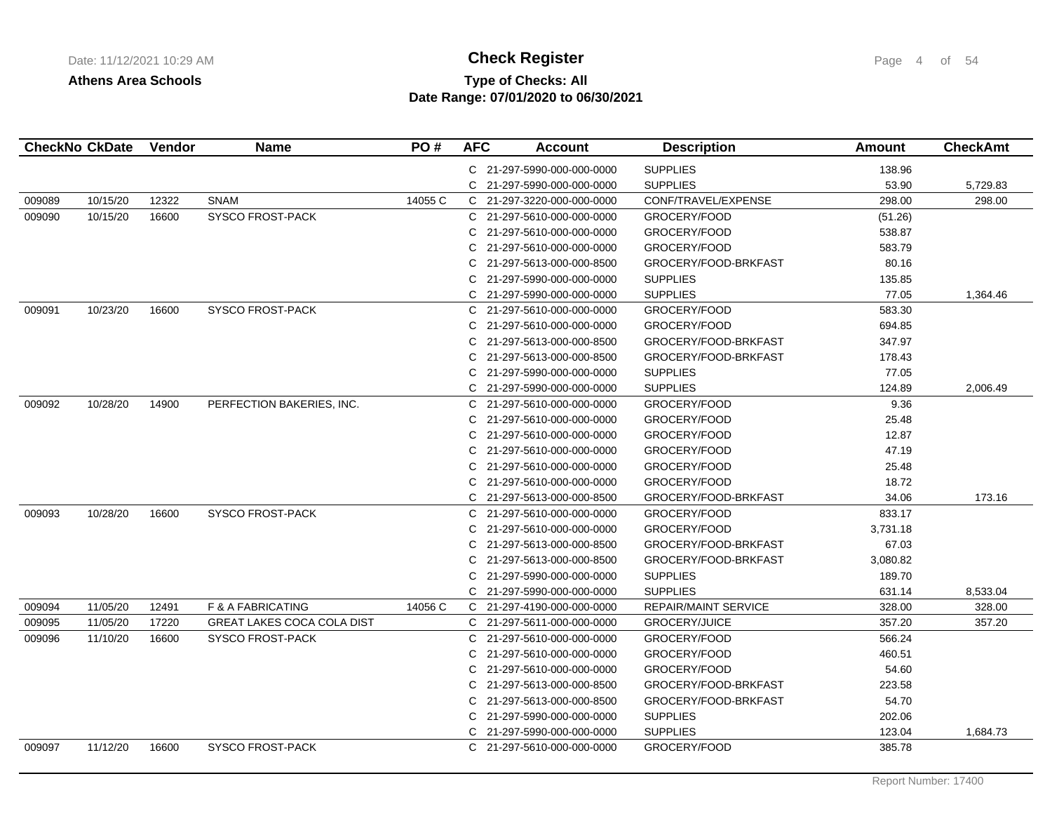# Check Register

**Athens Area Schools**

**Type of Checks: All**

**Date Range: 07/01/2020 to 06/30/2021**

Date: 11/12/2021 10:29 AM

| CheckNo | CkDate | Vendor | Name | PO # | AFC | Account | Description | Amount | CheckAmt |
|---|---|---|---|---|---|---|---|---|---|
| | | | | | C | 21-297-5990-000-000-0000 | SUPPLIES | 138.96 | |
| | | | | | C | 21-297-5990-000-000-0000 | SUPPLIES | 53.90 | 5,729.83 |
| 009089 | 10/15/20 | 12322 | SNAM | 14055 C | C | 21-297-3220-000-000-0000 | CONF/TRAVEL/EXPENSE | 298.00 | 298.00 |
| 009090 | 10/15/20 | 16600 | SYSCO FROST-PACK | | C | 21-297-5610-000-000-0000 | GROCERY/FOOD | (51.26) | |
| | | | | | C | 21-297-5610-000-000-0000 | GROCERY/FOOD | 538.87 | |
| | | | | | C | 21-297-5610-000-000-0000 | GROCERY/FOOD | 583.79 | |
| | | | | | C | 21-297-5613-000-000-8500 | GROCERY/FOOD-BRKFAST | 80.16 | |
| | | | | | C | 21-297-5990-000-000-0000 | SUPPLIES | 135.85 | |
| | | | | | C | 21-297-5990-000-000-0000 | SUPPLIES | 77.05 | 1,364.46 |
| 009091 | 10/23/20 | 16600 | SYSCO FROST-PACK | | C | 21-297-5610-000-000-0000 | GROCERY/FOOD | 583.30 | |
| | | | | | C | 21-297-5610-000-000-0000 | GROCERY/FOOD | 694.85 | |
| | | | | | C | 21-297-5613-000-000-8500 | GROCERY/FOOD-BRKFAST | 347.97 | |
| | | | | | C | 21-297-5613-000-000-8500 | GROCERY/FOOD-BRKFAST | 178.43 | |
| | | | | | C | 21-297-5990-000-000-0000 | SUPPLIES | 77.05 | |
| | | | | | C | 21-297-5990-000-000-0000 | SUPPLIES | 124.89 | 2,006.49 |
| 009092 | 10/28/20 | 14900 | PERFECTION BAKERIES, INC. | | C | 21-297-5610-000-000-0000 | GROCERY/FOOD | 9.36 | |
| | | | | | C | 21-297-5610-000-000-0000 | GROCERY/FOOD | 25.48 | |
| | | | | | C | 21-297-5610-000-000-0000 | GROCERY/FOOD | 12.87 | |
| | | | | | C | 21-297-5610-000-000-0000 | GROCERY/FOOD | 47.19 | |
| | | | | | C | 21-297-5610-000-000-0000 | GROCERY/FOOD | 25.48 | |
| | | | | | C | 21-297-5610-000-000-0000 | GROCERY/FOOD | 18.72 | |
| | | | | | C | 21-297-5613-000-000-8500 | GROCERY/FOOD-BRKFAST | 34.06 | 173.16 |
| 009093 | 10/28/20 | 16600 | SYSCO FROST-PACK | | C | 21-297-5610-000-000-0000 | GROCERY/FOOD | 833.17 | |
| | | | | | C | 21-297-5610-000-000-0000 | GROCERY/FOOD | 3,731.18 | |
| | | | | | C | 21-297-5613-000-000-8500 | GROCERY/FOOD-BRKFAST | 67.03 | |
| | | | | | C | 21-297-5613-000-000-8500 | GROCERY/FOOD-BRKFAST | 3,080.82 | |
| | | | | | C | 21-297-5990-000-000-0000 | SUPPLIES | 189.70 | |
| | | | | | C | 21-297-5990-000-000-0000 | SUPPLIES | 631.14 | 8,533.04 |
| 009094 | 11/05/20 | 12491 | F & A FABRICATING | 14056 C | C | 21-297-4190-000-000-0000 | REPAIR/MAINT SERVICE | 328.00 | 328.00 |
| 009095 | 11/05/20 | 17220 | GREAT LAKES COCA COLA DIST | | C | 21-297-5611-000-000-0000 | GROCERY/JUICE | 357.20 | 357.20 |
| 009096 | 11/10/20 | 16600 | SYSCO FROST-PACK | | C | 21-297-5610-000-000-0000 | GROCERY/FOOD | 566.24 | |
| | | | | | C | 21-297-5610-000-000-0000 | GROCERY/FOOD | 460.51 | |
| | | | | | C | 21-297-5610-000-000-0000 | GROCERY/FOOD | 54.60 | |
| | | | | | C | 21-297-5613-000-000-8500 | GROCERY/FOOD-BRKFAST | 223.58 | |
| | | | | | C | 21-297-5613-000-000-8500 | GROCERY/FOOD-BRKFAST | 54.70 | |
| | | | | | C | 21-297-5990-000-000-0000 | SUPPLIES | 202.06 | |
| | | | | | C | 21-297-5990-000-000-0000 | SUPPLIES | 123.04 | 1,684.73 |
| 009097 | 11/12/20 | 16600 | SYSCO FROST-PACK | | C | 21-297-5610-000-000-0000 | GROCERY/FOOD | 385.78 | |

Report Number: 17400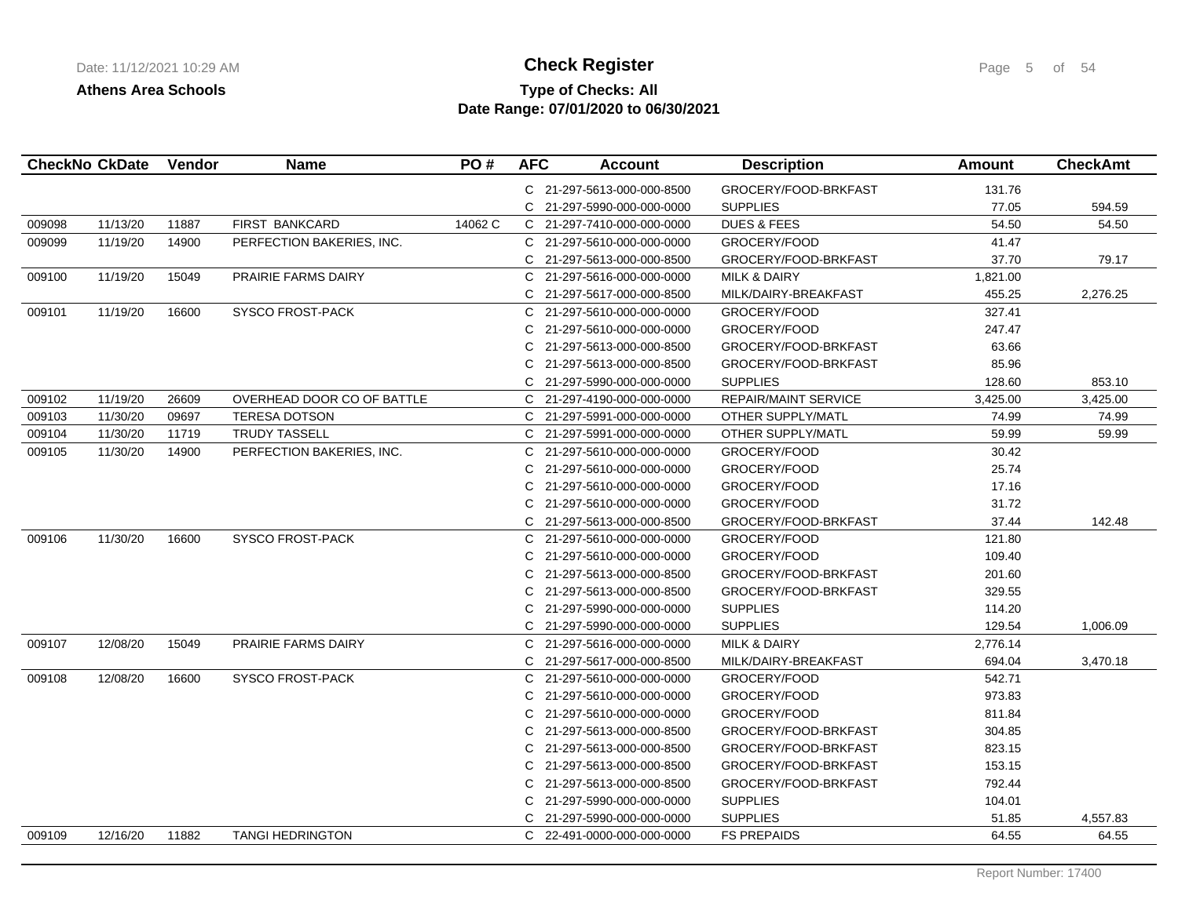**Athens Area Schools**

# Check Register

**Type of Checks: All**

**Date Range: 07/01/2020 to 06/30/2021**

| CheckNo | CkDate | Vendor | Name | PO # | AFC | Account | Description | Amount | CheckAmt |
|---|---|---|---|---|---|---|---|---|---|
| | | | | | C | 21-297-5613-000-000-8500 | GROCERY/FOOD-BRKFAST | 131.76 | |
| | | | | | C | 21-297-5990-000-000-0000 | SUPPLIES | 77.05 | 594.59 |
| 009098 | 11/13/20 | 11887 | FIRST BANKCARD | 14062 C | C | 21-297-7410-000-000-0000 | DUES & FEES | 54.50 | 54.50 |
| 009099 | 11/19/20 | 14900 | PERFECTION BAKERIES, INC. | | C | 21-297-5610-000-000-0000 | GROCERY/FOOD | 41.47 | |
| | | | | | C | 21-297-5613-000-000-8500 | GROCERY/FOOD-BRKFAST | 37.70 | 79.17 |
| 009100 | 11/19/20 | 15049 | PRAIRIE FARMS DAIRY | | C | 21-297-5616-000-000-0000 | MILK & DAIRY | 1,821.00 | |
| | | | | | C | 21-297-5617-000-000-8500 | MILK/DAIRY-BREAKFAST | 455.25 | 2,276.25 |
| 009101 | 11/19/20 | 16600 | SYSCO FROST-PACK | | C | 21-297-5610-000-000-0000 | GROCERY/FOOD | 327.41 | |
| | | | | | C | 21-297-5610-000-000-0000 | GROCERY/FOOD | 247.47 | |
| | | | | | C | 21-297-5613-000-000-8500 | GROCERY/FOOD-BRKFAST | 63.66 | |
| | | | | | C | 21-297-5613-000-000-8500 | GROCERY/FOOD-BRKFAST | 85.96 | |
| | | | | | C | 21-297-5990-000-000-0000 | SUPPLIES | 128.60 | 853.10 |
| 009102 | 11/19/20 | 26609 | OVERHEAD DOOR CO OF BATTLE | | C | 21-297-4190-000-000-0000 | REPAIR/MAINT SERVICE | 3,425.00 | 3,425.00 |
| 009103 | 11/30/20 | 09697 | TERESA DOTSON | | C | 21-297-5991-000-000-0000 | OTHER SUPPLY/MATL | 74.99 | 74.99 |
| 009104 | 11/30/20 | 11719 | TRUDY TASSELL | | C | 21-297-5991-000-000-0000 | OTHER SUPPLY/MATL | 59.99 | 59.99 |
| 009105 | 11/30/20 | 14900 | PERFECTION BAKERIES, INC. | | C | 21-297-5610-000-000-0000 | GROCERY/FOOD | 30.42 | |
| | | | | | C | 21-297-5610-000-000-0000 | GROCERY/FOOD | 25.74 | |
| | | | | | C | 21-297-5610-000-000-0000 | GROCERY/FOOD | 17.16 | |
| | | | | | C | 21-297-5610-000-000-0000 | GROCERY/FOOD | 31.72 | |
| | | | | | C | 21-297-5613-000-000-8500 | GROCERY/FOOD-BRKFAST | 37.44 | 142.48 |
| 009106 | 11/30/20 | 16600 | SYSCO FROST-PACK | | C | 21-297-5610-000-000-0000 | GROCERY/FOOD | 121.80 | |
| | | | | | C | 21-297-5610-000-000-0000 | GROCERY/FOOD | 109.40 | |
| | | | | | C | 21-297-5613-000-000-8500 | GROCERY/FOOD-BRKFAST | 201.60 | |
| | | | | | C | 21-297-5613-000-000-8500 | GROCERY/FOOD-BRKFAST | 329.55 | |
| | | | | | C | 21-297-5990-000-000-0000 | SUPPLIES | 114.20 | |
| | | | | | C | 21-297-5990-000-000-0000 | SUPPLIES | 129.54 | 1,006.09 |
| 009107 | 12/08/20 | 15049 | PRAIRIE FARMS DAIRY | | C | 21-297-5616-000-000-0000 | MILK & DAIRY | 2,776.14 | |
| | | | | | C | 21-297-5617-000-000-8500 | MILK/DAIRY-BREAKFAST | 694.04 | 3,470.18 |
| 009108 | 12/08/20 | 16600 | SYSCO FROST-PACK | | C | 21-297-5610-000-000-0000 | GROCERY/FOOD | 542.71 | |
| | | | | | C | 21-297-5610-000-000-0000 | GROCERY/FOOD | 973.83 | |
| | | | | | C | 21-297-5610-000-000-0000 | GROCERY/FOOD | 811.84 | |
| | | | | | C | 21-297-5613-000-000-8500 | GROCERY/FOOD-BRKFAST | 304.85 | |
| | | | | | C | 21-297-5613-000-000-8500 | GROCERY/FOOD-BRKFAST | 823.15 | |
| | | | | | C | 21-297-5613-000-000-8500 | GROCERY/FOOD-BRKFAST | 153.15 | |
| | | | | | C | 21-297-5613-000-000-8500 | GROCERY/FOOD-BRKFAST | 792.44 | |
| | | | | | C | 21-297-5990-000-000-0000 | SUPPLIES | 104.01 | |
| | | | | | C | 21-297-5990-000-000-0000 | SUPPLIES | 51.85 | 4,557.83 |
| 009109 | 12/16/20 | 11882 | TANGI HEDRINGTON | | C | 22-491-0000-000-000-0000 | FS PREPAIDS | 64.55 | 64.55 |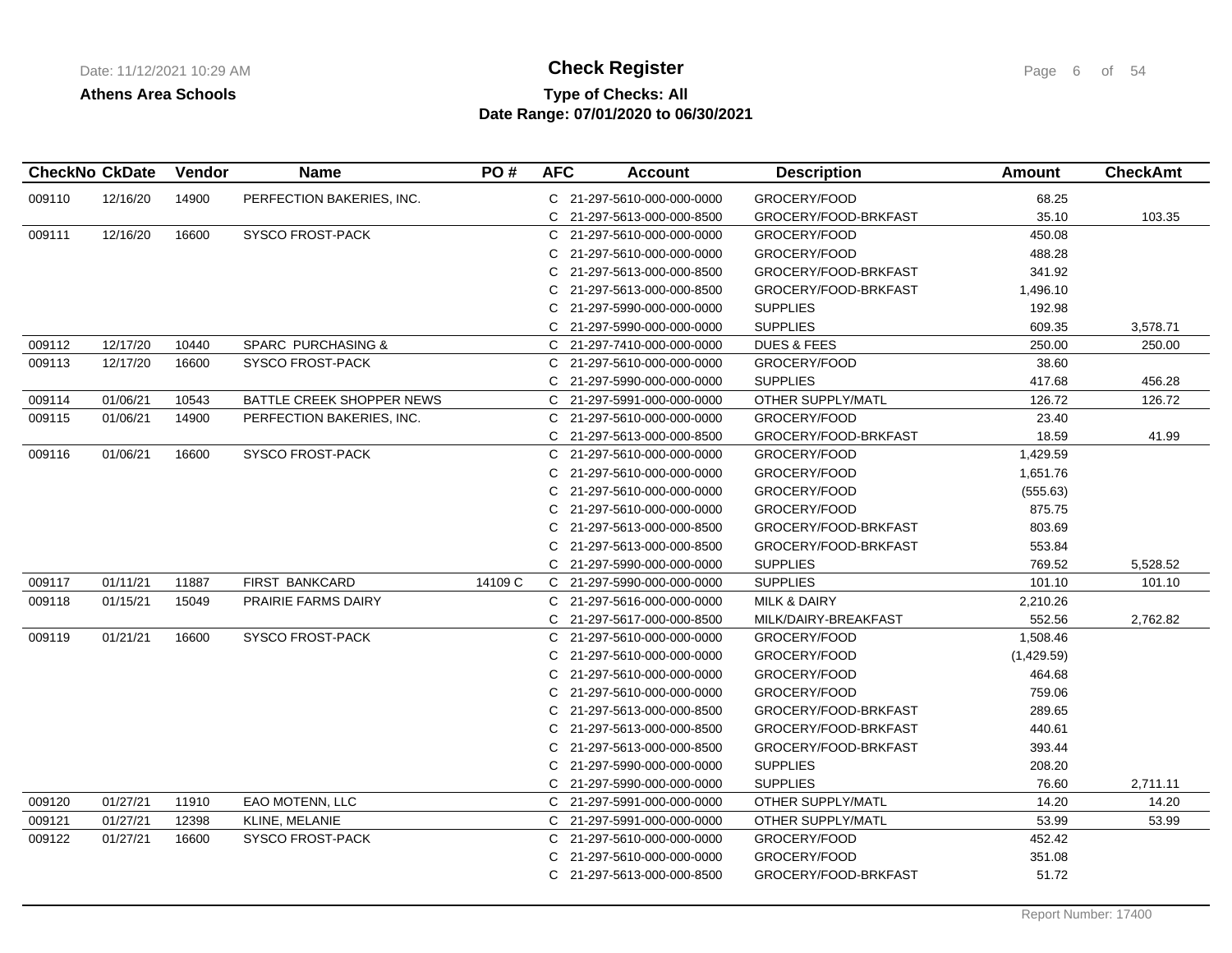**Check Register**

**Athens Area Schools**

**Type of Checks: All**

**Date Range: 07/01/2020 to 06/30/2021**

| CheckNo | CkDate | Vendor | Name | PO # | AFC | Account | Description | Amount | CheckAmt |
|---|---|---|---|---|---|---|---|---|---|
| 009110 | 12/16/20 | 14900 | PERFECTION BAKERIES, INC. | | C | 21-297-5610-000-000-0000 | GROCERY/FOOD | 68.25 | |
| | | | | | C | 21-297-5613-000-000-8500 | GROCERY/FOOD-BRKFAST | 35.10 | 103.35 |
| 009111 | 12/16/20 | 16600 | SYSCO FROST-PACK | | C | 21-297-5610-000-000-0000 | GROCERY/FOOD | 450.08 | |
| | | | | | C | 21-297-5610-000-000-0000 | GROCERY/FOOD | 488.28 | |
| | | | | | C | 21-297-5613-000-000-8500 | GROCERY/FOOD-BRKFAST | 341.92 | |
| | | | | | C | 21-297-5613-000-000-8500 | GROCERY/FOOD-BRKFAST | 1,496.10 | |
| | | | | | C | 21-297-5990-000-000-0000 | SUPPLIES | 192.98 | |
| | | | | | C | 21-297-5990-000-000-0000 | SUPPLIES | 609.35 | 3,578.71 |
| 009112 | 12/17/20 | 10440 | SPARC PURCHASING & | | C | 21-297-7410-000-000-0000 | DUES & FEES | 250.00 | 250.00 |
| 009113 | 12/17/20 | 16600 | SYSCO FROST-PACK | | C | 21-297-5610-000-000-0000 | GROCERY/FOOD | 38.60 | |
| | | | | | C | 21-297-5990-000-000-0000 | SUPPLIES | 417.68 | 456.28 |
| 009114 | 01/06/21 | 10543 | BATTLE CREEK SHOPPER NEWS | | C | 21-297-5991-000-000-0000 | OTHER SUPPLY/MATL | 126.72 | 126.72 |
| 009115 | 01/06/21 | 14900 | PERFECTION BAKERIES, INC. | | C | 21-297-5610-000-000-0000 | GROCERY/FOOD | 23.40 | |
| | | | | | C | 21-297-5613-000-000-8500 | GROCERY/FOOD-BRKFAST | 18.59 | 41.99 |
| 009116 | 01/06/21 | 16600 | SYSCO FROST-PACK | | C | 21-297-5610-000-000-0000 | GROCERY/FOOD | 1,429.59 | |
| | | | | | C | 21-297-5610-000-000-0000 | GROCERY/FOOD | 1,651.76 | |
| | | | | | C | 21-297-5610-000-000-0000 | GROCERY/FOOD | (555.63) | |
| | | | | | C | 21-297-5610-000-000-0000 | GROCERY/FOOD | 875.75 | |
| | | | | | C | 21-297-5613-000-000-8500 | GROCERY/FOOD-BRKFAST | 803.69 | |
| | | | | | C | 21-297-5613-000-000-8500 | GROCERY/FOOD-BRKFAST | 553.84 | |
| | | | | | C | 21-297-5990-000-000-0000 | SUPPLIES | 769.52 | 5,528.52 |
| 009117 | 01/11/21 | 11887 | FIRST BANKCARD | 14109 C | C | 21-297-5990-000-000-0000 | SUPPLIES | 101.10 | 101.10 |
| 009118 | 01/15/21 | 15049 | PRAIRIE FARMS DAIRY | | C | 21-297-5616-000-000-0000 | MILK & DAIRY | 2,210.26 | |
| | | | | | C | 21-297-5617-000-000-8500 | MILK/DAIRY-BREAKFAST | 552.56 | 2,762.82 |
| 009119 | 01/21/21 | 16600 | SYSCO FROST-PACK | | C | 21-297-5610-000-000-0000 | GROCERY/FOOD | 1,508.46 | |
| | | | | | C | 21-297-5610-000-000-0000 | GROCERY/FOOD | (1,429.59) | |
| | | | | | C | 21-297-5610-000-000-0000 | GROCERY/FOOD | 464.68 | |
| | | | | | C | 21-297-5610-000-000-0000 | GROCERY/FOOD | 759.06 | |
| | | | | | C | 21-297-5613-000-000-8500 | GROCERY/FOOD-BRKFAST | 289.65 | |
| | | | | | C | 21-297-5613-000-000-8500 | GROCERY/FOOD-BRKFAST | 440.61 | |
| | | | | | C | 21-297-5613-000-000-8500 | GROCERY/FOOD-BRKFAST | 393.44 | |
| | | | | | C | 21-297-5990-000-000-0000 | SUPPLIES | 208.20 | |
| | | | | | C | 21-297-5990-000-000-0000 | SUPPLIES | 76.60 | 2,711.11 |
| 009120 | 01/27/21 | 11910 | EAO MOTENN, LLC | | C | 21-297-5991-000-000-0000 | OTHER SUPPLY/MATL | 14.20 | 14.20 |
| 009121 | 01/27/21 | 12398 | KLINE, MELANIE | | C | 21-297-5991-000-000-0000 | OTHER SUPPLY/MATL | 53.99 | 53.99 |
| 009122 | 01/27/21 | 16600 | SYSCO FROST-PACK | | C | 21-297-5610-000-000-0000 | GROCERY/FOOD | 452.42 | |
| | | | | | C | 21-297-5610-000-000-0000 | GROCERY/FOOD | 351.08 | |
| | | | | | C | 21-297-5613-000-000-8500 | GROCERY/FOOD-BRKFAST | 51.72 | |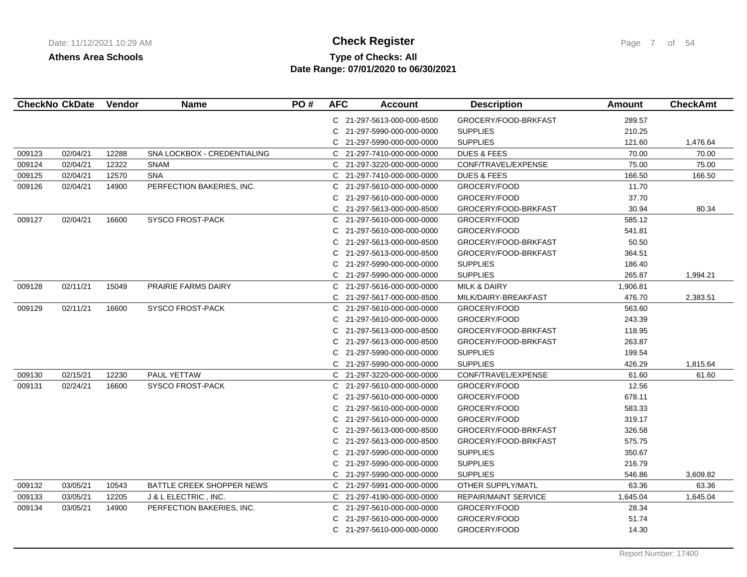**Athens Area Schools**

# Check Register

**Type of Checks: All**
**Date Range: 07/01/2020 to 06/30/2021**

| CheckNo | CkDate | Vendor | Name | PO # | AFC | Account | Description | Amount | CheckAmt |
|---|---|---|---|---|---|---|---|---|---|
| | | | | | C | 21-297-5613-000-000-8500 | GROCERY/FOOD-BRKFAST | 289.57 | |
| | | | | | C | 21-297-5990-000-000-0000 | SUPPLIES | 210.25 | |
| | | | | | C | 21-297-5990-000-000-0000 | SUPPLIES | 121.60 | 1,476.64 |
| 009123 | 02/04/21 | 12288 | SNA LOCKBOX - CREDENTIALING | | C | 21-297-7410-000-000-0000 | DUES & FEES | 70.00 | 70.00 |
| 009124 | 02/04/21 | 12322 | SNAM | | C | 21-297-3220-000-000-0000 | CONF/TRAVEL/EXPENSE | 75.00 | 75.00 |
| 009125 | 02/04/21 | 12570 | SNA | | C | 21-297-7410-000-000-0000 | DUES & FEES | 166.50 | 166.50 |
| 009126 | 02/04/21 | 14900 | PERFECTION BAKERIES, INC. | | C | 21-297-5610-000-000-0000 | GROCERY/FOOD | 11.70 | |
| | | | | | C | 21-297-5610-000-000-0000 | GROCERY/FOOD | 37.70 | |
| | | | | | C | 21-297-5613-000-000-8500 | GROCERY/FOOD-BRKFAST | 30.94 | 80.34 |
| 009127 | 02/04/21 | 16600 | SYSCO FROST-PACK | | C | 21-297-5610-000-000-0000 | GROCERY/FOOD | 585.12 | |
| | | | | | C | 21-297-5610-000-000-0000 | GROCERY/FOOD | 541.81 | |
| | | | | | C | 21-297-5613-000-000-8500 | GROCERY/FOOD-BRKFAST | 50.50 | |
| | | | | | C | 21-297-5613-000-000-8500 | GROCERY/FOOD-BRKFAST | 364.51 | |
| | | | | | C | 21-297-5990-000-000-0000 | SUPPLIES | 186.40 | |
| | | | | | C | 21-297-5990-000-000-0000 | SUPPLIES | 265.87 | 1,994.21 |
| 009128 | 02/11/21 | 15049 | PRAIRIE FARMS DAIRY | | C | 21-297-5616-000-000-0000 | MILK & DAIRY | 1,906.81 | |
| | | | | | C | 21-297-5617-000-000-8500 | MILK/DAIRY-BREAKFAST | 476.70 | 2,383.51 |
| 009129 | 02/11/21 | 16600 | SYSCO FROST-PACK | | C | 21-297-5610-000-000-0000 | GROCERY/FOOD | 563.60 | |
| | | | | | C | 21-297-5610-000-000-0000 | GROCERY/FOOD | 243.39 | |
| | | | | | C | 21-297-5613-000-000-8500 | GROCERY/FOOD-BRKFAST | 118.95 | |
| | | | | | C | 21-297-5613-000-000-8500 | GROCERY/FOOD-BRKFAST | 263.87 | |
| | | | | | C | 21-297-5990-000-000-0000 | SUPPLIES | 199.54 | |
| | | | | | C | 21-297-5990-000-000-0000 | SUPPLIES | 426.29 | 1,815.64 |
| 009130 | 02/15/21 | 12230 | PAUL YETTAW | | C | 21-297-3220-000-000-0000 | CONF/TRAVEL/EXPENSE | 61.60 | 61.60 |
| 009131 | 02/24/21 | 16600 | SYSCO FROST-PACK | | C | 21-297-5610-000-000-0000 | GROCERY/FOOD | 12.56 | |
| | | | | | C | 21-297-5610-000-000-0000 | GROCERY/FOOD | 678.11 | |
| | | | | | C | 21-297-5610-000-000-0000 | GROCERY/FOOD | 583.33 | |
| | | | | | C | 21-297-5610-000-000-0000 | GROCERY/FOOD | 319.17 | |
| | | | | | C | 21-297-5613-000-000-8500 | GROCERY/FOOD-BRKFAST | 326.58 | |
| | | | | | C | 21-297-5613-000-000-8500 | GROCERY/FOOD-BRKFAST | 575.75 | |
| | | | | | C | 21-297-5990-000-000-0000 | SUPPLIES | 350.67 | |
| | | | | | C | 21-297-5990-000-000-0000 | SUPPLIES | 216.79 | |
| | | | | | C | 21-297-5990-000-000-0000 | SUPPLIES | 546.86 | 3,609.82 |
| 009132 | 03/05/21 | 10543 | BATTLE CREEK SHOPPER NEWS | | C | 21-297-5991-000-000-0000 | OTHER SUPPLY/MATL | 63.36 | 63.36 |
| 009133 | 03/05/21 | 12205 | J & L ELECTRIC , INC. | | C | 21-297-4190-000-000-0000 | REPAIR/MAINT SERVICE | 1,645.04 | 1,645.04 |
| 009134 | 03/05/21 | 14900 | PERFECTION BAKERIES, INC. | | C | 21-297-5610-000-000-0000 | GROCERY/FOOD | 28.34 | |
| | | | | | C | 21-297-5610-000-000-0000 | GROCERY/FOOD | 51.74 | |
| | | | | | C | 21-297-5610-000-000-0000 | GROCERY/FOOD | 14.30 | |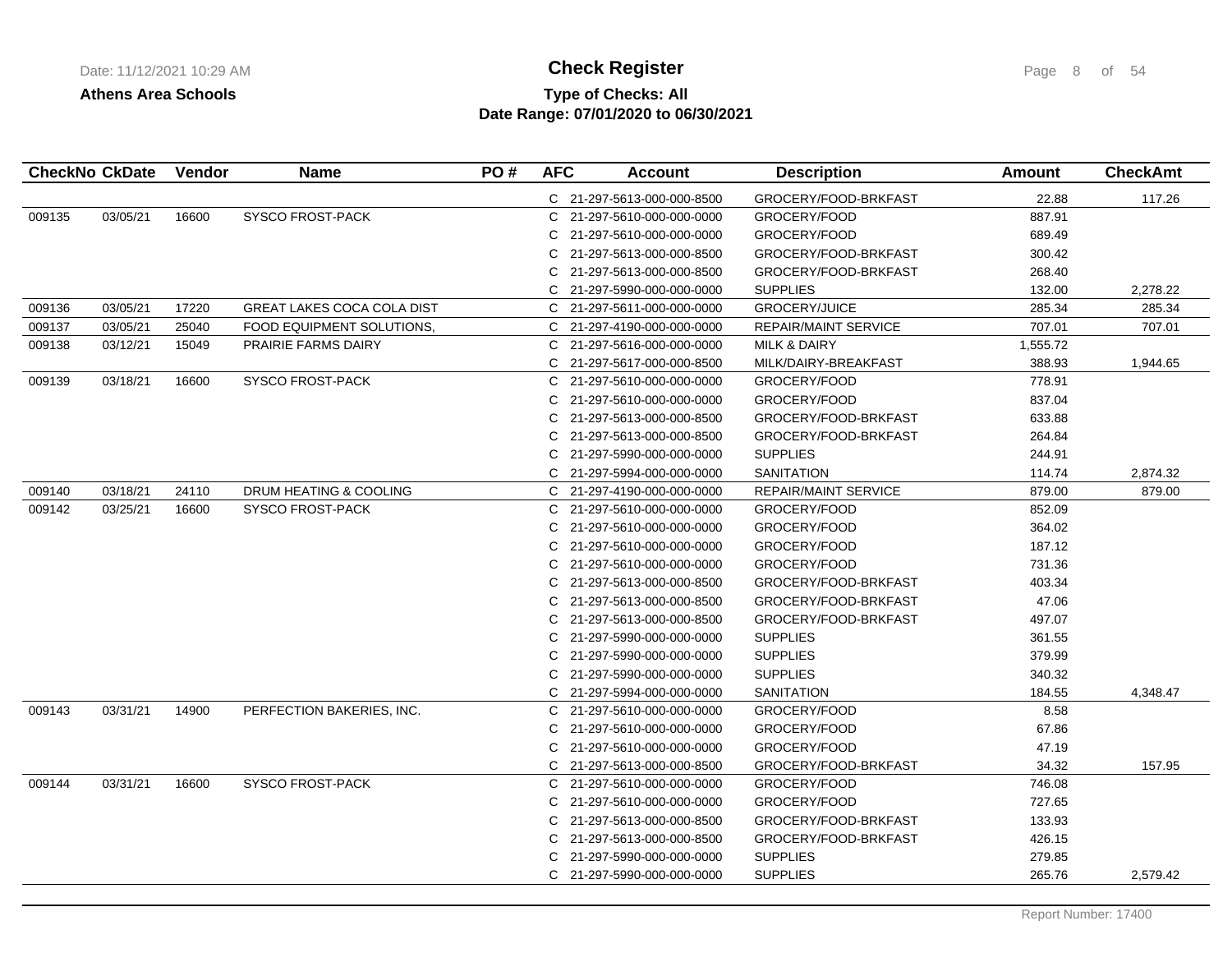**Athens Area Schools**

# Check Register

**Type of Checks: All**

**Date Range: 07/01/2020 to 06/30/2021**

| CheckNo | CkDate | Vendor | Name | PO # | AFC | Account | Description | Amount | CheckAmt |
|---|---|---|---|---|---|---|---|---|---|
| | | | | | C | 21-297-5613-000-000-8500 | GROCERY/FOOD-BRKFAST | 22.88 | 117.26 |
| 009135 | 03/05/21 | 16600 | SYSCO FROST-PACK | | C | 21-297-5610-000-000-0000 | GROCERY/FOOD | 887.91 | |
| | | | | | C | 21-297-5610-000-000-0000 | GROCERY/FOOD | 689.49 | |
| | | | | | C | 21-297-5613-000-000-8500 | GROCERY/FOOD-BRKFAST | 300.42 | |
| | | | | | C | 21-297-5613-000-000-8500 | GROCERY/FOOD-BRKFAST | 268.40 | |
| | | | | | C | 21-297-5990-000-000-0000 | SUPPLIES | 132.00 | 2,278.22 |
| 009136 | 03/05/21 | 17220 | GREAT LAKES COCA COLA DIST | | C | 21-297-5611-000-000-0000 | GROCERY/JUICE | 285.34 | 285.34 |
| 009137 | 03/05/21 | 25040 | FOOD EQUIPMENT SOLUTIONS, | | C | 21-297-4190-000-000-0000 | REPAIR/MAINT SERVICE | 707.01 | 707.01 |
| 009138 | 03/12/21 | 15049 | PRAIRIE FARMS DAIRY | | C | 21-297-5616-000-000-0000 | MILK & DAIRY | 1,555.72 | |
| | | | | | C | 21-297-5617-000-000-8500 | MILK/DAIRY-BREAKFAST | 388.93 | 1,944.65 |
| 009139 | 03/18/21 | 16600 | SYSCO FROST-PACK | | C | 21-297-5610-000-000-0000 | GROCERY/FOOD | 778.91 | |
| | | | | | C | 21-297-5610-000-000-0000 | GROCERY/FOOD | 837.04 | |
| | | | | | C | 21-297-5613-000-000-8500 | GROCERY/FOOD-BRKFAST | 633.88 | |
| | | | | | C | 21-297-5613-000-000-8500 | GROCERY/FOOD-BRKFAST | 264.84 | |
| | | | | | C | 21-297-5990-000-000-0000 | SUPPLIES | 244.91 | |
| | | | | | C | 21-297-5994-000-000-0000 | SANITATION | 114.74 | 2,874.32 |
| 009140 | 03/18/21 | 24110 | DRUM HEATING & COOLING | | C | 21-297-4190-000-000-0000 | REPAIR/MAINT SERVICE | 879.00 | 879.00 |
| 009142 | 03/25/21 | 16600 | SYSCO FROST-PACK | | C | 21-297-5610-000-000-0000 | GROCERY/FOOD | 852.09 | |
| | | | | | C | 21-297-5610-000-000-0000 | GROCERY/FOOD | 364.02 | |
| | | | | | C | 21-297-5610-000-000-0000 | GROCERY/FOOD | 187.12 | |
| | | | | | C | 21-297-5610-000-000-0000 | GROCERY/FOOD | 731.36 | |
| | | | | | C | 21-297-5613-000-000-8500 | GROCERY/FOOD-BRKFAST | 403.34 | |
| | | | | | C | 21-297-5613-000-000-8500 | GROCERY/FOOD-BRKFAST | 47.06 | |
| | | | | | C | 21-297-5613-000-000-8500 | GROCERY/FOOD-BRKFAST | 497.07 | |
| | | | | | C | 21-297-5990-000-000-0000 | SUPPLIES | 361.55 | |
| | | | | | C | 21-297-5990-000-000-0000 | SUPPLIES | 379.99 | |
| | | | | | C | 21-297-5990-000-000-0000 | SUPPLIES | 340.32 | |
| | | | | | C | 21-297-5994-000-000-0000 | SANITATION | 184.55 | 4,348.47 |
| 009143 | 03/31/21 | 14900 | PERFECTION BAKERIES, INC. | | C | 21-297-5610-000-000-0000 | GROCERY/FOOD | 8.58 | |
| | | | | | C | 21-297-5610-000-000-0000 | GROCERY/FOOD | 67.86 | |
| | | | | | C | 21-297-5610-000-000-0000 | GROCERY/FOOD | 47.19 | |
| | | | | | C | 21-297-5613-000-000-8500 | GROCERY/FOOD-BRKFAST | 34.32 | 157.95 |
| 009144 | 03/31/21 | 16600 | SYSCO FROST-PACK | | C | 21-297-5610-000-000-0000 | GROCERY/FOOD | 746.08 | |
| | | | | | C | 21-297-5610-000-000-0000 | GROCERY/FOOD | 727.65 | |
| | | | | | C | 21-297-5613-000-000-8500 | GROCERY/FOOD-BRKFAST | 133.93 | |
| | | | | | C | 21-297-5613-000-000-8500 | GROCERY/FOOD-BRKFAST | 426.15 | |
| | | | | | C | 21-297-5990-000-000-0000 | SUPPLIES | 279.85 | |
| | | | | | C | 21-297-5990-000-000-0000 | SUPPLIES | 265.76 | 2,579.42 |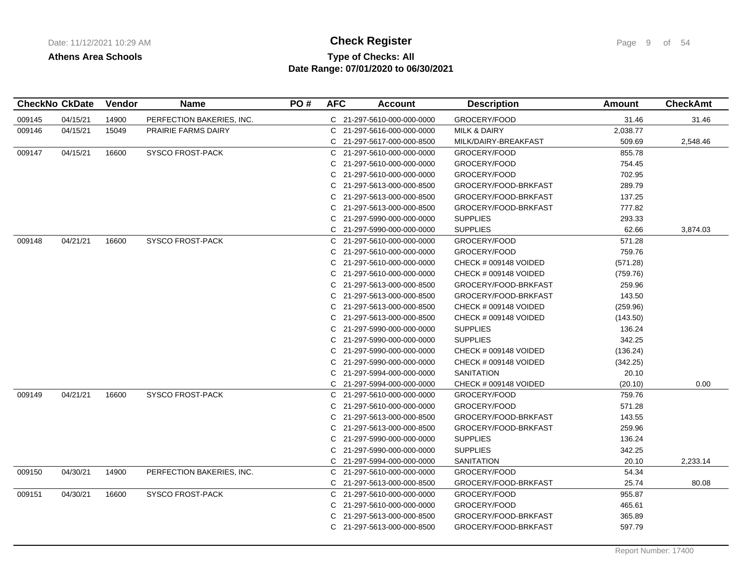**Athens Area Schools**

# Check Register

**Type of Checks: All**
**Date Range: 07/01/2020 to 06/30/2021**

| CheckNo | CkDate | Vendor | Name | PO # | AFC | Account | Description | Amount | CheckAmt |
|---|---|---|---|---|---|---|---|---|---|
| 009145 | 04/15/21 | 14900 | PERFECTION BAKERIES, INC. | | C | 21-297-5610-000-000-0000 | GROCERY/FOOD | 31.46 | 31.46 |
| 009146 | 04/15/21 | 15049 | PRAIRIE FARMS DAIRY | | C | 21-297-5616-000-000-0000 | MILK & DAIRY | 2,038.77 | |
| | | | | | C | 21-297-5617-000-000-8500 | MILK/DAIRY-BREAKFAST | 509.69 | 2,548.46 |
| 009147 | 04/15/21 | 16600 | SYSCO FROST-PACK | | C | 21-297-5610-000-000-0000 | GROCERY/FOOD | 855.78 | |
| | | | | | C | 21-297-5610-000-000-0000 | GROCERY/FOOD | 754.45 | |
| | | | | | C | 21-297-5610-000-000-0000 | GROCERY/FOOD | 702.95 | |
| | | | | | C | 21-297-5613-000-000-8500 | GROCERY/FOOD-BRKFAST | 289.79 | |
| | | | | | C | 21-297-5613-000-000-8500 | GROCERY/FOOD-BRKFAST | 137.25 | |
| | | | | | C | 21-297-5613-000-000-8500 | GROCERY/FOOD-BRKFAST | 777.82 | |
| | | | | | C | 21-297-5990-000-000-0000 | SUPPLIES | 293.33 | |
| | | | | | C | 21-297-5990-000-000-0000 | SUPPLIES | 62.66 | 3,874.03 |
| 009148 | 04/21/21 | 16600 | SYSCO FROST-PACK | | C | 21-297-5610-000-000-0000 | GROCERY/FOOD | 571.28 | |
| | | | | | C | 21-297-5610-000-000-0000 | GROCERY/FOOD | 759.76 | |
| | | | | | C | 21-297-5610-000-000-0000 | CHECK # 009148 VOIDED | (571.28) | |
| | | | | | C | 21-297-5610-000-000-0000 | CHECK # 009148 VOIDED | (759.76) | |
| | | | | | C | 21-297-5613-000-000-8500 | GROCERY/FOOD-BRKFAST | 259.96 | |
| | | | | | C | 21-297-5613-000-000-8500 | GROCERY/FOOD-BRKFAST | 143.50 | |
| | | | | | C | 21-297-5613-000-000-8500 | CHECK # 009148 VOIDED | (259.96) | |
| | | | | | C | 21-297-5613-000-000-8500 | CHECK # 009148 VOIDED | (143.50) | |
| | | | | | C | 21-297-5990-000-000-0000 | SUPPLIES | 136.24 | |
| | | | | | C | 21-297-5990-000-000-0000 | SUPPLIES | 342.25 | |
| | | | | | C | 21-297-5990-000-000-0000 | CHECK # 009148 VOIDED | (136.24) | |
| | | | | | C | 21-297-5990-000-000-0000 | CHECK # 009148 VOIDED | (342.25) | |
| | | | | | C | 21-297-5994-000-000-0000 | SANITATION | 20.10 | |
| | | | | | C | 21-297-5994-000-000-0000 | CHECK # 009148 VOIDED | (20.10) | 0.00 |
| 009149 | 04/21/21 | 16600 | SYSCO FROST-PACK | | C | 21-297-5610-000-000-0000 | GROCERY/FOOD | 759.76 | |
| | | | | | C | 21-297-5610-000-000-0000 | GROCERY/FOOD | 571.28 | |
| | | | | | C | 21-297-5613-000-000-8500 | GROCERY/FOOD-BRKFAST | 143.55 | |
| | | | | | C | 21-297-5613-000-000-8500 | GROCERY/FOOD-BRKFAST | 259.96 | |
| | | | | | C | 21-297-5990-000-000-0000 | SUPPLIES | 136.24 | |
| | | | | | C | 21-297-5990-000-000-0000 | SUPPLIES | 342.25 | |
| | | | | | C | 21-297-5994-000-000-0000 | SANITATION | 20.10 | 2,233.14 |
| 009150 | 04/30/21 | 14900 | PERFECTION BAKERIES, INC. | | C | 21-297-5610-000-000-0000 | GROCERY/FOOD | 54.34 | |
| | | | | | C | 21-297-5613-000-000-8500 | GROCERY/FOOD-BRKFAST | 25.74 | 80.08 |
| 009151 | 04/30/21 | 16600 | SYSCO FROST-PACK | | C | 21-297-5610-000-000-0000 | GROCERY/FOOD | 955.87 | |
| | | | | | C | 21-297-5610-000-000-0000 | GROCERY/FOOD | 465.61 | |
| | | | | | C | 21-297-5613-000-000-8500 | GROCERY/FOOD-BRKFAST | 365.89 | |
| | | | | | C | 21-297-5613-000-000-8500 | GROCERY/FOOD-BRKFAST | 597.79 | |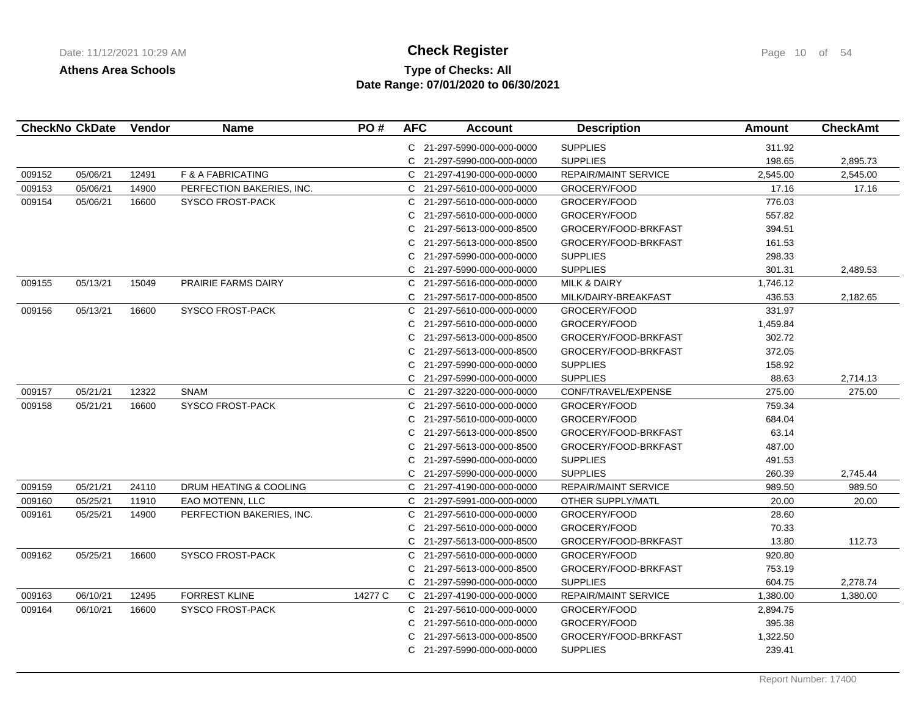**Check Register**

**Athens Area Schools**

**Type of Checks: All**

**Date Range: 07/01/2020 to 06/30/2021**

| CheckNo | CkDate | Vendor | Name | PO # | AFC | Account | Description | Amount | CheckAmt |
|---|---|---|---|---|---|---|---|---|---|
| | | | | | C | 21-297-5990-000-000-0000 | SUPPLIES | 311.92 | |
| | | | | | C | 21-297-5990-000-000-0000 | SUPPLIES | 198.65 | 2,895.73 |
| 009152 | 05/06/21 | 12491 | F & A FABRICATING | | C | 21-297-4190-000-000-0000 | REPAIR/MAINT SERVICE | 2,545.00 | 2,545.00 |
| 009153 | 05/06/21 | 14900 | PERFECTION BAKERIES, INC. | | C | 21-297-5610-000-000-0000 | GROCERY/FOOD | 17.16 | 17.16 |
| 009154 | 05/06/21 | 16600 | SYSCO FROST-PACK | | C | 21-297-5610-000-000-0000 | GROCERY/FOOD | 776.03 | |
| | | | | | C | 21-297-5610-000-000-0000 | GROCERY/FOOD | 557.82 | |
| | | | | | C | 21-297-5613-000-000-8500 | GROCERY/FOOD-BRKFAST | 394.51 | |
| | | | | | C | 21-297-5613-000-000-8500 | GROCERY/FOOD-BRKFAST | 161.53 | |
| | | | | | C | 21-297-5990-000-000-0000 | SUPPLIES | 298.33 | |
| | | | | | C | 21-297-5990-000-000-0000 | SUPPLIES | 301.31 | 2,489.53 |
| 009155 | 05/13/21 | 15049 | PRAIRIE FARMS DAIRY | | C | 21-297-5616-000-000-0000 | MILK & DAIRY | 1,746.12 | |
| | | | | | C | 21-297-5617-000-000-8500 | MILK/DAIRY-BREAKFAST | 436.53 | 2,182.65 |
| 009156 | 05/13/21 | 16600 | SYSCO FROST-PACK | | C | 21-297-5610-000-000-0000 | GROCERY/FOOD | 331.97 | |
| | | | | | C | 21-297-5610-000-000-0000 | GROCERY/FOOD | 1,459.84 | |
| | | | | | C | 21-297-5613-000-000-8500 | GROCERY/FOOD-BRKFAST | 302.72 | |
| | | | | | C | 21-297-5613-000-000-8500 | GROCERY/FOOD-BRKFAST | 372.05 | |
| | | | | | C | 21-297-5990-000-000-0000 | SUPPLIES | 158.92 | |
| | | | | | C | 21-297-5990-000-000-0000 | SUPPLIES | 88.63 | 2,714.13 |
| 009157 | 05/21/21 | 12322 | SNAM | | C | 21-297-3220-000-000-0000 | CONF/TRAVEL/EXPENSE | 275.00 | 275.00 |
| 009158 | 05/21/21 | 16600 | SYSCO FROST-PACK | | C | 21-297-5610-000-000-0000 | GROCERY/FOOD | 759.34 | |
| | | | | | C | 21-297-5610-000-000-0000 | GROCERY/FOOD | 684.04 | |
| | | | | | C | 21-297-5613-000-000-8500 | GROCERY/FOOD-BRKFAST | 63.14 | |
| | | | | | C | 21-297-5613-000-000-8500 | GROCERY/FOOD-BRKFAST | 487.00 | |
| | | | | | C | 21-297-5990-000-000-0000 | SUPPLIES | 491.53 | |
| | | | | | C | 21-297-5990-000-000-0000 | SUPPLIES | 260.39 | 2,745.44 |
| 009159 | 05/21/21 | 24110 | DRUM HEATING & COOLING | | C | 21-297-4190-000-000-0000 | REPAIR/MAINT SERVICE | 989.50 | 989.50 |
| 009160 | 05/25/21 | 11910 | EAO MOTENN, LLC | | C | 21-297-5991-000-000-0000 | OTHER SUPPLY/MATL | 20.00 | 20.00 |
| 009161 | 05/25/21 | 14900 | PERFECTION BAKERIES, INC. | | C | 21-297-5610-000-000-0000 | GROCERY/FOOD | 28.60 | |
| | | | | | C | 21-297-5610-000-000-0000 | GROCERY/FOOD | 70.33 | |
| | | | | | C | 21-297-5613-000-000-8500 | GROCERY/FOOD-BRKFAST | 13.80 | 112.73 |
| 009162 | 05/25/21 | 16600 | SYSCO FROST-PACK | | C | 21-297-5610-000-000-0000 | GROCERY/FOOD | 920.80 | |
| | | | | | C | 21-297-5613-000-000-8500 | GROCERY/FOOD-BRKFAST | 753.19 | |
| | | | | | C | 21-297-5990-000-000-0000 | SUPPLIES | 604.75 | 2,278.74 |
| 009163 | 06/10/21 | 12495 | FORREST KLINE | 14277 C | C | 21-297-4190-000-000-0000 | REPAIR/MAINT SERVICE | 1,380.00 | 1,380.00 |
| 009164 | 06/10/21 | 16600 | SYSCO FROST-PACK | | C | 21-297-5610-000-000-0000 | GROCERY/FOOD | 2,894.75 | |
| | | | | | C | 21-297-5610-000-000-0000 | GROCERY/FOOD | 395.38 | |
| | | | | | C | 21-297-5613-000-000-8500 | GROCERY/FOOD-BRKFAST | 1,322.50 | |
| | | | | | C | 21-297-5990-000-000-0000 | SUPPLIES | 239.41 | |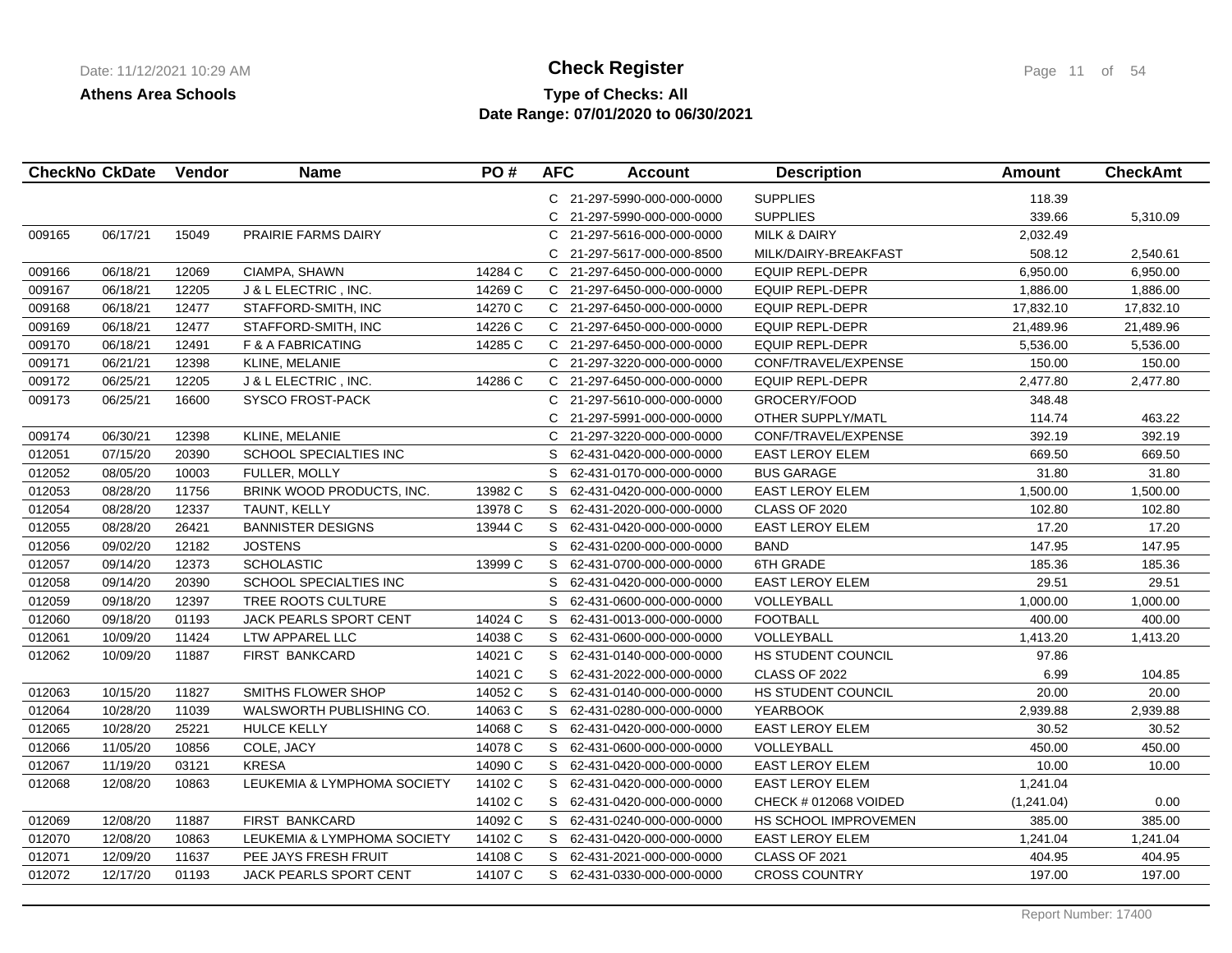# Check Register

**Athens Area Schools**

**Type of Checks: All**

**Date Range: 07/01/2020 to 06/30/2021**

| CheckNo | CkDate | Vendor | Name | PO # | AFC | Account | Description | Amount | CheckAmt |
|---|---|---|---|---|---|---|---|---|---|
| | | | | | C | 21-297-5990-000-000-0000 | SUPPLIES | 118.39 | |
| | | | | | C | 21-297-5990-000-000-0000 | SUPPLIES | 339.66 | 5,310.09 |
| 009165 | 06/17/21 | 15049 | PRAIRIE FARMS DAIRY | | C | 21-297-5616-000-000-0000 | MILK & DAIRY | 2,032.49 | |
| | | | | | C | 21-297-5617-000-000-8500 | MILK/DAIRY-BREAKFAST | 508.12 | 2,540.61 |
| 009166 | 06/18/21 | 12069 | CIAMPA, SHAWN | 14284 C | C | 21-297-6450-000-000-0000 | EQUIP REPL-DEPR | 6,950.00 | 6,950.00 |
| 009167 | 06/18/21 | 12205 | J & L ELECTRIC , INC. | 14269 C | C | 21-297-6450-000-000-0000 | EQUIP REPL-DEPR | 1,886.00 | 1,886.00 |
| 009168 | 06/18/21 | 12477 | STAFFORD-SMITH, INC | 14270 C | C | 21-297-6450-000-000-0000 | EQUIP REPL-DEPR | 17,832.10 | 17,832.10 |
| 009169 | 06/18/21 | 12477 | STAFFORD-SMITH, INC | 14226 C | C | 21-297-6450-000-000-0000 | EQUIP REPL-DEPR | 21,489.96 | 21,489.96 |
| 009170 | 06/18/21 | 12491 | F & A FABRICATING | 14285 C | C | 21-297-6450-000-000-0000 | EQUIP REPL-DEPR | 5,536.00 | 5,536.00 |
| 009171 | 06/21/21 | 12398 | KLINE, MELANIE | | C | 21-297-3220-000-000-0000 | CONF/TRAVEL/EXPENSE | 150.00 | 150.00 |
| 009172 | 06/25/21 | 12205 | J & L ELECTRIC , INC. | 14286 C | C | 21-297-6450-000-000-0000 | EQUIP REPL-DEPR | 2,477.80 | 2,477.80 |
| 009173 | 06/25/21 | 16600 | SYSCO FROST-PACK | | C | 21-297-5610-000-000-0000 | GROCERY/FOOD | 348.48 | |
| | | | | | C | 21-297-5991-000-000-0000 | OTHER SUPPLY/MATL | 114.74 | 463.22 |
| 009174 | 06/30/21 | 12398 | KLINE, MELANIE | | C | 21-297-3220-000-000-0000 | CONF/TRAVEL/EXPENSE | 392.19 | 392.19 |
| 012051 | 07/15/20 | 20390 | SCHOOL SPECIALTIES INC | | S | 62-431-0420-000-000-0000 | EAST LEROY ELEM | 669.50 | 669.50 |
| 012052 | 08/05/20 | 10003 | FULLER, MOLLY | | S | 62-431-0170-000-000-0000 | BUS GARAGE | 31.80 | 31.80 |
| 012053 | 08/28/20 | 11756 | BRINK WOOD PRODUCTS, INC. | 13982 C | S | 62-431-0420-000-000-0000 | EAST LEROY ELEM | 1,500.00 | 1,500.00 |
| 012054 | 08/28/20 | 12337 | TAUNT, KELLY | 13978 C | S | 62-431-2020-000-000-0000 | CLASS OF 2020 | 102.80 | 102.80 |
| 012055 | 08/28/20 | 26421 | BANNISTER DESIGNS | 13944 C | S | 62-431-0420-000-000-0000 | EAST LEROY ELEM | 17.20 | 17.20 |
| 012056 | 09/02/20 | 12182 | JOSTENS | | S | 62-431-0200-000-000-0000 | BAND | 147.95 | 147.95 |
| 012057 | 09/14/20 | 12373 | SCHOLASTIC | 13999 C | S | 62-431-0700-000-000-0000 | 6TH GRADE | 185.36 | 185.36 |
| 012058 | 09/14/20 | 20390 | SCHOOL SPECIALTIES INC | | S | 62-431-0420-000-000-0000 | EAST LEROY ELEM | 29.51 | 29.51 |
| 012059 | 09/18/20 | 12397 | TREE ROOTS CULTURE | | S | 62-431-0600-000-000-0000 | VOLLEYBALL | 1,000.00 | 1,000.00 |
| 012060 | 09/18/20 | 01193 | JACK PEARLS SPORT CENT | 14024 C | S | 62-431-0013-000-000-0000 | FOOTBALL | 400.00 | 400.00 |
| 012061 | 10/09/20 | 11424 | LTW APPAREL LLC | 14038 C | S | 62-431-0600-000-000-0000 | VOLLEYBALL | 1,413.20 | 1,413.20 |
| 012062 | 10/09/20 | 11887 | FIRST BANKCARD | 14021 C | S | 62-431-0140-000-000-0000 | HS STUDENT COUNCIL | 97.86 | |
| | | | | 14021 C | S | 62-431-2022-000-000-0000 | CLASS OF 2022 | 6.99 | 104.85 |
| 012063 | 10/15/20 | 11827 | SMITHS FLOWER SHOP | 14052 C | S | 62-431-0140-000-000-0000 | HS STUDENT COUNCIL | 20.00 | 20.00 |
| 012064 | 10/28/20 | 11039 | WALSWORTH PUBLISHING CO. | 14063 C | S | 62-431-0280-000-000-0000 | YEARBOOK | 2,939.88 | 2,939.88 |
| 012065 | 10/28/20 | 25221 | HULCE KELLY | 14068 C | S | 62-431-0420-000-000-0000 | EAST LEROY ELEM | 30.52 | 30.52 |
| 012066 | 11/05/20 | 10856 | COLE, JACY | 14078 C | S | 62-431-0600-000-000-0000 | VOLLEYBALL | 450.00 | 450.00 |
| 012067 | 11/19/20 | 03121 | KRESA | 14090 C | S | 62-431-0420-000-000-0000 | EAST LEROY ELEM | 10.00 | 10.00 |
| 012068 | 12/08/20 | 10863 | LEUKEMIA & LYMPHOMA SOCIETY | 14102 C | S | 62-431-0420-000-000-0000 | EAST LEROY ELEM | 1,241.04 | |
| | | | | 14102 C | S | 62-431-0420-000-000-0000 | CHECK # 012068 VOIDED | (1,241.04) | 0.00 |
| 012069 | 12/08/20 | 11887 | FIRST BANKCARD | 14092 C | S | 62-431-0240-000-000-0000 | HS SCHOOL IMPROVEMEN | 385.00 | 385.00 |
| 012070 | 12/08/20 | 10863 | LEUKEMIA & LYMPHOMA SOCIETY | 14102 C | S | 62-431-0420-000-000-0000 | EAST LEROY ELEM | 1,241.04 | 1,241.04 |
| 012071 | 12/09/20 | 11637 | PEE JAYS FRESH FRUIT | 14108 C | S | 62-431-2021-000-000-0000 | CLASS OF 2021 | 404.95 | 404.95 |
| 012072 | 12/17/20 | 01193 | JACK PEARLS SPORT CENT | 14107 C | S | 62-431-0330-000-000-0000 | CROSS COUNTRY | 197.00 | 197.00 |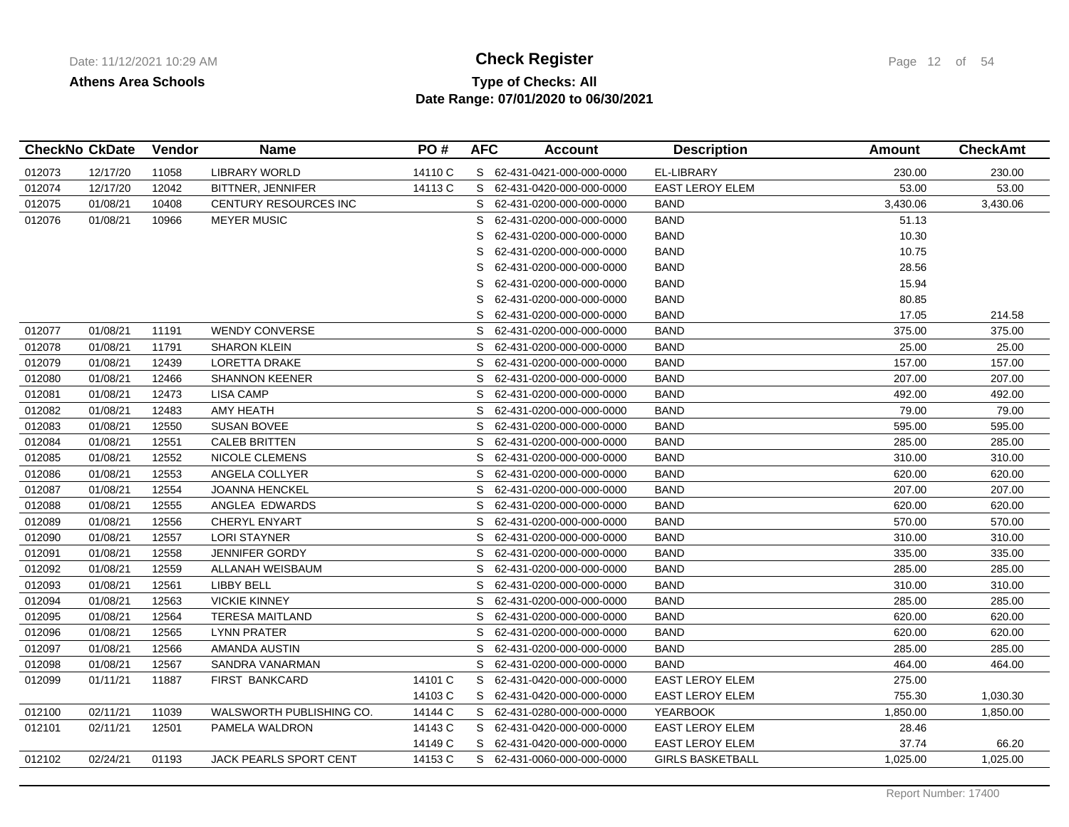**Athens Area Schools**

# Check Register

**Type of Checks: All**

**Date Range: 07/01/2020 to 06/30/2021**

| CheckNo | CkDate | Vendor | Name | PO # | AFC | Account | Description | Amount | CheckAmt |
|---|---|---|---|---|---|---|---|---|---|
| 012073 | 12/17/20 | 11058 | LIBRARY WORLD | 14110 C | S | 62-431-0421-000-000-0000 | EL-LIBRARY | 230.00 | 230.00 |
| 012074 | 12/17/20 | 12042 | BITTNER, JENNIFER | 14113 C | S | 62-431-0420-000-000-0000 | EAST LEROY ELEM | 53.00 | 53.00 |
| 012075 | 01/08/21 | 10408 | CENTURY RESOURCES INC | | S | 62-431-0200-000-000-0000 | BAND | 3,430.06 | 3,430.06 |
| 012076 | 01/08/21 | 10966 | MEYER MUSIC | | S | 62-431-0200-000-000-0000 | BAND | 51.13 | |
| | | | | | S | 62-431-0200-000-000-0000 | BAND | 10.30 | |
| | | | | | S | 62-431-0200-000-000-0000 | BAND | 10.75 | |
| | | | | | S | 62-431-0200-000-000-0000 | BAND | 28.56 | |
| | | | | | S | 62-431-0200-000-000-0000 | BAND | 15.94 | |
| | | | | | S | 62-431-0200-000-000-0000 | BAND | 80.85 | |
| | | | | | S | 62-431-0200-000-000-0000 | BAND | 17.05 | 214.58 |
| 012077 | 01/08/21 | 11191 | WENDY CONVERSE | | S | 62-431-0200-000-000-0000 | BAND | 375.00 | 375.00 |
| 012078 | 01/08/21 | 11791 | SHARON KLEIN | | S | 62-431-0200-000-000-0000 | BAND | 25.00 | 25.00 |
| 012079 | 01/08/21 | 12439 | LORETTA DRAKE | | S | 62-431-0200-000-000-0000 | BAND | 157.00 | 157.00 |
| 012080 | 01/08/21 | 12466 | SHANNON KEENER | | S | 62-431-0200-000-000-0000 | BAND | 207.00 | 207.00 |
| 012081 | 01/08/21 | 12473 | LISA CAMP | | S | 62-431-0200-000-000-0000 | BAND | 492.00 | 492.00 |
| 012082 | 01/08/21 | 12483 | AMY HEATH | | S | 62-431-0200-000-000-0000 | BAND | 79.00 | 79.00 |
| 012083 | 01/08/21 | 12550 | SUSAN BOVEE | | S | 62-431-0200-000-000-0000 | BAND | 595.00 | 595.00 |
| 012084 | 01/08/21 | 12551 | CALEB BRITTEN | | S | 62-431-0200-000-000-0000 | BAND | 285.00 | 285.00 |
| 012085 | 01/08/21 | 12552 | NICOLE CLEMENS | | S | 62-431-0200-000-000-0000 | BAND | 310.00 | 310.00 |
| 012086 | 01/08/21 | 12553 | ANGELA COLLYER | | S | 62-431-0200-000-000-0000 | BAND | 620.00 | 620.00 |
| 012087 | 01/08/21 | 12554 | JOANNA HENCKEL | | S | 62-431-0200-000-000-0000 | BAND | 207.00 | 207.00 |
| 012088 | 01/08/21 | 12555 | ANGLEA EDWARDS | | S | 62-431-0200-000-000-0000 | BAND | 620.00 | 620.00 |
| 012089 | 01/08/21 | 12556 | CHERYL ENYART | | S | 62-431-0200-000-000-0000 | BAND | 570.00 | 570.00 |
| 012090 | 01/08/21 | 12557 | LORI STAYNER | | S | 62-431-0200-000-000-0000 | BAND | 310.00 | 310.00 |
| 012091 | 01/08/21 | 12558 | JENNIFER GORDY | | S | 62-431-0200-000-000-0000 | BAND | 335.00 | 335.00 |
| 012092 | 01/08/21 | 12559 | ALLANAH WEISBAUM | | S | 62-431-0200-000-000-0000 | BAND | 285.00 | 285.00 |
| 012093 | 01/08/21 | 12561 | LIBBY BELL | | S | 62-431-0200-000-000-0000 | BAND | 310.00 | 310.00 |
| 012094 | 01/08/21 | 12563 | VICKIE KINNEY | | S | 62-431-0200-000-000-0000 | BAND | 285.00 | 285.00 |
| 012095 | 01/08/21 | 12564 | TERESA MAITLAND | | S | 62-431-0200-000-000-0000 | BAND | 620.00 | 620.00 |
| 012096 | 01/08/21 | 12565 | LYNN PRATER | | S | 62-431-0200-000-000-0000 | BAND | 620.00 | 620.00 |
| 012097 | 01/08/21 | 12566 | AMANDA AUSTIN | | S | 62-431-0200-000-000-0000 | BAND | 285.00 | 285.00 |
| 012098 | 01/08/21 | 12567 | SANDRA VANARMAN | | S | 62-431-0200-000-000-0000 | BAND | 464.00 | 464.00 |
| 012099 | 01/11/21 | 11887 | FIRST BANKCARD | 14101 C | S | 62-431-0420-000-000-0000 | EAST LEROY ELEM | 275.00 | |
| | | | | 14103 C | S | 62-431-0420-000-000-0000 | EAST LEROY ELEM | 755.30 | 1,030.30 |
| 012100 | 02/11/21 | 11039 | WALSWORTH PUBLISHING CO. | 14144 C | S | 62-431-0280-000-000-0000 | YEARBOOK | 1,850.00 | 1,850.00 |
| 012101 | 02/11/21 | 12501 | PAMELA WALDRON | 14143 C | S | 62-431-0420-000-000-0000 | EAST LEROY ELEM | 28.46 | |
| | | | | 14149 C | S | 62-431-0420-000-000-0000 | EAST LEROY ELEM | 37.74 | 66.20 |
| 012102 | 02/24/21 | 01193 | JACK PEARLS SPORT CENT | 14153 C | S | 62-431-0060-000-000-0000 | GIRLS BASKETBALL | 1,025.00 | 1,025.00 |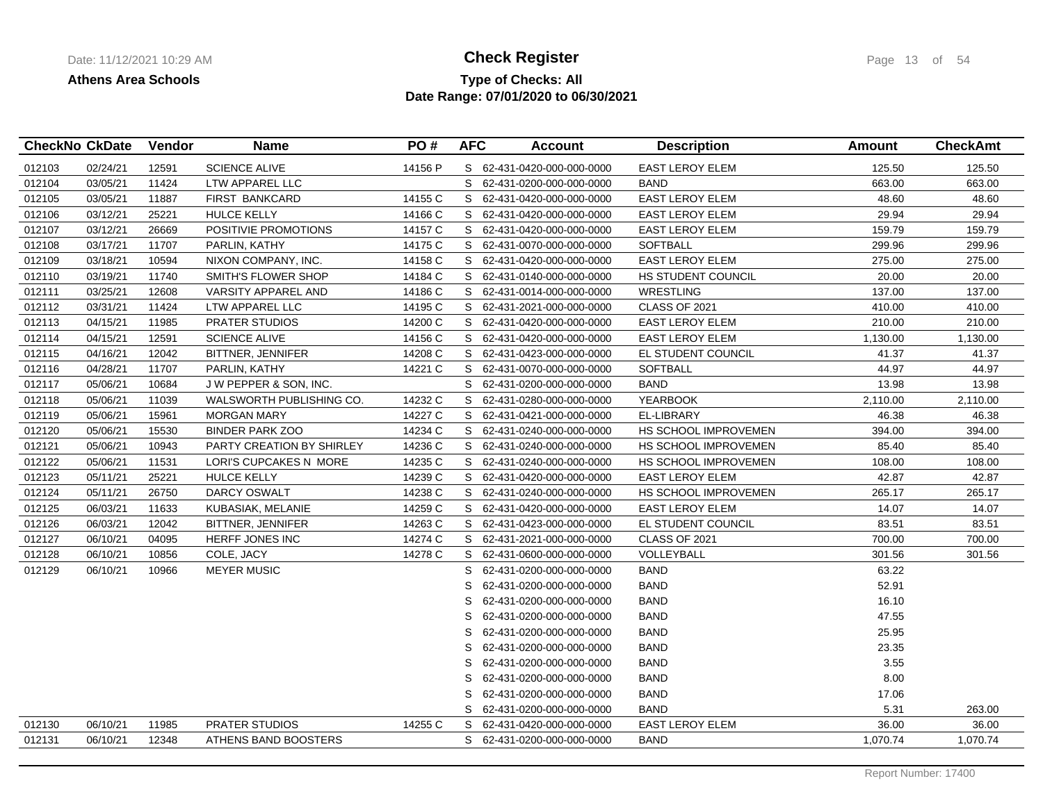**Athens Area Schools**

# Check Register

**Type of Checks: All**
**Date Range: 07/01/2020 to 06/30/2021**

| CheckNo | CkDate | Vendor | Name | PO # | AFC | Account | Description | Amount | CheckAmt |
|---|---|---|---|---|---|---|---|---|---|
| 012103 | 02/24/21 | 12591 | SCIENCE ALIVE | 14156 P | S | 62-431-0420-000-000-0000 | EAST LEROY ELEM | 125.50 | 125.50 |
| 012104 | 03/05/21 | 11424 | LTW APPAREL LLC | | S | 62-431-0200-000-000-0000 | BAND | 663.00 | 663.00 |
| 012105 | 03/05/21 | 11887 | FIRST BANKCARD | 14155 C | S | 62-431-0420-000-000-0000 | EAST LEROY ELEM | 48.60 | 48.60 |
| 012106 | 03/12/21 | 25221 | HULCE KELLY | 14166 C | S | 62-431-0420-000-000-0000 | EAST LEROY ELEM | 29.94 | 29.94 |
| 012107 | 03/12/21 | 26669 | POSITIVIE PROMOTIONS | 14157 C | S | 62-431-0420-000-000-0000 | EAST LEROY ELEM | 159.79 | 159.79 |
| 012108 | 03/17/21 | 11707 | PARLIN, KATHY | 14175 C | S | 62-431-0070-000-000-0000 | SOFTBALL | 299.96 | 299.96 |
| 012109 | 03/18/21 | 10594 | NIXON COMPANY, INC. | 14158 C | S | 62-431-0420-000-000-0000 | EAST LEROY ELEM | 275.00 | 275.00 |
| 012110 | 03/19/21 | 11740 | SMITH'S FLOWER SHOP | 14184 C | S | 62-431-0140-000-000-0000 | HS STUDENT COUNCIL | 20.00 | 20.00 |
| 012111 | 03/25/21 | 12608 | VARSITY APPAREL AND | 14186 C | S | 62-431-0014-000-000-0000 | WRESTLING | 137.00 | 137.00 |
| 012112 | 03/31/21 | 11424 | LTW APPAREL LLC | 14195 C | S | 62-431-2021-000-000-0000 | CLASS OF 2021 | 410.00 | 410.00 |
| 012113 | 04/15/21 | 11985 | PRATER STUDIOS | 14200 C | S | 62-431-0420-000-000-0000 | EAST LEROY ELEM | 210.00 | 210.00 |
| 012114 | 04/15/21 | 12591 | SCIENCE ALIVE | 14156 C | S | 62-431-0420-000-000-0000 | EAST LEROY ELEM | 1,130.00 | 1,130.00 |
| 012115 | 04/16/21 | 12042 | BITTNER, JENNIFER | 14208 C | S | 62-431-0423-000-000-0000 | EL STUDENT COUNCIL | 41.37 | 41.37 |
| 012116 | 04/28/21 | 11707 | PARLIN, KATHY | 14221 C | S | 62-431-0070-000-000-0000 | SOFTBALL | 44.97 | 44.97 |
| 012117 | 05/06/21 | 10684 | J W PEPPER & SON, INC. | | S | 62-431-0200-000-000-0000 | BAND | 13.98 | 13.98 |
| 012118 | 05/06/21 | 11039 | WALSWORTH PUBLISHING CO. | 14232 C | S | 62-431-0280-000-000-0000 | YEARBOOK | 2,110.00 | 2,110.00 |
| 012119 | 05/06/21 | 15961 | MORGAN MARY | 14227 C | S | 62-431-0421-000-000-0000 | EL-LIBRARY | 46.38 | 46.38 |
| 012120 | 05/06/21 | 15530 | BINDER PARK ZOO | 14234 C | S | 62-431-0240-000-000-0000 | HS SCHOOL IMPROVEMEN | 394.00 | 394.00 |
| 012121 | 05/06/21 | 10943 | PARTY CREATION BY SHIRLEY | 14236 C | S | 62-431-0240-000-000-0000 | HS SCHOOL IMPROVEMEN | 85.40 | 85.40 |
| 012122 | 05/06/21 | 11531 | LORI'S CUPCAKES N MORE | 14235 C | S | 62-431-0240-000-000-0000 | HS SCHOOL IMPROVEMEN | 108.00 | 108.00 |
| 012123 | 05/11/21 | 25221 | HULCE KELLY | 14239 C | S | 62-431-0420-000-000-0000 | EAST LEROY ELEM | 42.87 | 42.87 |
| 012124 | 05/11/21 | 26750 | DARCY OSWALT | 14238 C | S | 62-431-0240-000-000-0000 | HS SCHOOL IMPROVEMEN | 265.17 | 265.17 |
| 012125 | 06/03/21 | 11633 | KUBASIAK, MELANIE | 14259 C | S | 62-431-0420-000-000-0000 | EAST LEROY ELEM | 14.07 | 14.07 |
| 012126 | 06/03/21 | 12042 | BITTNER, JENNIFER | 14263 C | S | 62-431-0423-000-000-0000 | EL STUDENT COUNCIL | 83.51 | 83.51 |
| 012127 | 06/10/21 | 04095 | HERFF JONES INC | 14274 C | S | 62-431-2021-000-000-0000 | CLASS OF 2021 | 700.00 | 700.00 |
| 012128 | 06/10/21 | 10856 | COLE, JACY | 14278 C | S | 62-431-0600-000-000-0000 | VOLLEYBALL | 301.56 | 301.56 |
| 012129 | 06/10/21 | 10966 | MEYER MUSIC | | S | 62-431-0200-000-000-0000 | BAND | 63.22 | |
| | | | | | S | 62-431-0200-000-000-0000 | BAND | 52.91 | |
| | | | | | S | 62-431-0200-000-000-0000 | BAND | 16.10 | |
| | | | | | S | 62-431-0200-000-000-0000 | BAND | 47.55 | |
| | | | | | S | 62-431-0200-000-000-0000 | BAND | 25.95 | |
| | | | | | S | 62-431-0200-000-000-0000 | BAND | 23.35 | |
| | | | | | S | 62-431-0200-000-000-0000 | BAND | 3.55 | |
| | | | | | S | 62-431-0200-000-000-0000 | BAND | 8.00 | |
| | | | | | S | 62-431-0200-000-000-0000 | BAND | 17.06 | |
| | | | | | S | 62-431-0200-000-000-0000 | BAND | 5.31 | 263.00 |
| 012130 | 06/10/21 | 11985 | PRATER STUDIOS | 14255 C | S | 62-431-0420-000-000-0000 | EAST LEROY ELEM | 36.00 | 36.00 |
| 012131 | 06/10/21 | 12348 | ATHENS BAND BOOSTERS | | S | 62-431-0200-000-000-0000 | BAND | 1,070.74 | 1,070.74 |

Report Number: 17400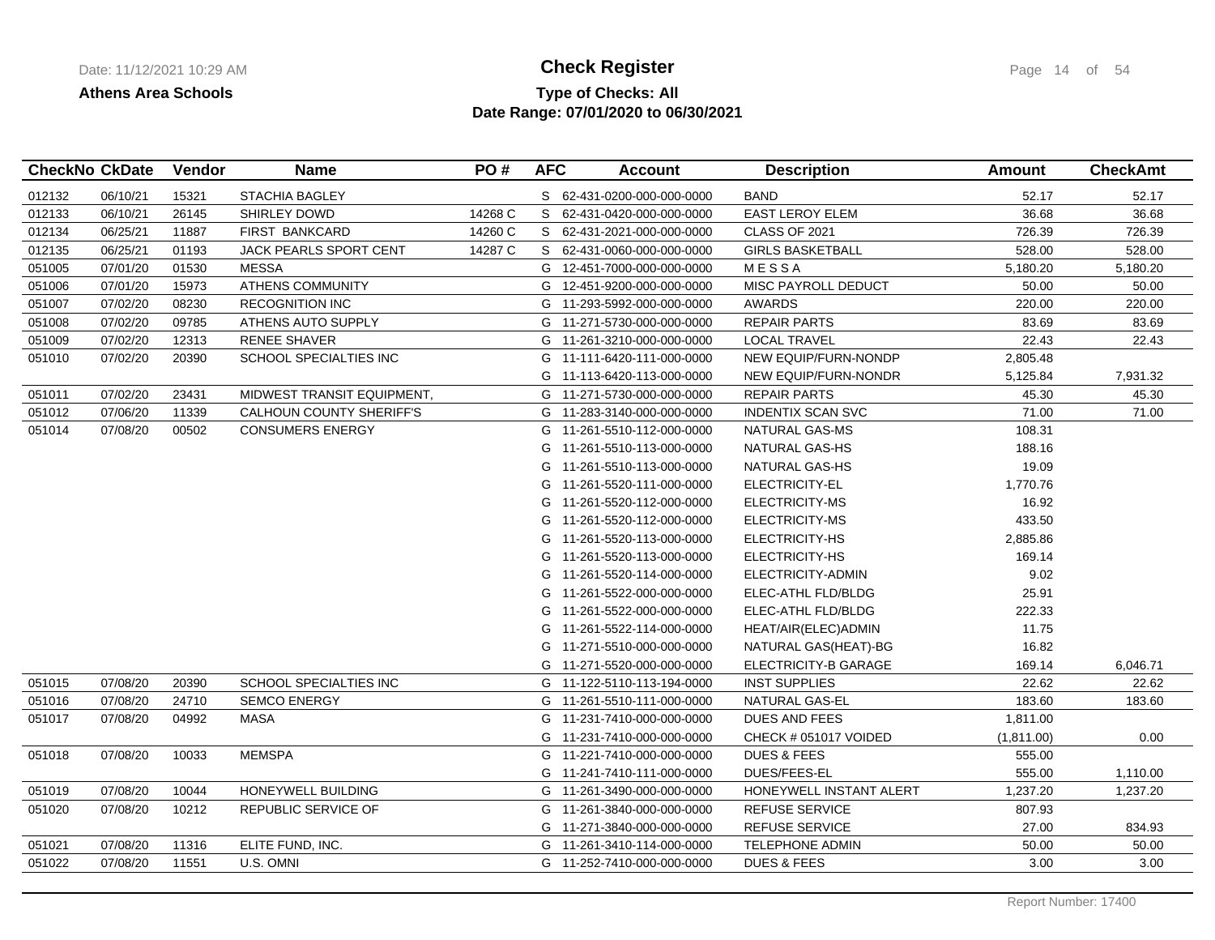**Athens Area Schools**

# Check Register

## Type of Checks: All
## Date Range: 07/01/2020 to 06/30/2021

| CheckNo | CkDate | Vendor | Name | PO # | AFC | Account | Description | Amount | CheckAmt |
|---|---|---|---|---|---|---|---|---|---|
| 012132 | 06/10/21 | 15321 | STACHIA BAGLEY | | S | 62-431-0200-000-000-0000 | BAND | 52.17 | 52.17 |
| 012133 | 06/10/21 | 26145 | SHIRLEY DOWD | 14268 C | S | 62-431-0420-000-000-0000 | EAST LEROY ELEM | 36.68 | 36.68 |
| 012134 | 06/25/21 | 11887 | FIRST BANKCARD | 14260 C | S | 62-431-2021-000-000-0000 | CLASS OF 2021 | 726.39 | 726.39 |
| 012135 | 06/25/21 | 01193 | JACK PEARLS SPORT CENT | 14287 C | S | 62-431-0060-000-000-0000 | GIRLS BASKETBALL | 528.00 | 528.00 |
| 051005 | 07/01/20 | 01530 | MESSA | | G | 12-451-7000-000-000-0000 | M E S S A | 5,180.20 | 5,180.20 |
| 051006 | 07/01/20 | 15973 | ATHENS COMMUNITY | | G | 12-451-9200-000-000-0000 | MISC PAYROLL DEDUCT | 50.00 | 50.00 |
| 051007 | 07/02/20 | 08230 | RECOGNITION INC | | G | 11-293-5992-000-000-0000 | AWARDS | 220.00 | 220.00 |
| 051008 | 07/02/20 | 09785 | ATHENS AUTO SUPPLY | | G | 11-271-5730-000-000-0000 | REPAIR PARTS | 83.69 | 83.69 |
| 051009 | 07/02/20 | 12313 | RENEE SHAVER | | G | 11-261-3210-000-000-0000 | LOCAL TRAVEL | 22.43 | 22.43 |
| 051010 | 07/02/20 | 20390 | SCHOOL SPECIALTIES INC | | G | 11-111-6420-111-000-0000 | NEW EQUIP/FURN-NONDP | 2,805.48 | |
| | | | | | G | 11-113-6420-113-000-0000 | NEW EQUIP/FURN-NONDR | 5,125.84 | 7,931.32 |
| 051011 | 07/02/20 | 23431 | MIDWEST TRANSIT EQUIPMENT, | | G | 11-271-5730-000-000-0000 | REPAIR PARTS | 45.30 | 45.30 |
| 051012 | 07/06/20 | 11339 | CALHOUN COUNTY SHERIFF'S | | G | 11-283-3140-000-000-0000 | INDENTIX SCAN SVC | 71.00 | 71.00 |
| 051014 | 07/08/20 | 00502 | CONSUMERS ENERGY | | G | 11-261-5510-112-000-0000 | NATURAL GAS-MS | 108.31 | |
| | | | | | G | 11-261-5510-113-000-0000 | NATURAL GAS-HS | 188.16 | |
| | | | | | G | 11-261-5510-113-000-0000 | NATURAL GAS-HS | 19.09 | |
| | | | | | G | 11-261-5520-111-000-0000 | ELECTRICITY-EL | 1,770.76 | |
| | | | | | G | 11-261-5520-112-000-0000 | ELECTRICITY-MS | 16.92 | |
| | | | | | G | 11-261-5520-112-000-0000 | ELECTRICITY-MS | 433.50 | |
| | | | | | G | 11-261-5520-113-000-0000 | ELECTRICITY-HS | 2,885.86 | |
| | | | | | G | 11-261-5520-113-000-0000 | ELECTRICITY-HS | 169.14 | |
| | | | | | G | 11-261-5520-114-000-0000 | ELECTRICITY-ADMIN | 9.02 | |
| | | | | | G | 11-261-5522-000-000-0000 | ELEC-ATHL FLD/BLDG | 25.91 | |
| | | | | | G | 11-261-5522-000-000-0000 | ELEC-ATHL FLD/BLDG | 222.33 | |
| | | | | | G | 11-261-5522-114-000-0000 | HEAT/AIR(ELEC)ADMIN | 11.75 | |
| | | | | | G | 11-271-5510-000-000-0000 | NATURAL GAS(HEAT)-BG | 16.82 | |
| | | | | | G | 11-271-5520-000-000-0000 | ELECTRICITY-B GARAGE | 169.14 | 6,046.71 |
| 051015 | 07/08/20 | 20390 | SCHOOL SPECIALTIES INC | | G | 11-122-5110-113-194-0000 | INST SUPPLIES | 22.62 | 22.62 |
| 051016 | 07/08/20 | 24710 | SEMCO ENERGY | | G | 11-261-5510-111-000-0000 | NATURAL GAS-EL | 183.60 | 183.60 |
| 051017 | 07/08/20 | 04992 | MASA | | G | 11-231-7410-000-000-0000 | DUES AND FEES | 1,811.00 | |
| | | | | | G | 11-231-7410-000-000-0000 | CHECK # 051017 VOIDED | (1,811.00) | 0.00 |
| 051018 | 07/08/20 | 10033 | MEMSPA | | G | 11-221-7410-000-000-0000 | DUES & FEES | 555.00 | |
| | | | | | G | 11-241-7410-111-000-0000 | DUES/FEES-EL | 555.00 | 1,110.00 |
| 051019 | 07/08/20 | 10044 | HONEYWELL BUILDING | | G | 11-261-3490-000-000-0000 | HONEYWELL INSTANT ALERT | 1,237.20 | 1,237.20 |
| 051020 | 07/08/20 | 10212 | REPUBLIC SERVICE OF | | G | 11-261-3840-000-000-0000 | REFUSE SERVICE | 807.93 | |
| | | | | | G | 11-271-3840-000-000-0000 | REFUSE SERVICE | 27.00 | 834.93 |
| 051021 | 07/08/20 | 11316 | ELITE FUND, INC. | | G | 11-261-3410-114-000-0000 | TELEPHONE ADMIN | 50.00 | 50.00 |
| 051022 | 07/08/20 | 11551 | U.S. OMNI | | G | 11-252-7410-000-000-0000 | DUES & FEES | 3.00 | 3.00 |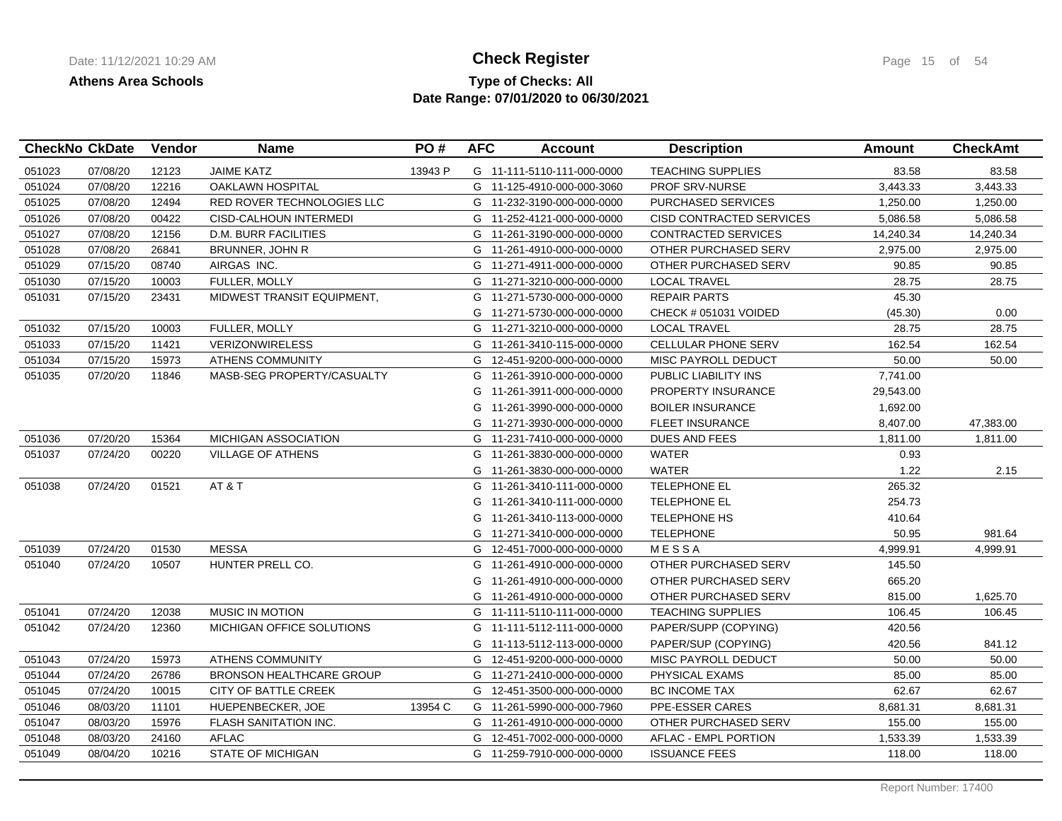**Athens Area Schools**

# Check Register

**Type of Checks: All**

**Date Range: 07/01/2020 to 06/30/2021**

| CheckNo | CkDate | Vendor | Name | PO # | AFC | Account | Description | Amount | CheckAmt |
|---|---|---|---|---|---|---|---|---|---|
| 051023 | 07/08/20 | 12123 | JAIME KATZ | 13943 P | G | 11-111-5110-111-000-0000 | TEACHING SUPPLIES | 83.58 | 83.58 |
| 051024 | 07/08/20 | 12216 | OAKLAWN HOSPITAL | | G | 11-125-4910-000-000-3060 | PROF SRV-NURSE | 3,443.33 | 3,443.33 |
| 051025 | 07/08/20 | 12494 | RED ROVER TECHNOLOGIES LLC | | G | 11-232-3190-000-000-0000 | PURCHASED SERVICES | 1,250.00 | 1,250.00 |
| 051026 | 07/08/20 | 00422 | CISD-CALHOUN INTERMEDI | | G | 11-252-4121-000-000-0000 | CISD CONTRACTED SERVICES | 5,086.58 | 5,086.58 |
| 051027 | 07/08/20 | 12156 | D.M. BURR FACILITIES | | G | 11-261-3190-000-000-0000 | CONTRACTED SERVICES | 14,240.34 | 14,240.34 |
| 051028 | 07/08/20 | 26841 | BRUNNER, JOHN R | | G | 11-261-4910-000-000-0000 | OTHER PURCHASED SERV | 2,975.00 | 2,975.00 |
| 051029 | 07/15/20 | 08740 | AIRGAS INC. | | G | 11-271-4911-000-000-0000 | OTHER PURCHASED SERV | 90.85 | 90.85 |
| 051030 | 07/15/20 | 10003 | FULLER, MOLLY | | G | 11-271-3210-000-000-0000 | LOCAL TRAVEL | 28.75 | 28.75 |
| 051031 | 07/15/20 | 23431 | MIDWEST TRANSIT EQUIPMENT, | | G | 11-271-5730-000-000-0000 | REPAIR PARTS | 45.30 | |
| | | | | | G | 11-271-5730-000-000-0000 | CHECK # 051031 VOIDED | (45.30) | 0.00 |
| 051032 | 07/15/20 | 10003 | FULLER, MOLLY | | G | 11-271-3210-000-000-0000 | LOCAL TRAVEL | 28.75 | 28.75 |
| 051033 | 07/15/20 | 11421 | VERIZONWIRELESS | | G | 11-261-3410-115-000-0000 | CELLULAR PHONE SERV | 162.54 | 162.54 |
| 051034 | 07/15/20 | 15973 | ATHENS COMMUNITY | | G | 12-451-9200-000-000-0000 | MISC PAYROLL DEDUCT | 50.00 | 50.00 |
| 051035 | 07/20/20 | 11846 | MASB-SEG PROPERTY/CASUALTY | | G | 11-261-3910-000-000-0000 | PUBLIC LIABILITY INS | 7,741.00 | |
| | | | | | G | 11-261-3911-000-000-0000 | PROPERTY INSURANCE | 29,543.00 | |
| | | | | | G | 11-261-3990-000-000-0000 | BOILER INSURANCE | 1,692.00 | |
| | | | | | G | 11-271-3930-000-000-0000 | FLEET INSURANCE | 8,407.00 | 47,383.00 |
| 051036 | 07/20/20 | 15364 | MICHIGAN ASSOCIATION | | G | 11-231-7410-000-000-0000 | DUES AND FEES | 1,811.00 | 1,811.00 |
| 051037 | 07/24/20 | 00220 | VILLAGE OF ATHENS | | G | 11-261-3830-000-000-0000 | WATER | 0.93 | |
| | | | | | G | 11-261-3830-000-000-0000 | WATER | 1.22 | 2.15 |
| 051038 | 07/24/20 | 01521 | AT & T | | G | 11-261-3410-111-000-0000 | TELEPHONE EL | 265.32 | |
| | | | | | G | 11-261-3410-111-000-0000 | TELEPHONE EL | 254.73 | |
| | | | | | G | 11-261-3410-113-000-0000 | TELEPHONE HS | 410.64 | |
| | | | | | G | 11-271-3410-000-000-0000 | TELEPHONE | 50.95 | 981.64 |
| 051039 | 07/24/20 | 01530 | MESSA | | G | 12-451-7000-000-000-0000 | M E S S A | 4,999.91 | 4,999.91 |
| 051040 | 07/24/20 | 10507 | HUNTER PRELL CO. | | G | 11-261-4910-000-000-0000 | OTHER PURCHASED SERV | 145.50 | |
| | | | | | G | 11-261-4910-000-000-0000 | OTHER PURCHASED SERV | 665.20 | |
| | | | | | G | 11-261-4910-000-000-0000 | OTHER PURCHASED SERV | 815.00 | 1,625.70 |
| 051041 | 07/24/20 | 12038 | MUSIC IN MOTION | | G | 11-111-5110-111-000-0000 | TEACHING SUPPLIES | 106.45 | 106.45 |
| 051042 | 07/24/20 | 12360 | MICHIGAN OFFICE SOLUTIONS | | G | 11-111-5112-111-000-0000 | PAPER/SUPP (COPYING) | 420.56 | |
| | | | | | G | 11-113-5112-113-000-0000 | PAPER/SUP (COPYING) | 420.56 | 841.12 |
| 051043 | 07/24/20 | 15973 | ATHENS COMMUNITY | | G | 12-451-9200-000-000-0000 | MISC PAYROLL DEDUCT | 50.00 | 50.00 |
| 051044 | 07/24/20 | 26786 | BRONSON HEALTHCARE GROUP | | G | 11-271-2410-000-000-0000 | PHYSICAL EXAMS | 85.00 | 85.00 |
| 051045 | 07/24/20 | 10015 | CITY OF BATTLE CREEK | | G | 12-451-3500-000-000-0000 | BC INCOME TAX | 62.67 | 62.67 |
| 051046 | 08/03/20 | 11101 | HUEPENBECKER, JOE | 13954 C | G | 11-261-5990-000-000-7960 | PPE-ESSER CARES | 8,681.31 | 8,681.31 |
| 051047 | 08/03/20 | 15976 | FLASH SANITATION INC. | | G | 11-261-4910-000-000-0000 | OTHER PURCHASED SERV | 155.00 | 155.00 |
| 051048 | 08/03/20 | 24160 | AFLAC | | G | 12-451-7002-000-000-0000 | AFLAC - EMPL PORTION | 1,533.39 | 1,533.39 |
| 051049 | 08/04/20 | 10216 | STATE OF MICHIGAN | | G | 11-259-7910-000-000-0000 | ISSUANCE FEES | 118.00 | 118.00 |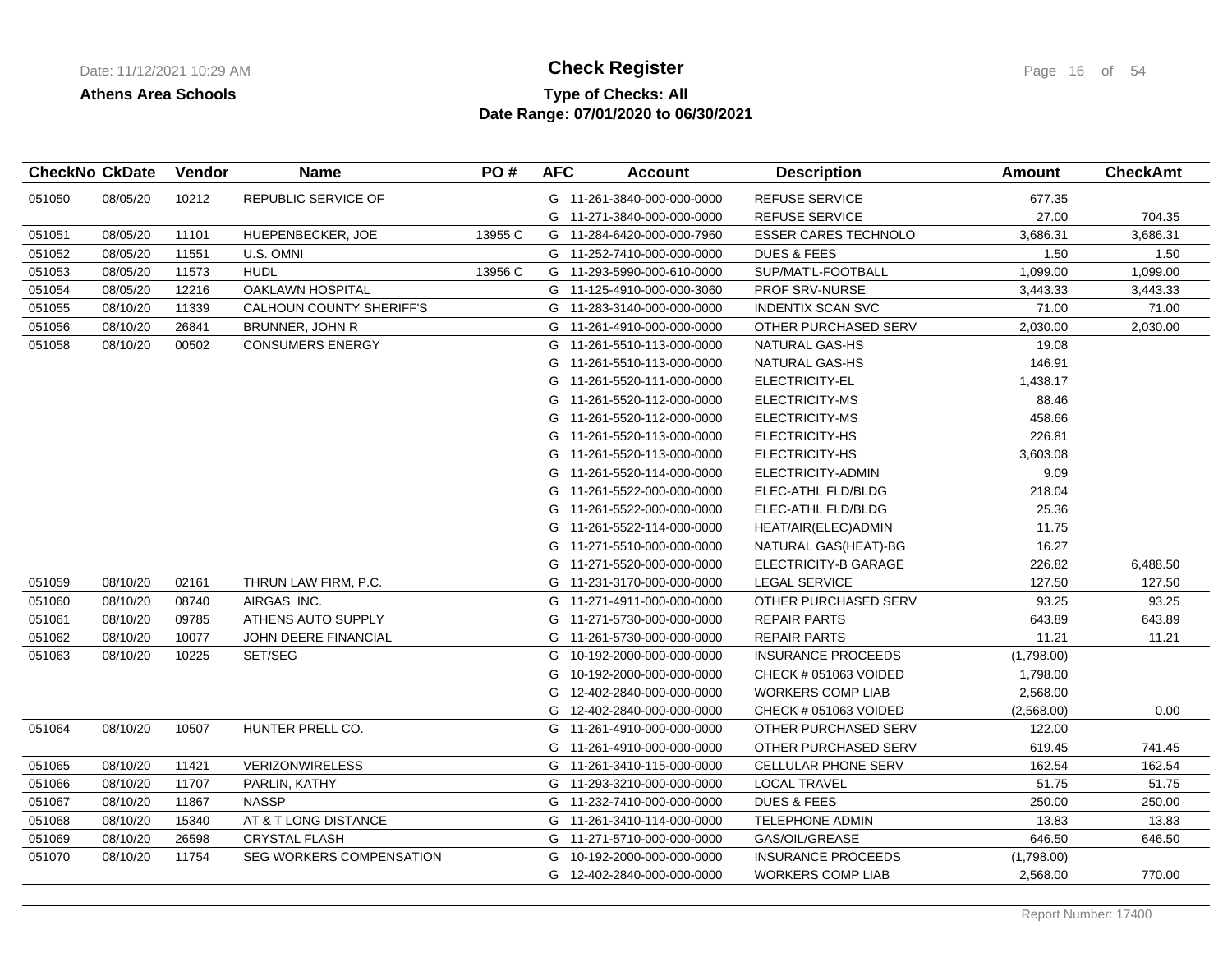**Athens Area Schools**

# Check Register

**Type of Checks: All**

**Date Range: 07/01/2020 to 06/30/2021**

| CheckNo | CkDate | Vendor | Name | PO # | AFC | Account | Description | Amount | CheckAmt |
|---|---|---|---|---|---|---|---|---|---|
| 051050 | 08/05/20 | 10212 | REPUBLIC SERVICE OF | | G | 11-261-3840-000-000-0000 | REFUSE SERVICE | 677.35 | |
| | | | | | G | 11-271-3840-000-000-0000 | REFUSE SERVICE | 27.00 | 704.35 |
| 051051 | 08/05/20 | 11101 | HUEPENBECKER, JOE | 13955 C | G | 11-284-6420-000-000-7960 | ESSER CARES TECHNOLO | 3,686.31 | 3,686.31 |
| 051052 | 08/05/20 | 11551 | U.S. OMNI | | G | 11-252-7410-000-000-0000 | DUES & FEES | 1.50 | 1.50 |
| 051053 | 08/05/20 | 11573 | HUDL | 13956 C | G | 11-293-5990-000-610-0000 | SUP/MAT'L-FOOTBALL | 1,099.00 | 1,099.00 |
| 051054 | 08/05/20 | 12216 | OAKLAWN HOSPITAL | | G | 11-125-4910-000-000-3060 | PROF SRV-NURSE | 3,443.33 | 3,443.33 |
| 051055 | 08/10/20 | 11339 | CALHOUN COUNTY SHERIFF'S | | G | 11-283-3140-000-000-0000 | INDENTIX SCAN SVC | 71.00 | 71.00 |
| 051056 | 08/10/20 | 26841 | BRUNNER, JOHN R | | G | 11-261-4910-000-000-0000 | OTHER PURCHASED SERV | 2,030.00 | 2,030.00 |
| 051058 | 08/10/20 | 00502 | CONSUMERS ENERGY | | G | 11-261-5510-113-000-0000 | NATURAL GAS-HS | 19.08 | |
| | | | | | G | 11-261-5510-113-000-0000 | NATURAL GAS-HS | 146.91 | |
| | | | | | G | 11-261-5520-111-000-0000 | ELECTRICITY-EL | 1,438.17 | |
| | | | | | G | 11-261-5520-112-000-0000 | ELECTRICITY-MS | 88.46 | |
| | | | | | G | 11-261-5520-112-000-0000 | ELECTRICITY-MS | 458.66 | |
| | | | | | G | 11-261-5520-113-000-0000 | ELECTRICITY-HS | 226.81 | |
| | | | | | G | 11-261-5520-113-000-0000 | ELECTRICITY-HS | 3,603.08 | |
| | | | | | G | 11-261-5520-114-000-0000 | ELECTRICITY-ADMIN | 9.09 | |
| | | | | | G | 11-261-5522-000-000-0000 | ELEC-ATHL FLD/BLDG | 218.04 | |
| | | | | | G | 11-261-5522-000-000-0000 | ELEC-ATHL FLD/BLDG | 25.36 | |
| | | | | | G | 11-261-5522-114-000-0000 | HEAT/AIR(ELEC)ADMIN | 11.75 | |
| | | | | | G | 11-271-5510-000-000-0000 | NATURAL GAS(HEAT)-BG | 16.27 | |
| | | | | | G | 11-271-5520-000-000-0000 | ELECTRICITY-B GARAGE | 226.82 | 6,488.50 |
| 051059 | 08/10/20 | 02161 | THRUN LAW FIRM, P.C. | | G | 11-231-3170-000-000-0000 | LEGAL SERVICE | 127.50 | 127.50 |
| 051060 | 08/10/20 | 08740 | AIRGAS INC. | | G | 11-271-4911-000-000-0000 | OTHER PURCHASED SERV | 93.25 | 93.25 |
| 051061 | 08/10/20 | 09785 | ATHENS AUTO SUPPLY | | G | 11-271-5730-000-000-0000 | REPAIR PARTS | 643.89 | 643.89 |
| 051062 | 08/10/20 | 10077 | JOHN DEERE FINANCIAL | | G | 11-261-5730-000-000-0000 | REPAIR PARTS | 11.21 | 11.21 |
| 051063 | 08/10/20 | 10225 | SET/SEG | | G | 10-192-2000-000-000-0000 | INSURANCE PROCEEDS | (1,798.00) | |
| | | | | | G | 10-192-2000-000-000-0000 | CHECK # 051063 VOIDED | 1,798.00 | |
| | | | | | G | 12-402-2840-000-000-0000 | WORKERS COMP LIAB | 2,568.00 | |
| | | | | | G | 12-402-2840-000-000-0000 | CHECK # 051063 VOIDED | (2,568.00) | 0.00 |
| 051064 | 08/10/20 | 10507 | HUNTER PRELL CO. | | G | 11-261-4910-000-000-0000 | OTHER PURCHASED SERV | 122.00 | |
| | | | | | G | 11-261-4910-000-000-0000 | OTHER PURCHASED SERV | 619.45 | 741.45 |
| 051065 | 08/10/20 | 11421 | VERIZONWIRELESS | | G | 11-261-3410-115-000-0000 | CELLULAR PHONE SERV | 162.54 | 162.54 |
| 051066 | 08/10/20 | 11707 | PARLIN, KATHY | | G | 11-293-3210-000-000-0000 | LOCAL TRAVEL | 51.75 | 51.75 |
| 051067 | 08/10/20 | 11867 | NASSP | | G | 11-232-7410-000-000-0000 | DUES & FEES | 250.00 | 250.00 |
| 051068 | 08/10/20 | 15340 | AT & T LONG DISTANCE | | G | 11-261-3410-114-000-0000 | TELEPHONE ADMIN | 13.83 | 13.83 |
| 051069 | 08/10/20 | 26598 | CRYSTAL FLASH | | G | 11-271-5710-000-000-0000 | GAS/OIL/GREASE | 646.50 | 646.50 |
| 051070 | 08/10/20 | 11754 | SEG WORKERS COMPENSATION | | G | 10-192-2000-000-000-0000 | INSURANCE PROCEEDS | (1,798.00) | |
| | | | | | G | 12-402-2840-000-000-0000 | WORKERS COMP LIAB | 2,568.00 | 770.00 |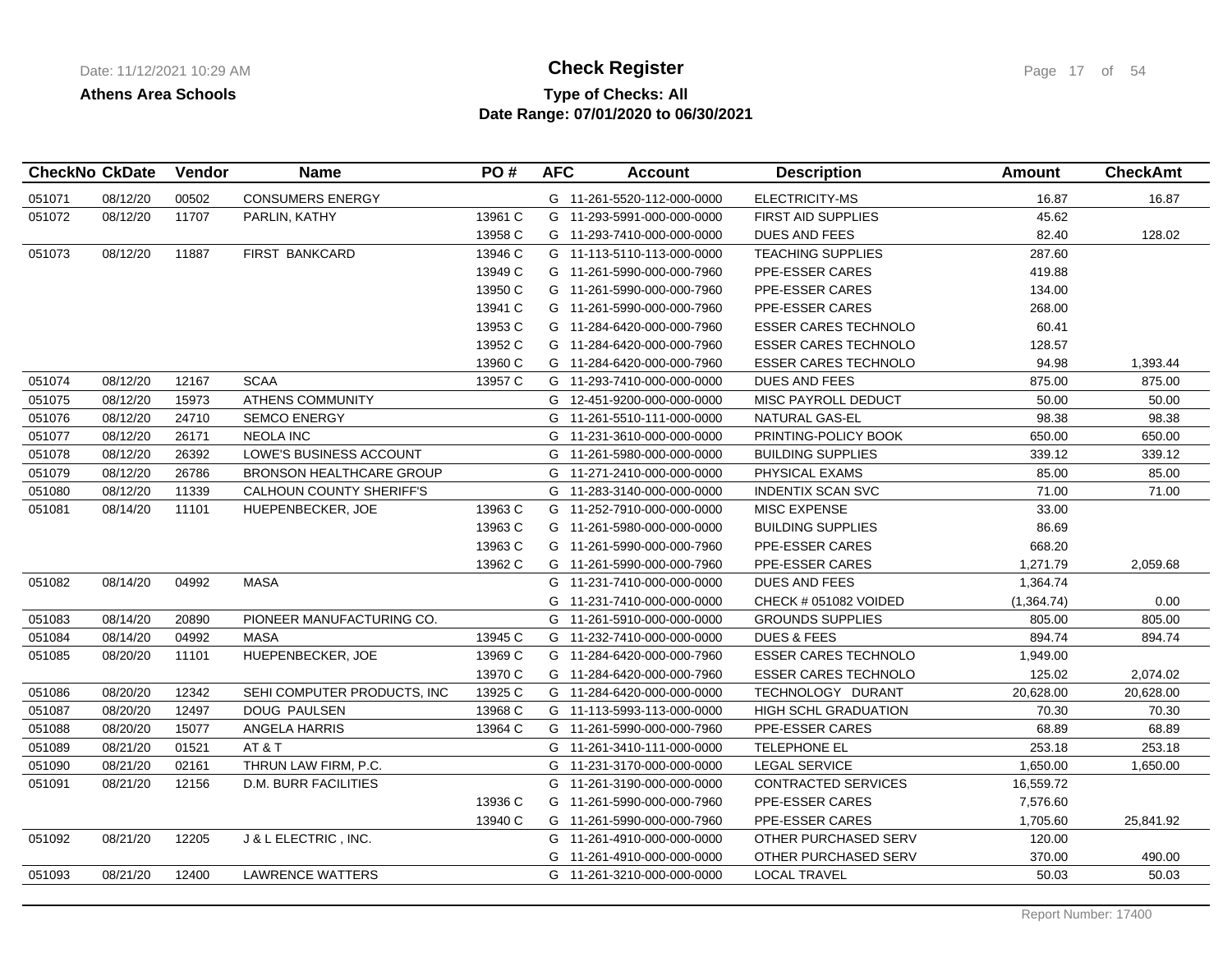**Athens Area Schools**

# Check Register

**Type of Checks: All**
**Date Range: 07/01/2020 to 06/30/2021**

| CheckNo | CkDate | Vendor | Name | PO # | AFC | Account | Description | Amount | CheckAmt |
|---|---|---|---|---|---|---|---|---|---|
| 051071 | 08/12/20 | 00502 | CONSUMERS ENERGY | | G | 11-261-5520-112-000-0000 | ELECTRICITY-MS | 16.87 | 16.87 |
| 051072 | 08/12/20 | 11707 | PARLIN, KATHY | 13961 C | G | 11-293-5991-000-000-0000 | FIRST AID SUPPLIES | 45.62 | |
| | | | | 13958 C | G | 11-293-7410-000-000-0000 | DUES AND FEES | 82.40 | 128.02 |
| 051073 | 08/12/20 | 11887 | FIRST BANKCARD | 13946 C | G | 11-113-5110-113-000-0000 | TEACHING SUPPLIES | 287.60 | |
| | | | | 13949 C | G | 11-261-5990-000-000-7960 | PPE-ESSER CARES | 419.88 | |
| | | | | 13950 C | G | 11-261-5990-000-000-7960 | PPE-ESSER CARES | 134.00 | |
| | | | | 13941 C | G | 11-261-5990-000-000-7960 | PPE-ESSER CARES | 268.00 | |
| | | | | 13953 C | G | 11-284-6420-000-000-7960 | ESSER CARES TECHNOLO | 60.41 | |
| | | | | 13952 C | G | 11-284-6420-000-000-7960 | ESSER CARES TECHNOLO | 128.57 | |
| | | | | 13960 C | G | 11-284-6420-000-000-7960 | ESSER CARES TECHNOLO | 94.98 | 1,393.44 |
| 051074 | 08/12/20 | 12167 | SCAA | 13957 C | G | 11-293-7410-000-000-0000 | DUES AND FEES | 875.00 | 875.00 |
| 051075 | 08/12/20 | 15973 | ATHENS COMMUNITY | | G | 12-451-9200-000-000-0000 | MISC PAYROLL DEDUCT | 50.00 | 50.00 |
| 051076 | 08/12/20 | 24710 | SEMCO ENERGY | | G | 11-261-5510-111-000-0000 | NATURAL GAS-EL | 98.38 | 98.38 |
| 051077 | 08/12/20 | 26171 | NEOLA INC | | G | 11-231-3610-000-000-0000 | PRINTING-POLICY BOOK | 650.00 | 650.00 |
| 051078 | 08/12/20 | 26392 | LOWE'S BUSINESS ACCOUNT | | G | 11-261-5980-000-000-0000 | BUILDING SUPPLIES | 339.12 | 339.12 |
| 051079 | 08/12/20 | 26786 | BRONSON HEALTHCARE GROUP | | G | 11-271-2410-000-000-0000 | PHYSICAL EXAMS | 85.00 | 85.00 |
| 051080 | 08/12/20 | 11339 | CALHOUN COUNTY SHERIFF'S | | G | 11-283-3140-000-000-0000 | INDENTIX SCAN SVC | 71.00 | 71.00 |
| 051081 | 08/14/20 | 11101 | HUEPENBECKER, JOE | 13963 C | G | 11-252-7910-000-000-0000 | MISC EXPENSE | 33.00 | |
| | | | | 13963 C | G | 11-261-5980-000-000-0000 | BUILDING SUPPLIES | 86.69 | |
| | | | | 13963 C | G | 11-261-5990-000-000-7960 | PPE-ESSER CARES | 668.20 | |
| | | | | 13962 C | G | 11-261-5990-000-000-7960 | PPE-ESSER CARES | 1,271.79 | 2,059.68 |
| 051082 | 08/14/20 | 04992 | MASA | | G | 11-231-7410-000-000-0000 | DUES AND FEES | 1,364.74 | |
| | | | | | G | 11-231-7410-000-000-0000 | CHECK # 051082 VOIDED | (1,364.74) | 0.00 |
| 051083 | 08/14/20 | 20890 | PIONEER MANUFACTURING CO. | | G | 11-261-5910-000-000-0000 | GROUNDS SUPPLIES | 805.00 | 805.00 |
| 051084 | 08/14/20 | 04992 | MASA | 13945 C | G | 11-232-7410-000-000-0000 | DUES & FEES | 894.74 | 894.74 |
| 051085 | 08/20/20 | 11101 | HUEPENBECKER, JOE | 13969 C | G | 11-284-6420-000-000-7960 | ESSER CARES TECHNOLO | 1,949.00 | |
| | | | | 13970 C | G | 11-284-6420-000-000-7960 | ESSER CARES TECHNOLO | 125.02 | 2,074.02 |
| 051086 | 08/20/20 | 12342 | SEHI COMPUTER PRODUCTS, INC | 13925 C | G | 11-284-6420-000-000-0000 | TECHNOLOGY DURANT | 20,628.00 | 20,628.00 |
| 051087 | 08/20/20 | 12497 | DOUG PAULSEN | 13968 C | G | 11-113-5993-113-000-0000 | HIGH SCHL GRADUATION | 70.30 | 70.30 |
| 051088 | 08/20/20 | 15077 | ANGELA HARRIS | 13964 C | G | 11-261-5990-000-000-7960 | PPE-ESSER CARES | 68.89 | 68.89 |
| 051089 | 08/21/20 | 01521 | AT & T | | G | 11-261-3410-111-000-0000 | TELEPHONE EL | 253.18 | 253.18 |
| 051090 | 08/21/20 | 02161 | THRUN LAW FIRM, P.C. | | G | 11-231-3170-000-000-0000 | LEGAL SERVICE | 1,650.00 | 1,650.00 |
| 051091 | 08/21/20 | 12156 | D.M. BURR FACILITIES | | G | 11-261-3190-000-000-0000 | CONTRACTED SERVICES | 16,559.72 | |
| | | | | 13936 C | G | 11-261-5990-000-000-7960 | PPE-ESSER CARES | 7,576.60 | |
| | | | | 13940 C | G | 11-261-5990-000-000-7960 | PPE-ESSER CARES | 1,705.60 | 25,841.92 |
| 051092 | 08/21/20 | 12205 | J & L ELECTRIC , INC. | | G | 11-261-4910-000-000-0000 | OTHER PURCHASED SERV | 120.00 | |
| | | | | | G | 11-261-4910-000-000-0000 | OTHER PURCHASED SERV | 370.00 | 490.00 |
| 051093 | 08/21/20 | 12400 | LAWRENCE WATTERS | | G | 11-261-3210-000-000-0000 | LOCAL TRAVEL | 50.03 | 50.03 |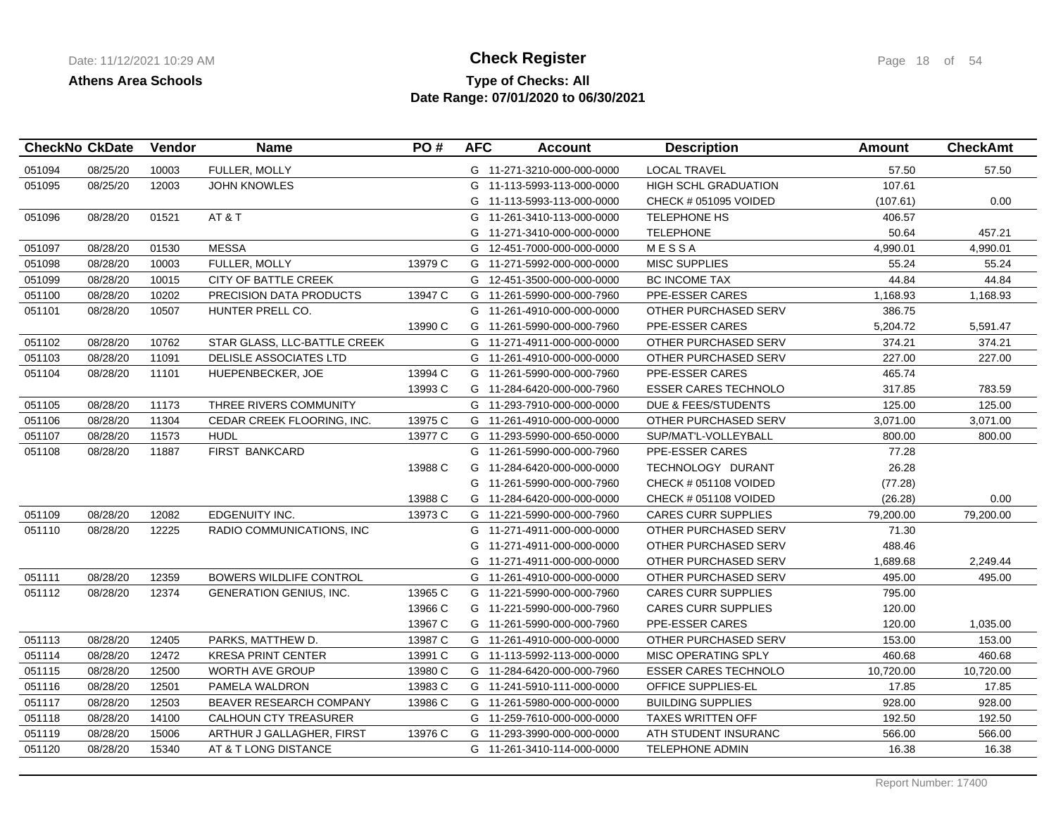**Athens Area Schools**

# Check Register

**Type of Checks: All**
**Date Range: 07/01/2020 to 06/30/2021**

| CheckNo | CkDate | Vendor | Name | PO # | AFC | Account | Description | Amount | CheckAmt |
|---|---|---|---|---|---|---|---|---|---|
| 051094 | 08/25/20 | 10003 | FULLER, MOLLY | | G | 11-271-3210-000-000-0000 | LOCAL TRAVEL | 57.50 | 57.50 |
| 051095 | 08/25/20 | 12003 | JOHN KNOWLES | | G | 11-113-5993-113-000-0000 | HIGH SCHL GRADUATION | 107.61 | |
| | | | | | G | 11-113-5993-113-000-0000 | CHECK # 051095 VOIDED | (107.61) | 0.00 |
| 051096 | 08/28/20 | 01521 | AT & T | | G | 11-261-3410-113-000-0000 | TELEPHONE HS | 406.57 | |
| | | | | | G | 11-271-3410-000-000-0000 | TELEPHONE | 50.64 | 457.21 |
| 051097 | 08/28/20 | 01530 | MESSA | | G | 12-451-7000-000-000-0000 | M E S S A | 4,990.01 | 4,990.01 |
| 051098 | 08/28/20 | 10003 | FULLER, MOLLY | 13979 C | G | 11-271-5992-000-000-0000 | MISC SUPPLIES | 55.24 | 55.24 |
| 051099 | 08/28/20 | 10015 | CITY OF BATTLE CREEK | | G | 12-451-3500-000-000-0000 | BC INCOME TAX | 44.84 | 44.84 |
| 051100 | 08/28/20 | 10202 | PRECISION DATA PRODUCTS | 13947 C | G | 11-261-5990-000-000-7960 | PPE-ESSER CARES | 1,168.93 | 1,168.93 |
| 051101 | 08/28/20 | 10507 | HUNTER PRELL CO. | | G | 11-261-4910-000-000-0000 | OTHER PURCHASED SERV | 386.75 | |
| | | | | 13990 C | G | 11-261-5990-000-000-7960 | PPE-ESSER CARES | 5,204.72 | 5,591.47 |
| 051102 | 08/28/20 | 10762 | STAR GLASS, LLC-BATTLE CREEK | | G | 11-271-4911-000-000-0000 | OTHER PURCHASED SERV | 374.21 | 374.21 |
| 051103 | 08/28/20 | 11091 | DELISLE ASSOCIATES LTD | | G | 11-261-4910-000-000-0000 | OTHER PURCHASED SERV | 227.00 | 227.00 |
| 051104 | 08/28/20 | 11101 | HUEPENBECKER, JOE | 13994 C | G | 11-261-5990-000-000-7960 | PPE-ESSER CARES | 465.74 | |
| | | | | 13993 C | G | 11-284-6420-000-000-7960 | ESSER CARES TECHNOLO | 317.85 | 783.59 |
| 051105 | 08/28/20 | 11173 | THREE RIVERS COMMUNITY | | G | 11-293-7910-000-000-0000 | DUE & FEES/STUDENTS | 125.00 | 125.00 |
| 051106 | 08/28/20 | 11304 | CEDAR CREEK FLOORING, INC. | 13975 C | G | 11-261-4910-000-000-0000 | OTHER PURCHASED SERV | 3,071.00 | 3,071.00 |
| 051107 | 08/28/20 | 11573 | HUDL | 13977 C | G | 11-293-5990-000-650-0000 | SUP/MAT'L-VOLLEYBALL | 800.00 | 800.00 |
| 051108 | 08/28/20 | 11887 | FIRST BANKCARD | | G | 11-261-5990-000-000-7960 | PPE-ESSER CARES | 77.28 | |
| | | | | 13988 C | G | 11-284-6420-000-000-0000 | TECHNOLOGY DURANT | 26.28 | |
| | | | | | G | 11-261-5990-000-000-7960 | CHECK # 051108 VOIDED | (77.28) | |
| | | | | 13988 C | G | 11-284-6420-000-000-0000 | CHECK # 051108 VOIDED | (26.28) | 0.00 |
| 051109 | 08/28/20 | 12082 | EDGENUITY INC. | 13973 C | G | 11-221-5990-000-000-7960 | CARES CURR SUPPLIES | 79,200.00 | 79,200.00 |
| 051110 | 08/28/20 | 12225 | RADIO COMMUNICATIONS, INC | | G | 11-271-4911-000-000-0000 | OTHER PURCHASED SERV | 71.30 | |
| | | | | | G | 11-271-4911-000-000-0000 | OTHER PURCHASED SERV | 488.46 | |
| | | | | | G | 11-271-4911-000-000-0000 | OTHER PURCHASED SERV | 1,689.68 | 2,249.44 |
| 051111 | 08/28/20 | 12359 | BOWERS WILDLIFE CONTROL | | G | 11-261-4910-000-000-0000 | OTHER PURCHASED SERV | 495.00 | 495.00 |
| 051112 | 08/28/20 | 12374 | GENERATION GENIUS, INC. | 13965 C | G | 11-221-5990-000-000-7960 | CARES CURR SUPPLIES | 795.00 | |
| | | | | 13966 C | G | 11-221-5990-000-000-7960 | CARES CURR SUPPLIES | 120.00 | |
| | | | | 13967 C | G | 11-261-5990-000-000-7960 | PPE-ESSER CARES | 120.00 | 1,035.00 |
| 051113 | 08/28/20 | 12405 | PARKS, MATTHEW D. | 13987 C | G | 11-261-4910-000-000-0000 | OTHER PURCHASED SERV | 153.00 | 153.00 |
| 051114 | 08/28/20 | 12472 | KRESA PRINT CENTER | 13991 C | G | 11-113-5992-113-000-0000 | MISC OPERATING SPLY | 460.68 | 460.68 |
| 051115 | 08/28/20 | 12500 | WORTH AVE GROUP | 13980 C | G | 11-284-6420-000-000-7960 | ESSER CARES TECHNOLO | 10,720.00 | 10,720.00 |
| 051116 | 08/28/20 | 12501 | PAMELA WALDRON | 13983 C | G | 11-241-5910-111-000-0000 | OFFICE SUPPLIES-EL | 17.85 | 17.85 |
| 051117 | 08/28/20 | 12503 | BEAVER RESEARCH COMPANY | 13986 C | G | 11-261-5980-000-000-0000 | BUILDING SUPPLIES | 928.00 | 928.00 |
| 051118 | 08/28/20 | 14100 | CALHOUN CTY TREASURER | | G | 11-259-7610-000-000-0000 | TAXES WRITTEN OFF | 192.50 | 192.50 |
| 051119 | 08/28/20 | 15006 | ARTHUR J GALLAGHER, FIRST | 13976 C | G | 11-293-3990-000-000-0000 | ATH STUDENT INSURANC | 566.00 | 566.00 |
| 051120 | 08/28/20 | 15340 | AT & T LONG DISTANCE | | G | 11-261-3410-114-000-0000 | TELEPHONE ADMIN | 16.38 | 16.38 |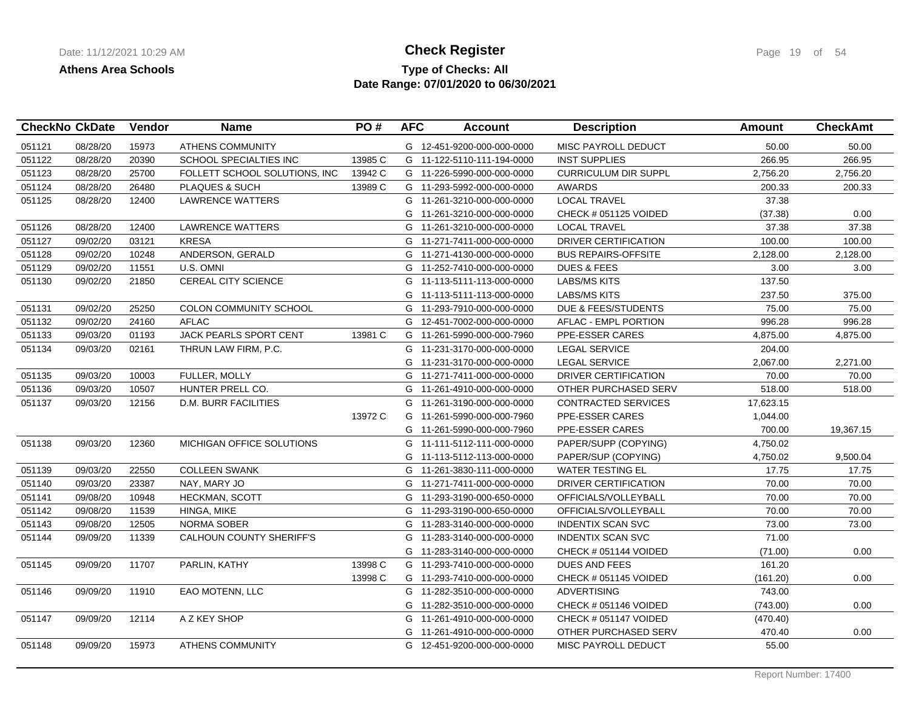**Athens Area Schools**

# Check Register

## Type of Checks: All
## Date Range: 07/01/2020 to 06/30/2021

| CheckNo | CkDate | Vendor | Name | PO # | AFC | Account | Description | Amount | CheckAmt |
|---|---|---|---|---|---|---|---|---|---|
| 051121 | 08/28/20 | 15973 | ATHENS COMMUNITY | | G | 12-451-9200-000-000-0000 | MISC PAYROLL DEDUCT | 50.00 | 50.00 |
| 051122 | 08/28/20 | 20390 | SCHOOL SPECIALTIES INC | 13985 C | G | 11-122-5110-111-194-0000 | INST SUPPLIES | 266.95 | 266.95 |
| 051123 | 08/28/20 | 25700 | FOLLETT SCHOOL SOLUTIONS, INC | 13942 C | G | 11-226-5990-000-000-0000 | CURRICULUM DIR SUPPL | 2,756.20 | 2,756.20 |
| 051124 | 08/28/20 | 26480 | PLAQUES & SUCH | 13989 C | G | 11-293-5992-000-000-0000 | AWARDS | 200.33 | 200.33 |
| 051125 | 08/28/20 | 12400 | LAWRENCE WATTERS | | G | 11-261-3210-000-000-0000 | LOCAL TRAVEL | 37.38 | |
| | | | | | G | 11-261-3210-000-000-0000 | CHECK # 051125 VOIDED | (37.38) | 0.00 |
| 051126 | 08/28/20 | 12400 | LAWRENCE WATTERS | | G | 11-261-3210-000-000-0000 | LOCAL TRAVEL | 37.38 | 37.38 |
| 051127 | 09/02/20 | 03121 | KRESA | | G | 11-271-7411-000-000-0000 | DRIVER CERTIFICATION | 100.00 | 100.00 |
| 051128 | 09/02/20 | 10248 | ANDERSON, GERALD | | G | 11-271-4130-000-000-0000 | BUS REPAIRS-OFFSITE | 2,128.00 | 2,128.00 |
| 051129 | 09/02/20 | 11551 | U.S. OMNI | | G | 11-252-7410-000-000-0000 | DUES & FEES | 3.00 | 3.00 |
| 051130 | 09/02/20 | 21850 | CEREAL CITY SCIENCE | | G | 11-113-5111-113-000-0000 | LABS/MS KITS | 137.50 | |
| | | | | | G | 11-113-5111-113-000-0000 | LABS/MS KITS | 237.50 | 375.00 |
| 051131 | 09/02/20 | 25250 | COLON COMMUNITY SCHOOL | | G | 11-293-7910-000-000-0000 | DUE & FEES/STUDENTS | 75.00 | 75.00 |
| 051132 | 09/02/20 | 24160 | AFLAC | | G | 12-451-7002-000-000-0000 | AFLAC - EMPL PORTION | 996.28 | 996.28 |
| 051133 | 09/03/20 | 01193 | JACK PEARLS SPORT CENT | 13981 C | G | 11-261-5990-000-000-7960 | PPE-ESSER CARES | 4,875.00 | 4,875.00 |
| 051134 | 09/03/20 | 02161 | THRUN LAW FIRM, P.C. | | G | 11-231-3170-000-000-0000 | LEGAL SERVICE | 204.00 | |
| | | | | | G | 11-231-3170-000-000-0000 | LEGAL SERVICE | 2,067.00 | 2,271.00 |
| 051135 | 09/03/20 | 10003 | FULLER, MOLLY | | G | 11-271-7411-000-000-0000 | DRIVER CERTIFICATION | 70.00 | 70.00 |
| 051136 | 09/03/20 | 10507 | HUNTER PRELL CO. | | G | 11-261-4910-000-000-0000 | OTHER PURCHASED SERV | 518.00 | 518.00 |
| 051137 | 09/03/20 | 12156 | D.M. BURR FACILITIES | | G | 11-261-3190-000-000-0000 | CONTRACTED SERVICES | 17,623.15 | |
| | | | | 13972 C | G | 11-261-5990-000-000-7960 | PPE-ESSER CARES | 1,044.00 | |
| | | | | | G | 11-261-5990-000-000-7960 | PPE-ESSER CARES | 700.00 | 19,367.15 |
| 051138 | 09/03/20 | 12360 | MICHIGAN OFFICE SOLUTIONS | | G | 11-111-5112-111-000-0000 | PAPER/SUPP (COPYING) | 4,750.02 | |
| | | | | | G | 11-113-5112-113-000-0000 | PAPER/SUP (COPYING) | 4,750.02 | 9,500.04 |
| 051139 | 09/03/20 | 22550 | COLLEEN SWANK | | G | 11-261-3830-111-000-0000 | WATER TESTING EL | 17.75 | 17.75 |
| 051140 | 09/03/20 | 23387 | NAY, MARY JO | | G | 11-271-7411-000-000-0000 | DRIVER CERTIFICATION | 70.00 | 70.00 |
| 051141 | 09/08/20 | 10948 | HECKMAN, SCOTT | | G | 11-293-3190-000-650-0000 | OFFICIALS/VOLLEYBALL | 70.00 | 70.00 |
| 051142 | 09/08/20 | 11539 | HINGA, MIKE | | G | 11-293-3190-000-650-0000 | OFFICIALS/VOLLEYBALL | 70.00 | 70.00 |
| 051143 | 09/08/20 | 12505 | NORMA SOBER | | G | 11-283-3140-000-000-0000 | INDENTIX SCAN SVC | 73.00 | 73.00 |
| 051144 | 09/09/20 | 11339 | CALHOUN COUNTY SHERIFF'S | | G | 11-283-3140-000-000-0000 | INDENTIX SCAN SVC | 71.00 | |
| | | | | | G | 11-283-3140-000-000-0000 | CHECK # 051144 VOIDED | (71.00) | 0.00 |
| 051145 | 09/09/20 | 11707 | PARLIN, KATHY | 13998 C | G | 11-293-7410-000-000-0000 | DUES AND FEES | 161.20 | |
| | | | | 13998 C | G | 11-293-7410-000-000-0000 | CHECK # 051145 VOIDED | (161.20) | 0.00 |
| 051146 | 09/09/20 | 11910 | EAO MOTENN, LLC | | G | 11-282-3510-000-000-0000 | ADVERTISING | 743.00 | |
| | | | | | G | 11-282-3510-000-000-0000 | CHECK # 051146 VOIDED | (743.00) | 0.00 |
| 051147 | 09/09/20 | 12114 | A Z KEY SHOP | | G | 11-261-4910-000-000-0000 | CHECK # 051147 VOIDED | (470.40) | |
| | | | | | G | 11-261-4910-000-000-0000 | OTHER PURCHASED SERV | 470.40 | 0.00 |
| 051148 | 09/09/20 | 15973 | ATHENS COMMUNITY | | G | 12-451-9200-000-000-0000 | MISC PAYROLL DEDUCT | 55.00 | |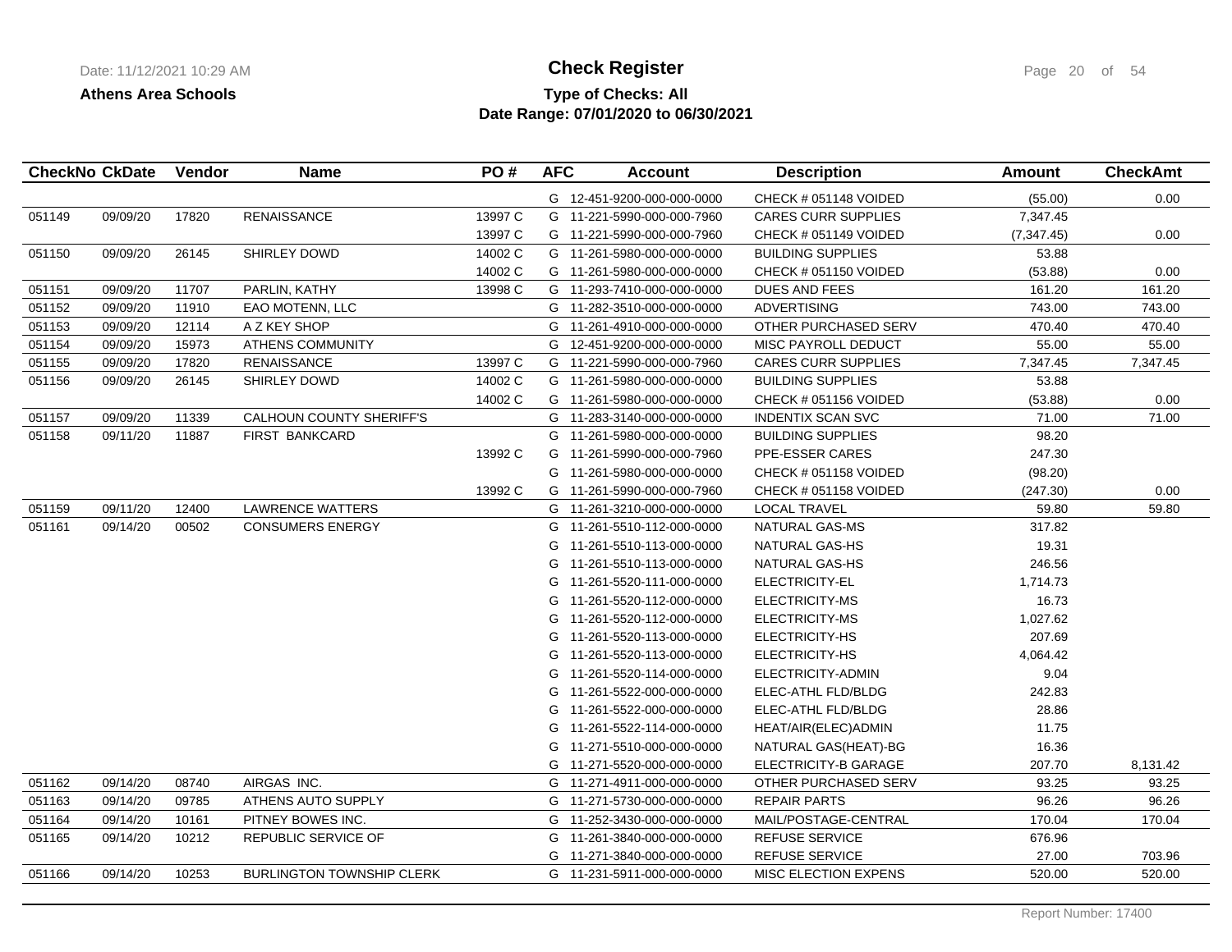# Check Register

**Athens Area Schools**

**Type of Checks: All**

**Date Range: 07/01/2020 to 06/30/2021**

| CheckNo | CkDate | Vendor | Name | PO # | AFC | Account | Description | Amount | CheckAmt |
|---|---|---|---|---|---|---|---|---|---|
| | | | | | G | 12-451-9200-000-000-0000 | CHECK # 051148 VOIDED | (55.00) | 0.00 |
| 051149 | 09/09/20 | 17820 | RENAISSANCE | 13997 C | G | 11-221-5990-000-000-7960 | CARES CURR SUPPLIES | 7,347.45 | |
| | | | | 13997 C | G | 11-221-5990-000-000-7960 | CHECK # 051149 VOIDED | (7,347.45) | 0.00 |
| 051150 | 09/09/20 | 26145 | SHIRLEY DOWD | 14002 C | G | 11-261-5980-000-000-0000 | BUILDING SUPPLIES | 53.88 | |
| | | | | 14002 C | G | 11-261-5980-000-000-0000 | CHECK # 051150 VOIDED | (53.88) | 0.00 |
| 051151 | 09/09/20 | 11707 | PARLIN, KATHY | 13998 C | G | 11-293-7410-000-000-0000 | DUES AND FEES | 161.20 | 161.20 |
| 051152 | 09/09/20 | 11910 | EAO MOTENN, LLC | | G | 11-282-3510-000-000-0000 | ADVERTISING | 743.00 | 743.00 |
| 051153 | 09/09/20 | 12114 | A Z KEY SHOP | | G | 11-261-4910-000-000-0000 | OTHER PURCHASED SERV | 470.40 | 470.40 |
| 051154 | 09/09/20 | 15973 | ATHENS COMMUNITY | | G | 12-451-9200-000-000-0000 | MISC PAYROLL DEDUCT | 55.00 | 55.00 |
| 051155 | 09/09/20 | 17820 | RENAISSANCE | 13997 C | G | 11-221-5990-000-000-7960 | CARES CURR SUPPLIES | 7,347.45 | 7,347.45 |
| 051156 | 09/09/20 | 26145 | SHIRLEY DOWD | 14002 C | G | 11-261-5980-000-000-0000 | BUILDING SUPPLIES | 53.88 | |
| | | | | 14002 C | G | 11-261-5980-000-000-0000 | CHECK # 051156 VOIDED | (53.88) | 0.00 |
| 051157 | 09/09/20 | 11339 | CALHOUN COUNTY SHERIFF'S | | G | 11-283-3140-000-000-0000 | INDENTIX SCAN SVC | 71.00 | 71.00 |
| 051158 | 09/11/20 | 11887 | FIRST BANKCARD | | G | 11-261-5980-000-000-0000 | BUILDING SUPPLIES | 98.20 | |
| | | | | 13992 C | G | 11-261-5990-000-000-7960 | PPE-ESSER CARES | 247.30 | |
| | | | | | G | 11-261-5980-000-000-0000 | CHECK # 051158 VOIDED | (98.20) | |
| | | | | 13992 C | G | 11-261-5990-000-000-7960 | CHECK # 051158 VOIDED | (247.30) | 0.00 |
| 051159 | 09/11/20 | 12400 | LAWRENCE WATTERS | | G | 11-261-3210-000-000-0000 | LOCAL TRAVEL | 59.80 | 59.80 |
| 051161 | 09/14/20 | 00502 | CONSUMERS ENERGY | | G | 11-261-5510-112-000-0000 | NATURAL GAS-MS | 317.82 | |
| | | | | | G | 11-261-5510-113-000-0000 | NATURAL GAS-HS | 19.31 | |
| | | | | | G | 11-261-5510-113-000-0000 | NATURAL GAS-HS | 246.56 | |
| | | | | | G | 11-261-5520-111-000-0000 | ELECTRICITY-EL | 1,714.73 | |
| | | | | | G | 11-261-5520-112-000-0000 | ELECTRICITY-MS | 16.73 | |
| | | | | | G | 11-261-5520-112-000-0000 | ELECTRICITY-MS | 1,027.62 | |
| | | | | | G | 11-261-5520-113-000-0000 | ELECTRICITY-HS | 207.69 | |
| | | | | | G | 11-261-5520-113-000-0000 | ELECTRICITY-HS | 4,064.42 | |
| | | | | | G | 11-261-5520-114-000-0000 | ELECTRICITY-ADMIN | 9.04 | |
| | | | | | G | 11-261-5522-000-000-0000 | ELEC-ATHL FLD/BLDG | 242.83 | |
| | | | | | G | 11-261-5522-000-000-0000 | ELEC-ATHL FLD/BLDG | 28.86 | |
| | | | | | G | 11-261-5522-114-000-0000 | HEAT/AIR(ELEC)ADMIN | 11.75 | |
| | | | | | G | 11-271-5510-000-000-0000 | NATURAL GAS(HEAT)-BG | 16.36 | |
| | | | | | G | 11-271-5520-000-000-0000 | ELECTRICITY-B GARAGE | 207.70 | 8,131.42 |
| 051162 | 09/14/20 | 08740 | AIRGAS INC. | | G | 11-271-4911-000-000-0000 | OTHER PURCHASED SERV | 93.25 | 93.25 |
| 051163 | 09/14/20 | 09785 | ATHENS AUTO SUPPLY | | G | 11-271-5730-000-000-0000 | REPAIR PARTS | 96.26 | 96.26 |
| 051164 | 09/14/20 | 10161 | PITNEY BOWES INC. | | G | 11-252-3430-000-000-0000 | MAIL/POSTAGE-CENTRAL | 170.04 | 170.04 |
| 051165 | 09/14/20 | 10212 | REPUBLIC SERVICE OF | | G | 11-261-3840-000-000-0000 | REFUSE SERVICE | 676.96 | |
| | | | | | G | 11-271-3840-000-000-0000 | REFUSE SERVICE | 27.00 | 703.96 |
| 051166 | 09/14/20 | 10253 | BURLINGTON TOWNSHIP CLERK | | G | 11-231-5911-000-000-0000 | MISC ELECTION EXPENS | 520.00 | 520.00 |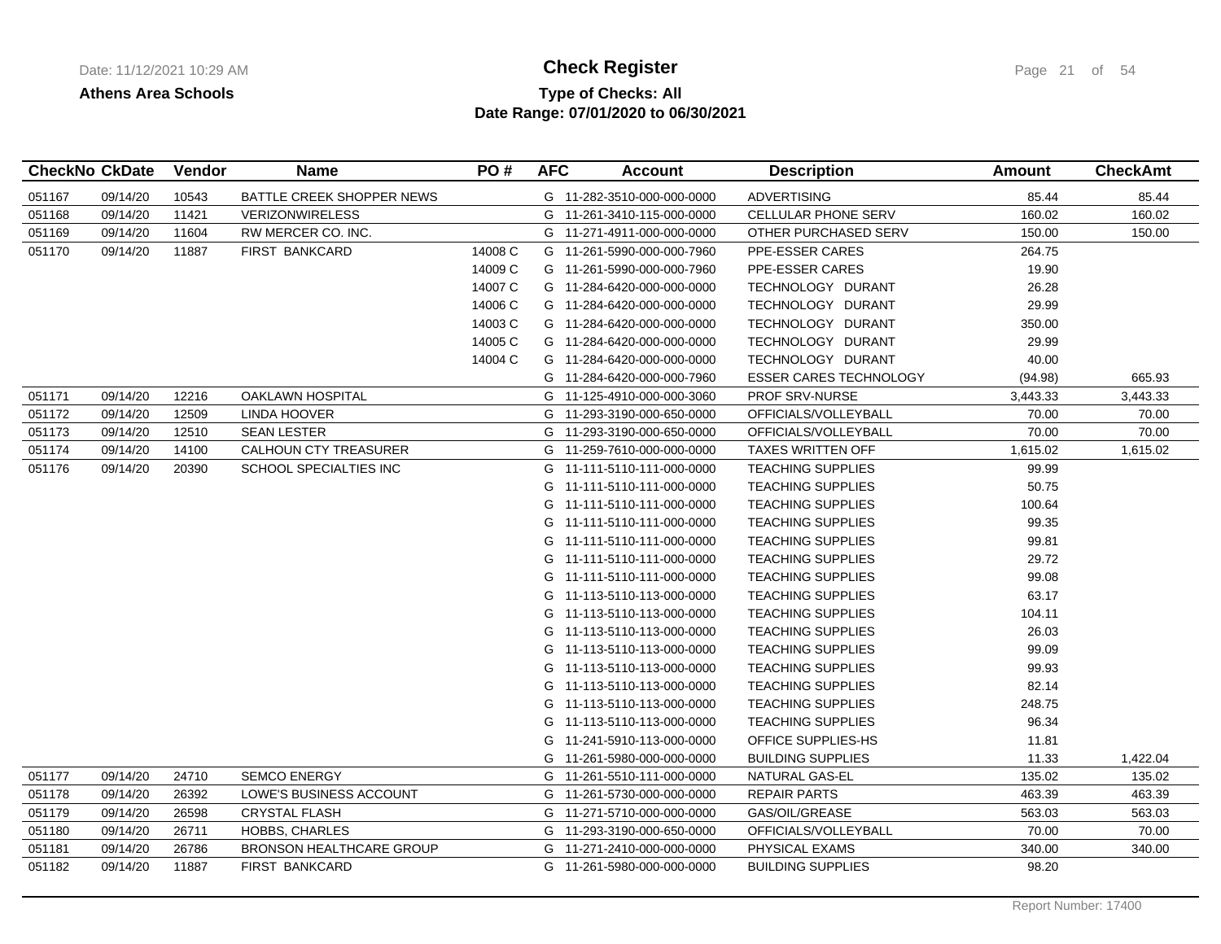**Athens Area Schools**

# Check Register

**Type of Checks: All**
**Date Range: 07/01/2020 to 06/30/2021**

| CheckNo | CkDate | Vendor | Name | PO # | AFC | Account | Description | Amount | CheckAmt |
|---|---|---|---|---|---|---|---|---|---|
| 051167 | 09/14/20 | 10543 | BATTLE CREEK SHOPPER NEWS | | G | 11-282-3510-000-000-0000 | ADVERTISING | 85.44 | 85.44 |
| 051168 | 09/14/20 | 11421 | VERIZONWIRELESS | | G | 11-261-3410-115-000-0000 | CELLULAR PHONE SERV | 160.02 | 160.02 |
| 051169 | 09/14/20 | 11604 | RW MERCER CO. INC. | | G | 11-271-4911-000-000-0000 | OTHER PURCHASED SERV | 150.00 | 150.00 |
| 051170 | 09/14/20 | 11887 | FIRST BANKCARD | 14008 C | G | 11-261-5990-000-000-7960 | PPE-ESSER CARES | 264.75 | |
| | | | | 14009 C | G | 11-261-5990-000-000-7960 | PPE-ESSER CARES | 19.90 | |
| | | | | 14007 C | G | 11-284-6420-000-000-0000 | TECHNOLOGY DURANT | 26.28 | |
| | | | | 14006 C | G | 11-284-6420-000-000-0000 | TECHNOLOGY DURANT | 29.99 | |
| | | | | 14003 C | G | 11-284-6420-000-000-0000 | TECHNOLOGY DURANT | 350.00 | |
| | | | | 14005 C | G | 11-284-6420-000-000-0000 | TECHNOLOGY DURANT | 29.99 | |
| | | | | 14004 C | G | 11-284-6420-000-000-0000 | TECHNOLOGY DURANT | 40.00 | |
| | | | | | G | 11-284-6420-000-000-7960 | ESSER CARES TECHNOLOGY | (94.98) | 665.93 |
| 051171 | 09/14/20 | 12216 | OAKLAWN HOSPITAL | | G | 11-125-4910-000-000-3060 | PROF SRV-NURSE | 3,443.33 | 3,443.33 |
| 051172 | 09/14/20 | 12509 | LINDA HOOVER | | G | 11-293-3190-000-650-0000 | OFFICIALS/VOLLEYBALL | 70.00 | 70.00 |
| 051173 | 09/14/20 | 12510 | SEAN LESTER | | G | 11-293-3190-000-650-0000 | OFFICIALS/VOLLEYBALL | 70.00 | 70.00 |
| 051174 | 09/14/20 | 14100 | CALHOUN CTY TREASURER | | G | 11-259-7610-000-000-0000 | TAXES WRITTEN OFF | 1,615.02 | 1,615.02 |
| 051176 | 09/14/20 | 20390 | SCHOOL SPECIALTIES INC | | G | 11-111-5110-111-000-0000 | TEACHING SUPPLIES | 99.99 | |
| | | | | | G | 11-111-5110-111-000-0000 | TEACHING SUPPLIES | 50.75 | |
| | | | | | G | 11-111-5110-111-000-0000 | TEACHING SUPPLIES | 100.64 | |
| | | | | | G | 11-111-5110-111-000-0000 | TEACHING SUPPLIES | 99.35 | |
| | | | | | G | 11-111-5110-111-000-0000 | TEACHING SUPPLIES | 99.81 | |
| | | | | | G | 11-111-5110-111-000-0000 | TEACHING SUPPLIES | 29.72 | |
| | | | | | G | 11-111-5110-111-000-0000 | TEACHING SUPPLIES | 99.08 | |
| | | | | | G | 11-113-5110-113-000-0000 | TEACHING SUPPLIES | 63.17 | |
| | | | | | G | 11-113-5110-113-000-0000 | TEACHING SUPPLIES | 104.11 | |
| | | | | | G | 11-113-5110-113-000-0000 | TEACHING SUPPLIES | 26.03 | |
| | | | | | G | 11-113-5110-113-000-0000 | TEACHING SUPPLIES | 99.09 | |
| | | | | | G | 11-113-5110-113-000-0000 | TEACHING SUPPLIES | 99.93 | |
| | | | | | G | 11-113-5110-113-000-0000 | TEACHING SUPPLIES | 82.14 | |
| | | | | | G | 11-113-5110-113-000-0000 | TEACHING SUPPLIES | 248.75 | |
| | | | | | G | 11-113-5110-113-000-0000 | TEACHING SUPPLIES | 96.34 | |
| | | | | | G | 11-241-5910-113-000-0000 | OFFICE SUPPLIES-HS | 11.81 | |
| | | | | | G | 11-261-5980-000-000-0000 | BUILDING SUPPLIES | 11.33 | 1,422.04 |
| 051177 | 09/14/20 | 24710 | SEMCO ENERGY | | G | 11-261-5510-111-000-0000 | NATURAL GAS-EL | 135.02 | 135.02 |
| 051178 | 09/14/20 | 26392 | LOWE'S BUSINESS ACCOUNT | | G | 11-261-5730-000-000-0000 | REPAIR PARTS | 463.39 | 463.39 |
| 051179 | 09/14/20 | 26598 | CRYSTAL FLASH | | G | 11-271-5710-000-000-0000 | GAS/OIL/GREASE | 563.03 | 563.03 |
| 051180 | 09/14/20 | 26711 | HOBBS, CHARLES | | G | 11-293-3190-000-650-0000 | OFFICIALS/VOLLEYBALL | 70.00 | 70.00 |
| 051181 | 09/14/20 | 26786 | BRONSON HEALTHCARE GROUP | | G | 11-271-2410-000-000-0000 | PHYSICAL EXAMS | 340.00 | 340.00 |
| 051182 | 09/14/20 | 11887 | FIRST BANKCARD | | G | 11-261-5980-000-000-0000 | BUILDING SUPPLIES | 98.20 | |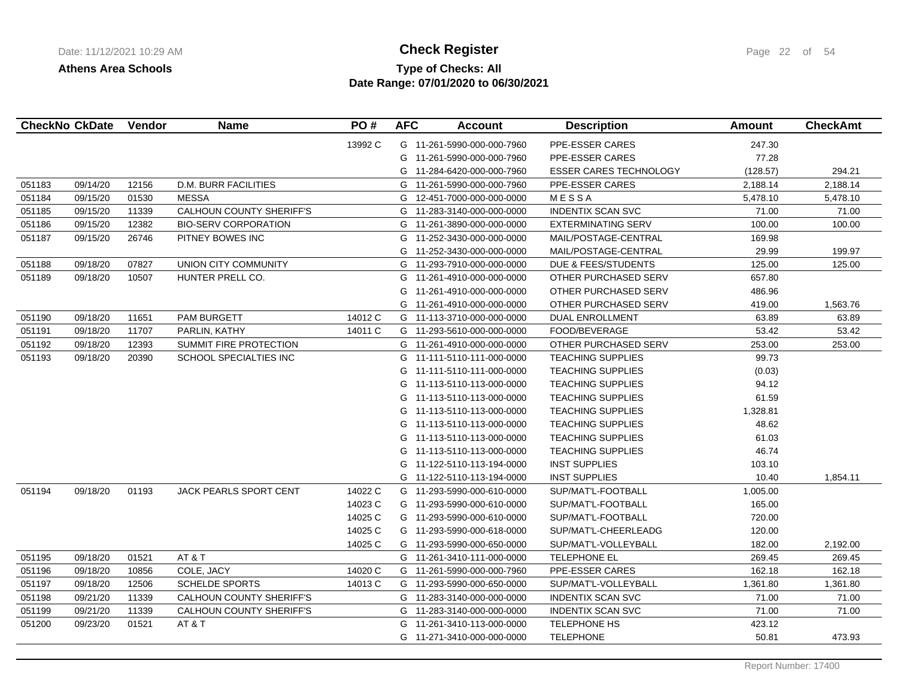**Check Register**

**Athens Area Schools**

**Type of Checks: All**

**Date Range: 07/01/2020 to 06/30/2021**

| CheckNo | CkDate | Vendor | Name | PO # | AFC | Account | Description | Amount | CheckAmt |
|---|---|---|---|---|---|---|---|---|---|
| | | | | 13992 C | G | 11-261-5990-000-000-7960 | PPE-ESSER CARES | 247.30 | |
| | | | | | G | 11-261-5990-000-000-7960 | PPE-ESSER CARES | 77.28 | |
| | | | | | G | 11-284-6420-000-000-7960 | ESSER CARES TECHNOLOGY | (128.57) | 294.21 |
| 051183 | 09/14/20 | 12156 | D.M. BURR FACILITIES | | G | 11-261-5990-000-000-7960 | PPE-ESSER CARES | 2,188.14 | 2,188.14 |
| 051184 | 09/15/20 | 01530 | MESSA | | G | 12-451-7000-000-000-0000 | M E S S A | 5,478.10 | 5,478.10 |
| 051185 | 09/15/20 | 11339 | CALHOUN COUNTY SHERIFF'S | | G | 11-283-3140-000-000-0000 | INDENTIX SCAN SVC | 71.00 | 71.00 |
| 051186 | 09/15/20 | 12382 | BIO-SERV CORPORATION | | G | 11-261-3890-000-000-0000 | EXTERMINATING SERV | 100.00 | 100.00 |
| 051187 | 09/15/20 | 26746 | PITNEY BOWES INC | | G | 11-252-3430-000-000-0000 | MAIL/POSTAGE-CENTRAL | 169.98 | |
| | | | | | G | 11-252-3430-000-000-0000 | MAIL/POSTAGE-CENTRAL | 29.99 | 199.97 |
| 051188 | 09/18/20 | 07827 | UNION CITY COMMUNITY | | G | 11-293-7910-000-000-0000 | DUE & FEES/STUDENTS | 125.00 | 125.00 |
| 051189 | 09/18/20 | 10507 | HUNTER PRELL CO. | | G | 11-261-4910-000-000-0000 | OTHER PURCHASED SERV | 657.80 | |
| | | | | | G | 11-261-4910-000-000-0000 | OTHER PURCHASED SERV | 486.96 | |
| | | | | | G | 11-261-4910-000-000-0000 | OTHER PURCHASED SERV | 419.00 | 1,563.76 |
| 051190 | 09/18/20 | 11651 | PAM BURGETT | 14012 C | G | 11-113-3710-000-000-0000 | DUAL ENROLLMENT | 63.89 | 63.89 |
| 051191 | 09/18/20 | 11707 | PARLIN, KATHY | 14011 C | G | 11-293-5610-000-000-0000 | FOOD/BEVERAGE | 53.42 | 53.42 |
| 051192 | 09/18/20 | 12393 | SUMMIT FIRE PROTECTION | | G | 11-261-4910-000-000-0000 | OTHER PURCHASED SERV | 253.00 | 253.00 |
| 051193 | 09/18/20 | 20390 | SCHOOL SPECIALTIES INC | | G | 11-111-5110-111-000-0000 | TEACHING SUPPLIES | 99.73 | |
| | | | | | G | 11-111-5110-111-000-0000 | TEACHING SUPPLIES | (0.03) | |
| | | | | | G | 11-113-5110-113-000-0000 | TEACHING SUPPLIES | 94.12 | |
| | | | | | G | 11-113-5110-113-000-0000 | TEACHING SUPPLIES | 61.59 | |
| | | | | | G | 11-113-5110-113-000-0000 | TEACHING SUPPLIES | 1,328.81 | |
| | | | | | G | 11-113-5110-113-000-0000 | TEACHING SUPPLIES | 48.62 | |
| | | | | | G | 11-113-5110-113-000-0000 | TEACHING SUPPLIES | 61.03 | |
| | | | | | G | 11-113-5110-113-000-0000 | TEACHING SUPPLIES | 46.74 | |
| | | | | | G | 11-122-5110-113-194-0000 | INST SUPPLIES | 103.10 | |
| | | | | | G | 11-122-5110-113-194-0000 | INST SUPPLIES | 10.40 | 1,854.11 |
| 051194 | 09/18/20 | 01193 | JACK PEARLS SPORT CENT | 14022 C | G | 11-293-5990-000-610-0000 | SUP/MAT'L-FOOTBALL | 1,005.00 | |
| | | | | 14023 C | G | 11-293-5990-000-610-0000 | SUP/MAT'L-FOOTBALL | 165.00 | |
| | | | | 14025 C | G | 11-293-5990-000-610-0000 | SUP/MAT'L-FOOTBALL | 720.00 | |
| | | | | 14025 C | G | 11-293-5990-000-618-0000 | SUP/MAT'L-CHEERLEADG | 120.00 | |
| | | | | 14025 C | G | 11-293-5990-000-650-0000 | SUP/MAT'L-VOLLEYBALL | 182.00 | 2,192.00 |
| 051195 | 09/18/20 | 01521 | AT & T | | G | 11-261-3410-111-000-0000 | TELEPHONE EL | 269.45 | 269.45 |
| 051196 | 09/18/20 | 10856 | COLE, JACY | 14020 C | G | 11-261-5990-000-000-7960 | PPE-ESSER CARES | 162.18 | 162.18 |
| 051197 | 09/18/20 | 12506 | SCHELDE SPORTS | 14013 C | G | 11-293-5990-000-650-0000 | SUP/MAT'L-VOLLEYBALL | 1,361.80 | 1,361.80 |
| 051198 | 09/21/20 | 11339 | CALHOUN COUNTY SHERIFF'S | | G | 11-283-3140-000-000-0000 | INDENTIX SCAN SVC | 71.00 | 71.00 |
| 051199 | 09/21/20 | 11339 | CALHOUN COUNTY SHERIFF'S | | G | 11-283-3140-000-000-0000 | INDENTIX SCAN SVC | 71.00 | 71.00 |
| 051200 | 09/23/20 | 01521 | AT & T | | G | 11-261-3410-113-000-0000 | TELEPHONE HS | 423.12 | |
| | | | | | G | 11-271-3410-000-000-0000 | TELEPHONE | 50.81 | 473.93 |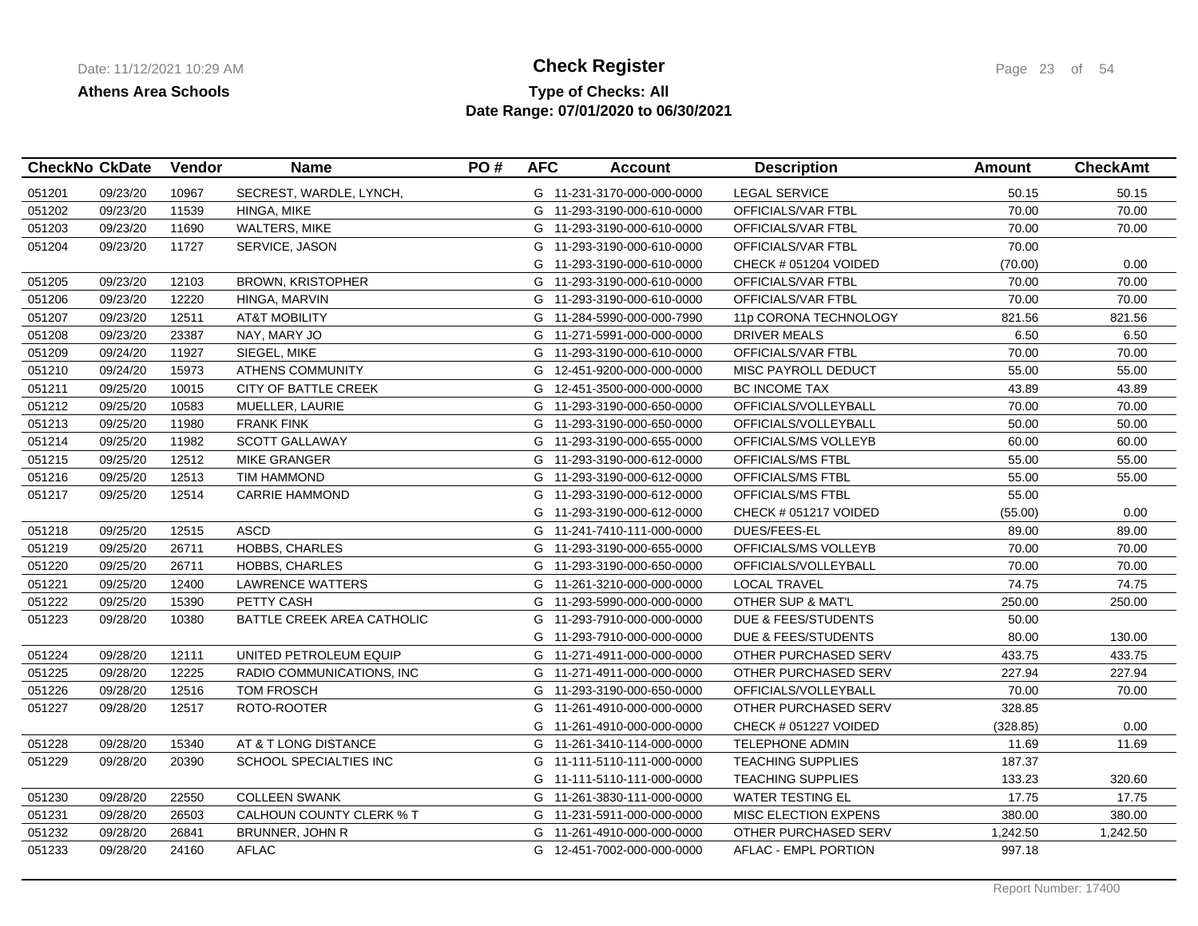**Check Register**

**Athens Area Schools**

**Type of Checks: All**

**Date Range: 07/01/2020 to 06/30/2021**

| CheckNo | CkDate | Vendor | Name | PO # | AFC | Account | Description | Amount | CheckAmt |
|---|---|---|---|---|---|---|---|---|---|
| 051201 | 09/23/20 | 10967 | SECREST, WARDLE, LYNCH, | | G | 11-231-3170-000-000-0000 | LEGAL SERVICE | 50.15 | 50.15 |
| 051202 | 09/23/20 | 11539 | HINGA, MIKE | | G | 11-293-3190-000-610-0000 | OFFICIALS/VAR FTBL | 70.00 | 70.00 |
| 051203 | 09/23/20 | 11690 | WALTERS, MIKE | | G | 11-293-3190-000-610-0000 | OFFICIALS/VAR FTBL | 70.00 | 70.00 |
| 051204 | 09/23/20 | 11727 | SERVICE, JASON | | G | 11-293-3190-000-610-0000 | OFFICIALS/VAR FTBL | 70.00 | |
| | | | | | G | 11-293-3190-000-610-0000 | CHECK # 051204 VOIDED | (70.00) | 0.00 |
| 051205 | 09/23/20 | 12103 | BROWN, KRISTOPHER | | G | 11-293-3190-000-610-0000 | OFFICIALS/VAR FTBL | 70.00 | 70.00 |
| 051206 | 09/23/20 | 12220 | HINGA, MARVIN | | G | 11-293-3190-000-610-0000 | OFFICIALS/VAR FTBL | 70.00 | 70.00 |
| 051207 | 09/23/20 | 12511 | AT&T MOBILITY | | G | 11-284-5990-000-000-7990 | 11p CORONA TECHNOLOGY | 821.56 | 821.56 |
| 051208 | 09/23/20 | 23387 | NAY, MARY JO | | G | 11-271-5991-000-000-0000 | DRIVER MEALS | 6.50 | 6.50 |
| 051209 | 09/24/20 | 11927 | SIEGEL, MIKE | | G | 11-293-3190-000-610-0000 | OFFICIALS/VAR FTBL | 70.00 | 70.00 |
| 051210 | 09/24/20 | 15973 | ATHENS COMMUNITY | | G | 12-451-9200-000-000-0000 | MISC PAYROLL DEDUCT | 55.00 | 55.00 |
| 051211 | 09/25/20 | 10015 | CITY OF BATTLE CREEK | | G | 12-451-3500-000-000-0000 | BC INCOME TAX | 43.89 | 43.89 |
| 051212 | 09/25/20 | 10583 | MUELLER, LAURIE | | G | 11-293-3190-000-650-0000 | OFFICIALS/VOLLEYBALL | 70.00 | 70.00 |
| 051213 | 09/25/20 | 11980 | FRANK FINK | | G | 11-293-3190-000-650-0000 | OFFICIALS/VOLLEYBALL | 50.00 | 50.00 |
| 051214 | 09/25/20 | 11982 | SCOTT GALLAWAY | | G | 11-293-3190-000-655-0000 | OFFICIALS/MS VOLLEYB | 60.00 | 60.00 |
| 051215 | 09/25/20 | 12512 | MIKE GRANGER | | G | 11-293-3190-000-612-0000 | OFFICIALS/MS FTBL | 55.00 | 55.00 |
| 051216 | 09/25/20 | 12513 | TIM HAMMOND | | G | 11-293-3190-000-612-0000 | OFFICIALS/MS FTBL | 55.00 | 55.00 |
| 051217 | 09/25/20 | 12514 | CARRIE HAMMOND | | G | 11-293-3190-000-612-0000 | OFFICIALS/MS FTBL | 55.00 | |
| | | | | | G | 11-293-3190-000-612-0000 | CHECK # 051217 VOIDED | (55.00) | 0.00 |
| 051218 | 09/25/20 | 12515 | ASCD | | G | 11-241-7410-111-000-0000 | DUES/FEES-EL | 89.00 | 89.00 |
| 051219 | 09/25/20 | 26711 | HOBBS, CHARLES | | G | 11-293-3190-000-655-0000 | OFFICIALS/MS VOLLEYB | 70.00 | 70.00 |
| 051220 | 09/25/20 | 26711 | HOBBS, CHARLES | | G | 11-293-3190-000-650-0000 | OFFICIALS/VOLLEYBALL | 70.00 | 70.00 |
| 051221 | 09/25/20 | 12400 | LAWRENCE WATTERS | | G | 11-261-3210-000-000-0000 | LOCAL TRAVEL | 74.75 | 74.75 |
| 051222 | 09/25/20 | 15390 | PETTY CASH | | G | 11-293-5990-000-000-0000 | OTHER SUP & MAT'L | 250.00 | 250.00 |
| 051223 | 09/28/20 | 10380 | BATTLE CREEK AREA CATHOLIC | | G | 11-293-7910-000-000-0000 | DUE & FEES/STUDENTS | 50.00 | |
| | | | | | G | 11-293-7910-000-000-0000 | DUE & FEES/STUDENTS | 80.00 | 130.00 |
| 051224 | 09/28/20 | 12111 | UNITED PETROLEUM EQUIP | | G | 11-271-4911-000-000-0000 | OTHER PURCHASED SERV | 433.75 | 433.75 |
| 051225 | 09/28/20 | 12225 | RADIO COMMUNICATIONS, INC | | G | 11-271-4911-000-000-0000 | OTHER PURCHASED SERV | 227.94 | 227.94 |
| 051226 | 09/28/20 | 12516 | TOM FROSCH | | G | 11-293-3190-000-650-0000 | OFFICIALS/VOLLEYBALL | 70.00 | 70.00 |
| 051227 | 09/28/20 | 12517 | ROTO-ROOTER | | G | 11-261-4910-000-000-0000 | OTHER PURCHASED SERV | 328.85 | |
| | | | | | G | 11-261-4910-000-000-0000 | CHECK # 051227 VOIDED | (328.85) | 0.00 |
| 051228 | 09/28/20 | 15340 | AT & T LONG DISTANCE | | G | 11-261-3410-114-000-0000 | TELEPHONE ADMIN | 11.69 | 11.69 |
| 051229 | 09/28/20 | 20390 | SCHOOL SPECIALTIES INC | | G | 11-111-5110-111-000-0000 | TEACHING SUPPLIES | 187.37 | |
| | | | | | G | 11-111-5110-111-000-0000 | TEACHING SUPPLIES | 133.23 | 320.60 |
| 051230 | 09/28/20 | 22550 | COLLEEN SWANK | | G | 11-261-3830-111-000-0000 | WATER TESTING EL | 17.75 | 17.75 |
| 051231 | 09/28/20 | 26503 | CALHOUN COUNTY CLERK % T | | G | 11-231-5911-000-000-0000 | MISC ELECTION EXPENS | 380.00 | 380.00 |
| 051232 | 09/28/20 | 26841 | BRUNNER, JOHN R | | G | 11-261-4910-000-000-0000 | OTHER PURCHASED SERV | 1,242.50 | 1,242.50 |
| 051233 | 09/28/20 | 24160 | AFLAC | | G | 12-451-7002-000-000-0000 | AFLAC - EMPL PORTION | 997.18 | |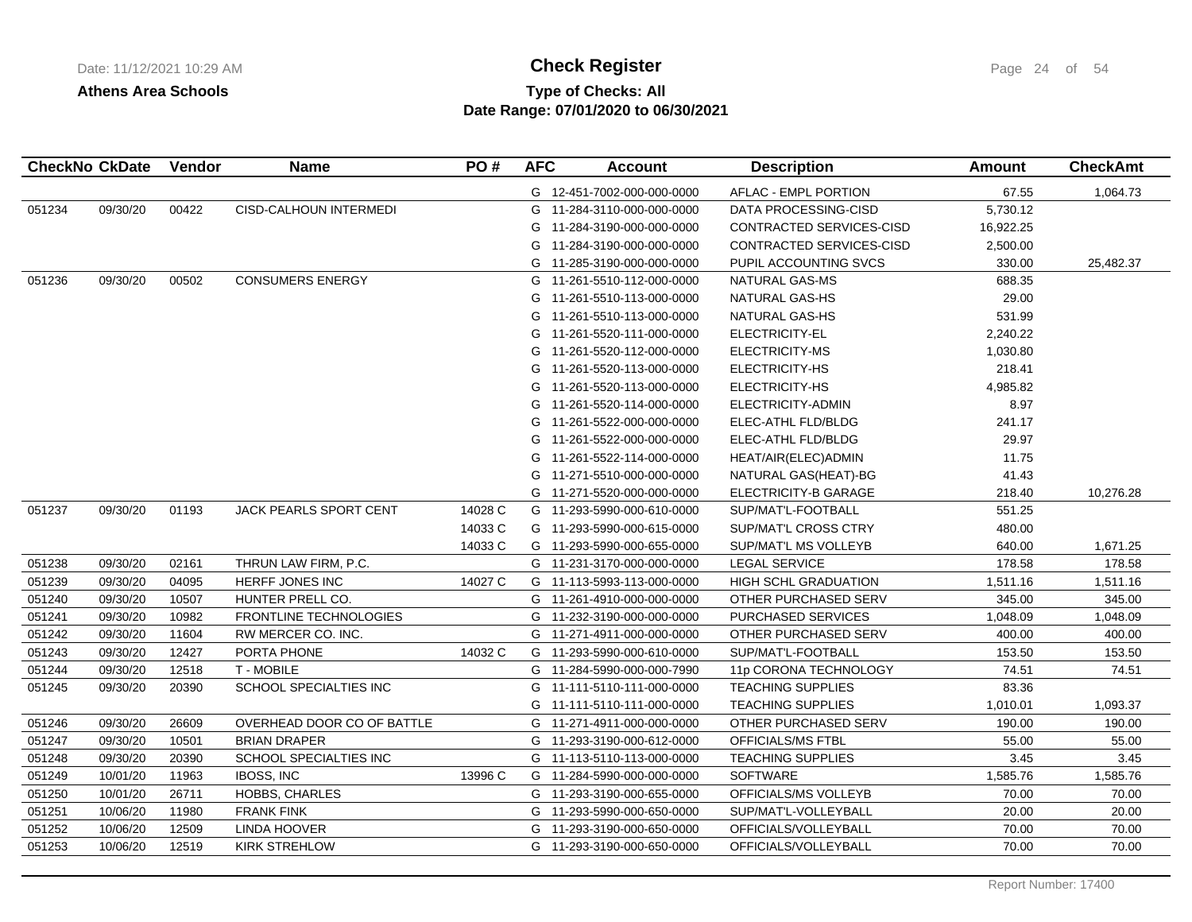**Check Register**

**Athens Area Schools**

**Type of Checks: All**

**Date Range: 07/01/2020 to 06/30/2021**

| CheckNo | CkDate | Vendor | Name | PO # | AFC | Account | Description | Amount | CheckAmt |
|---|---|---|---|---|---|---|---|---|---|
| | | | | | G | 12-451-7002-000-000-0000 | AFLAC - EMPL PORTION | 67.55 | 1,064.73 |
| 051234 | 09/30/20 | 00422 | CISD-CALHOUN INTERMEDI | | G | 11-284-3110-000-000-0000 | DATA PROCESSING-CISD | 5,730.12 | |
| | | | | | G | 11-284-3190-000-000-0000 | CONTRACTED SERVICES-CISD | 16,922.25 | |
| | | | | | G | 11-284-3190-000-000-0000 | CONTRACTED SERVICES-CISD | 2,500.00 | |
| | | | | | G | 11-285-3190-000-000-0000 | PUPIL ACCOUNTING SVCS | 330.00 | 25,482.37 |
| 051236 | 09/30/20 | 00502 | CONSUMERS ENERGY | | G | 11-261-5510-112-000-0000 | NATURAL GAS-MS | 688.35 | |
| | | | | | G | 11-261-5510-113-000-0000 | NATURAL GAS-HS | 29.00 | |
| | | | | | G | 11-261-5510-113-000-0000 | NATURAL GAS-HS | 531.99 | |
| | | | | | G | 11-261-5520-111-000-0000 | ELECTRICITY-EL | 2,240.22 | |
| | | | | | G | 11-261-5520-112-000-0000 | ELECTRICITY-MS | 1,030.80 | |
| | | | | | G | 11-261-5520-113-000-0000 | ELECTRICITY-HS | 218.41 | |
| | | | | | G | 11-261-5520-113-000-0000 | ELECTRICITY-HS | 4,985.82 | |
| | | | | | G | 11-261-5520-114-000-0000 | ELECTRICITY-ADMIN | 8.97 | |
| | | | | | G | 11-261-5522-000-000-0000 | ELEC-ATHL FLD/BLDG | 241.17 | |
| | | | | | G | 11-261-5522-000-000-0000 | ELEC-ATHL FLD/BLDG | 29.97 | |
| | | | | | G | 11-261-5522-114-000-0000 | HEAT/AIR(ELEC)ADMIN | 11.75 | |
| | | | | | G | 11-271-5510-000-000-0000 | NATURAL GAS(HEAT)-BG | 41.43 | |
| | | | | | G | 11-271-5520-000-000-0000 | ELECTRICITY-B GARAGE | 218.40 | 10,276.28 |
| 051237 | 09/30/20 | 01193 | JACK PEARLS SPORT CENT | 14028 C | G | 11-293-5990-000-610-0000 | SUP/MAT'L-FOOTBALL | 551.25 | |
| | | | | 14033 C | G | 11-293-5990-000-615-0000 | SUP/MAT'L CROSS CTRY | 480.00 | |
| | | | | 14033 C | G | 11-293-5990-000-655-0000 | SUP/MAT'L MS VOLLEYB | 640.00 | 1,671.25 |
| 051238 | 09/30/20 | 02161 | THRUN LAW FIRM, P.C. | | G | 11-231-3170-000-000-0000 | LEGAL SERVICE | 178.58 | 178.58 |
| 051239 | 09/30/20 | 04095 | HERFF JONES INC | 14027 C | G | 11-113-5993-113-000-0000 | HIGH SCHL GRADUATION | 1,511.16 | 1,511.16 |
| 051240 | 09/30/20 | 10507 | HUNTER PRELL CO. | | G | 11-261-4910-000-000-0000 | OTHER PURCHASED SERV | 345.00 | 345.00 |
| 051241 | 09/30/20 | 10982 | FRONTLINE TECHNOLOGIES | | G | 11-232-3190-000-000-0000 | PURCHASED SERVICES | 1,048.09 | 1,048.09 |
| 051242 | 09/30/20 | 11604 | RW MERCER CO. INC. | | G | 11-271-4911-000-000-0000 | OTHER PURCHASED SERV | 400.00 | 400.00 |
| 051243 | 09/30/20 | 12427 | PORTA PHONE | 14032 C | G | 11-293-5990-000-610-0000 | SUP/MAT'L-FOOTBALL | 153.50 | 153.50 |
| 051244 | 09/30/20 | 12518 | T - MOBILE | | G | 11-284-5990-000-000-7990 | 11p CORONA TECHNOLOGY | 74.51 | 74.51 |
| 051245 | 09/30/20 | 20390 | SCHOOL SPECIALTIES INC | | G | 11-111-5110-111-000-0000 | TEACHING SUPPLIES | 83.36 | |
| | | | | | G | 11-111-5110-111-000-0000 | TEACHING SUPPLIES | 1,010.01 | 1,093.37 |
| 051246 | 09/30/20 | 26609 | OVERHEAD DOOR CO OF BATTLE | | G | 11-271-4911-000-000-0000 | OTHER PURCHASED SERV | 190.00 | 190.00 |
| 051247 | 09/30/20 | 10501 | BRIAN DRAPER | | G | 11-293-3190-000-612-0000 | OFFICIALS/MS FTBL | 55.00 | 55.00 |
| 051248 | 09/30/20 | 20390 | SCHOOL SPECIALTIES INC | | G | 11-113-5110-113-000-0000 | TEACHING SUPPLIES | 3.45 | 3.45 |
| 051249 | 10/01/20 | 11963 | IBOSS, INC | 13996 C | G | 11-284-5990-000-000-0000 | SOFTWARE | 1,585.76 | 1,585.76 |
| 051250 | 10/01/20 | 26711 | HOBBS, CHARLES | | G | 11-293-3190-000-655-0000 | OFFICIALS/MS VOLLEYB | 70.00 | 70.00 |
| 051251 | 10/06/20 | 11980 | FRANK FINK | | G | 11-293-5990-000-650-0000 | SUP/MAT'L-VOLLEYBALL | 20.00 | 20.00 |
| 051252 | 10/06/20 | 12509 | LINDA HOOVER | | G | 11-293-3190-000-650-0000 | OFFICIALS/VOLLEYBALL | 70.00 | 70.00 |
| 051253 | 10/06/20 | 12519 | KIRK STREHLOW | | G | 11-293-3190-000-650-0000 | OFFICIALS/VOLLEYBALL | 70.00 | 70.00 |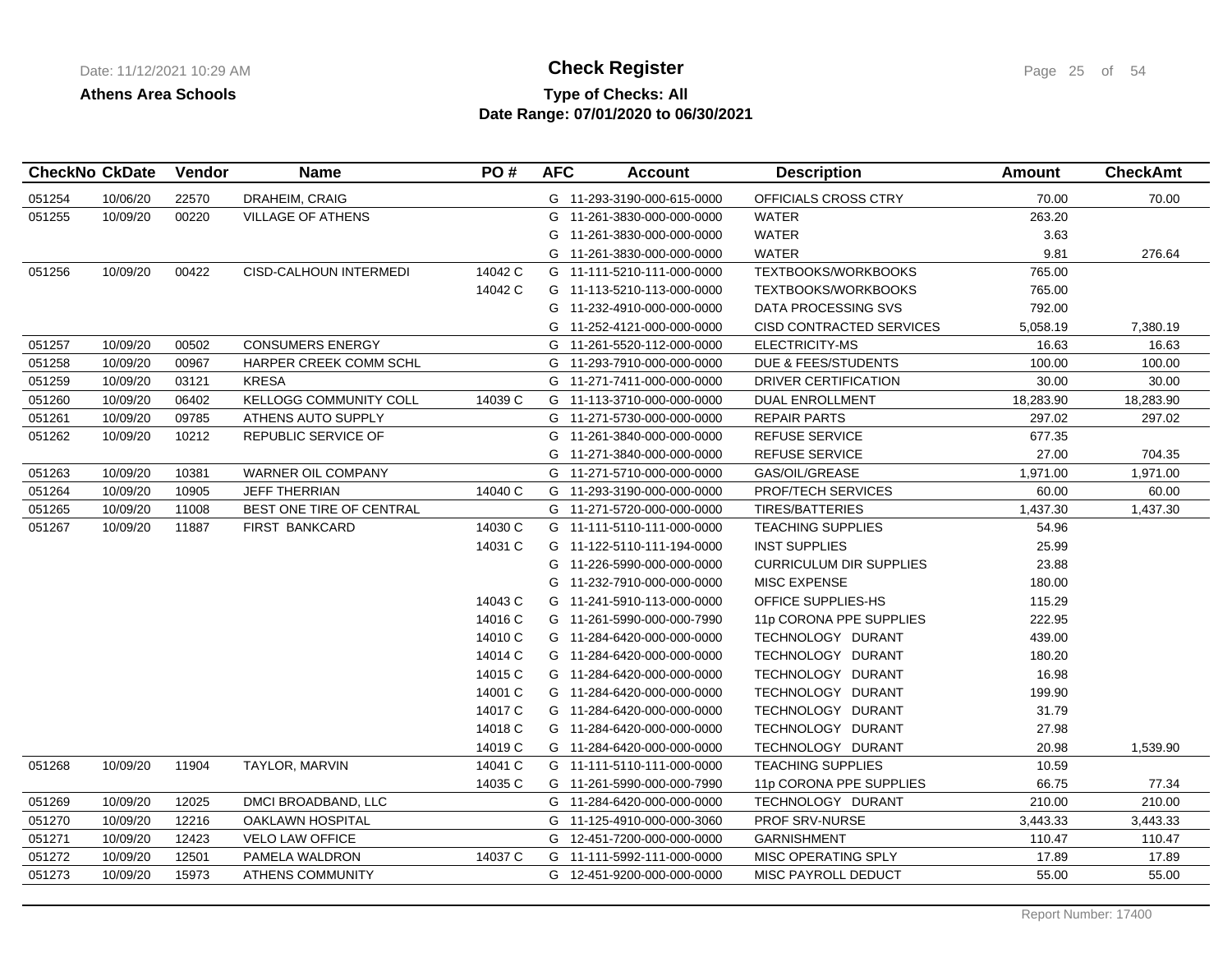# Check Register

**Athens Area Schools**

**Type of Checks: All**

**Date Range: 07/01/2020 to 06/30/2021**

Date: 11/12/2021 10:29 AM

| CheckNo | CkDate | Vendor | Name | PO # | AFC | Account | Description | Amount | CheckAmt |
|---|---|---|---|---|---|---|---|---|---|
| 051254 | 10/06/20 | 22570 | DRAHEIM, CRAIG | | G | 11-293-3190-000-615-0000 | OFFICIALS CROSS CTRY | 70.00 | 70.00 |
| 051255 | 10/09/20 | 00220 | VILLAGE OF ATHENS | | G | 11-261-3830-000-000-0000 | WATER | 263.20 | |
| | | | | | G | 11-261-3830-000-000-0000 | WATER | 3.63 | |
| | | | | | G | 11-261-3830-000-000-0000 | WATER | 9.81 | 276.64 |
| 051256 | 10/09/20 | 00422 | CISD-CALHOUN INTERMEDI | 14042 C | G | 11-111-5210-111-000-0000 | TEXTBOOKS/WORKBOOKS | 765.00 | |
| | | | | 14042 C | G | 11-113-5210-113-000-0000 | TEXTBOOKS/WORKBOOKS | 765.00 | |
| | | | | | G | 11-232-4910-000-000-0000 | DATA PROCESSING SVS | 792.00 | |
| | | | | | G | 11-252-4121-000-000-0000 | CISD CONTRACTED SERVICES | 5,058.19 | 7,380.19 |
| 051257 | 10/09/20 | 00502 | CONSUMERS ENERGY | | G | 11-261-5520-112-000-0000 | ELECTRICITY-MS | 16.63 | 16.63 |
| 051258 | 10/09/20 | 00967 | HARPER CREEK COMM SCHL | | G | 11-293-7910-000-000-0000 | DUE & FEES/STUDENTS | 100.00 | 100.00 |
| 051259 | 10/09/20 | 03121 | KRESA | | G | 11-271-7411-000-000-0000 | DRIVER CERTIFICATION | 30.00 | 30.00 |
| 051260 | 10/09/20 | 06402 | KELLOGG COMMUNITY COLL | 14039 C | G | 11-113-3710-000-000-0000 | DUAL ENROLLMENT | 18,283.90 | 18,283.90 |
| 051261 | 10/09/20 | 09785 | ATHENS AUTO SUPPLY | | G | 11-271-5730-000-000-0000 | REPAIR PARTS | 297.02 | 297.02 |
| 051262 | 10/09/20 | 10212 | REPUBLIC SERVICE OF | | G | 11-261-3840-000-000-0000 | REFUSE SERVICE | 677.35 | |
| | | | | | G | 11-271-3840-000-000-0000 | REFUSE SERVICE | 27.00 | 704.35 |
| 051263 | 10/09/20 | 10381 | WARNER OIL COMPANY | | G | 11-271-5710-000-000-0000 | GAS/OIL/GREASE | 1,971.00 | 1,971.00 |
| 051264 | 10/09/20 | 10905 | JEFF THERRIAN | 14040 C | G | 11-293-3190-000-000-0000 | PROF/TECH SERVICES | 60.00 | 60.00 |
| 051265 | 10/09/20 | 11008 | BEST ONE TIRE OF CENTRAL | | G | 11-271-5720-000-000-0000 | TIRES/BATTERIES | 1,437.30 | 1,437.30 |
| 051267 | 10/09/20 | 11887 | FIRST BANKCARD | 14030 C | G | 11-111-5110-111-000-0000 | TEACHING SUPPLIES | 54.96 | |
| | | | | 14031 C | G | 11-122-5110-111-194-0000 | INST SUPPLIES | 25.99 | |
| | | | | | G | 11-226-5990-000-000-0000 | CURRICULUM DIR SUPPLIES | 23.88 | |
| | | | | | G | 11-232-7910-000-000-0000 | MISC EXPENSE | 180.00 | |
| | | | | 14043 C | G | 11-241-5910-113-000-0000 | OFFICE SUPPLIES-HS | 115.29 | |
| | | | | 14016 C | G | 11-261-5990-000-000-7990 | 11p CORONA PPE SUPPLIES | 222.95 | |
| | | | | 14010 C | G | 11-284-6420-000-000-0000 | TECHNOLOGY DURANT | 439.00 | |
| | | | | 14014 C | G | 11-284-6420-000-000-0000 | TECHNOLOGY DURANT | 180.20 | |
| | | | | 14015 C | G | 11-284-6420-000-000-0000 | TECHNOLOGY DURANT | 16.98 | |
| | | | | 14001 C | G | 11-284-6420-000-000-0000 | TECHNOLOGY DURANT | 199.90 | |
| | | | | 14017 C | G | 11-284-6420-000-000-0000 | TECHNOLOGY DURANT | 31.79 | |
| | | | | 14018 C | G | 11-284-6420-000-000-0000 | TECHNOLOGY DURANT | 27.98 | |
| | | | | 14019 C | G | 11-284-6420-000-000-0000 | TECHNOLOGY DURANT | 20.98 | 1,539.90 |
| 051268 | 10/09/20 | 11904 | TAYLOR, MARVIN | 14041 C | G | 11-111-5110-111-000-0000 | TEACHING SUPPLIES | 10.59 | |
| | | | | 14035 C | G | 11-261-5990-000-000-7990 | 11p CORONA PPE SUPPLIES | 66.75 | 77.34 |
| 051269 | 10/09/20 | 12025 | DMCI BROADBAND, LLC | | G | 11-284-6420-000-000-0000 | TECHNOLOGY DURANT | 210.00 | 210.00 |
| 051270 | 10/09/20 | 12216 | OAKLAWN HOSPITAL | | G | 11-125-4910-000-000-3060 | PROF SRV-NURSE | 3,443.33 | 3,443.33 |
| 051271 | 10/09/20 | 12423 | VELO LAW OFFICE | | G | 12-451-7200-000-000-0000 | GARNISHMENT | 110.47 | 110.47 |
| 051272 | 10/09/20 | 12501 | PAMELA WALDRON | 14037 C | G | 11-111-5992-111-000-0000 | MISC OPERATING SPLY | 17.89 | 17.89 |
| 051273 | 10/09/20 | 15973 | ATHENS COMMUNITY | | G | 12-451-9200-000-000-0000 | MISC PAYROLL DEDUCT | 55.00 | 55.00 |

Report Number: 17400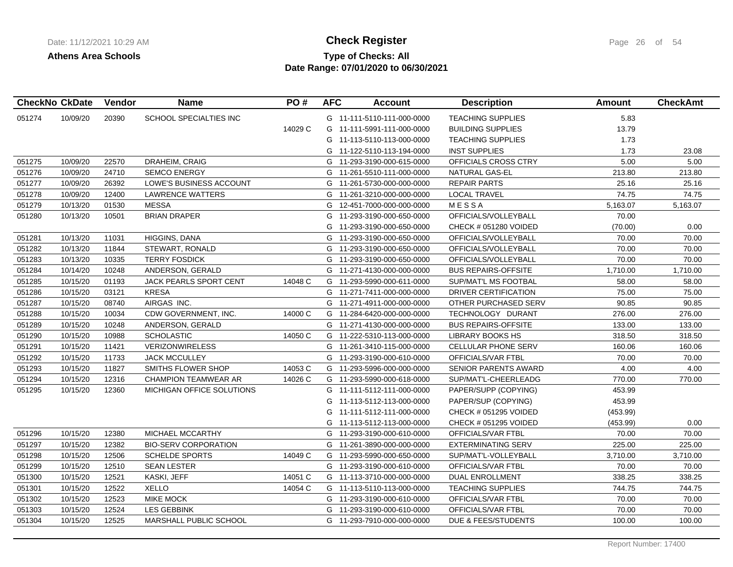# Check Register

**Athens Area Schools**

**Type of Checks: All**

**Date Range: 07/01/2020 to 06/30/2021**

| CheckNo | CkDate | Vendor | Name | PO # | AFC | Account | Description | Amount | CheckAmt |
|---|---|---|---|---|---|---|---|---|---|
| 051274 | 10/09/20 | 20390 | SCHOOL SPECIALTIES INC | | G | 11-111-5110-111-000-0000 | TEACHING SUPPLIES | 5.83 | |
| | | | | 14029 C | G | 11-111-5991-111-000-0000 | BUILDING SUPPLIES | 13.79 | |
| | | | | | G | 11-113-5110-113-000-0000 | TEACHING SUPPLIES | 1.73 | |
| | | | | | G | 11-122-5110-113-194-0000 | INST SUPPLIES | 1.73 | 23.08 |
| 051275 | 10/09/20 | 22570 | DRAHEIM, CRAIG | | G | 11-293-3190-000-615-0000 | OFFICIALS CROSS CTRY | 5.00 | 5.00 |
| 051276 | 10/09/20 | 24710 | SEMCO ENERGY | | G | 11-261-5510-111-000-0000 | NATURAL GAS-EL | 213.80 | 213.80 |
| 051277 | 10/09/20 | 26392 | LOWE'S BUSINESS ACCOUNT | | G | 11-261-5730-000-000-0000 | REPAIR PARTS | 25.16 | 25.16 |
| 051278 | 10/09/20 | 12400 | LAWRENCE WATTERS | | G | 11-261-3210-000-000-0000 | LOCAL TRAVEL | 74.75 | 74.75 |
| 051279 | 10/13/20 | 01530 | MESSA | | G | 12-451-7000-000-000-0000 | M E S S A | 5,163.07 | 5,163.07 |
| 051280 | 10/13/20 | 10501 | BRIAN DRAPER | | G | 11-293-3190-000-650-0000 | OFFICIALS/VOLLEYBALL | 70.00 | |
| | | | | | G | 11-293-3190-000-650-0000 | CHECK # 051280 VOIDED | (70.00) | 0.00 |
| 051281 | 10/13/20 | 11031 | HIGGINS, DANA | | G | 11-293-3190-000-650-0000 | OFFICIALS/VOLLEYBALL | 70.00 | 70.00 |
| 051282 | 10/13/20 | 11844 | STEWART, RONALD | | G | 11-293-3190-000-650-0000 | OFFICIALS/VOLLEYBALL | 70.00 | 70.00 |
| 051283 | 10/13/20 | 10335 | TERRY FOSDICK | | G | 11-293-3190-000-650-0000 | OFFICIALS/VOLLEYBALL | 70.00 | 70.00 |
| 051284 | 10/14/20 | 10248 | ANDERSON, GERALD | | G | 11-271-4130-000-000-0000 | BUS REPAIRS-OFFSITE | 1,710.00 | 1,710.00 |
| 051285 | 10/15/20 | 01193 | JACK PEARLS SPORT CENT | 14048 C | G | 11-293-5990-000-611-0000 | SUP/MAT'L MS FOOTBAL | 58.00 | 58.00 |
| 051286 | 10/15/20 | 03121 | KRESA | | G | 11-271-7411-000-000-0000 | DRIVER CERTIFICATION | 75.00 | 75.00 |
| 051287 | 10/15/20 | 08740 | AIRGAS INC. | | G | 11-271-4911-000-000-0000 | OTHER PURCHASED SERV | 90.85 | 90.85 |
| 051288 | 10/15/20 | 10034 | CDW GOVERNMENT, INC. | 14000 C | G | 11-284-6420-000-000-0000 | TECHNOLOGY DURANT | 276.00 | 276.00 |
| 051289 | 10/15/20 | 10248 | ANDERSON, GERALD | | G | 11-271-4130-000-000-0000 | BUS REPAIRS-OFFSITE | 133.00 | 133.00 |
| 051290 | 10/15/20 | 10988 | SCHOLASTIC | 14050 C | G | 11-222-5310-113-000-0000 | LIBRARY BOOKS HS | 318.50 | 318.50 |
| 051291 | 10/15/20 | 11421 | VERIZONWIRELESS | | G | 11-261-3410-115-000-0000 | CELLULAR PHONE SERV | 160.06 | 160.06 |
| 051292 | 10/15/20 | 11733 | JACK MCCULLEY | | G | 11-293-3190-000-610-0000 | OFFICIALS/VAR FTBL | 70.00 | 70.00 |
| 051293 | 10/15/20 | 11827 | SMITHS FLOWER SHOP | 14053 C | G | 11-293-5996-000-000-0000 | SENIOR PARENTS AWARD | 4.00 | 4.00 |
| 051294 | 10/15/20 | 12316 | CHAMPION TEAMWEAR AR | 14026 C | G | 11-293-5990-000-618-0000 | SUP/MAT'L-CHEERLEADG | 770.00 | 770.00 |
| 051295 | 10/15/20 | 12360 | MICHIGAN OFFICE SOLUTIONS | | G | 11-111-5112-111-000-0000 | PAPER/SUPP (COPYING) | 453.99 | |
| | | | | | G | 11-113-5112-113-000-0000 | PAPER/SUP (COPYING) | 453.99 | |
| | | | | | G | 11-111-5112-111-000-0000 | CHECK # 051295 VOIDED | (453.99) | |
| | | | | | G | 11-113-5112-113-000-0000 | CHECK # 051295 VOIDED | (453.99) | 0.00 |
| 051296 | 10/15/20 | 12380 | MICHAEL MCCARTHY | | G | 11-293-3190-000-610-0000 | OFFICIALS/VAR FTBL | 70.00 | 70.00 |
| 051297 | 10/15/20 | 12382 | BIO-SERV CORPORATION | | G | 11-261-3890-000-000-0000 | EXTERMINATING SERV | 225.00 | 225.00 |
| 051298 | 10/15/20 | 12506 | SCHELDE SPORTS | 14049 C | G | 11-293-5990-000-650-0000 | SUP/MAT'L-VOLLEYBALL | 3,710.00 | 3,710.00 |
| 051299 | 10/15/20 | 12510 | SEAN LESTER | | G | 11-293-3190-000-610-0000 | OFFICIALS/VAR FTBL | 70.00 | 70.00 |
| 051300 | 10/15/20 | 12521 | KASKI, JEFF | 14051 C | G | 11-113-3710-000-000-0000 | DUAL ENROLLMENT | 338.25 | 338.25 |
| 051301 | 10/15/20 | 12522 | XELLO | 14054 C | G | 11-113-5110-113-000-0000 | TEACHING SUPPLIES | 744.75 | 744.75 |
| 051302 | 10/15/20 | 12523 | MIKE MOCK | | G | 11-293-3190-000-610-0000 | OFFICIALS/VAR FTBL | 70.00 | 70.00 |
| 051303 | 10/15/20 | 12524 | LES GEBBINK | | G | 11-293-3190-000-610-0000 | OFFICIALS/VAR FTBL | 70.00 | 70.00 |
| 051304 | 10/15/20 | 12525 | MARSHALL PUBLIC SCHOOL | | G | 11-293-7910-000-000-0000 | DUE & FEES/STUDENTS | 100.00 | 100.00 |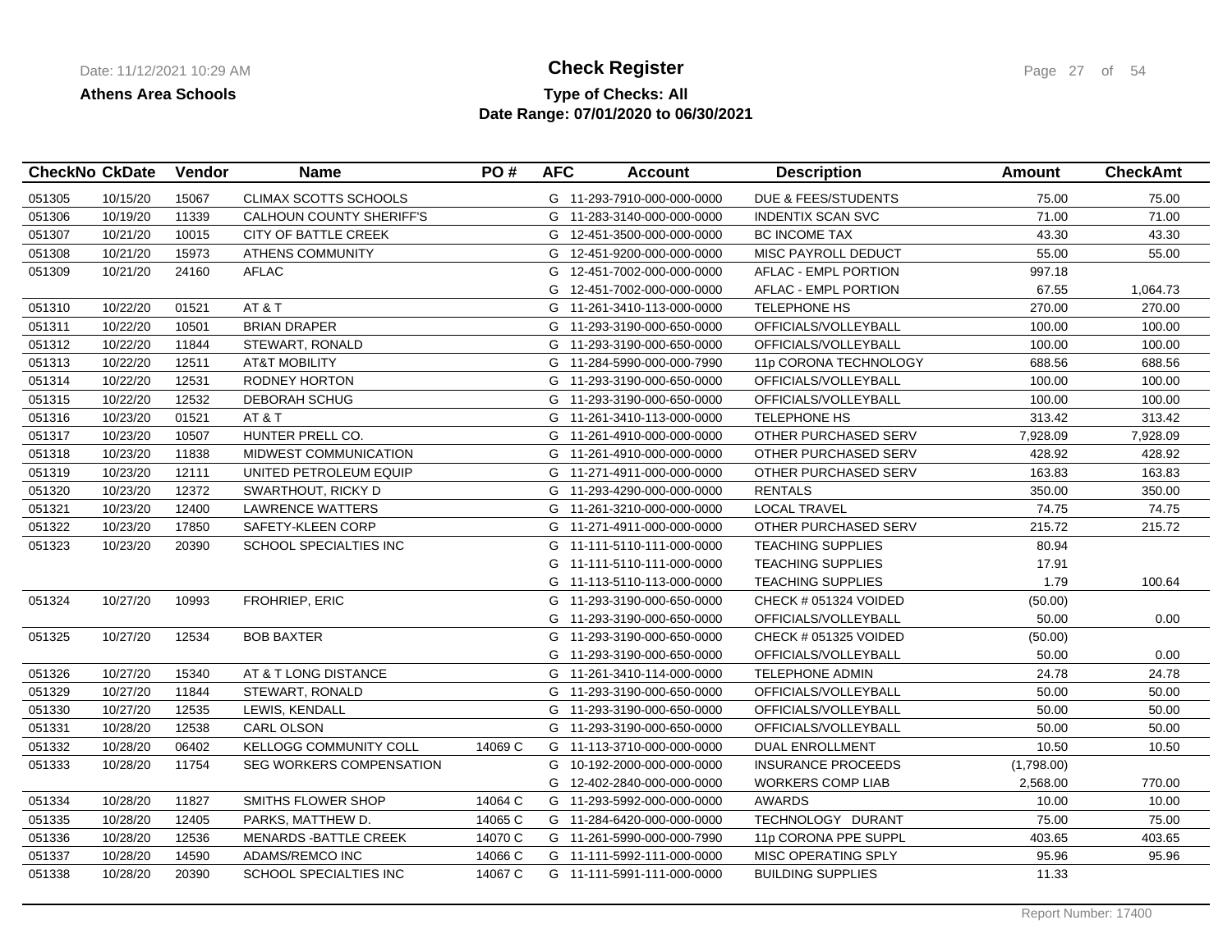**Check Register**

**Athens Area Schools**

**Type of Checks: All**

**Date Range: 07/01/2020 to 06/30/2021**

| CheckNo | CkDate | Vendor | Name | PO # | AFC | Account | Description | Amount | CheckAmt |
|---|---|---|---|---|---|---|---|---|---|
| 051305 | 10/15/20 | 15067 | CLIMAX SCOTTS SCHOOLS | | G | 11-293-7910-000-000-0000 | DUE & FEES/STUDENTS | 75.00 | 75.00 |
| 051306 | 10/19/20 | 11339 | CALHOUN COUNTY SHERIFF'S | | G | 11-283-3140-000-000-0000 | INDENTIX SCAN SVC | 71.00 | 71.00 |
| 051307 | 10/21/20 | 10015 | CITY OF BATTLE CREEK | | G | 12-451-3500-000-000-0000 | BC INCOME TAX | 43.30 | 43.30 |
| 051308 | 10/21/20 | 15973 | ATHENS COMMUNITY | | G | 12-451-9200-000-000-0000 | MISC PAYROLL DEDUCT | 55.00 | 55.00 |
| 051309 | 10/21/20 | 24160 | AFLAC | | G | 12-451-7002-000-000-0000 | AFLAC - EMPL PORTION | 997.18 | |
| | | | | | G | 12-451-7002-000-000-0000 | AFLAC - EMPL PORTION | 67.55 | 1,064.73 |
| 051310 | 10/22/20 | 01521 | AT & T | | G | 11-261-3410-113-000-0000 | TELEPHONE HS | 270.00 | 270.00 |
| 051311 | 10/22/20 | 10501 | BRIAN DRAPER | | G | 11-293-3190-000-650-0000 | OFFICIALS/VOLLEYBALL | 100.00 | 100.00 |
| 051312 | 10/22/20 | 11844 | STEWART, RONALD | | G | 11-293-3190-000-650-0000 | OFFICIALS/VOLLEYBALL | 100.00 | 100.00 |
| 051313 | 10/22/20 | 12511 | AT&T MOBILITY | | G | 11-284-5990-000-000-7990 | 11p CORONA TECHNOLOGY | 688.56 | 688.56 |
| 051314 | 10/22/20 | 12531 | RODNEY HORTON | | G | 11-293-3190-000-650-0000 | OFFICIALS/VOLLEYBALL | 100.00 | 100.00 |
| 051315 | 10/22/20 | 12532 | DEBORAH SCHUG | | G | 11-293-3190-000-650-0000 | OFFICIALS/VOLLEYBALL | 100.00 | 100.00 |
| 051316 | 10/23/20 | 01521 | AT & T | | G | 11-261-3410-113-000-0000 | TELEPHONE HS | 313.42 | 313.42 |
| 051317 | 10/23/20 | 10507 | HUNTER PRELL CO. | | G | 11-261-4910-000-000-0000 | OTHER PURCHASED SERV | 7,928.09 | 7,928.09 |
| 051318 | 10/23/20 | 11838 | MIDWEST COMMUNICATION | | G | 11-261-4910-000-000-0000 | OTHER PURCHASED SERV | 428.92 | 428.92 |
| 051319 | 10/23/20 | 12111 | UNITED PETROLEUM EQUIP | | G | 11-271-4911-000-000-0000 | OTHER PURCHASED SERV | 163.83 | 163.83 |
| 051320 | 10/23/20 | 12372 | SWARTHOUT, RICKY D | | G | 11-293-4290-000-000-0000 | RENTALS | 350.00 | 350.00 |
| 051321 | 10/23/20 | 12400 | LAWRENCE WATTERS | | G | 11-261-3210-000-000-0000 | LOCAL TRAVEL | 74.75 | 74.75 |
| 051322 | 10/23/20 | 17850 | SAFETY-KLEEN CORP | | G | 11-271-4911-000-000-0000 | OTHER PURCHASED SERV | 215.72 | 215.72 |
| 051323 | 10/23/20 | 20390 | SCHOOL SPECIALTIES INC | | G | 11-111-5110-111-000-0000 | TEACHING SUPPLIES | 80.94 | |
| | | | | | G | 11-111-5110-111-000-0000 | TEACHING SUPPLIES | 17.91 | |
| | | | | | G | 11-113-5110-113-000-0000 | TEACHING SUPPLIES | 1.79 | 100.64 |
| 051324 | 10/27/20 | 10993 | FROHRIEP, ERIC | | G | 11-293-3190-000-650-0000 | CHECK # 051324 VOIDED | (50.00) | |
| | | | | | G | 11-293-3190-000-650-0000 | OFFICIALS/VOLLEYBALL | 50.00 | 0.00 |
| 051325 | 10/27/20 | 12534 | BOB BAXTER | | G | 11-293-3190-000-650-0000 | CHECK # 051325 VOIDED | (50.00) | |
| | | | | | G | 11-293-3190-000-650-0000 | OFFICIALS/VOLLEYBALL | 50.00 | 0.00 |
| 051326 | 10/27/20 | 15340 | AT & T LONG DISTANCE | | G | 11-261-3410-114-000-0000 | TELEPHONE ADMIN | 24.78 | 24.78 |
| 051329 | 10/27/20 | 11844 | STEWART, RONALD | | G | 11-293-3190-000-650-0000 | OFFICIALS/VOLLEYBALL | 50.00 | 50.00 |
| 051330 | 10/27/20 | 12535 | LEWIS, KENDALL | | G | 11-293-3190-000-650-0000 | OFFICIALS/VOLLEYBALL | 50.00 | 50.00 |
| 051331 | 10/28/20 | 12538 | CARL OLSON | | G | 11-293-3190-000-650-0000 | OFFICIALS/VOLLEYBALL | 50.00 | 50.00 |
| 051332 | 10/28/20 | 06402 | KELLOGG COMMUNITY COLL | 14069 C | G | 11-113-3710-000-000-0000 | DUAL ENROLLMENT | 10.50 | 10.50 |
| 051333 | 10/28/20 | 11754 | SEG WORKERS COMPENSATION | | G | 10-192-2000-000-000-0000 | INSURANCE PROCEEDS | (1,798.00) | |
| | | | | | G | 12-402-2840-000-000-0000 | WORKERS COMP LIAB | 2,568.00 | 770.00 |
| 051334 | 10/28/20 | 11827 | SMITHS FLOWER SHOP | 14064 C | G | 11-293-5992-000-000-0000 | AWARDS | 10.00 | 10.00 |
| 051335 | 10/28/20 | 12405 | PARKS, MATTHEW D. | 14065 C | G | 11-284-6420-000-000-0000 | TECHNOLOGY DURANT | 75.00 | 75.00 |
| 051336 | 10/28/20 | 12536 | MENARDS -BATTLE CREEK | 14070 C | G | 11-261-5990-000-000-7990 | 11p CORONA PPE SUPPL | 403.65 | 403.65 |
| 051337 | 10/28/20 | 14590 | ADAMS/REMCO INC | 14066 C | G | 11-111-5992-111-000-0000 | MISC OPERATING SPLY | 95.96 | 95.96 |
| 051338 | 10/28/20 | 20390 | SCHOOL SPECIALTIES INC | 14067 C | G | 11-111-5991-111-000-0000 | BUILDING SUPPLIES | 11.33 | |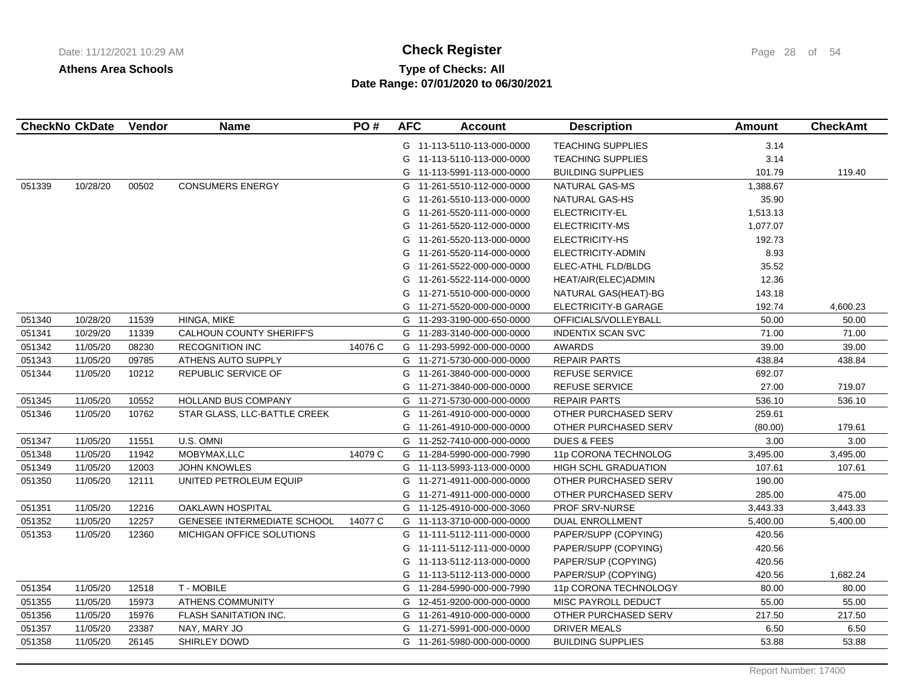**Athens Area Schools**

# Check Register

**Type of Checks: All**
**Date Range: 07/01/2020 to 06/30/2021**

| CheckNo | CkDate | Vendor | Name | PO # | AFC | Account | Description | Amount | CheckAmt |
|---|---|---|---|---|---|---|---|---|---|
| | | | | | G | 11-113-5110-113-000-0000 | TEACHING SUPPLIES | 3.14 | |
| | | | | | G | 11-113-5110-113-000-0000 | TEACHING SUPPLIES | 3.14 | |
| | | | | | G | 11-113-5991-113-000-0000 | BUILDING SUPPLIES | 101.79 | 119.40 |
| 051339 | 10/28/20 | 00502 | CONSUMERS ENERGY | | G | 11-261-5510-112-000-0000 | NATURAL GAS-MS | 1,388.67 | |
| | | | | | G | 11-261-5510-113-000-0000 | NATURAL GAS-HS | 35.90 | |
| | | | | | G | 11-261-5520-111-000-0000 | ELECTRICITY-EL | 1,513.13 | |
| | | | | | G | 11-261-5520-112-000-0000 | ELECTRICITY-MS | 1,077.07 | |
| | | | | | G | 11-261-5520-113-000-0000 | ELECTRICITY-HS | 192.73 | |
| | | | | | G | 11-261-5520-114-000-0000 | ELECTRICITY-ADMIN | 8.93 | |
| | | | | | G | 11-261-5522-000-000-0000 | ELEC-ATHL FLD/BLDG | 35.52 | |
| | | | | | G | 11-261-5522-114-000-0000 | HEAT/AIR(ELEC)ADMIN | 12.36 | |
| | | | | | G | 11-271-5510-000-000-0000 | NATURAL GAS(HEAT)-BG | 143.18 | |
| | | | | | G | 11-271-5520-000-000-0000 | ELECTRICITY-B GARAGE | 192.74 | 4,600.23 |
| 051340 | 10/28/20 | 11539 | HINGA, MIKE | | G | 11-293-3190-000-650-0000 | OFFICIALS/VOLLEYBALL | 50.00 | 50.00 |
| 051341 | 10/29/20 | 11339 | CALHOUN COUNTY SHERIFF'S | | G | 11-283-3140-000-000-0000 | INDENTIX SCAN SVC | 71.00 | 71.00 |
| 051342 | 11/05/20 | 08230 | RECOGNITION INC | 14076 C | G | 11-293-5992-000-000-0000 | AWARDS | 39.00 | 39.00 |
| 051343 | 11/05/20 | 09785 | ATHENS AUTO SUPPLY | | G | 11-271-5730-000-000-0000 | REPAIR PARTS | 438.84 | 438.84 |
| 051344 | 11/05/20 | 10212 | REPUBLIC SERVICE OF | | G | 11-261-3840-000-000-0000 | REFUSE SERVICE | 692.07 | |
| | | | | | G | 11-271-3840-000-000-0000 | REFUSE SERVICE | 27.00 | 719.07 |
| 051345 | 11/05/20 | 10552 | HOLLAND BUS COMPANY | | G | 11-271-5730-000-000-0000 | REPAIR PARTS | 536.10 | 536.10 |
| 051346 | 11/05/20 | 10762 | STAR GLASS, LLC-BATTLE CREEK | | G | 11-261-4910-000-000-0000 | OTHER PURCHASED SERV | 259.61 | |
| | | | | | G | 11-261-4910-000-000-0000 | OTHER PURCHASED SERV | (80.00) | 179.61 |
| 051347 | 11/05/20 | 11551 | U.S. OMNI | | G | 11-252-7410-000-000-0000 | DUES & FEES | 3.00 | 3.00 |
| 051348 | 11/05/20 | 11942 | MOBYMAX,LLC | 14079 C | G | 11-284-5990-000-000-7990 | 11p CORONA TECHNOLOG | 3,495.00 | 3,495.00 |
| 051349 | 11/05/20 | 12003 | JOHN KNOWLES | | G | 11-113-5993-113-000-0000 | HIGH SCHL GRADUATION | 107.61 | 107.61 |
| 051350 | 11/05/20 | 12111 | UNITED PETROLEUM EQUIP | | G | 11-271-4911-000-000-0000 | OTHER PURCHASED SERV | 190.00 | |
| | | | | | G | 11-271-4911-000-000-0000 | OTHER PURCHASED SERV | 285.00 | 475.00 |
| 051351 | 11/05/20 | 12216 | OAKLAWN HOSPITAL | | G | 11-125-4910-000-000-3060 | PROF SRV-NURSE | 3,443.33 | 3,443.33 |
| 051352 | 11/05/20 | 12257 | GENESEE INTERMEDIATE SCHOOL | 14077 C | G | 11-113-3710-000-000-0000 | DUAL ENROLLMENT | 5,400.00 | 5,400.00 |
| 051353 | 11/05/20 | 12360 | MICHIGAN OFFICE SOLUTIONS | | G | 11-111-5112-111-000-0000 | PAPER/SUPP (COPYING) | 420.56 | |
| | | | | | G | 11-111-5112-111-000-0000 | PAPER/SUPP (COPYING) | 420.56 | |
| | | | | | G | 11-113-5112-113-000-0000 | PAPER/SUP (COPYING) | 420.56 | |
| | | | | | G | 11-113-5112-113-000-0000 | PAPER/SUP (COPYING) | 420.56 | 1,682.24 |
| 051354 | 11/05/20 | 12518 | T - MOBILE | | G | 11-284-5990-000-000-7990 | 11p CORONA TECHNOLOGY | 80.00 | 80.00 |
| 051355 | 11/05/20 | 15973 | ATHENS COMMUNITY | | G | 12-451-9200-000-000-0000 | MISC PAYROLL DEDUCT | 55.00 | 55.00 |
| 051356 | 11/05/20 | 15976 | FLASH SANITATION INC. | | G | 11-261-4910-000-000-0000 | OTHER PURCHASED SERV | 217.50 | 217.50 |
| 051357 | 11/05/20 | 23387 | NAY, MARY JO | | G | 11-271-5991-000-000-0000 | DRIVER MEALS | 6.50 | 6.50 |
| 051358 | 11/05/20 | 26145 | SHIRLEY DOWD | | G | 11-261-5980-000-000-0000 | BUILDING SUPPLIES | 53.88 | 53.88 |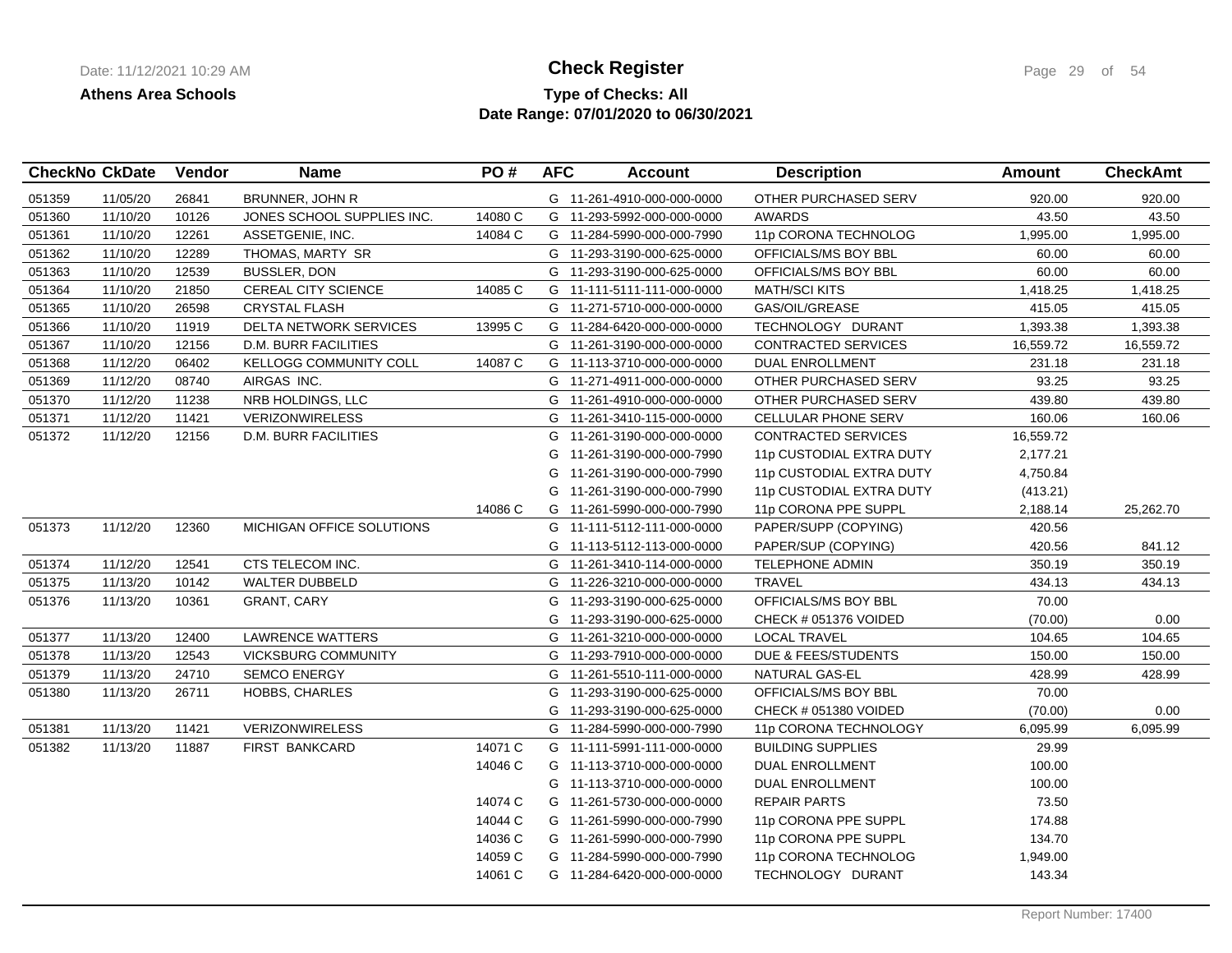**Check Register**

**Athens Area Schools**

**Type of Checks: All**

**Date Range: 07/01/2020 to 06/30/2021**

Date: 11/12/2021 10:29 AM

| CheckNo | CkDate | Vendor | Name | PO # | AFC | Account | Description | Amount | CheckAmt |
|---|---|---|---|---|---|---|---|---|---|
| 051359 | 11/05/20 | 26841 | BRUNNER, JOHN R | | G | 11-261-4910-000-000-0000 | OTHER PURCHASED SERV | 920.00 | 920.00 |
| 051360 | 11/10/20 | 10126 | JONES SCHOOL SUPPLIES INC. | 14080 C | G | 11-293-5992-000-000-0000 | AWARDS | 43.50 | 43.50 |
| 051361 | 11/10/20 | 12261 | ASSETGENIE, INC. | 14084 C | G | 11-284-5990-000-000-7990 | 11p CORONA TECHNOLOG | 1,995.00 | 1,995.00 |
| 051362 | 11/10/20 | 12289 | THOMAS, MARTY SR | | G | 11-293-3190-000-625-0000 | OFFICIALS/MS BOY BBL | 60.00 | 60.00 |
| 051363 | 11/10/20 | 12539 | BUSSLER, DON | | G | 11-293-3190-000-625-0000 | OFFICIALS/MS BOY BBL | 60.00 | 60.00 |
| 051364 | 11/10/20 | 21850 | CEREAL CITY SCIENCE | 14085 C | G | 11-111-5111-111-000-0000 | MATH/SCI KITS | 1,418.25 | 1,418.25 |
| 051365 | 11/10/20 | 26598 | CRYSTAL FLASH | | G | 11-271-5710-000-000-0000 | GAS/OIL/GREASE | 415.05 | 415.05 |
| 051366 | 11/10/20 | 11919 | DELTA NETWORK SERVICES | 13995 C | G | 11-284-6420-000-000-0000 | TECHNOLOGY DURANT | 1,393.38 | 1,393.38 |
| 051367 | 11/10/20 | 12156 | D.M. BURR FACILITIES | | G | 11-261-3190-000-000-0000 | CONTRACTED SERVICES | 16,559.72 | 16,559.72 |
| 051368 | 11/12/20 | 06402 | KELLOGG COMMUNITY COLL | 14087 C | G | 11-113-3710-000-000-0000 | DUAL ENROLLMENT | 231.18 | 231.18 |
| 051369 | 11/12/20 | 08740 | AIRGAS INC. | | G | 11-271-4911-000-000-0000 | OTHER PURCHASED SERV | 93.25 | 93.25 |
| 051370 | 11/12/20 | 11238 | NRB HOLDINGS, LLC | | G | 11-261-4910-000-000-0000 | OTHER PURCHASED SERV | 439.80 | 439.80 |
| 051371 | 11/12/20 | 11421 | VERIZONWIRELESS | | G | 11-261-3410-115-000-0000 | CELLULAR PHONE SERV | 160.06 | 160.06 |
| 051372 | 11/12/20 | 12156 | D.M. BURR FACILITIES | | G | 11-261-3190-000-000-0000 | CONTRACTED SERVICES | 16,559.72 | |
| | | | | | G | 11-261-3190-000-000-7990 | 11p CUSTODIAL EXTRA DUTY | 2,177.21 | |
| | | | | | G | 11-261-3190-000-000-7990 | 11p CUSTODIAL EXTRA DUTY | 4,750.84 | |
| | | | | | G | 11-261-3190-000-000-7990 | 11p CUSTODIAL EXTRA DUTY | (413.21) | |
| | | | | 14086 C | G | 11-261-5990-000-000-7990 | 11p CORONA PPE SUPPL | 2,188.14 | 25,262.70 |
| 051373 | 11/12/20 | 12360 | MICHIGAN OFFICE SOLUTIONS | | G | 11-111-5112-111-000-0000 | PAPER/SUPP (COPYING) | 420.56 | |
| | | | | | G | 11-113-5112-113-000-0000 | PAPER/SUP (COPYING) | 420.56 | 841.12 |
| 051374 | 11/12/20 | 12541 | CTS TELECOM INC. | | G | 11-261-3410-114-000-0000 | TELEPHONE ADMIN | 350.19 | 350.19 |
| 051375 | 11/13/20 | 10142 | WALTER DUBBELD | | G | 11-226-3210-000-000-0000 | TRAVEL | 434.13 | 434.13 |
| 051376 | 11/13/20 | 10361 | GRANT, CARY | | G | 11-293-3190-000-625-0000 | OFFICIALS/MS BOY BBL | 70.00 | |
| | | | | | G | 11-293-3190-000-625-0000 | CHECK # 051376 VOIDED | (70.00) | 0.00 |
| 051377 | 11/13/20 | 12400 | LAWRENCE WATTERS | | G | 11-261-3210-000-000-0000 | LOCAL TRAVEL | 104.65 | 104.65 |
| 051378 | 11/13/20 | 12543 | VICKSBURG COMMUNITY | | G | 11-293-7910-000-000-0000 | DUE & FEES/STUDENTS | 150.00 | 150.00 |
| 051379 | 11/13/20 | 24710 | SEMCO ENERGY | | G | 11-261-5510-111-000-0000 | NATURAL GAS-EL | 428.99 | 428.99 |
| 051380 | 11/13/20 | 26711 | HOBBS, CHARLES | | G | 11-293-3190-000-625-0000 | OFFICIALS/MS BOY BBL | 70.00 | |
| | | | | | G | 11-293-3190-000-625-0000 | CHECK # 051380 VOIDED | (70.00) | 0.00 |
| 051381 | 11/13/20 | 11421 | VERIZONWIRELESS | | G | 11-284-5990-000-000-7990 | 11p CORONA TECHNOLOGY | 6,095.99 | 6,095.99 |
| 051382 | 11/13/20 | 11887 | FIRST BANKCARD | 14071 C | G | 11-111-5991-111-000-0000 | BUILDING SUPPLIES | 29.99 | |
| | | | | 14046 C | G | 11-113-3710-000-000-0000 | DUAL ENROLLMENT | 100.00 | |
| | | | | | G | 11-113-3710-000-000-0000 | DUAL ENROLLMENT | 100.00 | |
| | | | | 14074 C | G | 11-261-5730-000-000-0000 | REPAIR PARTS | 73.50 | |
| | | | | 14044 C | G | 11-261-5990-000-000-7990 | 11p CORONA PPE SUPPL | 174.88 | |
| | | | | 14036 C | G | 11-261-5990-000-000-7990 | 11p CORONA PPE SUPPL | 134.70 | |
| | | | | 14059 C | G | 11-284-5990-000-000-7990 | 11p CORONA TECHNOLOG | 1,949.00 | |
| | | | | 14061 C | G | 11-284-6420-000-000-0000 | TECHNOLOGY DURANT | 143.34 | |

Report Number: 17400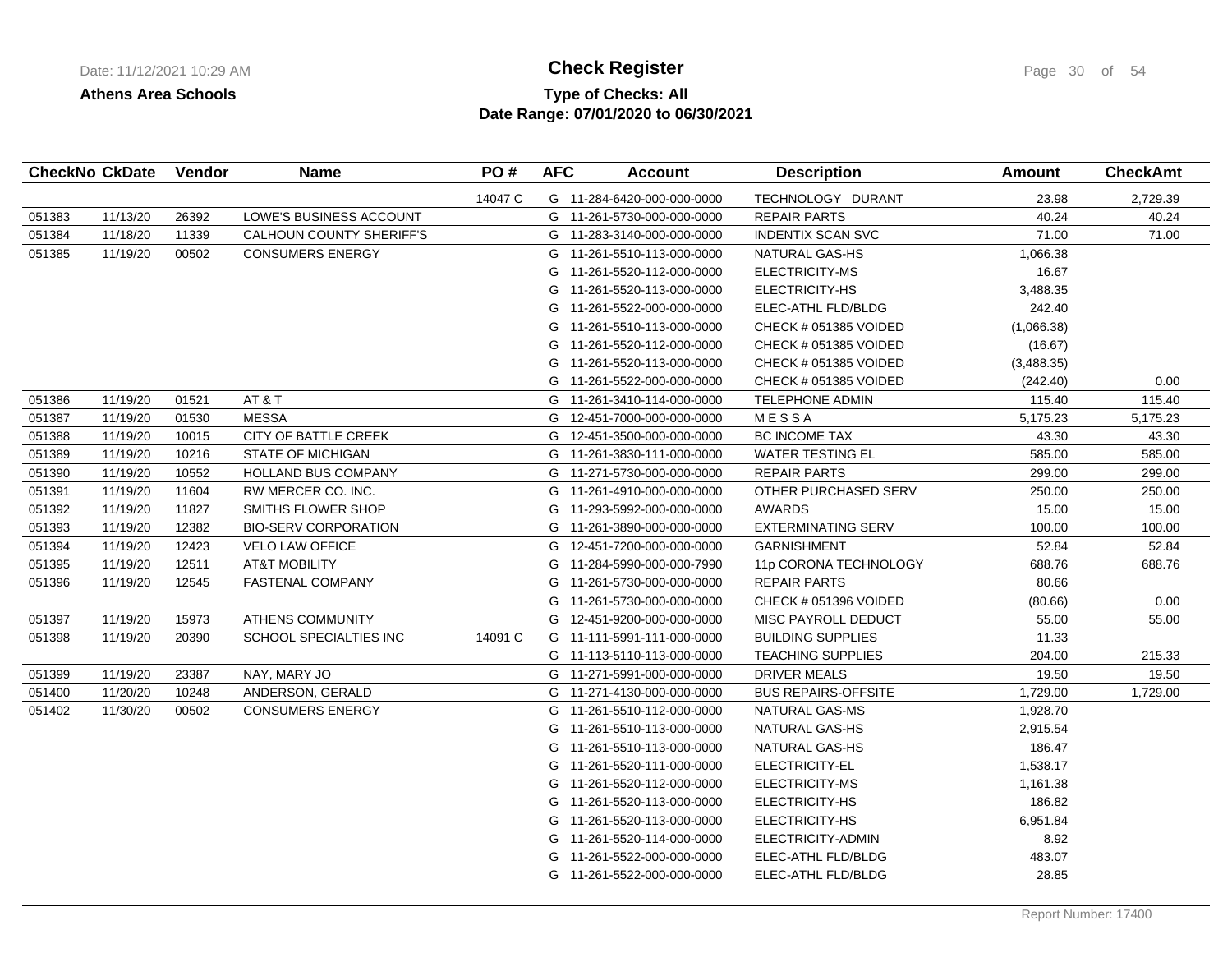**Athens Area Schools**

# Check Register

**Type of Checks: All**

**Date Range: 07/01/2020 to 06/30/2021**

| CheckNo | CkDate | Vendor | Name | PO # | AFC | Account | Description | Amount | CheckAmt |
|---|---|---|---|---|---|---|---|---|---|
| | | | | 14047 C | G | 11-284-6420-000-000-0000 | TECHNOLOGY DURANT | 23.98 | 2,729.39 |
| 051383 | 11/13/20 | 26392 | LOWE'S BUSINESS ACCOUNT | | G | 11-261-5730-000-000-0000 | REPAIR PARTS | 40.24 | 40.24 |
| 051384 | 11/18/20 | 11339 | CALHOUN COUNTY SHERIFF'S | | G | 11-283-3140-000-000-0000 | INDENTIX SCAN SVC | 71.00 | 71.00 |
| 051385 | 11/19/20 | 00502 | CONSUMERS ENERGY | | G | 11-261-5510-113-000-0000 | NATURAL GAS-HS | 1,066.38 | |
| | | | | | G | 11-261-5520-112-000-0000 | ELECTRICITY-MS | 16.67 | |
| | | | | | G | 11-261-5520-113-000-0000 | ELECTRICITY-HS | 3,488.35 | |
| | | | | | G | 11-261-5522-000-000-0000 | ELEC-ATHL FLD/BLDG | 242.40 | |
| | | | | | G | 11-261-5510-113-000-0000 | CHECK # 051385 VOIDED | (1,066.38) | |
| | | | | | G | 11-261-5520-112-000-0000 | CHECK # 051385 VOIDED | (16.67) | |
| | | | | | G | 11-261-5520-113-000-0000 | CHECK # 051385 VOIDED | (3,488.35) | |
| | | | | | G | 11-261-5522-000-000-0000 | CHECK # 051385 VOIDED | (242.40) | 0.00 |
| 051386 | 11/19/20 | 01521 | AT & T | | G | 11-261-3410-114-000-0000 | TELEPHONE ADMIN | 115.40 | 115.40 |
| 051387 | 11/19/20 | 01530 | MESSA | | G | 12-451-7000-000-000-0000 | M E S S A | 5,175.23 | 5,175.23 |
| 051388 | 11/19/20 | 10015 | CITY OF BATTLE CREEK | | G | 12-451-3500-000-000-0000 | BC INCOME TAX | 43.30 | 43.30 |
| 051389 | 11/19/20 | 10216 | STATE OF MICHIGAN | | G | 11-261-3830-111-000-0000 | WATER TESTING EL | 585.00 | 585.00 |
| 051390 | 11/19/20 | 10552 | HOLLAND BUS COMPANY | | G | 11-271-5730-000-000-0000 | REPAIR PARTS | 299.00 | 299.00 |
| 051391 | 11/19/20 | 11604 | RW MERCER CO. INC. | | G | 11-261-4910-000-000-0000 | OTHER PURCHASED SERV | 250.00 | 250.00 |
| 051392 | 11/19/20 | 11827 | SMITHS FLOWER SHOP | | G | 11-293-5992-000-000-0000 | AWARDS | 15.00 | 15.00 |
| 051393 | 11/19/20 | 12382 | BIO-SERV CORPORATION | | G | 11-261-3890-000-000-0000 | EXTERMINATING SERV | 100.00 | 100.00 |
| 051394 | 11/19/20 | 12423 | VELO LAW OFFICE | | G | 12-451-7200-000-000-0000 | GARNISHMENT | 52.84 | 52.84 |
| 051395 | 11/19/20 | 12511 | AT&T MOBILITY | | G | 11-284-5990-000-000-7990 | 11p CORONA TECHNOLOGY | 688.76 | 688.76 |
| 051396 | 11/19/20 | 12545 | FASTENAL COMPANY | | G | 11-261-5730-000-000-0000 | REPAIR PARTS | 80.66 | |
| | | | | | G | 11-261-5730-000-000-0000 | CHECK # 051396 VOIDED | (80.66) | 0.00 |
| 051397 | 11/19/20 | 15973 | ATHENS COMMUNITY | | G | 12-451-9200-000-000-0000 | MISC PAYROLL DEDUCT | 55.00 | 55.00 |
| 051398 | 11/19/20 | 20390 | SCHOOL SPECIALTIES INC | 14091 C | G | 11-111-5991-111-000-0000 | BUILDING SUPPLIES | 11.33 | |
| | | | | | G | 11-113-5110-113-000-0000 | TEACHING SUPPLIES | 204.00 | 215.33 |
| 051399 | 11/19/20 | 23387 | NAY, MARY JO | | G | 11-271-5991-000-000-0000 | DRIVER MEALS | 19.50 | 19.50 |
| 051400 | 11/20/20 | 10248 | ANDERSON, GERALD | | G | 11-271-4130-000-000-0000 | BUS REPAIRS-OFFSITE | 1,729.00 | 1,729.00 |
| 051402 | 11/30/20 | 00502 | CONSUMERS ENERGY | | G | 11-261-5510-112-000-0000 | NATURAL GAS-MS | 1,928.70 | |
| | | | | | G | 11-261-5510-113-000-0000 | NATURAL GAS-HS | 2,915.54 | |
| | | | | | G | 11-261-5510-113-000-0000 | NATURAL GAS-HS | 186.47 | |
| | | | | | G | 11-261-5520-111-000-0000 | ELECTRICITY-EL | 1,538.17 | |
| | | | | | G | 11-261-5520-112-000-0000 | ELECTRICITY-MS | 1,161.38 | |
| | | | | | G | 11-261-5520-113-000-0000 | ELECTRICITY-HS | 186.82 | |
| | | | | | G | 11-261-5520-113-000-0000 | ELECTRICITY-HS | 6,951.84 | |
| | | | | | G | 11-261-5520-114-000-0000 | ELECTRICITY-ADMIN | 8.92 | |
| | | | | | G | 11-261-5522-000-000-0000 | ELEC-ATHL FLD/BLDG | 483.07 | |
| | | | | | G | 11-261-5522-000-000-0000 | ELEC-ATHL FLD/BLDG | 28.85 | |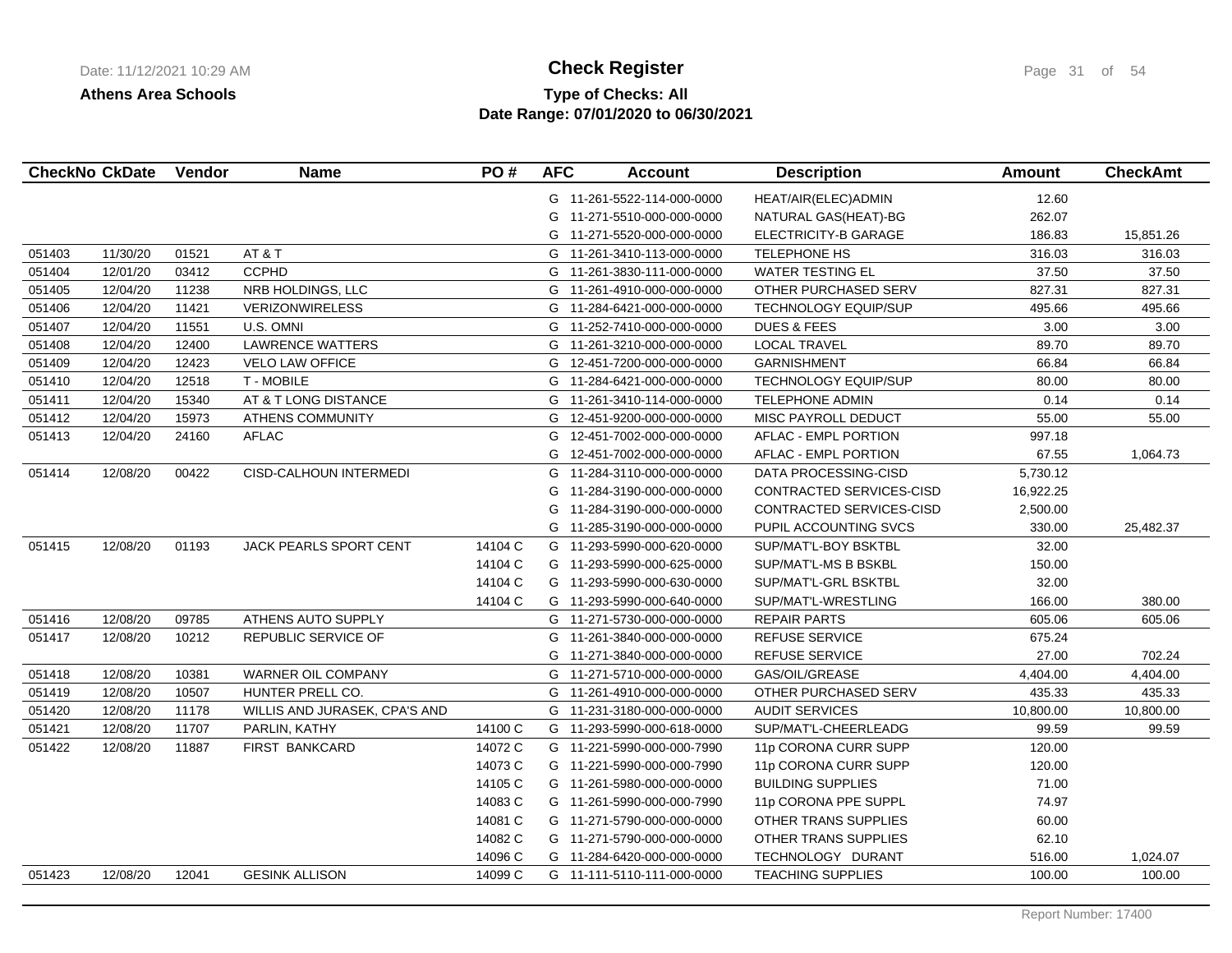**Athens Area Schools**

# Check Register

**Type of Checks: All**

**Date Range: 07/01/2020 to 06/30/2021**

| CheckNo | CkDate | Vendor | Name | PO # | AFC | Account | Description | Amount | CheckAmt |
|---|---|---|---|---|---|---|---|---|---|
| | | | | | G | 11-261-5522-114-000-0000 | HEAT/AIR(ELEC)ADMIN | 12.60 | |
| | | | | | G | 11-271-5510-000-000-0000 | NATURAL GAS(HEAT)-BG | 262.07 | |
| | | | | | G | 11-271-5520-000-000-0000 | ELECTRICITY-B GARAGE | 186.83 | 15,851.26 |
| 051403 | 11/30/20 | 01521 | AT & T | | G | 11-261-3410-113-000-0000 | TELEPHONE HS | 316.03 | 316.03 |
| 051404 | 12/01/20 | 03412 | CCPHD | | G | 11-261-3830-111-000-0000 | WATER TESTING EL | 37.50 | 37.50 |
| 051405 | 12/04/20 | 11238 | NRB HOLDINGS, LLC | | G | 11-261-4910-000-000-0000 | OTHER PURCHASED SERV | 827.31 | 827.31 |
| 051406 | 12/04/20 | 11421 | VERIZONWIRELESS | | G | 11-284-6421-000-000-0000 | TECHNOLOGY EQUIP/SUP | 495.66 | 495.66 |
| 051407 | 12/04/20 | 11551 | U.S. OMNI | | G | 11-252-7410-000-000-0000 | DUES & FEES | 3.00 | 3.00 |
| 051408 | 12/04/20 | 12400 | LAWRENCE WATTERS | | G | 11-261-3210-000-000-0000 | LOCAL TRAVEL | 89.70 | 89.70 |
| 051409 | 12/04/20 | 12423 | VELO LAW OFFICE | | G | 12-451-7200-000-000-0000 | GARNISHMENT | 66.84 | 66.84 |
| 051410 | 12/04/20 | 12518 | T - MOBILE | | G | 11-284-6421-000-000-0000 | TECHNOLOGY EQUIP/SUP | 80.00 | 80.00 |
| 051411 | 12/04/20 | 15340 | AT & T LONG DISTANCE | | G | 11-261-3410-114-000-0000 | TELEPHONE ADMIN | 0.14 | 0.14 |
| 051412 | 12/04/20 | 15973 | ATHENS COMMUNITY | | G | 12-451-9200-000-000-0000 | MISC PAYROLL DEDUCT | 55.00 | 55.00 |
| 051413 | 12/04/20 | 24160 | AFLAC | | G | 12-451-7002-000-000-0000 | AFLAC - EMPL PORTION | 997.18 | |
| | | | | | G | 12-451-7002-000-000-0000 | AFLAC - EMPL PORTION | 67.55 | 1,064.73 |
| 051414 | 12/08/20 | 00422 | CISD-CALHOUN INTERMEDI | | G | 11-284-3110-000-000-0000 | DATA PROCESSING-CISD | 5,730.12 | |
| | | | | | G | 11-284-3190-000-000-0000 | CONTRACTED SERVICES-CISD | 16,922.25 | |
| | | | | | G | 11-284-3190-000-000-0000 | CONTRACTED SERVICES-CISD | 2,500.00 | |
| | | | | | G | 11-285-3190-000-000-0000 | PUPIL ACCOUNTING SVCS | 330.00 | 25,482.37 |
| 051415 | 12/08/20 | 01193 | JACK PEARLS SPORT CENT | 14104 C | G | 11-293-5990-000-620-0000 | SUP/MAT'L-BOY BSKTBL | 32.00 | |
| | | | | 14104 C | G | 11-293-5990-000-625-0000 | SUP/MAT'L-MS B BSKBL | 150.00 | |
| | | | | 14104 C | G | 11-293-5990-000-630-0000 | SUP/MAT'L-GRL BSKTBL | 32.00 | |
| | | | | 14104 C | G | 11-293-5990-000-640-0000 | SUP/MAT'L-WRESTLING | 166.00 | 380.00 |
| 051416 | 12/08/20 | 09785 | ATHENS AUTO SUPPLY | | G | 11-271-5730-000-000-0000 | REPAIR PARTS | 605.06 | 605.06 |
| 051417 | 12/08/20 | 10212 | REPUBLIC SERVICE OF | | G | 11-261-3840-000-000-0000 | REFUSE SERVICE | 675.24 | |
| | | | | | G | 11-271-3840-000-000-0000 | REFUSE SERVICE | 27.00 | 702.24 |
| 051418 | 12/08/20 | 10381 | WARNER OIL COMPANY | | G | 11-271-5710-000-000-0000 | GAS/OIL/GREASE | 4,404.00 | 4,404.00 |
| 051419 | 12/08/20 | 10507 | HUNTER PRELL CO. | | G | 11-261-4910-000-000-0000 | OTHER PURCHASED SERV | 435.33 | 435.33 |
| 051420 | 12/08/20 | 11178 | WILLIS AND JURASEK, CPA'S AND | | G | 11-231-3180-000-000-0000 | AUDIT SERVICES | 10,800.00 | 10,800.00 |
| 051421 | 12/08/20 | 11707 | PARLIN, KATHY | 14100 C | G | 11-293-5990-000-618-0000 | SUP/MAT'L-CHEERLEADG | 99.59 | 99.59 |
| 051422 | 12/08/20 | 11887 | FIRST BANKCARD | 14072 C | G | 11-221-5990-000-000-7990 | 11p CORONA CURR SUPP | 120.00 | |
| | | | | 14073 C | G | 11-221-5990-000-000-7990 | 11p CORONA CURR SUPP | 120.00 | |
| | | | | 14105 C | G | 11-261-5980-000-000-0000 | BUILDING SUPPLIES | 71.00 | |
| | | | | 14083 C | G | 11-261-5990-000-000-7990 | 11p CORONA PPE SUPPL | 74.97 | |
| | | | | 14081 C | G | 11-271-5790-000-000-0000 | OTHER TRANS SUPPLIES | 60.00 | |
| | | | | 14082 C | G | 11-271-5790-000-000-0000 | OTHER TRANS SUPPLIES | 62.10 | |
| | | | | 14096 C | G | 11-284-6420-000-000-0000 | TECHNOLOGY DURANT | 516.00 | 1,024.07 |
| 051423 | 12/08/20 | 12041 | GESINK ALLISON | 14099 C | G | 11-111-5110-111-000-0000 | TEACHING SUPPLIES | 100.00 | 100.00 |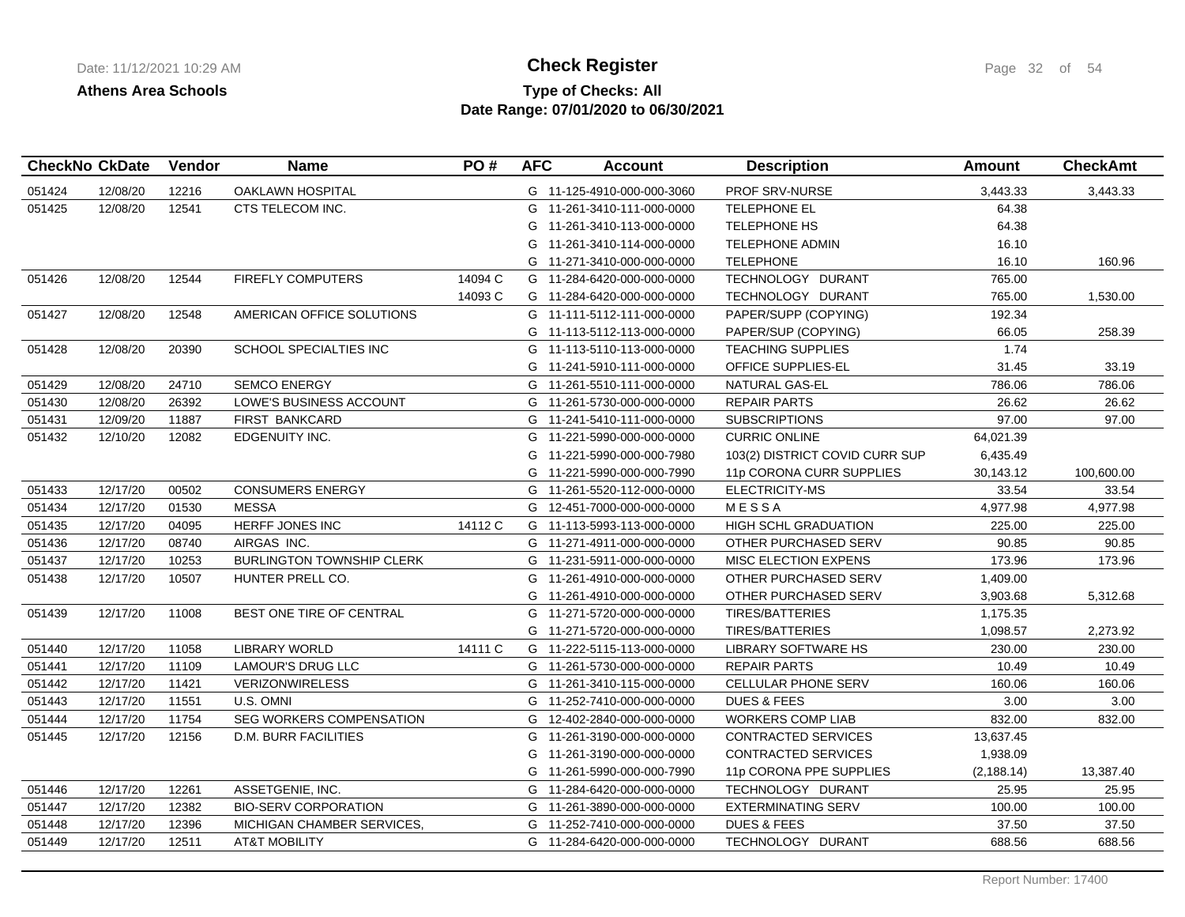**Athens Area Schools**

# Check Register

**Type of Checks: All**

**Date Range: 07/01/2020 to 06/30/2021**

| CheckNo | CkDate | Vendor | Name | PO # | AFC | Account | Description | Amount | CheckAmt |
|---|---|---|---|---|---|---|---|---|---|
| 051424 | 12/08/20 | 12216 | OAKLAWN HOSPITAL | | G | 11-125-4910-000-000-3060 | PROF SRV-NURSE | 3,443.33 | 3,443.33 |
| 051425 | 12/08/20 | 12541 | CTS TELECOM INC. | | G | 11-261-3410-111-000-0000 | TELEPHONE EL | 64.38 | |
| | | | | | G | 11-261-3410-113-000-0000 | TELEPHONE HS | 64.38 | |
| | | | | | G | 11-261-3410-114-000-0000 | TELEPHONE ADMIN | 16.10 | |
| | | | | | G | 11-271-3410-000-000-0000 | TELEPHONE | 16.10 | 160.96 |
| 051426 | 12/08/20 | 12544 | FIREFLY COMPUTERS | 14094 C | G | 11-284-6420-000-000-0000 | TECHNOLOGY DURANT | 765.00 | |
| | | | | 14093 C | G | 11-284-6420-000-000-0000 | TECHNOLOGY DURANT | 765.00 | 1,530.00 |
| 051427 | 12/08/20 | 12548 | AMERICAN OFFICE SOLUTIONS | | G | 11-111-5112-111-000-0000 | PAPER/SUPP (COPYING) | 192.34 | |
| | | | | | G | 11-113-5112-113-000-0000 | PAPER/SUP (COPYING) | 66.05 | 258.39 |
| 051428 | 12/08/20 | 20390 | SCHOOL SPECIALTIES INC | | G | 11-113-5110-113-000-0000 | TEACHING SUPPLIES | 1.74 | |
| | | | | | G | 11-241-5910-111-000-0000 | OFFICE SUPPLIES-EL | 31.45 | 33.19 |
| 051429 | 12/08/20 | 24710 | SEMCO ENERGY | | G | 11-261-5510-111-000-0000 | NATURAL GAS-EL | 786.06 | 786.06 |
| 051430 | 12/08/20 | 26392 | LOWE'S BUSINESS ACCOUNT | | G | 11-261-5730-000-000-0000 | REPAIR PARTS | 26.62 | 26.62 |
| 051431 | 12/09/20 | 11887 | FIRST BANKCARD | | G | 11-241-5410-111-000-0000 | SUBSCRIPTIONS | 97.00 | 97.00 |
| 051432 | 12/10/20 | 12082 | EDGENUITY INC. | | G | 11-221-5990-000-000-0000 | CURRIC ONLINE | 64,021.39 | |
| | | | | | G | 11-221-5990-000-000-7980 | 103(2) DISTRICT COVID CURR SUP | 6,435.49 | |
| | | | | | G | 11-221-5990-000-000-7990 | 11p CORONA CURR SUPPLIES | 30,143.12 | 100,600.00 |
| 051433 | 12/17/20 | 00502 | CONSUMERS ENERGY | | G | 11-261-5520-112-000-0000 | ELECTRICITY-MS | 33.54 | 33.54 |
| 051434 | 12/17/20 | 01530 | MESSA | | G | 12-451-7000-000-000-0000 | M E S S A | 4,977.98 | 4,977.98 |
| 051435 | 12/17/20 | 04095 | HERFF JONES INC | 14112 C | G | 11-113-5993-113-000-0000 | HIGH SCHL GRADUATION | 225.00 | 225.00 |
| 051436 | 12/17/20 | 08740 | AIRGAS INC. | | G | 11-271-4911-000-000-0000 | OTHER PURCHASED SERV | 90.85 | 90.85 |
| 051437 | 12/17/20 | 10253 | BURLINGTON TOWNSHIP CLERK | | G | 11-231-5911-000-000-0000 | MISC ELECTION EXPENS | 173.96 | 173.96 |
| 051438 | 12/17/20 | 10507 | HUNTER PRELL CO. | | G | 11-261-4910-000-000-0000 | OTHER PURCHASED SERV | 1,409.00 | |
| | | | | | G | 11-261-4910-000-000-0000 | OTHER PURCHASED SERV | 3,903.68 | 5,312.68 |
| 051439 | 12/17/20 | 11008 | BEST ONE TIRE OF CENTRAL | | G | 11-271-5720-000-000-0000 | TIRES/BATTERIES | 1,175.35 | |
| | | | | | G | 11-271-5720-000-000-0000 | TIRES/BATTERIES | 1,098.57 | 2,273.92 |
| 051440 | 12/17/20 | 11058 | LIBRARY WORLD | 14111 C | G | 11-222-5115-113-000-0000 | LIBRARY SOFTWARE HS | 230.00 | 230.00 |
| 051441 | 12/17/20 | 11109 | LAMOUR'S DRUG LLC | | G | 11-261-5730-000-000-0000 | REPAIR PARTS | 10.49 | 10.49 |
| 051442 | 12/17/20 | 11421 | VERIZONWIRELESS | | G | 11-261-3410-115-000-0000 | CELLULAR PHONE SERV | 160.06 | 160.06 |
| 051443 | 12/17/20 | 11551 | U.S. OMNI | | G | 11-252-7410-000-000-0000 | DUES & FEES | 3.00 | 3.00 |
| 051444 | 12/17/20 | 11754 | SEG WORKERS COMPENSATION | | G | 12-402-2840-000-000-0000 | WORKERS COMP LIAB | 832.00 | 832.00 |
| 051445 | 12/17/20 | 12156 | D.M. BURR FACILITIES | | G | 11-261-3190-000-000-0000 | CONTRACTED SERVICES | 13,637.45 | |
| | | | | | G | 11-261-3190-000-000-0000 | CONTRACTED SERVICES | 1,938.09 | |
| | | | | | G | 11-261-5990-000-000-7990 | 11p CORONA PPE SUPPLIES | (2,188.14) | 13,387.40 |
| 051446 | 12/17/20 | 12261 | ASSETGENIE, INC. | | G | 11-284-6420-000-000-0000 | TECHNOLOGY DURANT | 25.95 | 25.95 |
| 051447 | 12/17/20 | 12382 | BIO-SERV CORPORATION | | G | 11-261-3890-000-000-0000 | EXTERMINATING SERV | 100.00 | 100.00 |
| 051448 | 12/17/20 | 12396 | MICHIGAN CHAMBER SERVICES, | | G | 11-252-7410-000-000-0000 | DUES & FEES | 37.50 | 37.50 |
| 051449 | 12/17/20 | 12511 | AT&T MOBILITY | | G | 11-284-6420-000-000-0000 | TECHNOLOGY DURANT | 688.56 | 688.56 |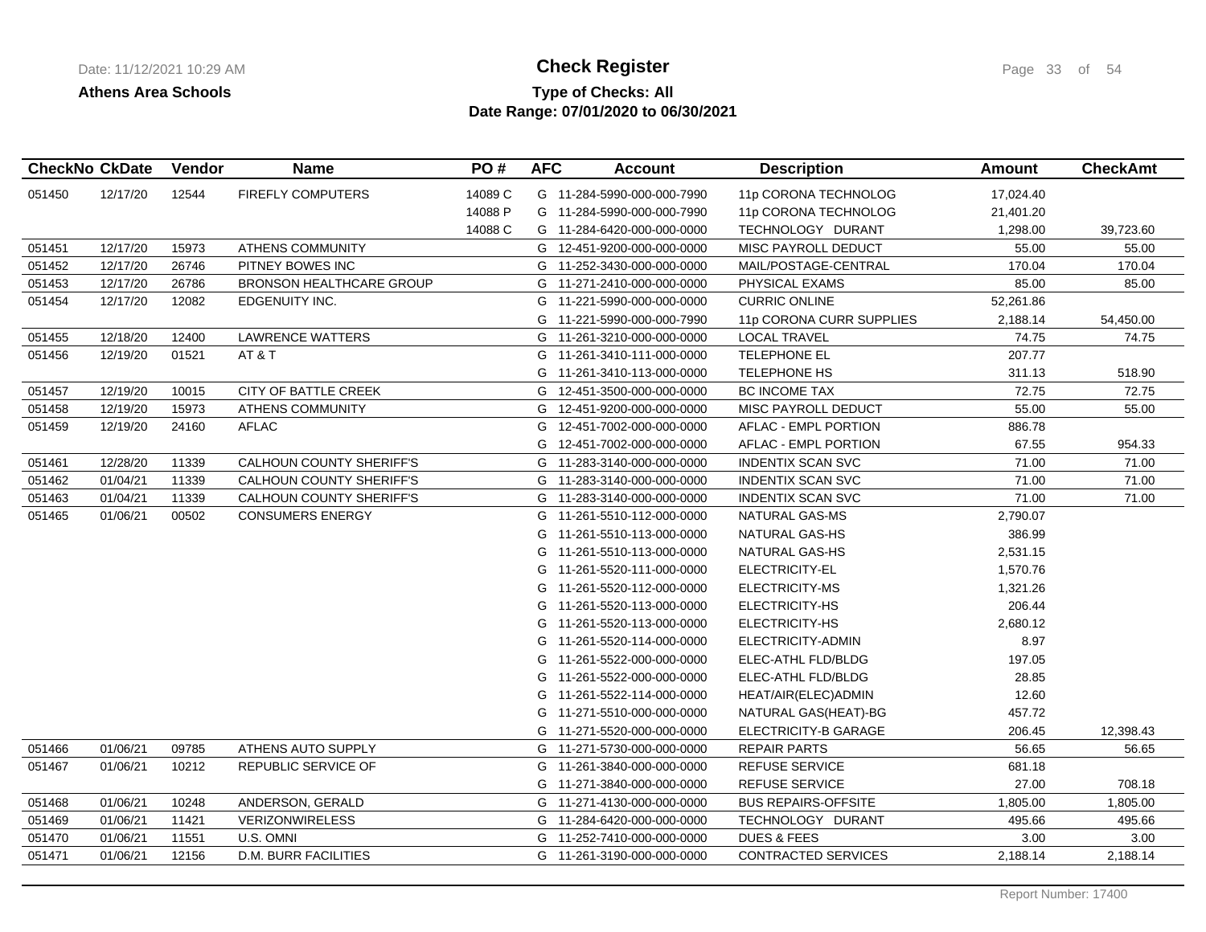**Athens Area Schools**

# Check Register

**Type of Checks: All**

**Date Range: 07/01/2020 to 06/30/2021**

| CheckNo | CkDate | Vendor | Name | PO # | AFC | Account | Description | Amount | CheckAmt |
|---|---|---|---|---|---|---|---|---|---|
| 051450 | 12/17/20 | 12544 | FIREFLY COMPUTERS | 14089 C | G | 11-284-5990-000-000-7990 | 11p CORONA TECHNOLOG | 17,024.40 | |
| | | | | 14088 P | G | 11-284-5990-000-000-7990 | 11p CORONA TECHNOLOG | 21,401.20 | |
| | | | | 14088 C | G | 11-284-6420-000-000-0000 | TECHNOLOGY DURANT | 1,298.00 | 39,723.60 |
| 051451 | 12/17/20 | 15973 | ATHENS COMMUNITY | | G | 12-451-9200-000-000-0000 | MISC PAYROLL DEDUCT | 55.00 | 55.00 |
| 051452 | 12/17/20 | 26746 | PITNEY BOWES INC | | G | 11-252-3430-000-000-0000 | MAIL/POSTAGE-CENTRAL | 170.04 | 170.04 |
| 051453 | 12/17/20 | 26786 | BRONSON HEALTHCARE GROUP | | G | 11-271-2410-000-000-0000 | PHYSICAL EXAMS | 85.00 | 85.00 |
| 051454 | 12/17/20 | 12082 | EDGENUITY INC. | | G | 11-221-5990-000-000-0000 | CURRIC ONLINE | 52,261.86 | |
| | | | | | G | 11-221-5990-000-000-7990 | 11p CORONA CURR SUPPLIES | 2,188.14 | 54,450.00 |
| 051455 | 12/18/20 | 12400 | LAWRENCE WATTERS | | G | 11-261-3210-000-000-0000 | LOCAL TRAVEL | 74.75 | 74.75 |
| 051456 | 12/19/20 | 01521 | AT & T | | G | 11-261-3410-111-000-0000 | TELEPHONE EL | 207.77 | |
| | | | | | G | 11-261-3410-113-000-0000 | TELEPHONE HS | 311.13 | 518.90 |
| 051457 | 12/19/20 | 10015 | CITY OF BATTLE CREEK | | G | 12-451-3500-000-000-0000 | BC INCOME TAX | 72.75 | 72.75 |
| 051458 | 12/19/20 | 15973 | ATHENS COMMUNITY | | G | 12-451-9200-000-000-0000 | MISC PAYROLL DEDUCT | 55.00 | 55.00 |
| 051459 | 12/19/20 | 24160 | AFLAC | | G | 12-451-7002-000-000-0000 | AFLAC - EMPL PORTION | 886.78 | |
| | | | | | G | 12-451-7002-000-000-0000 | AFLAC - EMPL PORTION | 67.55 | 954.33 |
| 051461 | 12/28/20 | 11339 | CALHOUN COUNTY SHERIFF'S | | G | 11-283-3140-000-000-0000 | INDENTIX SCAN SVC | 71.00 | 71.00 |
| 051462 | 01/04/21 | 11339 | CALHOUN COUNTY SHERIFF'S | | G | 11-283-3140-000-000-0000 | INDENTIX SCAN SVC | 71.00 | 71.00 |
| 051463 | 01/04/21 | 11339 | CALHOUN COUNTY SHERIFF'S | | G | 11-283-3140-000-000-0000 | INDENTIX SCAN SVC | 71.00 | 71.00 |
| 051465 | 01/06/21 | 00502 | CONSUMERS ENERGY | | G | 11-261-5510-112-000-0000 | NATURAL GAS-MS | 2,790.07 | |
| | | | | | G | 11-261-5510-113-000-0000 | NATURAL GAS-HS | 386.99 | |
| | | | | | G | 11-261-5510-113-000-0000 | NATURAL GAS-HS | 2,531.15 | |
| | | | | | G | 11-261-5520-111-000-0000 | ELECTRICITY-EL | 1,570.76 | |
| | | | | | G | 11-261-5520-112-000-0000 | ELECTRICITY-MS | 1,321.26 | |
| | | | | | G | 11-261-5520-113-000-0000 | ELECTRICITY-HS | 206.44 | |
| | | | | | G | 11-261-5520-113-000-0000 | ELECTRICITY-HS | 2,680.12 | |
| | | | | | G | 11-261-5520-114-000-0000 | ELECTRICITY-ADMIN | 8.97 | |
| | | | | | G | 11-261-5522-000-000-0000 | ELEC-ATHL FLD/BLDG | 197.05 | |
| | | | | | G | 11-261-5522-000-000-0000 | ELEC-ATHL FLD/BLDG | 28.85 | |
| | | | | | G | 11-261-5522-114-000-0000 | HEAT/AIR(ELEC)ADMIN | 12.60 | |
| | | | | | G | 11-271-5510-000-000-0000 | NATURAL GAS(HEAT)-BG | 457.72 | |
| | | | | | G | 11-271-5520-000-000-0000 | ELECTRICITY-B GARAGE | 206.45 | 12,398.43 |
| 051466 | 01/06/21 | 09785 | ATHENS AUTO SUPPLY | | G | 11-271-5730-000-000-0000 | REPAIR PARTS | 56.65 | 56.65 |
| 051467 | 01/06/21 | 10212 | REPUBLIC SERVICE OF | | G | 11-261-3840-000-000-0000 | REFUSE SERVICE | 681.18 | |
| | | | | | G | 11-271-3840-000-000-0000 | REFUSE SERVICE | 27.00 | 708.18 |
| 051468 | 01/06/21 | 10248 | ANDERSON, GERALD | | G | 11-271-4130-000-000-0000 | BUS REPAIRS-OFFSITE | 1,805.00 | 1,805.00 |
| 051469 | 01/06/21 | 11421 | VERIZONWIRELESS | | G | 11-284-6420-000-000-0000 | TECHNOLOGY DURANT | 495.66 | 495.66 |
| 051470 | 01/06/21 | 11551 | U.S. OMNI | | G | 11-252-7410-000-000-0000 | DUES & FEES | 3.00 | 3.00 |
| 051471 | 01/06/21 | 12156 | D.M. BURR FACILITIES | | G | 11-261-3190-000-000-0000 | CONTRACTED SERVICES | 2,188.14 | 2,188.14 |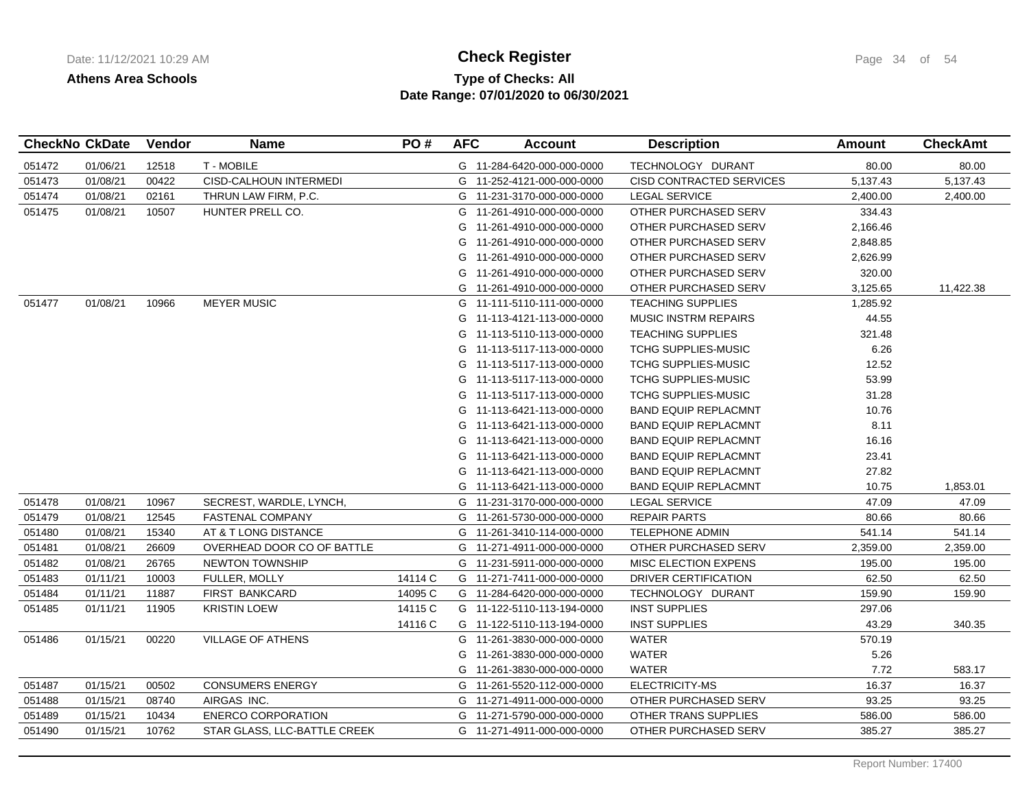**Athens Area Schools**

# Check Register

**Type of Checks: All**
**Date Range: 07/01/2020 to 06/30/2021**

| CheckNo | CkDate | Vendor | Name | PO # | AFC | Account | Description | Amount | CheckAmt |
|---|---|---|---|---|---|---|---|---|---|
| 051472 | 01/06/21 | 12518 | T - MOBILE | | G | 11-284-6420-000-000-0000 | TECHNOLOGY DURANT | 80.00 | 80.00 |
| 051473 | 01/08/21 | 00422 | CISD-CALHOUN INTERMEDI | | G | 11-252-4121-000-000-0000 | CISD CONTRACTED SERVICES | 5,137.43 | 5,137.43 |
| 051474 | 01/08/21 | 02161 | THRUN LAW FIRM, P.C. | | G | 11-231-3170-000-000-0000 | LEGAL SERVICE | 2,400.00 | 2,400.00 |
| 051475 | 01/08/21 | 10507 | HUNTER PRELL CO. | | G | 11-261-4910-000-000-0000 | OTHER PURCHASED SERV | 334.43 | |
| | | | | | G | 11-261-4910-000-000-0000 | OTHER PURCHASED SERV | 2,166.46 | |
| | | | | | G | 11-261-4910-000-000-0000 | OTHER PURCHASED SERV | 2,848.85 | |
| | | | | | G | 11-261-4910-000-000-0000 | OTHER PURCHASED SERV | 2,626.99 | |
| | | | | | G | 11-261-4910-000-000-0000 | OTHER PURCHASED SERV | 320.00 | |
| | | | | | G | 11-261-4910-000-000-0000 | OTHER PURCHASED SERV | 3,125.65 | 11,422.38 |
| 051477 | 01/08/21 | 10966 | MEYER MUSIC | | G | 11-111-5110-111-000-0000 | TEACHING SUPPLIES | 1,285.92 | |
| | | | | | G | 11-113-4121-113-000-0000 | MUSIC INSTRM REPAIRS | 44.55 | |
| | | | | | G | 11-113-5110-113-000-0000 | TEACHING SUPPLIES | 321.48 | |
| | | | | | G | 11-113-5117-113-000-0000 | TCHG SUPPLIES-MUSIC | 6.26 | |
| | | | | | G | 11-113-5117-113-000-0000 | TCHG SUPPLIES-MUSIC | 12.52 | |
| | | | | | G | 11-113-5117-113-000-0000 | TCHG SUPPLIES-MUSIC | 53.99 | |
| | | | | | G | 11-113-5117-113-000-0000 | TCHG SUPPLIES-MUSIC | 31.28 | |
| | | | | | G | 11-113-6421-113-000-0000 | BAND EQUIP REPLACMNT | 10.76 | |
| | | | | | G | 11-113-6421-113-000-0000 | BAND EQUIP REPLACMNT | 8.11 | |
| | | | | | G | 11-113-6421-113-000-0000 | BAND EQUIP REPLACMNT | 16.16 | |
| | | | | | G | 11-113-6421-113-000-0000 | BAND EQUIP REPLACMNT | 23.41 | |
| | | | | | G | 11-113-6421-113-000-0000 | BAND EQUIP REPLACMNT | 27.82 | |
| | | | | | G | 11-113-6421-113-000-0000 | BAND EQUIP REPLACMNT | 10.75 | 1,853.01 |
| 051478 | 01/08/21 | 10967 | SECREST, WARDLE, LYNCH, | | G | 11-231-3170-000-000-0000 | LEGAL SERVICE | 47.09 | 47.09 |
| 051479 | 01/08/21 | 12545 | FASTENAL COMPANY | | G | 11-261-5730-000-000-0000 | REPAIR PARTS | 80.66 | 80.66 |
| 051480 | 01/08/21 | 15340 | AT & T LONG DISTANCE | | G | 11-261-3410-114-000-0000 | TELEPHONE ADMIN | 541.14 | 541.14 |
| 051481 | 01/08/21 | 26609 | OVERHEAD DOOR CO OF BATTLE | | G | 11-271-4911-000-000-0000 | OTHER PURCHASED SERV | 2,359.00 | 2,359.00 |
| 051482 | 01/08/21 | 26765 | NEWTON TOWNSHIP | | G | 11-231-5911-000-000-0000 | MISC ELECTION EXPENS | 195.00 | 195.00 |
| 051483 | 01/11/21 | 10003 | FULLER, MOLLY | 14114 C | G | 11-271-7411-000-000-0000 | DRIVER CERTIFICATION | 62.50 | 62.50 |
| 051484 | 01/11/21 | 11887 | FIRST BANKCARD | 14095 C | G | 11-284-6420-000-000-0000 | TECHNOLOGY DURANT | 159.90 | 159.90 |
| 051485 | 01/11/21 | 11905 | KRISTIN LOEW | 14115 C | G | 11-122-5110-113-194-0000 | INST SUPPLIES | 297.06 | |
| | | | | 14116 C | G | 11-122-5110-113-194-0000 | INST SUPPLIES | 43.29 | 340.35 |
| 051486 | 01/15/21 | 00220 | VILLAGE OF ATHENS | | G | 11-261-3830-000-000-0000 | WATER | 570.19 | |
| | | | | | G | 11-261-3830-000-000-0000 | WATER | 5.26 | |
| | | | | | G | 11-261-3830-000-000-0000 | WATER | 7.72 | 583.17 |
| 051487 | 01/15/21 | 00502 | CONSUMERS ENERGY | | G | 11-261-5520-112-000-0000 | ELECTRICITY-MS | 16.37 | 16.37 |
| 051488 | 01/15/21 | 08740 | AIRGAS INC. | | G | 11-271-4911-000-000-0000 | OTHER PURCHASED SERV | 93.25 | 93.25 |
| 051489 | 01/15/21 | 10434 | ENERCO CORPORATION | | G | 11-271-5790-000-000-0000 | OTHER TRANS SUPPLIES | 586.00 | 586.00 |
| 051490 | 01/15/21 | 10762 | STAR GLASS, LLC-BATTLE CREEK | | G | 11-271-4911-000-000-0000 | OTHER PURCHASED SERV | 385.27 | 385.27 |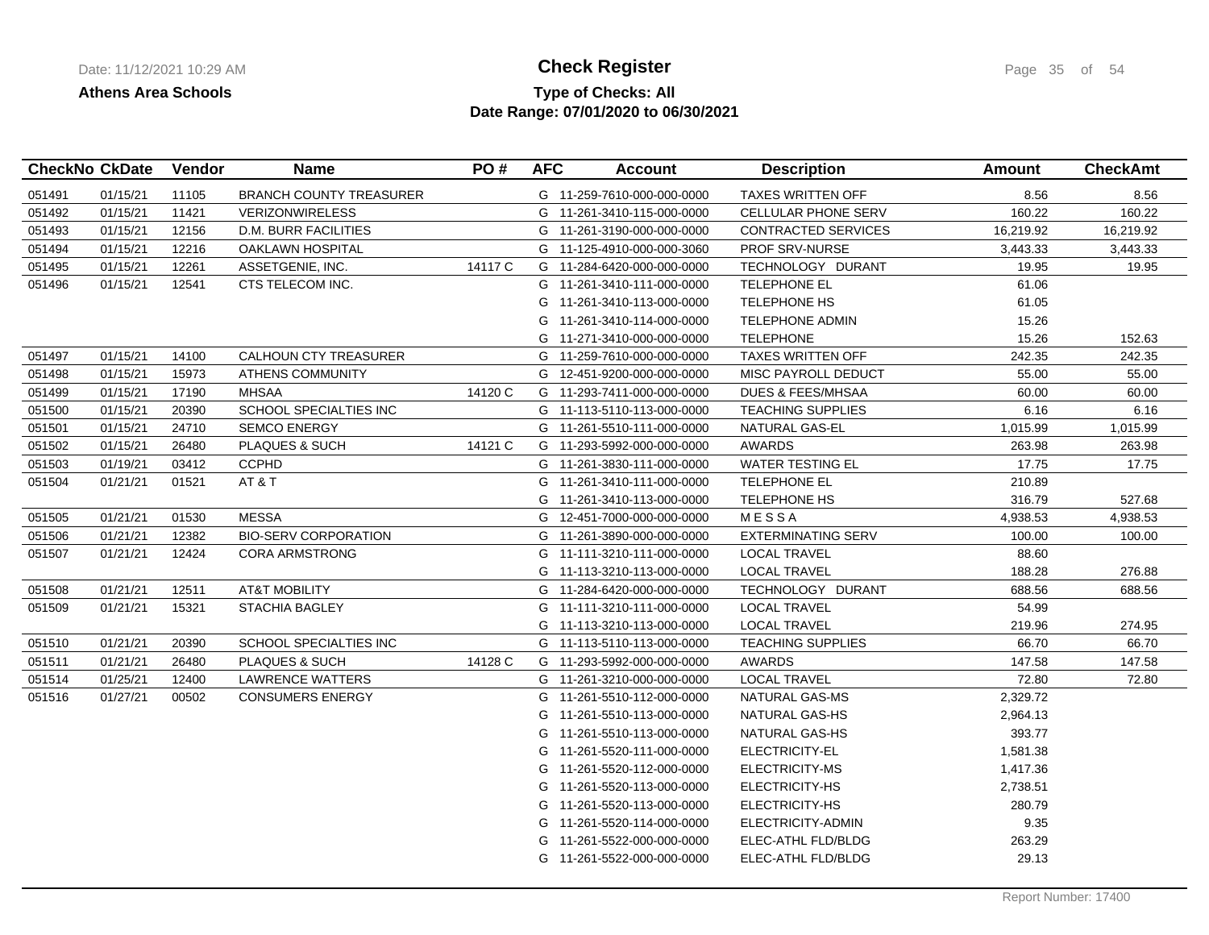**Athens Area Schools**

# Check Register

**Type of Checks: All**
**Date Range: 07/01/2020 to 06/30/2021**

| CheckNo | CkDate | Vendor | Name | PO # | AFC | Account | Description | Amount | CheckAmt |
|---|---|---|---|---|---|---|---|---|---|
| 051491 | 01/15/21 | 11105 | BRANCH COUNTY TREASURER | | G | 11-259-7610-000-000-0000 | TAXES WRITTEN OFF | 8.56 | 8.56 |
| 051492 | 01/15/21 | 11421 | VERIZONWIRELESS | | G | 11-261-3410-115-000-0000 | CELLULAR PHONE SERV | 160.22 | 160.22 |
| 051493 | 01/15/21 | 12156 | D.M. BURR FACILITIES | | G | 11-261-3190-000-000-0000 | CONTRACTED SERVICES | 16,219.92 | 16,219.92 |
| 051494 | 01/15/21 | 12216 | OAKLAWN HOSPITAL | | G | 11-125-4910-000-000-3060 | PROF SRV-NURSE | 3,443.33 | 3,443.33 |
| 051495 | 01/15/21 | 12261 | ASSETGENIE, INC. | 14117 C | G | 11-284-6420-000-000-0000 | TECHNOLOGY DURANT | 19.95 | 19.95 |
| 051496 | 01/15/21 | 12541 | CTS TELECOM INC. | | G | 11-261-3410-111-000-0000 | TELEPHONE EL | 61.06 | |
| | | | | | G | 11-261-3410-113-000-0000 | TELEPHONE HS | 61.05 | |
| | | | | | G | 11-261-3410-114-000-0000 | TELEPHONE ADMIN | 15.26 | |
| | | | | | G | 11-271-3410-000-000-0000 | TELEPHONE | 15.26 | 152.63 |
| 051497 | 01/15/21 | 14100 | CALHOUN CTY TREASURER | | G | 11-259-7610-000-000-0000 | TAXES WRITTEN OFF | 242.35 | 242.35 |
| 051498 | 01/15/21 | 15973 | ATHENS COMMUNITY | | G | 12-451-9200-000-000-0000 | MISC PAYROLL DEDUCT | 55.00 | 55.00 |
| 051499 | 01/15/21 | 17190 | MHSAA | 14120 C | G | 11-293-7411-000-000-0000 | DUES & FEES/MHSAA | 60.00 | 60.00 |
| 051500 | 01/15/21 | 20390 | SCHOOL SPECIALTIES INC | | G | 11-113-5110-113-000-0000 | TEACHING SUPPLIES | 6.16 | 6.16 |
| 051501 | 01/15/21 | 24710 | SEMCO ENERGY | | G | 11-261-5510-111-000-0000 | NATURAL GAS-EL | 1,015.99 | 1,015.99 |
| 051502 | 01/15/21 | 26480 | PLAQUES & SUCH | 14121 C | G | 11-293-5992-000-000-0000 | AWARDS | 263.98 | 263.98 |
| 051503 | 01/19/21 | 03412 | CCPHD | | G | 11-261-3830-111-000-0000 | WATER TESTING EL | 17.75 | 17.75 |
| 051504 | 01/21/21 | 01521 | AT & T | | G | 11-261-3410-111-000-0000 | TELEPHONE EL | 210.89 | |
| | | | | | G | 11-261-3410-113-000-0000 | TELEPHONE HS | 316.79 | 527.68 |
| 051505 | 01/21/21 | 01530 | MESSA | | G | 12-451-7000-000-000-0000 | M E S S A | 4,938.53 | 4,938.53 |
| 051506 | 01/21/21 | 12382 | BIO-SERV CORPORATION | | G | 11-261-3890-000-000-0000 | EXTERMINATING SERV | 100.00 | 100.00 |
| 051507 | 01/21/21 | 12424 | CORA ARMSTRONG | | G | 11-111-3210-111-000-0000 | LOCAL TRAVEL | 88.60 | |
| | | | | | G | 11-113-3210-113-000-0000 | LOCAL TRAVEL | 188.28 | 276.88 |
| 051508 | 01/21/21 | 12511 | AT&T MOBILITY | | G | 11-284-6420-000-000-0000 | TECHNOLOGY DURANT | 688.56 | 688.56 |
| 051509 | 01/21/21 | 15321 | STACHIA BAGLEY | | G | 11-111-3210-111-000-0000 | LOCAL TRAVEL | 54.99 | |
| | | | | | G | 11-113-3210-113-000-0000 | LOCAL TRAVEL | 219.96 | 274.95 |
| 051510 | 01/21/21 | 20390 | SCHOOL SPECIALTIES INC | | G | 11-113-5110-113-000-0000 | TEACHING SUPPLIES | 66.70 | 66.70 |
| 051511 | 01/21/21 | 26480 | PLAQUES & SUCH | 14128 C | G | 11-293-5992-000-000-0000 | AWARDS | 147.58 | 147.58 |
| 051514 | 01/25/21 | 12400 | LAWRENCE WATTERS | | G | 11-261-3210-000-000-0000 | LOCAL TRAVEL | 72.80 | 72.80 |
| 051516 | 01/27/21 | 00502 | CONSUMERS ENERGY | | G | 11-261-5510-112-000-0000 | NATURAL GAS-MS | 2,329.72 | |
| | | | | | G | 11-261-5510-113-000-0000 | NATURAL GAS-HS | 2,964.13 | |
| | | | | | G | 11-261-5510-113-000-0000 | NATURAL GAS-HS | 393.77 | |
| | | | | | G | 11-261-5520-111-000-0000 | ELECTRICITY-EL | 1,581.38 | |
| | | | | | G | 11-261-5520-112-000-0000 | ELECTRICITY-MS | 1,417.36 | |
| | | | | | G | 11-261-5520-113-000-0000 | ELECTRICITY-HS | 2,738.51 | |
| | | | | | G | 11-261-5520-113-000-0000 | ELECTRICITY-HS | 280.79 | |
| | | | | | G | 11-261-5520-114-000-0000 | ELECTRICITY-ADMIN | 9.35 | |
| | | | | | G | 11-261-5522-000-000-0000 | ELEC-ATHL FLD/BLDG | 263.29 | |
| | | | | | G | 11-261-5522-000-000-0000 | ELEC-ATHL FLD/BLDG | 29.13 | |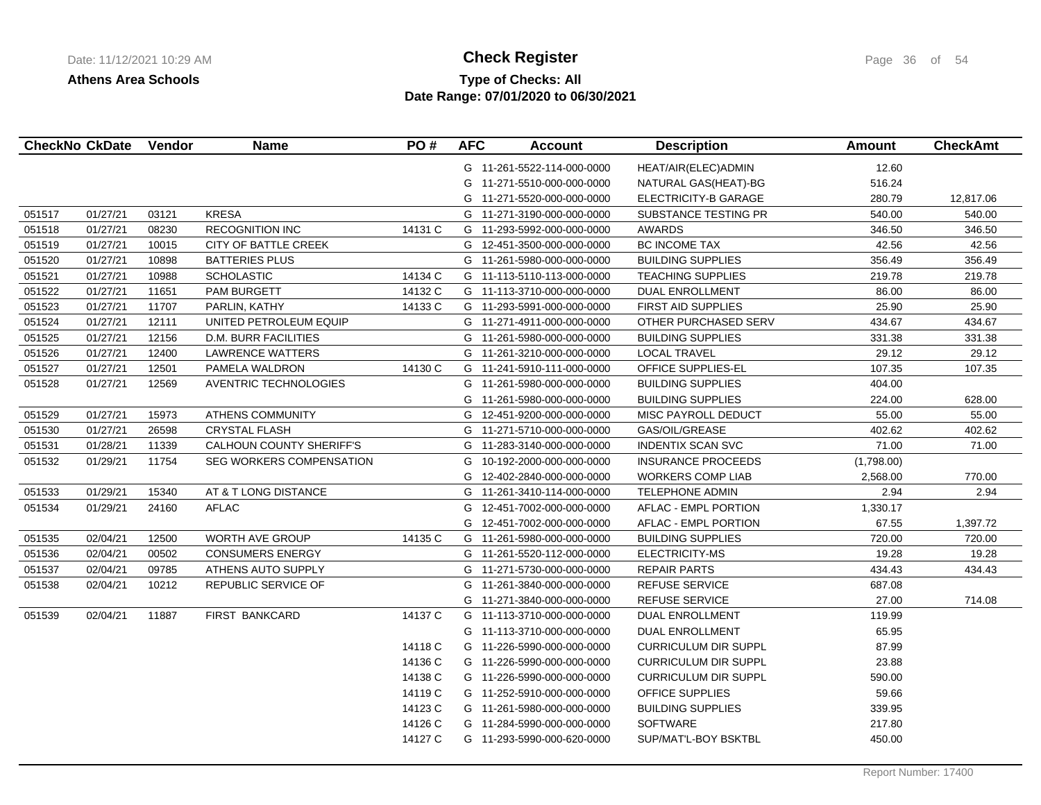**Athens Area Schools**

# Check Register

**Type of Checks: All**

**Date Range: 07/01/2020 to 06/30/2021**

| CheckNo | CkDate | Vendor | Name | PO # | AFC | Account | Description | Amount | CheckAmt |
|---|---|---|---|---|---|---|---|---|---|
| | | | | | G | 11-261-5522-114-000-0000 | HEAT/AIR(ELEC)ADMIN | 12.60 | |
| | | | | | G | 11-271-5510-000-000-0000 | NATURAL GAS(HEAT)-BG | 516.24 | |
| | | | | | G | 11-271-5520-000-000-0000 | ELECTRICITY-B GARAGE | 280.79 | 12,817.06 |
| 051517 | 01/27/21 | 03121 | KRESA | | G | 11-271-3190-000-000-0000 | SUBSTANCE TESTING PR | 540.00 | 540.00 |
| 051518 | 01/27/21 | 08230 | RECOGNITION INC | 14131 C | G | 11-293-5992-000-000-0000 | AWARDS | 346.50 | 346.50 |
| 051519 | 01/27/21 | 10015 | CITY OF BATTLE CREEK | | G | 12-451-3500-000-000-0000 | BC INCOME TAX | 42.56 | 42.56 |
| 051520 | 01/27/21 | 10898 | BATTERIES PLUS | | G | 11-261-5980-000-000-0000 | BUILDING SUPPLIES | 356.49 | 356.49 |
| 051521 | 01/27/21 | 10988 | SCHOLASTIC | 14134 C | G | 11-113-5110-113-000-0000 | TEACHING SUPPLIES | 219.78 | 219.78 |
| 051522 | 01/27/21 | 11651 | PAM BURGETT | 14132 C | G | 11-113-3710-000-000-0000 | DUAL ENROLLMENT | 86.00 | 86.00 |
| 051523 | 01/27/21 | 11707 | PARLIN, KATHY | 14133 C | G | 11-293-5991-000-000-0000 | FIRST AID SUPPLIES | 25.90 | 25.90 |
| 051524 | 01/27/21 | 12111 | UNITED PETROLEUM EQUIP | | G | 11-271-4911-000-000-0000 | OTHER PURCHASED SERV | 434.67 | 434.67 |
| 051525 | 01/27/21 | 12156 | D.M. BURR FACILITIES | | G | 11-261-5980-000-000-0000 | BUILDING SUPPLIES | 331.38 | 331.38 |
| 051526 | 01/27/21 | 12400 | LAWRENCE WATTERS | | G | 11-261-3210-000-000-0000 | LOCAL TRAVEL | 29.12 | 29.12 |
| 051527 | 01/27/21 | 12501 | PAMELA WALDRON | 14130 C | G | 11-241-5910-111-000-0000 | OFFICE SUPPLIES-EL | 107.35 | 107.35 |
| 051528 | 01/27/21 | 12569 | AVENTRIC TECHNOLOGIES | | G | 11-261-5980-000-000-0000 | BUILDING SUPPLIES | 404.00 | |
| | | | | | G | 11-261-5980-000-000-0000 | BUILDING SUPPLIES | 224.00 | 628.00 |
| 051529 | 01/27/21 | 15973 | ATHENS COMMUNITY | | G | 12-451-9200-000-000-0000 | MISC PAYROLL DEDUCT | 55.00 | 55.00 |
| 051530 | 01/27/21 | 26598 | CRYSTAL FLASH | | G | 11-271-5710-000-000-0000 | GAS/OIL/GREASE | 402.62 | 402.62 |
| 051531 | 01/28/21 | 11339 | CALHOUN COUNTY SHERIFF'S | | G | 11-283-3140-000-000-0000 | INDENTIX SCAN SVC | 71.00 | 71.00 |
| 051532 | 01/29/21 | 11754 | SEG WORKERS COMPENSATION | | G | 10-192-2000-000-000-0000 | INSURANCE PROCEEDS | (1,798.00) | |
| | | | | | G | 12-402-2840-000-000-0000 | WORKERS COMP LIAB | 2,568.00 | 770.00 |
| 051533 | 01/29/21 | 15340 | AT & T LONG DISTANCE | | G | 11-261-3410-114-000-0000 | TELEPHONE ADMIN | 2.94 | 2.94 |
| 051534 | 01/29/21 | 24160 | AFLAC | | G | 12-451-7002-000-000-0000 | AFLAC - EMPL PORTION | 1,330.17 | |
| | | | | | G | 12-451-7002-000-000-0000 | AFLAC - EMPL PORTION | 67.55 | 1,397.72 |
| 051535 | 02/04/21 | 12500 | WORTH AVE GROUP | 14135 C | G | 11-261-5980-000-000-0000 | BUILDING SUPPLIES | 720.00 | 720.00 |
| 051536 | 02/04/21 | 00502 | CONSUMERS ENERGY | | G | 11-261-5520-112-000-0000 | ELECTRICITY-MS | 19.28 | 19.28 |
| 051537 | 02/04/21 | 09785 | ATHENS AUTO SUPPLY | | G | 11-271-5730-000-000-0000 | REPAIR PARTS | 434.43 | 434.43 |
| 051538 | 02/04/21 | 10212 | REPUBLIC SERVICE OF | | G | 11-261-3840-000-000-0000 | REFUSE SERVICE | 687.08 | |
| | | | | | G | 11-271-3840-000-000-0000 | REFUSE SERVICE | 27.00 | 714.08 |
| 051539 | 02/04/21 | 11887 | FIRST BANKCARD | 14137 C | G | 11-113-3710-000-000-0000 | DUAL ENROLLMENT | 119.99 | |
| | | | | | G | 11-113-3710-000-000-0000 | DUAL ENROLLMENT | 65.95 | |
| | | | | 14118 C | G | 11-226-5990-000-000-0000 | CURRICULUM DIR SUPPL | 87.99 | |
| | | | | 14136 C | G | 11-226-5990-000-000-0000 | CURRICULUM DIR SUPPL | 23.88 | |
| | | | | 14138 C | G | 11-226-5990-000-000-0000 | CURRICULUM DIR SUPPL | 590.00 | |
| | | | | 14119 C | G | 11-252-5910-000-000-0000 | OFFICE SUPPLIES | 59.66 | |
| | | | | 14123 C | G | 11-261-5980-000-000-0000 | BUILDING SUPPLIES | 339.95 | |
| | | | | 14126 C | G | 11-284-5990-000-000-0000 | SOFTWARE | 217.80 | |
| | | | | 14127 C | G | 11-293-5990-000-620-0000 | SUP/MAT'L-BOY BSKTBL | 450.00 | |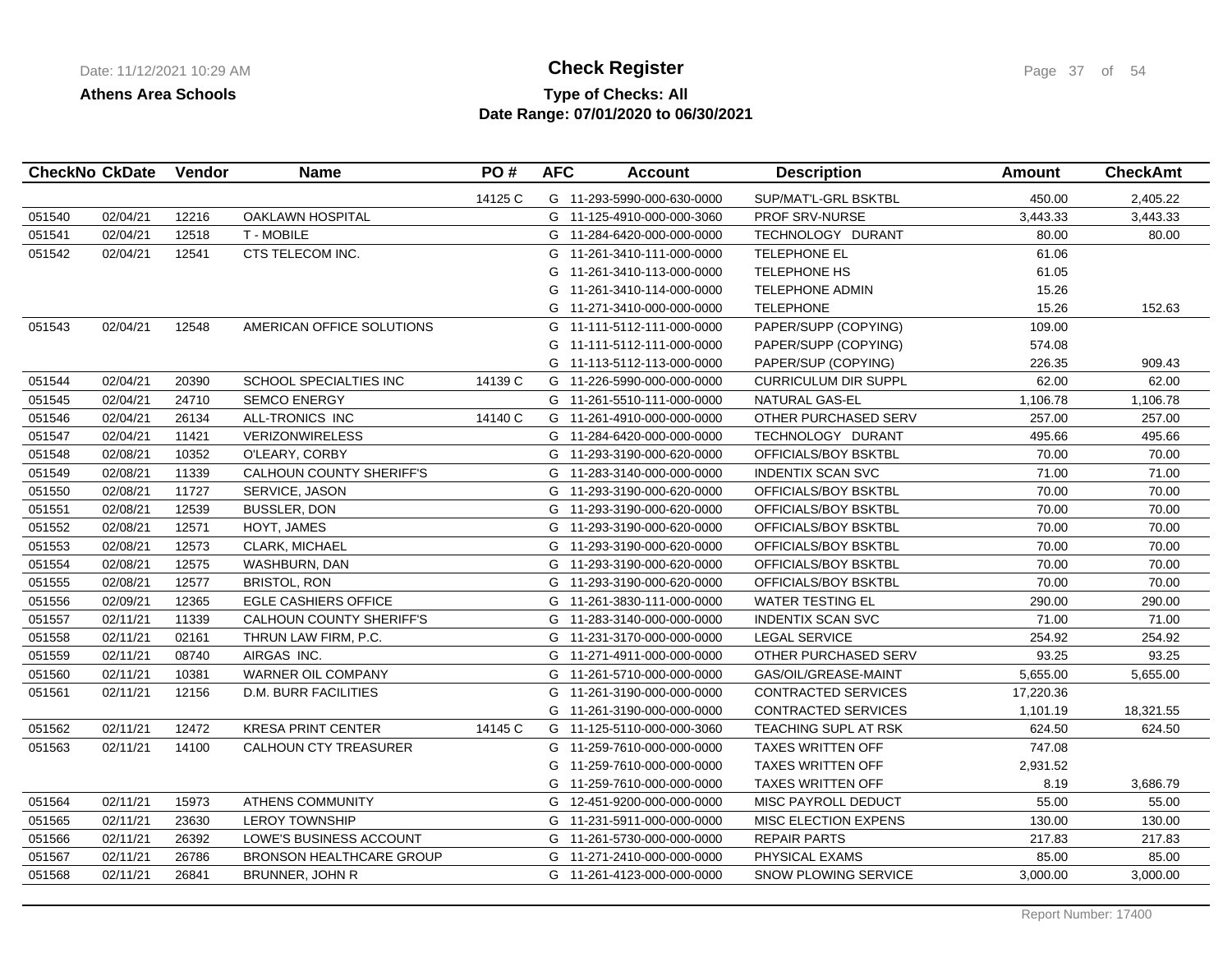**Athens Area Schools**

# Check Register

**Type of Checks: All**

**Date Range: 07/01/2020 to 06/30/2021**

| CheckNo | CkDate | Vendor | Name | PO # | AFC | Account | Description | Amount | CheckAmt |
|---|---|---|---|---|---|---|---|---|---|
| | | | | 14125 C | G | 11-293-5990-000-630-0000 | SUP/MAT'L-GRL BSKTBL | 450.00 | 2,405.22 |
| 051540 | 02/04/21 | 12216 | OAKLAWN HOSPITAL | | G | 11-125-4910-000-000-3060 | PROF SRV-NURSE | 3,443.33 | 3,443.33 |
| 051541 | 02/04/21 | 12518 | T - MOBILE | | G | 11-284-6420-000-000-0000 | TECHNOLOGY DURANT | 80.00 | 80.00 |
| 051542 | 02/04/21 | 12541 | CTS TELECOM INC. | | G | 11-261-3410-111-000-0000 | TELEPHONE EL | 61.06 | |
| | | | | | G | 11-261-3410-113-000-0000 | TELEPHONE HS | 61.05 | |
| | | | | | G | 11-261-3410-114-000-0000 | TELEPHONE ADMIN | 15.26 | |
| | | | | | G | 11-271-3410-000-000-0000 | TELEPHONE | 15.26 | 152.63 |
| 051543 | 02/04/21 | 12548 | AMERICAN OFFICE SOLUTIONS | | G | 11-111-5112-111-000-0000 | PAPER/SUPP (COPYING) | 109.00 | |
| | | | | | G | 11-111-5112-111-000-0000 | PAPER/SUPP (COPYING) | 574.08 | |
| | | | | | G | 11-113-5112-113-000-0000 | PAPER/SUP (COPYING) | 226.35 | 909.43 |
| 051544 | 02/04/21 | 20390 | SCHOOL SPECIALTIES INC | 14139 C | G | 11-226-5990-000-000-0000 | CURRICULUM DIR SUPPL | 62.00 | 62.00 |
| 051545 | 02/04/21 | 24710 | SEMCO ENERGY | | G | 11-261-5510-111-000-0000 | NATURAL GAS-EL | 1,106.78 | 1,106.78 |
| 051546 | 02/04/21 | 26134 | ALL-TRONICS INC | 14140 C | G | 11-261-4910-000-000-0000 | OTHER PURCHASED SERV | 257.00 | 257.00 |
| 051547 | 02/04/21 | 11421 | VERIZONWIRELESS | | G | 11-284-6420-000-000-0000 | TECHNOLOGY DURANT | 495.66 | 495.66 |
| 051548 | 02/08/21 | 10352 | O'LEARY, CORBY | | G | 11-293-3190-000-620-0000 | OFFICIALS/BOY BSKTBL | 70.00 | 70.00 |
| 051549 | 02/08/21 | 11339 | CALHOUN COUNTY SHERIFF'S | | G | 11-283-3140-000-000-0000 | INDENTIX SCAN SVC | 71.00 | 71.00 |
| 051550 | 02/08/21 | 11727 | SERVICE, JASON | | G | 11-293-3190-000-620-0000 | OFFICIALS/BOY BSKTBL | 70.00 | 70.00 |
| 051551 | 02/08/21 | 12539 | BUSSLER, DON | | G | 11-293-3190-000-620-0000 | OFFICIALS/BOY BSKTBL | 70.00 | 70.00 |
| 051552 | 02/08/21 | 12571 | HOYT, JAMES | | G | 11-293-3190-000-620-0000 | OFFICIALS/BOY BSKTBL | 70.00 | 70.00 |
| 051553 | 02/08/21 | 12573 | CLARK, MICHAEL | | G | 11-293-3190-000-620-0000 | OFFICIALS/BOY BSKTBL | 70.00 | 70.00 |
| 051554 | 02/08/21 | 12575 | WASHBURN, DAN | | G | 11-293-3190-000-620-0000 | OFFICIALS/BOY BSKTBL | 70.00 | 70.00 |
| 051555 | 02/08/21 | 12577 | BRISTOL, RON | | G | 11-293-3190-000-620-0000 | OFFICIALS/BOY BSKTBL | 70.00 | 70.00 |
| 051556 | 02/09/21 | 12365 | EGLE CASHIERS OFFICE | | G | 11-261-3830-111-000-0000 | WATER TESTING EL | 290.00 | 290.00 |
| 051557 | 02/11/21 | 11339 | CALHOUN COUNTY SHERIFF'S | | G | 11-283-3140-000-000-0000 | INDENTIX SCAN SVC | 71.00 | 71.00 |
| 051558 | 02/11/21 | 02161 | THRUN LAW FIRM, P.C. | | G | 11-231-3170-000-000-0000 | LEGAL SERVICE | 254.92 | 254.92 |
| 051559 | 02/11/21 | 08740 | AIRGAS INC. | | G | 11-271-4911-000-000-0000 | OTHER PURCHASED SERV | 93.25 | 93.25 |
| 051560 | 02/11/21 | 10381 | WARNER OIL COMPANY | | G | 11-261-5710-000-000-0000 | GAS/OIL/GREASE-MAINT | 5,655.00 | 5,655.00 |
| 051561 | 02/11/21 | 12156 | D.M. BURR FACILITIES | | G | 11-261-3190-000-000-0000 | CONTRACTED SERVICES | 17,220.36 | |
| | | | | | G | 11-261-3190-000-000-0000 | CONTRACTED SERVICES | 1,101.19 | 18,321.55 |
| 051562 | 02/11/21 | 12472 | KRESA PRINT CENTER | 14145 C | G | 11-125-5110-000-000-3060 | TEACHING SUPL AT RSK | 624.50 | 624.50 |
| 051563 | 02/11/21 | 14100 | CALHOUN CTY TREASURER | | G | 11-259-7610-000-000-0000 | TAXES WRITTEN OFF | 747.08 | |
| | | | | | G | 11-259-7610-000-000-0000 | TAXES WRITTEN OFF | 2,931.52 | |
| | | | | | G | 11-259-7610-000-000-0000 | TAXES WRITTEN OFF | 8.19 | 3,686.79 |
| 051564 | 02/11/21 | 15973 | ATHENS COMMUNITY | | G | 12-451-9200-000-000-0000 | MISC PAYROLL DEDUCT | 55.00 | 55.00 |
| 051565 | 02/11/21 | 23630 | LEROY TOWNSHIP | | G | 11-231-5911-000-000-0000 | MISC ELECTION EXPENS | 130.00 | 130.00 |
| 051566 | 02/11/21 | 26392 | LOWE'S BUSINESS ACCOUNT | | G | 11-261-5730-000-000-0000 | REPAIR PARTS | 217.83 | 217.83 |
| 051567 | 02/11/21 | 26786 | BRONSON HEALTHCARE GROUP | | G | 11-271-2410-000-000-0000 | PHYSICAL EXAMS | 85.00 | 85.00 |
| 051568 | 02/11/21 | 26841 | BRUNNER, JOHN R | | G | 11-261-4123-000-000-0000 | SNOW PLOWING SERVICE | 3,000.00 | 3,000.00 |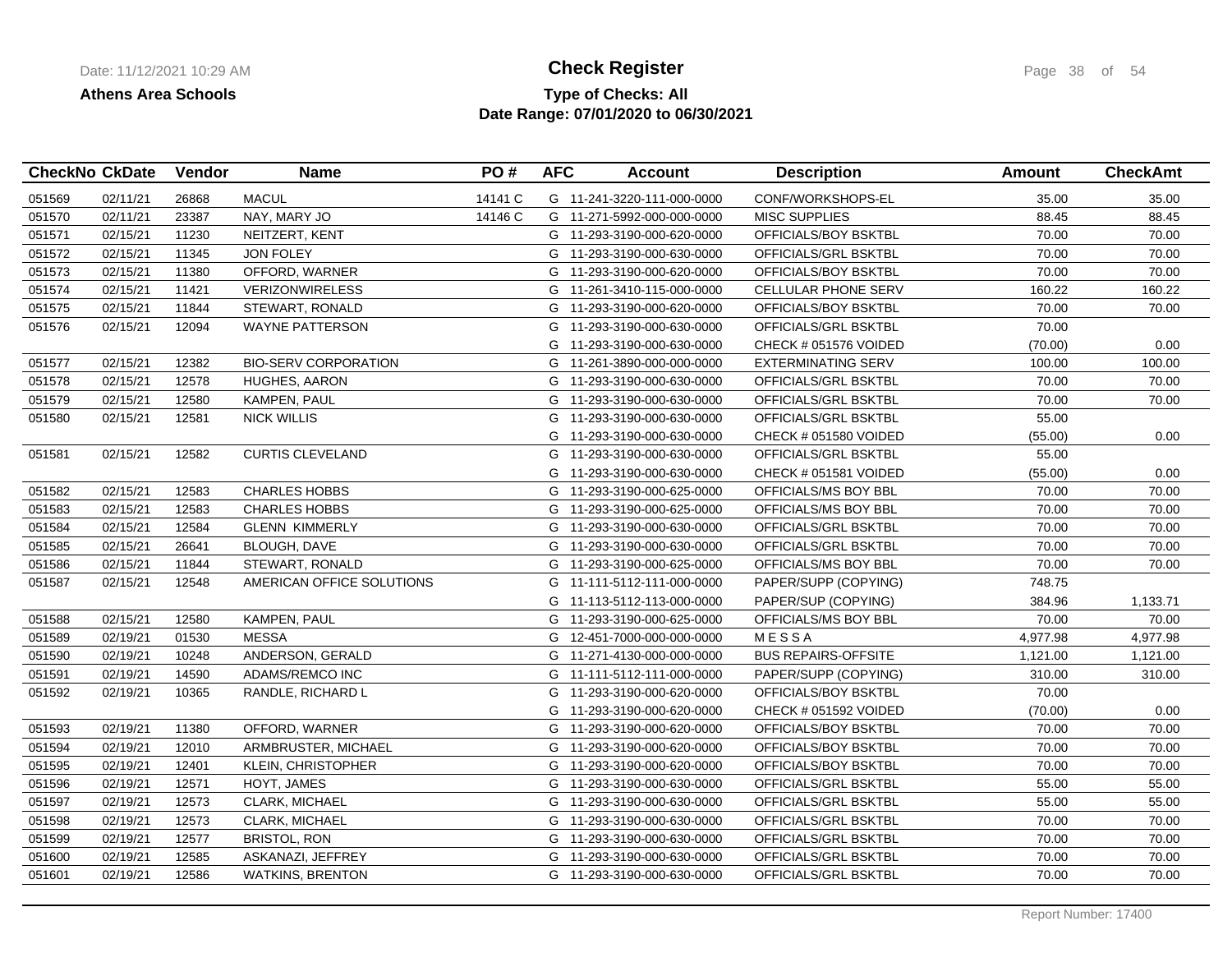**Athens Area Schools**

# Check Register

**Type of Checks: All**
**Date Range: 07/01/2020 to 06/30/2021**

| CheckNo | CkDate | Vendor | Name | PO # | AFC | Account | Description | Amount | CheckAmt |
|---|---|---|---|---|---|---|---|---|---|
| 051569 | 02/11/21 | 26868 | MACUL | 14141 C | G | 11-241-3220-111-000-0000 | CONF/WORKSHOPS-EL | 35.00 | 35.00 |
| 051570 | 02/11/21 | 23387 | NAY, MARY JO | 14146 C | G | 11-271-5992-000-000-0000 | MISC SUPPLIES | 88.45 | 88.45 |
| 051571 | 02/15/21 | 11230 | NEITZERT, KENT | | G | 11-293-3190-000-620-0000 | OFFICIALS/BOY BSKTBL | 70.00 | 70.00 |
| 051572 | 02/15/21 | 11345 | JON FOLEY | | G | 11-293-3190-000-630-0000 | OFFICIALS/GRL BSKTBL | 70.00 | 70.00 |
| 051573 | 02/15/21 | 11380 | OFFORD, WARNER | | G | 11-293-3190-000-620-0000 | OFFICIALS/BOY BSKTBL | 70.00 | 70.00 |
| 051574 | 02/15/21 | 11421 | VERIZONWIRELESS | | G | 11-261-3410-115-000-0000 | CELLULAR PHONE SERV | 160.22 | 160.22 |
| 051575 | 02/15/21 | 11844 | STEWART, RONALD | | G | 11-293-3190-000-620-0000 | OFFICIALS/BOY BSKTBL | 70.00 | 70.00 |
| 051576 | 02/15/21 | 12094 | WAYNE PATTERSON | | G | 11-293-3190-000-630-0000 | OFFICIALS/GRL BSKTBL | 70.00 | |
| | | | | | G | 11-293-3190-000-630-0000 | CHECK # 051576 VOIDED | (70.00) | 0.00 |
| 051577 | 02/15/21 | 12382 | BIO-SERV CORPORATION | | G | 11-261-3890-000-000-0000 | EXTERMINATING SERV | 100.00 | 100.00 |
| 051578 | 02/15/21 | 12578 | HUGHES, AARON | | G | 11-293-3190-000-630-0000 | OFFICIALS/GRL BSKTBL | 70.00 | 70.00 |
| 051579 | 02/15/21 | 12580 | KAMPEN, PAUL | | G | 11-293-3190-000-630-0000 | OFFICIALS/GRL BSKTBL | 70.00 | 70.00 |
| 051580 | 02/15/21 | 12581 | NICK WILLIS | | G | 11-293-3190-000-630-0000 | OFFICIALS/GRL BSKTBL | 55.00 | |
| | | | | | G | 11-293-3190-000-630-0000 | CHECK # 051580 VOIDED | (55.00) | 0.00 |
| 051581 | 02/15/21 | 12582 | CURTIS CLEVELAND | | G | 11-293-3190-000-630-0000 | OFFICIALS/GRL BSKTBL | 55.00 | |
| | | | | | G | 11-293-3190-000-630-0000 | CHECK # 051581 VOIDED | (55.00) | 0.00 |
| 051582 | 02/15/21 | 12583 | CHARLES HOBBS | | G | 11-293-3190-000-625-0000 | OFFICIALS/MS BOY BBL | 70.00 | 70.00 |
| 051583 | 02/15/21 | 12583 | CHARLES HOBBS | | G | 11-293-3190-000-625-0000 | OFFICIALS/MS BOY BBL | 70.00 | 70.00 |
| 051584 | 02/15/21 | 12584 | GLENN KIMMERLY | | G | 11-293-3190-000-630-0000 | OFFICIALS/GRL BSKTBL | 70.00 | 70.00 |
| 051585 | 02/15/21 | 26641 | BLOUGH, DAVE | | G | 11-293-3190-000-630-0000 | OFFICIALS/GRL BSKTBL | 70.00 | 70.00 |
| 051586 | 02/15/21 | 11844 | STEWART, RONALD | | G | 11-293-3190-000-625-0000 | OFFICIALS/MS BOY BBL | 70.00 | 70.00 |
| 051587 | 02/15/21 | 12548 | AMERICAN OFFICE SOLUTIONS | | G | 11-111-5112-111-000-0000 | PAPER/SUP (COPYING) | 748.75 | |
| | | | | | G | 11-113-5112-113-000-0000 | PAPER/SUP (COPYING) | 384.96 | 1,133.71 |
| 051588 | 02/15/21 | 12580 | KAMPEN, PAUL | | G | 11-293-3190-000-625-0000 | OFFICIALS/MS BOY BBL | 70.00 | 70.00 |
| 051589 | 02/19/21 | 01530 | MESSA | | G | 12-451-7000-000-000-0000 | M E S S A | 4,977.98 | 4,977.98 |
| 051590 | 02/19/21 | 10248 | ANDERSON, GERALD | | G | 11-271-4130-000-000-0000 | BUS REPAIRS-OFFSITE | 1,121.00 | 1,121.00 |
| 051591 | 02/19/21 | 14590 | ADAMS/REMCO INC | | G | 11-111-5112-111-000-0000 | PAPER/SUPP (COPYING) | 310.00 | 310.00 |
| 051592 | 02/19/21 | 10365 | RANDLE, RICHARD L | | G | 11-293-3190-000-620-0000 | OFFICIALS/BOY BSKTBL | 70.00 | |
| | | | | | G | 11-293-3190-000-620-0000 | CHECK # 051592 VOIDED | (70.00) | 0.00 |
| 051593 | 02/19/21 | 11380 | OFFORD, WARNER | | G | 11-293-3190-000-620-0000 | OFFICIALS/BOY BSKTBL | 70.00 | 70.00 |
| 051594 | 02/19/21 | 12010 | ARMBRUSTER, MICHAEL | | G | 11-293-3190-000-620-0000 | OFFICIALS/BOY BSKTBL | 70.00 | 70.00 |
| 051595 | 02/19/21 | 12401 | KLEIN, CHRISTOPHER | | G | 11-293-3190-000-620-0000 | OFFICIALS/BOY BSKTBL | 70.00 | 70.00 |
| 051596 | 02/19/21 | 12571 | HOYT, JAMES | | G | 11-293-3190-000-630-0000 | OFFICIALS/GRL BSKTBL | 55.00 | 55.00 |
| 051597 | 02/19/21 | 12573 | CLARK, MICHAEL | | G | 11-293-3190-000-630-0000 | OFFICIALS/GRL BSKTBL | 55.00 | 55.00 |
| 051598 | 02/19/21 | 12573 | CLARK, MICHAEL | | G | 11-293-3190-000-630-0000 | OFFICIALS/GRL BSKTBL | 70.00 | 70.00 |
| 051599 | 02/19/21 | 12577 | BRISTOL, RON | | G | 11-293-3190-000-630-0000 | OFFICIALS/GRL BSKTBL | 70.00 | 70.00 |
| 051600 | 02/19/21 | 12585 | ASKANAZI, JEFFREY | | G | 11-293-3190-000-630-0000 | OFFICIALS/GRL BSKTBL | 70.00 | 70.00 |
| 051601 | 02/19/21 | 12586 | WATKINS, BRENTON | | G | 11-293-3190-000-630-0000 | OFFICIALS/GRL BSKTBL | 70.00 | 70.00 |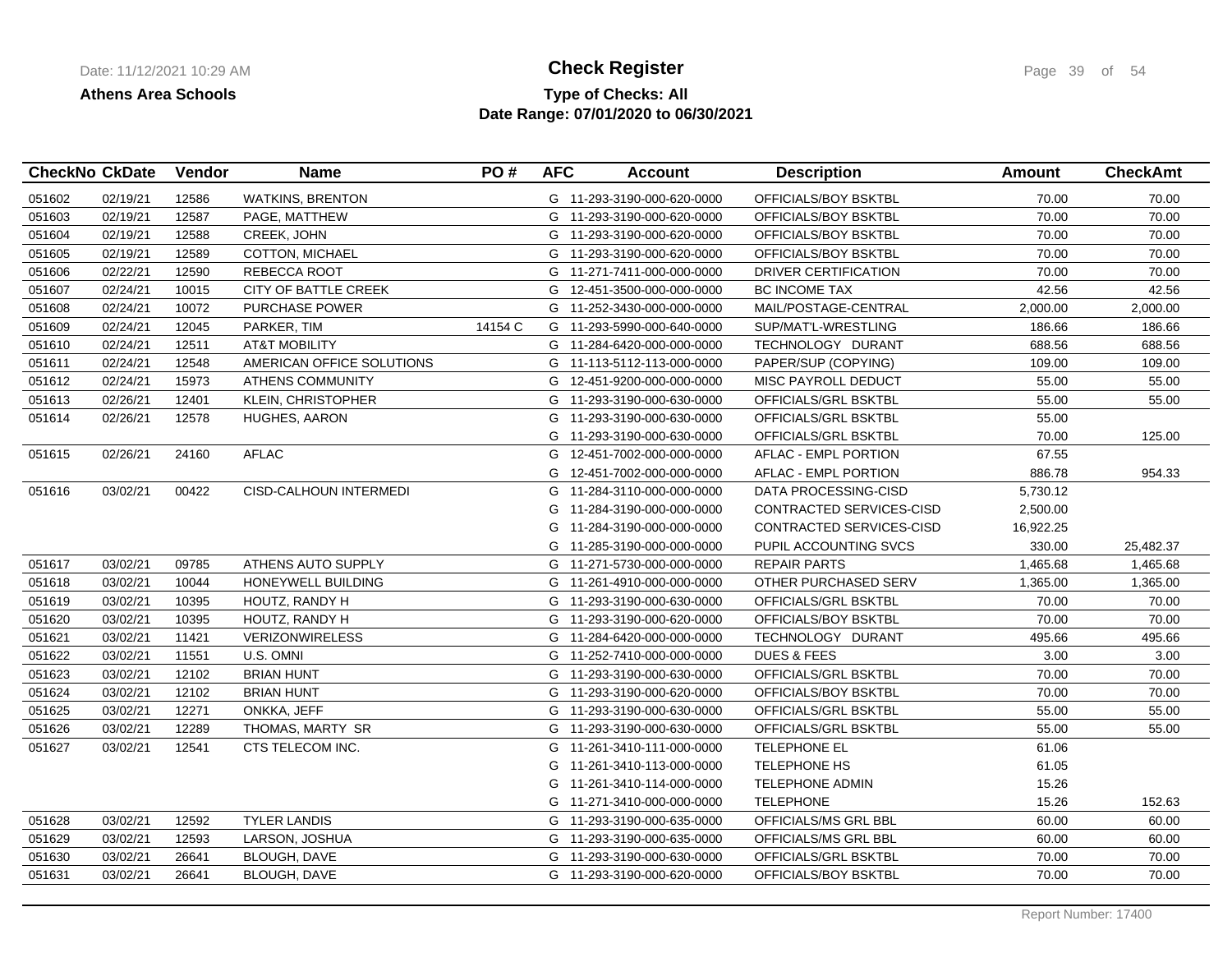**Athens Area Schools**

# Check Register

**Type of Checks: All**

**Date Range: 07/01/2020 to 06/30/2021**

| CheckNo | CkDate | Vendor | Name | PO # | AFC | Account | Description | Amount | CheckAmt |
|---|---|---|---|---|---|---|---|---|---|
| 051602 | 02/19/21 | 12586 | WATKINS, BRENTON | | G | 11-293-3190-000-620-0000 | OFFICIALS/BOY BSKTBL | 70.00 | 70.00 |
| 051603 | 02/19/21 | 12587 | PAGE, MATTHEW | | G | 11-293-3190-000-620-0000 | OFFICIALS/BOY BSKTBL | 70.00 | 70.00 |
| 051604 | 02/19/21 | 12588 | CREEK, JOHN | | G | 11-293-3190-000-620-0000 | OFFICIALS/BOY BSKTBL | 70.00 | 70.00 |
| 051605 | 02/19/21 | 12589 | COTTON, MICHAEL | | G | 11-293-3190-000-620-0000 | OFFICIALS/BOY BSKTBL | 70.00 | 70.00 |
| 051606 | 02/22/21 | 12590 | REBECCA ROOT | | G | 11-271-7411-000-000-0000 | DRIVER CERTIFICATION | 70.00 | 70.00 |
| 051607 | 02/24/21 | 10015 | CITY OF BATTLE CREEK | | G | 12-451-3500-000-000-0000 | BC INCOME TAX | 42.56 | 42.56 |
| 051608 | 02/24/21 | 10072 | PURCHASE POWER | | G | 11-252-3430-000-000-0000 | MAIL/POSTAGE-CENTRAL | 2,000.00 | 2,000.00 |
| 051609 | 02/24/21 | 12045 | PARKER, TIM | 14154 C | G | 11-293-5990-000-640-0000 | SUP/MAT'L-WRESTLING | 186.66 | 186.66 |
| 051610 | 02/24/21 | 12511 | AT&T MOBILITY | | G | 11-284-6420-000-000-0000 | TECHNOLOGY DURANT | 688.56 | 688.56 |
| 051611 | 02/24/21 | 12548 | AMERICAN OFFICE SOLUTIONS | | G | 11-113-5112-113-000-0000 | PAPER/SUP (COPYING) | 109.00 | 109.00 |
| 051612 | 02/24/21 | 15973 | ATHENS COMMUNITY | | G | 12-451-9200-000-000-0000 | MISC PAYROLL DEDUCT | 55.00 | 55.00 |
| 051613 | 02/26/21 | 12401 | KLEIN, CHRISTOPHER | | G | 11-293-3190-000-630-0000 | OFFICIALS/GRL BSKTBL | 55.00 | 55.00 |
| 051614 | 02/26/21 | 12578 | HUGHES, AARON | | G | 11-293-3190-000-630-0000 | OFFICIALS/GRL BSKTBL | 55.00 | |
| | | | | | G | 11-293-3190-000-630-0000 | OFFICIALS/GRL BSKTBL | 70.00 | 125.00 |
| 051615 | 02/26/21 | 24160 | AFLAC | | G | 12-451-7002-000-000-0000 | AFLAC - EMPL PORTION | 67.55 | |
| | | | | | G | 12-451-7002-000-000-0000 | AFLAC - EMPL PORTION | 886.78 | 954.33 |
| 051616 | 03/02/21 | 00422 | CISD-CALHOUN INTERMEDI | | G | 11-284-3110-000-000-0000 | DATA PROCESSING-CISD | 5,730.12 | |
| | | | | | G | 11-284-3190-000-000-0000 | CONTRACTED SERVICES-CISD | 2,500.00 | |
| | | | | | G | 11-284-3190-000-000-0000 | CONTRACTED SERVICES-CISD | 16,922.25 | |
| | | | | | G | 11-285-3190-000-000-0000 | PUPIL ACCOUNTING SVCS | 330.00 | 25,482.37 |
| 051617 | 03/02/21 | 09785 | ATHENS AUTO SUPPLY | | G | 11-271-5730-000-000-0000 | REPAIR PARTS | 1,465.68 | 1,465.68 |
| 051618 | 03/02/21 | 10044 | HONEYWELL BUILDING | | G | 11-261-4910-000-000-0000 | OTHER PURCHASED SERV | 1,365.00 | 1,365.00 |
| 051619 | 03/02/21 | 10395 | HOUTZ, RANDY H | | G | 11-293-3190-000-630-0000 | OFFICIALS/GRL BSKTBL | 70.00 | 70.00 |
| 051620 | 03/02/21 | 10395 | HOUTZ, RANDY H | | G | 11-293-3190-000-620-0000 | OFFICIALS/BOY BSKTBL | 70.00 | 70.00 |
| 051621 | 03/02/21 | 11421 | VERIZONWIRELESS | | G | 11-284-6420-000-000-0000 | TECHNOLOGY DURANT | 495.66 | 495.66 |
| 051622 | 03/02/21 | 11551 | U.S. OMNI | | G | 11-252-7410-000-000-0000 | DUES & FEES | 3.00 | 3.00 |
| 051623 | 03/02/21 | 12102 | BRIAN HUNT | | G | 11-293-3190-000-630-0000 | OFFICIALS/GRL BSKTBL | 70.00 | 70.00 |
| 051624 | 03/02/21 | 12102 | BRIAN HUNT | | G | 11-293-3190-000-620-0000 | OFFICIALS/BOY BSKTBL | 70.00 | 70.00 |
| 051625 | 03/02/21 | 12271 | ONKKA, JEFF | | G | 11-293-3190-000-630-0000 | OFFICIALS/GRL BSKTBL | 55.00 | 55.00 |
| 051626 | 03/02/21 | 12289 | THOMAS, MARTY SR | | G | 11-293-3190-000-630-0000 | OFFICIALS/GRL BSKTBL | 55.00 | 55.00 |
| 051627 | 03/02/21 | 12541 | CTS TELECOM INC. | | G | 11-261-3410-111-000-0000 | TELEPHONE EL | 61.06 | |
| | | | | | G | 11-261-3410-113-000-0000 | TELEPHONE HS | 61.05 | |
| | | | | | G | 11-261-3410-114-000-0000 | TELEPHONE ADMIN | 15.26 | |
| | | | | | G | 11-271-3410-000-000-0000 | TELEPHONE | 15.26 | 152.63 |
| 051628 | 03/02/21 | 12592 | TYLER LANDIS | | G | 11-293-3190-000-635-0000 | OFFICIALS/MS GRL BBL | 60.00 | 60.00 |
| 051629 | 03/02/21 | 12593 | LARSON, JOSHUA | | G | 11-293-3190-000-635-0000 | OFFICIALS/MS GRL BBL | 60.00 | 60.00 |
| 051630 | 03/02/21 | 26641 | BLOUGH, DAVE | | G | 11-293-3190-000-630-0000 | OFFICIALS/GRL BSKTBL | 70.00 | 70.00 |
| 051631 | 03/02/21 | 26641 | BLOUGH, DAVE | | G | 11-293-3190-000-620-0000 | OFFICIALS/BOY BSKTBL | 70.00 | 70.00 |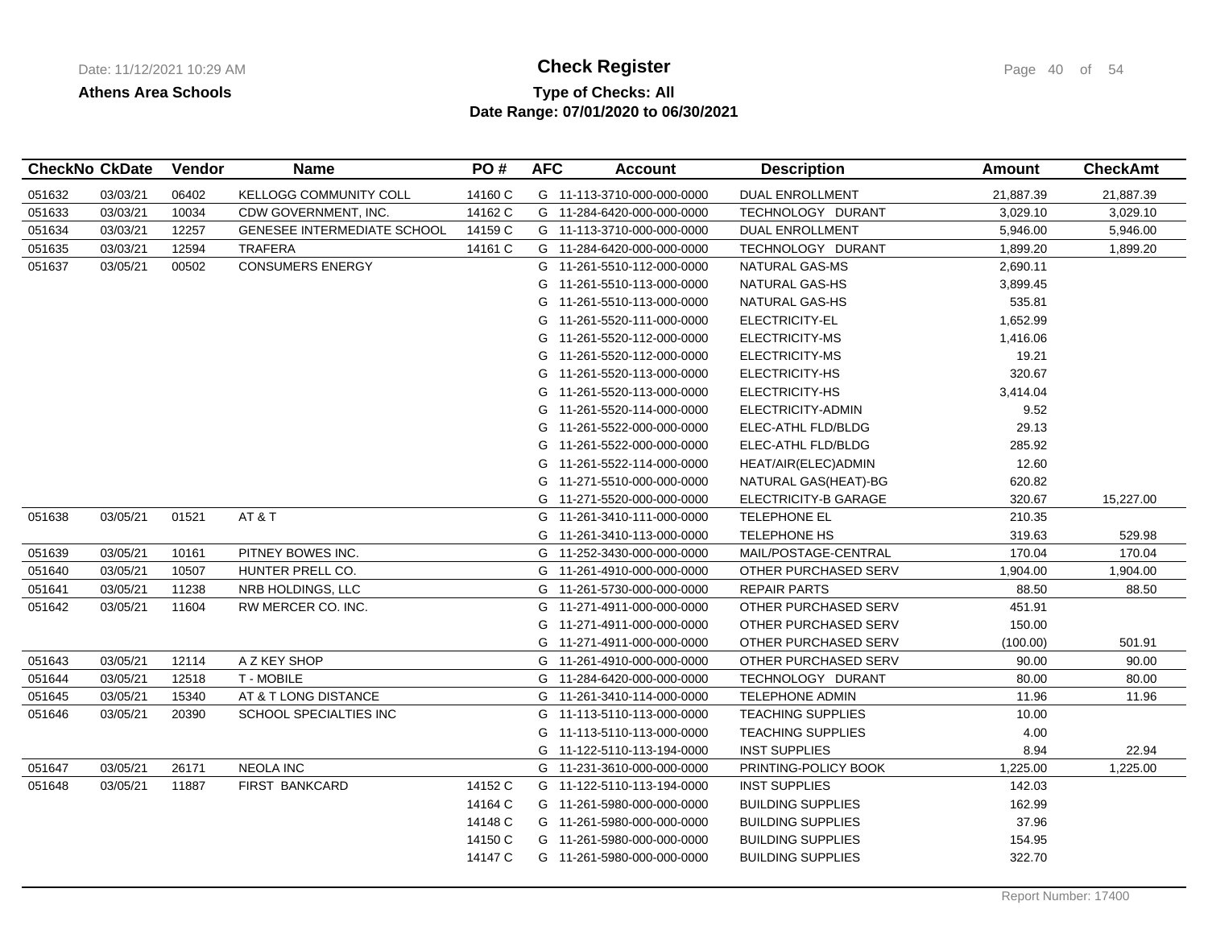**Athens Area Schools**

# Check Register

**Type of Checks: All**

**Date Range: 07/01/2020 to 06/30/2021**

| CheckNo | CkDate | Vendor | Name | PO # | AFC | Account | Description | Amount | CheckAmt |
|---|---|---|---|---|---|---|---|---|---|
| 051632 | 03/03/21 | 06402 | KELLOGG COMMUNITY COLL | 14160 C | G | 11-113-3710-000-000-0000 | DUAL ENROLLMENT | 21,887.39 | 21,887.39 |
| 051633 | 03/03/21 | 10034 | CDW GOVERNMENT, INC. | 14162 C | G | 11-284-6420-000-000-0000 | TECHNOLOGY DURANT | 3,029.10 | 3,029.10 |
| 051634 | 03/03/21 | 12257 | GENESEE INTERMEDIATE SCHOOL | 14159 C | G | 11-113-3710-000-000-0000 | DUAL ENROLLMENT | 5,946.00 | 5,946.00 |
| 051635 | 03/03/21 | 12594 | TRAFERA | 14161 C | G | 11-284-6420-000-000-0000 | TECHNOLOGY DURANT | 1,899.20 | 1,899.20 |
| 051637 | 03/05/21 | 00502 | CONSUMERS ENERGY | | G | 11-261-5510-112-000-0000 | NATURAL GAS-MS | 2,690.11 | |
| | | | | | G | 11-261-5510-113-000-0000 | NATURAL GAS-HS | 3,899.45 | |
| | | | | | G | 11-261-5510-113-000-0000 | NATURAL GAS-HS | 535.81 | |
| | | | | | G | 11-261-5520-111-000-0000 | ELECTRICITY-EL | 1,652.99 | |
| | | | | | G | 11-261-5520-112-000-0000 | ELECTRICITY-MS | 1,416.06 | |
| | | | | | G | 11-261-5520-112-000-0000 | ELECTRICITY-MS | 19.21 | |
| | | | | | G | 11-261-5520-113-000-0000 | ELECTRICITY-HS | 320.67 | |
| | | | | | G | 11-261-5520-113-000-0000 | ELECTRICITY-HS | 3,414.04 | |
| | | | | | G | 11-261-5520-114-000-0000 | ELECTRICITY-ADMIN | 9.52 | |
| | | | | | G | 11-261-5522-000-000-0000 | ELEC-ATHL FLD/BLDG | 29.13 | |
| | | | | | G | 11-261-5522-000-000-0000 | ELEC-ATHL FLD/BLDG | 285.92 | |
| | | | | | G | 11-261-5522-114-000-0000 | HEAT/AIR(ELEC)ADMIN | 12.60 | |
| | | | | | G | 11-271-5510-000-000-0000 | NATURAL GAS(HEAT)-BG | 620.82 | |
| | | | | | G | 11-271-5520-000-000-0000 | ELECTRICITY-B GARAGE | 320.67 | 15,227.00 |
| 051638 | 03/05/21 | 01521 | AT & T | | G | 11-261-3410-111-000-0000 | TELEPHONE EL | 210.35 | |
| | | | | | G | 11-261-3410-113-000-0000 | TELEPHONE HS | 319.63 | 529.98 |
| 051639 | 03/05/21 | 10161 | PITNEY BOWES INC. | | G | 11-252-3430-000-000-0000 | MAIL/POSTAGE-CENTRAL | 170.04 | 170.04 |
| 051640 | 03/05/21 | 10507 | HUNTER PRELL CO. | | G | 11-261-4910-000-000-0000 | OTHER PURCHASED SERV | 1,904.00 | 1,904.00 |
| 051641 | 03/05/21 | 11238 | NRB HOLDINGS, LLC | | G | 11-261-5730-000-000-0000 | REPAIR PARTS | 88.50 | 88.50 |
| 051642 | 03/05/21 | 11604 | RW MERCER CO. INC. | | G | 11-271-4911-000-000-0000 | OTHER PURCHASED SERV | 451.91 | |
| | | | | | G | 11-271-4911-000-000-0000 | OTHER PURCHASED SERV | 150.00 | |
| | | | | | G | 11-271-4911-000-000-0000 | OTHER PURCHASED SERV | (100.00) | 501.91 |
| 051643 | 03/05/21 | 12114 | A Z KEY SHOP | | G | 11-261-4910-000-000-0000 | OTHER PURCHASED SERV | 90.00 | 90.00 |
| 051644 | 03/05/21 | 12518 | T - MOBILE | | G | 11-284-6420-000-000-0000 | TECHNOLOGY DURANT | 80.00 | 80.00 |
| 051645 | 03/05/21 | 15340 | AT & T LONG DISTANCE | | G | 11-261-3410-114-000-0000 | TELEPHONE ADMIN | 11.96 | 11.96 |
| 051646 | 03/05/21 | 20390 | SCHOOL SPECIALTIES INC | | G | 11-113-5110-113-000-0000 | TEACHING SUPPLIES | 10.00 | |
| | | | | | G | 11-113-5110-113-000-0000 | TEACHING SUPPLIES | 4.00 | |
| | | | | | G | 11-122-5110-113-194-0000 | INST SUPPLIES | 8.94 | 22.94 |
| 051647 | 03/05/21 | 26171 | NEOLA INC | | G | 11-231-3610-000-000-0000 | PRINTING-POLICY BOOK | 1,225.00 | 1,225.00 |
| 051648 | 03/05/21 | 11887 | FIRST BANKCARD | 14152 C | G | 11-122-5110-113-194-0000 | INST SUPPLIES | 142.03 | |
| | | | | 14164 C | G | 11-261-5980-000-000-0000 | BUILDING SUPPLIES | 162.99 | |
| | | | | 14148 C | G | 11-261-5980-000-000-0000 | BUILDING SUPPLIES | 37.96 | |
| | | | | 14150 C | G | 11-261-5980-000-000-0000 | BUILDING SUPPLIES | 154.95 | |
| | | | | 14147 C | G | 11-261-5980-000-000-0000 | BUILDING SUPPLIES | 322.70 | |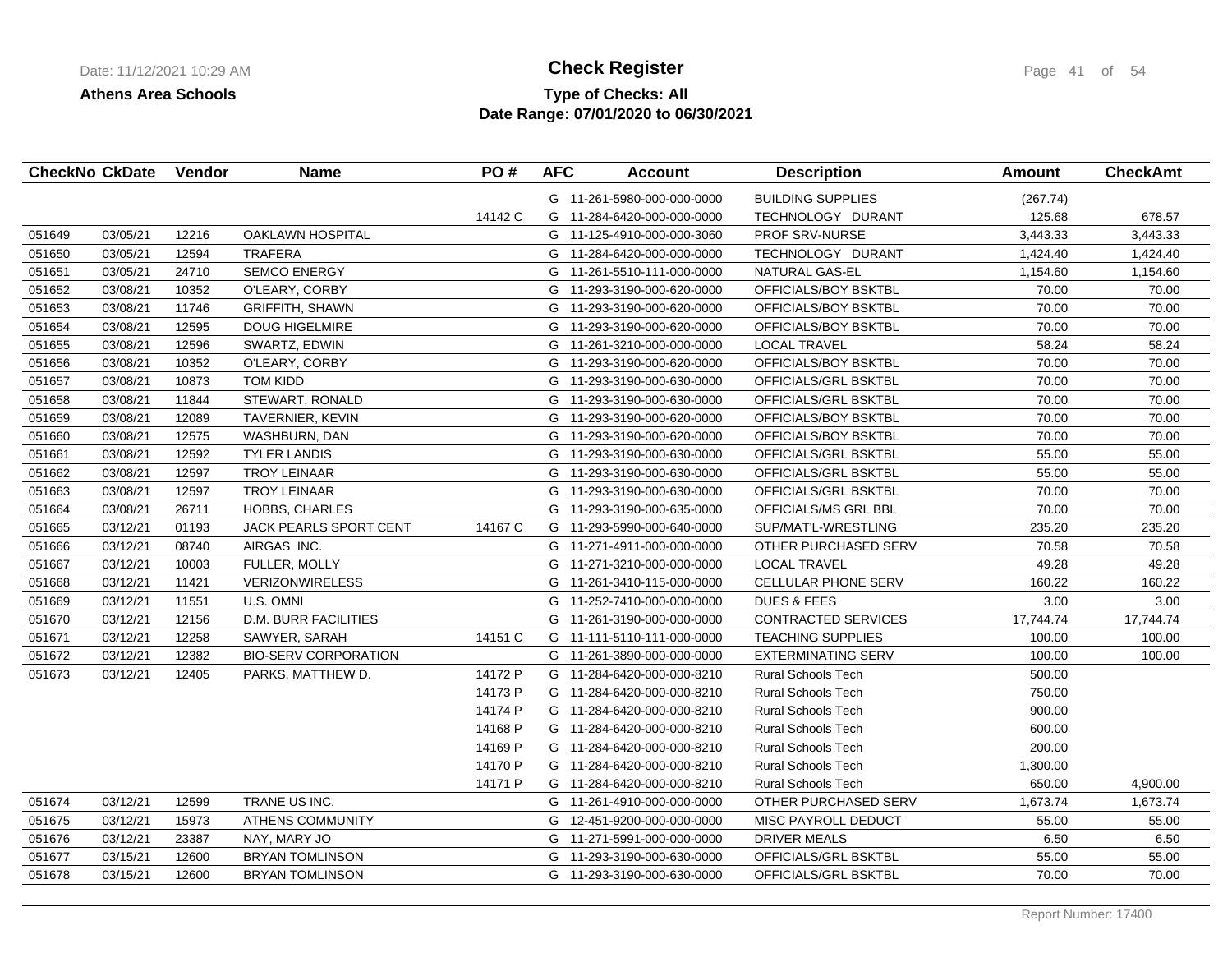**Athens Area Schools**

# Check Register

**Type of Checks: All**

**Date Range: 07/01/2020 to 06/30/2021**

| CheckNo | CkDate | Vendor | Name | PO # | AFC | Account | Description | Amount | CheckAmt |
|---|---|---|---|---|---|---|---|---|---|
| | | | | | G | 11-261-5980-000-000-0000 | BUILDING SUPPLIES | (267.74) | |
| | | | | 14142 C | G | 11-284-6420-000-000-0000 | TECHNOLOGY DURANT | 125.68 | 678.57 |
| 051649 | 03/05/21 | 12216 | OAKLAWN HOSPITAL | | G | 11-125-4910-000-000-3060 | PROF SRV-NURSE | 3,443.33 | 3,443.33 |
| 051650 | 03/05/21 | 12594 | TRAFERA | | G | 11-284-6420-000-000-0000 | TECHNOLOGY DURANT | 1,424.40 | 1,424.40 |
| 051651 | 03/05/21 | 24710 | SEMCO ENERGY | | G | 11-261-5510-111-000-0000 | NATURAL GAS-EL | 1,154.60 | 1,154.60 |
| 051652 | 03/08/21 | 10352 | O'LEARY, CORBY | | G | 11-293-3190-000-620-0000 | OFFICIALS/BOY BSKTBL | 70.00 | 70.00 |
| 051653 | 03/08/21 | 11746 | GRIFFITH, SHAWN | | G | 11-293-3190-000-620-0000 | OFFICIALS/BOY BSKTBL | 70.00 | 70.00 |
| 051654 | 03/08/21 | 12595 | DOUG HIGELMIRE | | G | 11-293-3190-000-620-0000 | OFFICIALS/BOY BSKTBL | 70.00 | 70.00 |
| 051655 | 03/08/21 | 12596 | SWARTZ, EDWIN | | G | 11-261-3210-000-000-0000 | LOCAL TRAVEL | 58.24 | 58.24 |
| 051656 | 03/08/21 | 10352 | O'LEARY, CORBY | | G | 11-293-3190-000-620-0000 | OFFICIALS/BOY BSKTBL | 70.00 | 70.00 |
| 051657 | 03/08/21 | 10873 | TOM KIDD | | G | 11-293-3190-000-630-0000 | OFFICIALS/GRL BSKTBL | 70.00 | 70.00 |
| 051658 | 03/08/21 | 11844 | STEWART, RONALD | | G | 11-293-3190-000-630-0000 | OFFICIALS/GRL BSKTBL | 70.00 | 70.00 |
| 051659 | 03/08/21 | 12089 | TAVERNIER, KEVIN | | G | 11-293-3190-000-620-0000 | OFFICIALS/BOY BSKTBL | 70.00 | 70.00 |
| 051660 | 03/08/21 | 12575 | WASHBURN, DAN | | G | 11-293-3190-000-620-0000 | OFFICIALS/BOY BSKTBL | 70.00 | 70.00 |
| 051661 | 03/08/21 | 12592 | TYLER LANDIS | | G | 11-293-3190-000-630-0000 | OFFICIALS/GRL BSKTBL | 55.00 | 55.00 |
| 051662 | 03/08/21 | 12597 | TROY LEINAAR | | G | 11-293-3190-000-630-0000 | OFFICIALS/GRL BSKTBL | 55.00 | 55.00 |
| 051663 | 03/08/21 | 12597 | TROY LEINAAR | | G | 11-293-3190-000-630-0000 | OFFICIALS/GRL BSKTBL | 70.00 | 70.00 |
| 051664 | 03/08/21 | 26711 | HOBBS, CHARLES | | G | 11-293-3190-000-635-0000 | OFFICIALS/MS GRL BBL | 70.00 | 70.00 |
| 051665 | 03/12/21 | 01193 | JACK PEARLS SPORT CENT | 14167 C | G | 11-293-5990-000-640-0000 | SUP/MAT'L-WRESTLING | 235.20 | 235.20 |
| 051666 | 03/12/21 | 08740 | AIRGAS INC. | | G | 11-271-4911-000-000-0000 | OTHER PURCHASED SERV | 70.58 | 70.58 |
| 051667 | 03/12/21 | 10003 | FULLER, MOLLY | | G | 11-271-3210-000-000-0000 | LOCAL TRAVEL | 49.28 | 49.28 |
| 051668 | 03/12/21 | 11421 | VERIZONWIRELESS | | G | 11-261-3410-115-000-0000 | CELLULAR PHONE SERV | 160.22 | 160.22 |
| 051669 | 03/12/21 | 11551 | U.S. OMNI | | G | 11-252-7410-000-000-0000 | DUES & FEES | 3.00 | 3.00 |
| 051670 | 03/12/21 | 12156 | D.M. BURR FACILITIES | | G | 11-261-3190-000-000-0000 | CONTRACTED SERVICES | 17,744.74 | 17,744.74 |
| 051671 | 03/12/21 | 12258 | SAWYER, SARAH | 14151 C | G | 11-111-5110-111-000-0000 | TEACHING SUPPLIES | 100.00 | 100.00 |
| 051672 | 03/12/21 | 12382 | BIO-SERV CORPORATION | | G | 11-261-3890-000-000-0000 | EXTERMINATING SERV | 100.00 | 100.00 |
| 051673 | 03/12/21 | 12405 | PARKS, MATTHEW D. | 14172 P | G | 11-284-6420-000-000-8210 | Rural Schools Tech | 500.00 | |
| | | | | 14173 P | G | 11-284-6420-000-000-8210 | Rural Schools Tech | 750.00 | |
| | | | | 14174 P | G | 11-284-6420-000-000-8210 | Rural Schools Tech | 900.00 | |
| | | | | 14168 P | G | 11-284-6420-000-000-8210 | Rural Schools Tech | 600.00 | |
| | | | | 14169 P | G | 11-284-6420-000-000-8210 | Rural Schools Tech | 200.00 | |
| | | | | 14170 P | G | 11-284-6420-000-000-8210 | Rural Schools Tech | 1,300.00 | |
| | | | | 14171 P | G | 11-284-6420-000-000-8210 | Rural Schools Tech | 650.00 | 4,900.00 |
| 051674 | 03/12/21 | 12599 | TRANE US INC. | | G | 11-261-4910-000-000-0000 | OTHER PURCHASED SERV | 1,673.74 | 1,673.74 |
| 051675 | 03/12/21 | 15973 | ATHENS COMMUNITY | | G | 12-451-9200-000-000-0000 | MISC PAYROLL DEDUCT | 55.00 | 55.00 |
| 051676 | 03/12/21 | 23387 | NAY, MARY JO | | G | 11-271-5991-000-000-0000 | DRIVER MEALS | 6.50 | 6.50 |
| 051677 | 03/15/21 | 12600 | BRYAN TOMLINSON | | G | 11-293-3190-000-630-0000 | OFFICIALS/GRL BSKTBL | 55.00 | 55.00 |
| 051678 | 03/15/21 | 12600 | BRYAN TOMLINSON | | G | 11-293-3190-000-630-0000 | OFFICIALS/GRL BSKTBL | 70.00 | 70.00 |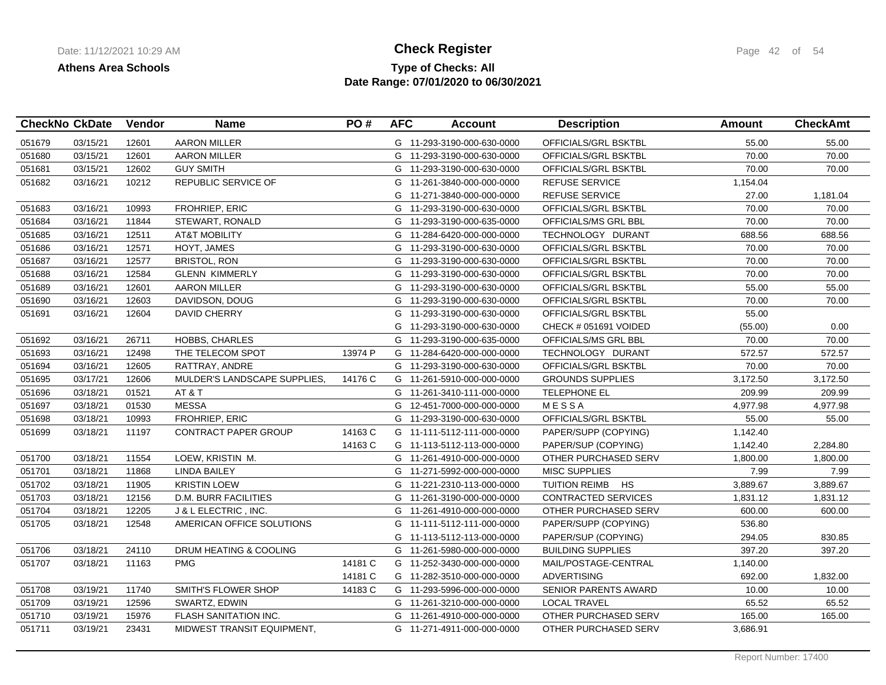**Athens Area Schools**

# Check Register

**Type of Checks: All**
**Date Range: 07/01/2020 to 06/30/2021**

| CheckNo | CkDate | Vendor | Name | PO # | AFC | Account | Description | Amount | CheckAmt |
|---|---|---|---|---|---|---|---|---|---|
| 051679 | 03/15/21 | 12601 | AARON MILLER | | G | 11-293-3190-000-630-0000 | OFFICIALS/GRL BSKTBL | 55.00 | 55.00 |
| 051680 | 03/15/21 | 12601 | AARON MILLER | | G | 11-293-3190-000-630-0000 | OFFICIALS/GRL BSKTBL | 70.00 | 70.00 |
| 051681 | 03/15/21 | 12602 | GUY SMITH | | G | 11-293-3190-000-630-0000 | OFFICIALS/GRL BSKTBL | 70.00 | 70.00 |
| 051682 | 03/16/21 | 10212 | REPUBLIC SERVICE OF | | G | 11-261-3840-000-000-0000 | REFUSE SERVICE | 1,154.04 | |
| | | | | | G | 11-271-3840-000-000-0000 | REFUSE SERVICE | 27.00 | 1,181.04 |
| 051683 | 03/16/21 | 10993 | FROHRIEP, ERIC | | G | 11-293-3190-000-630-0000 | OFFICIALS/GRL BSKTBL | 70.00 | 70.00 |
| 051684 | 03/16/21 | 11844 | STEWART, RONALD | | G | 11-293-3190-000-635-0000 | OFFICIALS/MS GRL BBL | 70.00 | 70.00 |
| 051685 | 03/16/21 | 12511 | AT&T MOBILITY | | G | 11-284-6420-000-000-0000 | TECHNOLOGY DURANT | 688.56 | 688.56 |
| 051686 | 03/16/21 | 12571 | HOYT, JAMES | | G | 11-293-3190-000-630-0000 | OFFICIALS/GRL BSKTBL | 70.00 | 70.00 |
| 051687 | 03/16/21 | 12577 | BRISTOL, RON | | G | 11-293-3190-000-630-0000 | OFFICIALS/GRL BSKTBL | 70.00 | 70.00 |
| 051688 | 03/16/21 | 12584 | GLENN KIMMERLY | | G | 11-293-3190-000-630-0000 | OFFICIALS/GRL BSKTBL | 70.00 | 70.00 |
| 051689 | 03/16/21 | 12601 | AARON MILLER | | G | 11-293-3190-000-630-0000 | OFFICIALS/GRL BSKTBL | 55.00 | 55.00 |
| 051690 | 03/16/21 | 12603 | DAVIDSON, DOUG | | G | 11-293-3190-000-630-0000 | OFFICIALS/GRL BSKTBL | 70.00 | 70.00 |
| 051691 | 03/16/21 | 12604 | DAVID CHERRY | | G | 11-293-3190-000-630-0000 | OFFICIALS/GRL BSKTBL | 55.00 | |
| | | | | | G | 11-293-3190-000-630-0000 | CHECK # 051691 VOIDED | (55.00) | 0.00 |
| 051692 | 03/16/21 | 26711 | HOBBS, CHARLES | | G | 11-293-3190-000-635-0000 | OFFICIALS/MS GRL BBL | 70.00 | 70.00 |
| 051693 | 03/16/21 | 12498 | THE TELECOM SPOT | 13974 P | G | 11-284-6420-000-000-0000 | TECHNOLOGY DURANT | 572.57 | 572.57 |
| 051694 | 03/16/21 | 12605 | RATTRAY, ANDRE | | G | 11-293-3190-000-630-0000 | OFFICIALS/GRL BSKTBL | 70.00 | 70.00 |
| 051695 | 03/17/21 | 12606 | MULDER'S LANDSCAPE SUPPLIES, | 14176 C | G | 11-261-5910-000-000-0000 | GROUNDS SUPPLIES | 3,172.50 | 3,172.50 |
| 051696 | 03/18/21 | 01521 | AT & T | | G | 11-261-3410-111-000-0000 | TELEPHONE EL | 209.99 | 209.99 |
| 051697 | 03/18/21 | 01530 | MESSA | | G | 12-451-7000-000-000-0000 | M E S S A | 4,977.98 | 4,977.98 |
| 051698 | 03/18/21 | 10993 | FROHRIEP, ERIC | | G | 11-293-3190-000-630-0000 | OFFICIALS/GRL BSKTBL | 55.00 | 55.00 |
| 051699 | 03/18/21 | 11197 | CONTRACT PAPER GROUP | 14163 C | G | 11-111-5112-111-000-0000 | PAPER/SUPP (COPYING) | 1,142.40 | |
| | | | | 14163 C | G | 11-113-5112-113-000-0000 | PAPER/SUP (COPYING) | 1,142.40 | 2,284.80 |
| 051700 | 03/18/21 | 11554 | LOEW, KRISTIN M. | | G | 11-261-4910-000-000-0000 | OTHER PURCHASED SERV | 1,800.00 | 1,800.00 |
| 051701 | 03/18/21 | 11868 | LINDA BAILEY | | G | 11-271-5992-000-000-0000 | MISC SUPPLIES | 7.99 | 7.99 |
| 051702 | 03/18/21 | 11905 | KRISTIN LOEW | | G | 11-221-2310-113-000-0000 | TUITION REIMB HS | 3,889.67 | 3,889.67 |
| 051703 | 03/18/21 | 12156 | D.M. BURR FACILITIES | | G | 11-261-3190-000-000-0000 | CONTRACTED SERVICES | 1,831.12 | 1,831.12 |
| 051704 | 03/18/21 | 12205 | J & L ELECTRIC , INC. | | G | 11-261-4910-000-000-0000 | OTHER PURCHASED SERV | 600.00 | 600.00 |
| 051705 | 03/18/21 | 12548 | AMERICAN OFFICE SOLUTIONS | | G | 11-111-5112-111-000-0000 | PAPER/SUPP (COPYING) | 536.80 | |
| | | | | | G | 11-113-5112-113-000-0000 | PAPER/SUP (COPYING) | 294.05 | 830.85 |
| 051706 | 03/18/21 | 24110 | DRUM HEATING & COOLING | | G | 11-261-5980-000-000-0000 | BUILDING SUPPLIES | 397.20 | 397.20 |
| 051707 | 03/18/21 | 11163 | PMG | 14181 C | G | 11-252-3430-000-000-0000 | MAIL/POSTAGE-CENTRAL | 1,140.00 | |
| | | | | 14181 C | G | 11-282-3510-000-000-0000 | ADVERTISING | 692.00 | 1,832.00 |
| 051708 | 03/19/21 | 11740 | SMITH'S FLOWER SHOP | 14183 C | G | 11-293-5996-000-000-0000 | SENIOR PARENTS AWARD | 10.00 | 10.00 |
| 051709 | 03/19/21 | 12596 | SWARTZ, EDWIN | | G | 11-261-3210-000-000-0000 | LOCAL TRAVEL | 65.52 | 65.52 |
| 051710 | 03/19/21 | 15976 | FLASH SANITATION INC. | | G | 11-261-4910-000-000-0000 | OTHER PURCHASED SERV | 165.00 | 165.00 |
| 051711 | 03/19/21 | 23431 | MIDWEST TRANSIT EQUIPMENT, | | G | 11-271-4911-000-000-0000 | OTHER PURCHASED SERV | 3,686.91 | |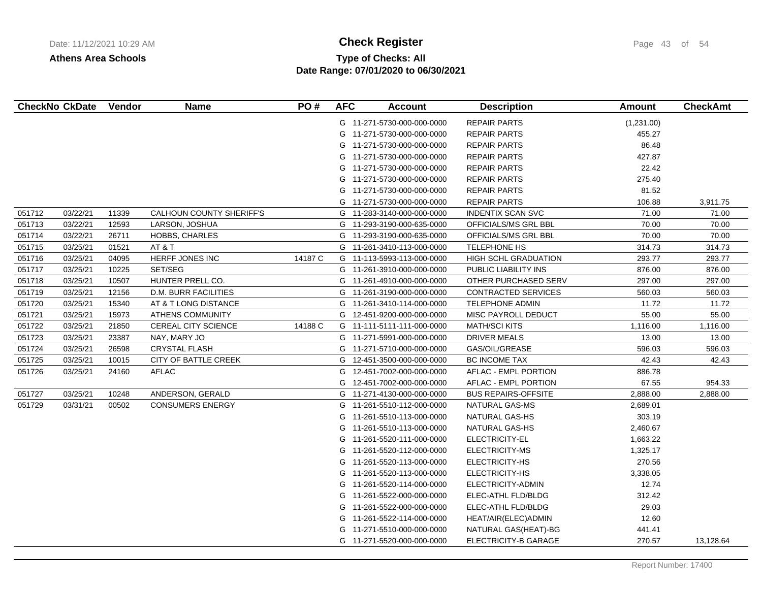**Athens Area Schools**

# Check Register

**Type of Checks: All**
**Date Range: 07/01/2020 to 06/30/2021**

| CheckNo | CkDate | Vendor | Name | PO # | AFC | Account | Description | Amount | CheckAmt |
|---|---|---|---|---|---|---|---|---|---|
| | | | | | G | 11-271-5730-000-000-0000 | REPAIR PARTS | (1,231.00) | |
| | | | | | G | 11-271-5730-000-000-0000 | REPAIR PARTS | 455.27 | |
| | | | | | G | 11-271-5730-000-000-0000 | REPAIR PARTS | 86.48 | |
| | | | | | G | 11-271-5730-000-000-0000 | REPAIR PARTS | 427.87 | |
| | | | | | G | 11-271-5730-000-000-0000 | REPAIR PARTS | 22.42 | |
| | | | | | G | 11-271-5730-000-000-0000 | REPAIR PARTS | 275.40 | |
| | | | | | G | 11-271-5730-000-000-0000 | REPAIR PARTS | 81.52 | |
| | | | | | G | 11-271-5730-000-000-0000 | REPAIR PARTS | 106.88 | 3,911.75 |
| 051712 | 03/22/21 | 11339 | CALHOUN COUNTY SHERIFF'S | | G | 11-283-3140-000-000-0000 | INDENTIX SCAN SVC | 71.00 | 71.00 |
| 051713 | 03/22/21 | 12593 | LARSON, JOSHUA | | G | 11-293-3190-000-635-0000 | OFFICIALS/MS GRL BBL | 70.00 | 70.00 |
| 051714 | 03/22/21 | 26711 | HOBBS, CHARLES | | G | 11-293-3190-000-635-0000 | OFFICIALS/MS GRL BBL | 70.00 | 70.00 |
| 051715 | 03/25/21 | 01521 | AT & T | | G | 11-261-3410-113-000-0000 | TELEPHONE HS | 314.73 | 314.73 |
| 051716 | 03/25/21 | 04095 | HERFF JONES INC | 14187 C | G | 11-113-5993-113-000-0000 | HIGH SCHL GRADUATION | 293.77 | 293.77 |
| 051717 | 03/25/21 | 10225 | SET/SEG | | G | 11-261-3910-000-000-0000 | PUBLIC LIABILITY INS | 876.00 | 876.00 |
| 051718 | 03/25/21 | 10507 | HUNTER PRELL CO. | | G | 11-261-4910-000-000-0000 | OTHER PURCHASED SERV | 297.00 | 297.00 |
| 051719 | 03/25/21 | 12156 | D.M. BURR FACILITIES | | G | 11-261-3190-000-000-0000 | CONTRACTED SERVICES | 560.03 | 560.03 |
| 051720 | 03/25/21 | 15340 | AT & T LONG DISTANCE | | G | 11-261-3410-114-000-0000 | TELEPHONE ADMIN | 11.72 | 11.72 |
| 051721 | 03/25/21 | 15973 | ATHENS COMMUNITY | | G | 12-451-9200-000-000-0000 | MISC PAYROLL DEDUCT | 55.00 | 55.00 |
| 051722 | 03/25/21 | 21850 | CEREAL CITY SCIENCE | 14188 C | G | 11-111-5111-111-000-0000 | MATH/SCI KITS | 1,116.00 | 1,116.00 |
| 051723 | 03/25/21 | 23387 | NAY, MARY JO | | G | 11-271-5991-000-000-0000 | DRIVER MEALS | 13.00 | 13.00 |
| 051724 | 03/25/21 | 26598 | CRYSTAL FLASH | | G | 11-271-5710-000-000-0000 | GAS/OIL/GREASE | 596.03 | 596.03 |
| 051725 | 03/25/21 | 10015 | CITY OF BATTLE CREEK | | G | 12-451-3500-000-000-0000 | BC INCOME TAX | 42.43 | 42.43 |
| 051726 | 03/25/21 | 24160 | AFLAC | | G | 12-451-7002-000-000-0000 | AFLAC - EMPL PORTION | 886.78 | |
| | | | | | G | 12-451-7002-000-000-0000 | AFLAC - EMPL PORTION | 67.55 | 954.33 |
| 051727 | 03/25/21 | 10248 | ANDERSON, GERALD | | G | 11-271-4130-000-000-0000 | BUS REPAIRS-OFFSITE | 2,888.00 | 2,888.00 |
| 051729 | 03/31/21 | 00502 | CONSUMERS ENERGY | | G | 11-261-5510-112-000-0000 | NATURAL GAS-MS | 2,689.01 | |
| | | | | | G | 11-261-5510-113-000-0000 | NATURAL GAS-HS | 303.19 | |
| | | | | | G | 11-261-5510-113-000-0000 | NATURAL GAS-HS | 2,460.67 | |
| | | | | | G | 11-261-5520-111-000-0000 | ELECTRICITY-EL | 1,663.22 | |
| | | | | | G | 11-261-5520-112-000-0000 | ELECTRICITY-MS | 1,325.17 | |
| | | | | | G | 11-261-5520-113-000-0000 | ELECTRICITY-HS | 270.56 | |
| | | | | | G | 11-261-5520-113-000-0000 | ELECTRICITY-HS | 3,338.05 | |
| | | | | | G | 11-261-5520-114-000-0000 | ELECTRICITY-ADMIN | 12.74 | |
| | | | | | G | 11-261-5522-000-000-0000 | ELEC-ATHL FLD/BLDG | 312.42 | |
| | | | | | G | 11-261-5522-000-000-0000 | ELEC-ATHL FLD/BLDG | 29.03 | |
| | | | | | G | 11-261-5522-114-000-0000 | HEAT/AIR(ELEC)ADMIN | 12.60 | |
| | | | | | G | 11-271-5510-000-000-0000 | NATURAL GAS(HEAT)-BG | 441.41 | |
| | | | | | G | 11-271-5520-000-000-0000 | ELECTRICITY-B GARAGE | 270.57 | 13,128.64 |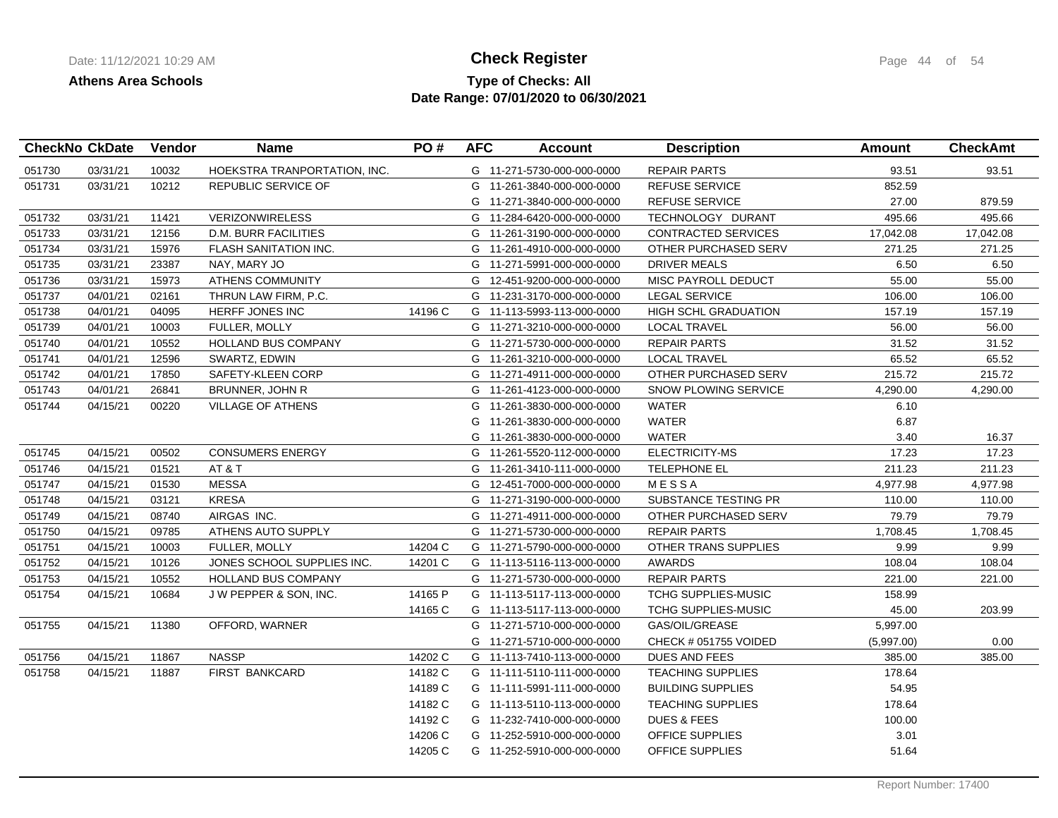**Athens Area Schools**

# Check Register

**Type of Checks: All**

**Date Range: 07/01/2020 to 06/30/2021**

| CheckNo | CkDate | Vendor | Name | PO # | AFC | Account | Description | Amount | CheckAmt |
|---|---|---|---|---|---|---|---|---|---|
| 051730 | 03/31/21 | 10032 | HOEKSTRA TRANPORTATION, INC. | | G | 11-271-5730-000-000-0000 | REPAIR PARTS | 93.51 | 93.51 |
| 051731 | 03/31/21 | 10212 | REPUBLIC SERVICE OF | | G | 11-261-3840-000-000-0000 | REFUSE SERVICE | 852.59 | |
| | | | | | G | 11-271-3840-000-000-0000 | REFUSE SERVICE | 27.00 | 879.59 |
| 051732 | 03/31/21 | 11421 | VERIZONWIRELESS | | G | 11-284-6420-000-000-0000 | TECHNOLOGY DURANT | 495.66 | 495.66 |
| 051733 | 03/31/21 | 12156 | D.M. BURR FACILITIES | | G | 11-261-3190-000-000-0000 | CONTRACTED SERVICES | 17,042.08 | 17,042.08 |
| 051734 | 03/31/21 | 15976 | FLASH SANITATION INC. | | G | 11-261-4910-000-000-0000 | OTHER PURCHASED SERV | 271.25 | 271.25 |
| 051735 | 03/31/21 | 23387 | NAY, MARY JO | | G | 11-271-5991-000-000-0000 | DRIVER MEALS | 6.50 | 6.50 |
| 051736 | 03/31/21 | 15973 | ATHENS COMMUNITY | | G | 12-451-9200-000-000-0000 | MISC PAYROLL DEDUCT | 55.00 | 55.00 |
| 051737 | 04/01/21 | 02161 | THRUN LAW FIRM, P.C. | | G | 11-231-3170-000-000-0000 | LEGAL SERVICE | 106.00 | 106.00 |
| 051738 | 04/01/21 | 04095 | HERFF JONES INC | 14196 C | G | 11-113-5993-113-000-0000 | HIGH SCHL GRADUATION | 157.19 | 157.19 |
| 051739 | 04/01/21 | 10003 | FULLER, MOLLY | | G | 11-271-3210-000-000-0000 | LOCAL TRAVEL | 56.00 | 56.00 |
| 051740 | 04/01/21 | 10552 | HOLLAND BUS COMPANY | | G | 11-271-5730-000-000-0000 | REPAIR PARTS | 31.52 | 31.52 |
| 051741 | 04/01/21 | 12596 | SWARTZ, EDWIN | | G | 11-261-3210-000-000-0000 | LOCAL TRAVEL | 65.52 | 65.52 |
| 051742 | 04/01/21 | 17850 | SAFETY-KLEEN CORP | | G | 11-271-4911-000-000-0000 | OTHER PURCHASED SERV | 215.72 | 215.72 |
| 051743 | 04/01/21 | 26841 | BRUNNER, JOHN R | | G | 11-261-4123-000-000-0000 | SNOW PLOWING SERVICE | 4,290.00 | 4,290.00 |
| 051744 | 04/15/21 | 00220 | VILLAGE OF ATHENS | | G | 11-261-3830-000-000-0000 | WATER | 6.10 | |
| | | | | | G | 11-261-3830-000-000-0000 | WATER | 6.87 | |
| | | | | | G | 11-261-3830-000-000-0000 | WATER | 3.40 | 16.37 |
| 051745 | 04/15/21 | 00502 | CONSUMERS ENERGY | | G | 11-261-5520-112-000-0000 | ELECTRICITY-MS | 17.23 | 17.23 |
| 051746 | 04/15/21 | 01521 | AT & T | | G | 11-261-3410-111-000-0000 | TELEPHONE EL | 211.23 | 211.23 |
| 051747 | 04/15/21 | 01530 | MESSA | | G | 12-451-7000-000-000-0000 | M E S S A | 4,977.98 | 4,977.98 |
| 051748 | 04/15/21 | 03121 | KRESA | | G | 11-271-3190-000-000-0000 | SUBSTANCE TESTING PR | 110.00 | 110.00 |
| 051749 | 04/15/21 | 08740 | AIRGAS INC. | | G | 11-271-4911-000-000-0000 | OTHER PURCHASED SERV | 79.79 | 79.79 |
| 051750 | 04/15/21 | 09785 | ATHENS AUTO SUPPLY | | G | 11-271-5730-000-000-0000 | REPAIR PARTS | 1,708.45 | 1,708.45 |
| 051751 | 04/15/21 | 10003 | FULLER, MOLLY | 14204 C | G | 11-271-5790-000-000-0000 | OTHER TRANS SUPPLIES | 9.99 | 9.99 |
| 051752 | 04/15/21 | 10126 | JONES SCHOOL SUPPLIES INC. | 14201 C | G | 11-113-5116-113-000-0000 | AWARDS | 108.04 | 108.04 |
| 051753 | 04/15/21 | 10552 | HOLLAND BUS COMPANY | | G | 11-271-5730-000-000-0000 | REPAIR PARTS | 221.00 | 221.00 |
| 051754 | 04/15/21 | 10684 | J W PEPPER & SON, INC. | 14165 P | G | 11-113-5117-113-000-0000 | TCHG SUPPLIES-MUSIC | 158.99 | |
| | | | | 14165 C | G | 11-113-5117-113-000-0000 | TCHG SUPPLIES-MUSIC | 45.00 | 203.99 |
| 051755 | 04/15/21 | 11380 | OFFORD, WARNER | | G | 11-271-5710-000-000-0000 | GAS/OIL/GREASE | 5,997.00 | |
| | | | | | G | 11-271-5710-000-000-0000 | CHECK # 051755 VOIDED | (5,997.00) | 0.00 |
| 051756 | 04/15/21 | 11867 | NASSP | 14202 C | G | 11-113-7410-113-000-0000 | DUES AND FEES | 385.00 | 385.00 |
| 051758 | 04/15/21 | 11887 | FIRST BANKCARD | 14182 C | G | 11-111-5110-111-000-0000 | TEACHING SUPPLIES | 178.64 | |
| | | | | 14189 C | G | 11-111-5991-111-000-0000 | BUILDING SUPPLIES | 54.95 | |
| | | | | 14182 C | G | 11-113-5110-113-000-0000 | TEACHING SUPPLIES | 178.64 | |
| | | | | 14192 C | G | 11-232-7410-000-000-0000 | DUES & FEES | 100.00 | |
| | | | | 14206 C | G | 11-252-5910-000-000-0000 | OFFICE SUPPLIES | 3.01 | |
| | | | | 14205 C | G | 11-252-5910-000-000-0000 | OFFICE SUPPLIES | 51.64 | |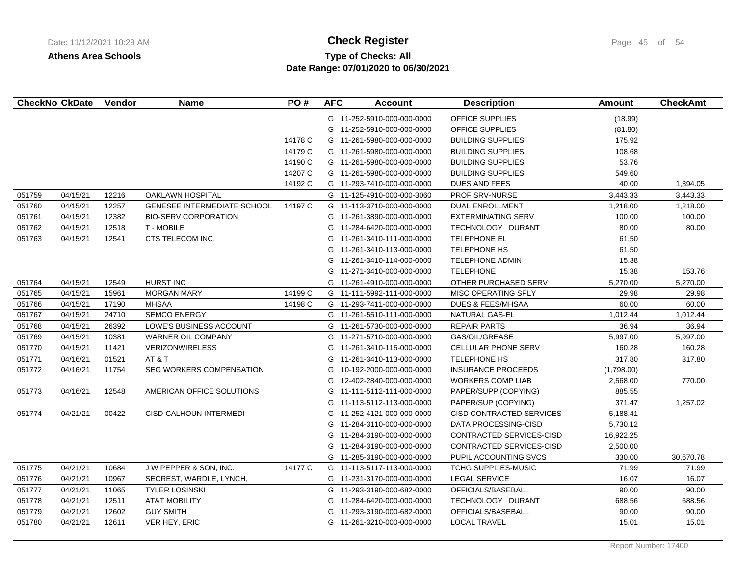**Athens Area Schools**

# Check Register

**Type of Checks: All**

**Date Range: 07/01/2020 to 06/30/2021**

| CheckNo | CkDate | Vendor | Name | PO # | AFC | Account | Description | Amount | CheckAmt |
|---|---|---|---|---|---|---|---|---|---|
| | | | | | G | 11-252-5910-000-000-0000 | OFFICE SUPPLIES | (18.99) | |
| | | | | | G | 11-252-5910-000-000-0000 | OFFICE SUPPLIES | (81.80) | |
| | | | | 14178 C | G | 11-261-5980-000-000-0000 | BUILDING SUPPLIES | 175.92 | |
| | | | | 14179 C | G | 11-261-5980-000-000-0000 | BUILDING SUPPLIES | 108.68 | |
| | | | | 14190 C | G | 11-261-5980-000-000-0000 | BUILDING SUPPLIES | 53.76 | |
| | | | | 14207 C | G | 11-261-5980-000-000-0000 | BUILDING SUPPLIES | 549.60 | |
| | | | | 14192 C | G | 11-293-7410-000-000-0000 | DUES AND FEES | 40.00 | 1,394.05 |
| 051759 | 04/15/21 | 12216 | OAKLAWN HOSPITAL | | G | 11-125-4910-000-000-3060 | PROF SRV-NURSE | 3,443.33 | 3,443.33 |
| 051760 | 04/15/21 | 12257 | GENESEE INTERMEDIATE SCHOOL | 14197 C | G | 11-113-3710-000-000-0000 | DUAL ENROLLMENT | 1,218.00 | 1,218.00 |
| 051761 | 04/15/21 | 12382 | BIO-SERV CORPORATION | | G | 11-261-3890-000-000-0000 | EXTERMINATING SERV | 100.00 | 100.00 |
| 051762 | 04/15/21 | 12518 | T - MOBILE | | G | 11-284-6420-000-000-0000 | TECHNOLOGY DURANT | 80.00 | 80.00 |
| 051763 | 04/15/21 | 12541 | CTS TELECOM INC. | | G | 11-261-3410-111-000-0000 | TELEPHONE EL | 61.50 | |
| | | | | | G | 11-261-3410-113-000-0000 | TELEPHONE HS | 61.50 | |
| | | | | | G | 11-261-3410-114-000-0000 | TELEPHONE ADMIN | 15.38 | |
| | | | | | G | 11-271-3410-000-000-0000 | TELEPHONE | 15.38 | 153.76 |
| 051764 | 04/15/21 | 12549 | HURST INC | | G | 11-261-4910-000-000-0000 | OTHER PURCHASED SERV | 5,270.00 | 5,270.00 |
| 051765 | 04/15/21 | 15961 | MORGAN MARY | 14199 C | G | 11-111-5992-111-000-0000 | MISC OPERATING SPLY | 29.98 | 29.98 |
| 051766 | 04/15/21 | 17190 | MHSAA | 14198 C | G | 11-293-7411-000-000-0000 | DUES & FEES/MHSAA | 60.00 | 60.00 |
| 051767 | 04/15/21 | 24710 | SEMCO ENERGY | | G | 11-261-5510-111-000-0000 | NATURAL GAS-EL | 1,012.44 | 1,012.44 |
| 051768 | 04/15/21 | 26392 | LOWE'S BUSINESS ACCOUNT | | G | 11-261-5730-000-000-0000 | REPAIR PARTS | 36.94 | 36.94 |
| 051769 | 04/15/21 | 10381 | WARNER OIL COMPANY | | G | 11-271-5710-000-000-0000 | GAS/OIL/GREASE | 5,997.00 | 5,997.00 |
| 051770 | 04/15/21 | 11421 | VERIZONWIRELESS | | G | 11-261-3410-115-000-0000 | CELLULAR PHONE SERV | 160.28 | 160.28 |
| 051771 | 04/16/21 | 01521 | AT & T | | G | 11-261-3410-113-000-0000 | TELEPHONE HS | 317.80 | 317.80 |
| 051772 | 04/16/21 | 11754 | SEG WORKERS COMPENSATION | | G | 10-192-2000-000-000-0000 | INSURANCE PROCEEDS | (1,798.00) | |
| | | | | | G | 12-402-2840-000-000-0000 | WORKERS COMP LIAB | 2,568.00 | 770.00 |
| 051773 | 04/16/21 | 12548 | AMERICAN OFFICE SOLUTIONS | | G | 11-111-5112-111-000-0000 | PAPER/SUPP (COPYING) | 885.55 | |
| | | | | | G | 11-113-5112-113-000-0000 | PAPER/SUP (COPYING) | 371.47 | 1,257.02 |
| 051774 | 04/21/21 | 00422 | CISD-CALHOUN INTERMEDI | | G | 11-252-4121-000-000-0000 | CISD CONTRACTED SERVICES | 5,188.41 | |
| | | | | | G | 11-284-3110-000-000-0000 | DATA PROCESSING-CISD | 5,730.12 | |
| | | | | | G | 11-284-3190-000-000-0000 | CONTRACTED SERVICES-CISD | 16,922.25 | |
| | | | | | G | 11-284-3190-000-000-0000 | CONTRACTED SERVICES-CISD | 2,500.00 | |
| | | | | | G | 11-285-3190-000-000-0000 | PUPIL ACCOUNTING SVCS | 330.00 | 30,670.78 |
| 051775 | 04/21/21 | 10684 | J W PEPPER & SON, INC. | 14177 C | G | 11-113-5117-113-000-0000 | TCHG SUPPLIES-MUSIC | 71.99 | 71.99 |
| 051776 | 04/21/21 | 10967 | SECREST, WARDLE, LYNCH, | | G | 11-231-3170-000-000-0000 | LEGAL SERVICE | 16.07 | 16.07 |
| 051777 | 04/21/21 | 11065 | TYLER LOSINSKI | | G | 11-293-3190-000-682-0000 | OFFICIALS/BASEBALL | 90.00 | 90.00 |
| 051778 | 04/21/21 | 12511 | AT&T MOBILITY | | G | 11-284-6420-000-000-0000 | TECHNOLOGY DURANT | 688.56 | 688.56 |
| 051779 | 04/21/21 | 12602 | GUY SMITH | | G | 11-293-3190-000-682-0000 | OFFICIALS/BASEBALL | 90.00 | 90.00 |
| 051780 | 04/21/21 | 12611 | VER HEY, ERIC | | G | 11-261-3210-000-000-0000 | LOCAL TRAVEL | 15.01 | 15.01 |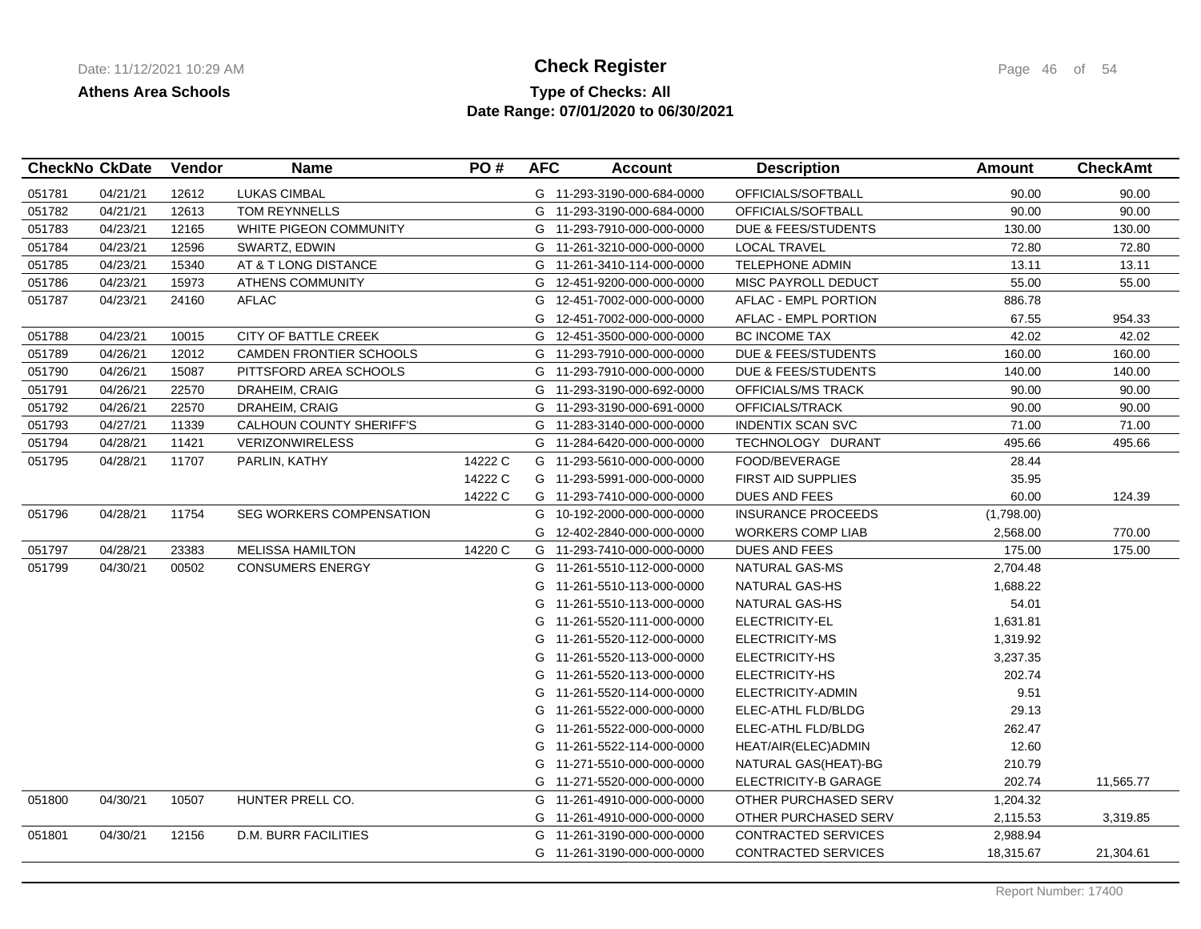**Athens Area Schools**

# Check Register

**Type of Checks: All**
**Date Range: 07/01/2020 to 06/30/2021**

| CheckNo | CkDate | Vendor | Name | PO # | AFC | Account | Description | Amount | CheckAmt |
|---|---|---|---|---|---|---|---|---|---|
| 051781 | 04/21/21 | 12612 | LUKAS CIMBAL | | G | 11-293-3190-000-684-0000 | OFFICIALS/SOFTBALL | 90.00 | 90.00 |
| 051782 | 04/21/21 | 12613 | TOM REYNNELLS | | G | 11-293-3190-000-684-0000 | OFFICIALS/SOFTBALL | 90.00 | 90.00 |
| 051783 | 04/23/21 | 12165 | WHITE PIGEON COMMUNITY | | G | 11-293-7910-000-000-0000 | DUE & FEES/STUDENTS | 130.00 | 130.00 |
| 051784 | 04/23/21 | 12596 | SWARTZ, EDWIN | | G | 11-261-3210-000-000-0000 | LOCAL TRAVEL | 72.80 | 72.80 |
| 051785 | 04/23/21 | 15340 | AT & T LONG DISTANCE | | G | 11-261-3410-114-000-0000 | TELEPHONE ADMIN | 13.11 | 13.11 |
| 051786 | 04/23/21 | 15973 | ATHENS COMMUNITY | | G | 12-451-9200-000-000-0000 | MISC PAYROLL DEDUCT | 55.00 | 55.00 |
| 051787 | 04/23/21 | 24160 | AFLAC | | G | 12-451-7002-000-000-0000 | AFLAC - EMPL PORTION | 886.78 | |
| | | | | | G | 12-451-7002-000-000-0000 | AFLAC - EMPL PORTION | 67.55 | 954.33 |
| 051788 | 04/23/21 | 10015 | CITY OF BATTLE CREEK | | G | 12-451-3500-000-000-0000 | BC INCOME TAX | 42.02 | 42.02 |
| 051789 | 04/26/21 | 12012 | CAMDEN FRONTIER SCHOOLS | | G | 11-293-7910-000-000-0000 | DUE & FEES/STUDENTS | 160.00 | 160.00 |
| 051790 | 04/26/21 | 15087 | PITTSFORD AREA SCHOOLS | | G | 11-293-7910-000-000-0000 | DUE & FEES/STUDENTS | 140.00 | 140.00 |
| 051791 | 04/26/21 | 22570 | DRAHEIM, CRAIG | | G | 11-293-3190-000-692-0000 | OFFICIALS/MS TRACK | 90.00 | 90.00 |
| 051792 | 04/26/21 | 22570 | DRAHEIM, CRAIG | | G | 11-293-3190-000-691-0000 | OFFICIALS/TRACK | 90.00 | 90.00 |
| 051793 | 04/27/21 | 11339 | CALHOUN COUNTY SHERIFF'S | | G | 11-283-3140-000-000-0000 | INDENTIX SCAN SVC | 71.00 | 71.00 |
| 051794 | 04/28/21 | 11421 | VERIZONWIRELESS | | G | 11-284-6420-000-000-0000 | TECHNOLOGY DURANT | 495.66 | 495.66 |
| 051795 | 04/28/21 | 11707 | PARLIN, KATHY | 14222 C | G | 11-293-5610-000-000-0000 | FOOD/BEVERAGE | 28.44 | |
| | | | | 14222 C | G | 11-293-5991-000-000-0000 | FIRST AID SUPPLIES | 35.95 | |
| | | | | 14222 C | G | 11-293-7410-000-000-0000 | DUES AND FEES | 60.00 | 124.39 |
| 051796 | 04/28/21 | 11754 | SEG WORKERS COMPENSATION | | G | 10-192-2000-000-000-0000 | INSURANCE PROCEEDS | (1,798.00) | |
| | | | | | G | 12-402-2840-000-000-0000 | WORKERS COMP LIAB | 2,568.00 | 770.00 |
| 051797 | 04/28/21 | 23383 | MELISSA HAMILTON | 14220 C | G | 11-293-7410-000-000-0000 | DUES AND FEES | 175.00 | 175.00 |
| 051799 | 04/30/21 | 00502 | CONSUMERS ENERGY | | G | 11-261-5510-112-000-0000 | NATURAL GAS-MS | 2,704.48 | |
| | | | | | G | 11-261-5510-113-000-0000 | NATURAL GAS-HS | 1,688.22 | |
| | | | | | G | 11-261-5510-113-000-0000 | NATURAL GAS-HS | 54.01 | |
| | | | | | G | 11-261-5520-111-000-0000 | ELECTRICITY-EL | 1,631.81 | |
| | | | | | G | 11-261-5520-112-000-0000 | ELECTRICITY-MS | 1,319.92 | |
| | | | | | G | 11-261-5520-113-000-0000 | ELECTRICITY-HS | 3,237.35 | |
| | | | | | G | 11-261-5520-113-000-0000 | ELECTRICITY-HS | 202.74 | |
| | | | | | G | 11-261-5520-114-000-0000 | ELECTRICITY-ADMIN | 9.51 | |
| | | | | | G | 11-261-5522-000-000-0000 | ELEC-ATHL FLD/BLDG | 29.13 | |
| | | | | | G | 11-261-5522-000-000-0000 | ELEC-ATHL FLD/BLDG | 262.47 | |
| | | | | | G | 11-261-5522-114-000-0000 | HEAT/AIR(ELEC)ADMIN | 12.60 | |
| | | | | | G | 11-271-5510-000-000-0000 | NATURAL GAS(HEAT)-BG | 210.79 | |
| | | | | | G | 11-271-5520-000-000-0000 | ELECTRICITY-B GARAGE | 202.74 | 11,565.77 |
| 051800 | 04/30/21 | 10507 | HUNTER PRELL CO. | | G | 11-261-4910-000-000-0000 | OTHER PURCHASED SERV | 1,204.32 | |
| | | | | | G | 11-261-4910-000-000-0000 | OTHER PURCHASED SERV | 2,115.53 | 3,319.85 |
| 051801 | 04/30/21 | 12156 | D.M. BURR FACILITIES | | G | 11-261-3190-000-000-0000 | CONTRACTED SERVICES | 2,988.94 | |
| | | | | | G | 11-261-3190-000-000-0000 | CONTRACTED SERVICES | 18,315.67 | 21,304.61 |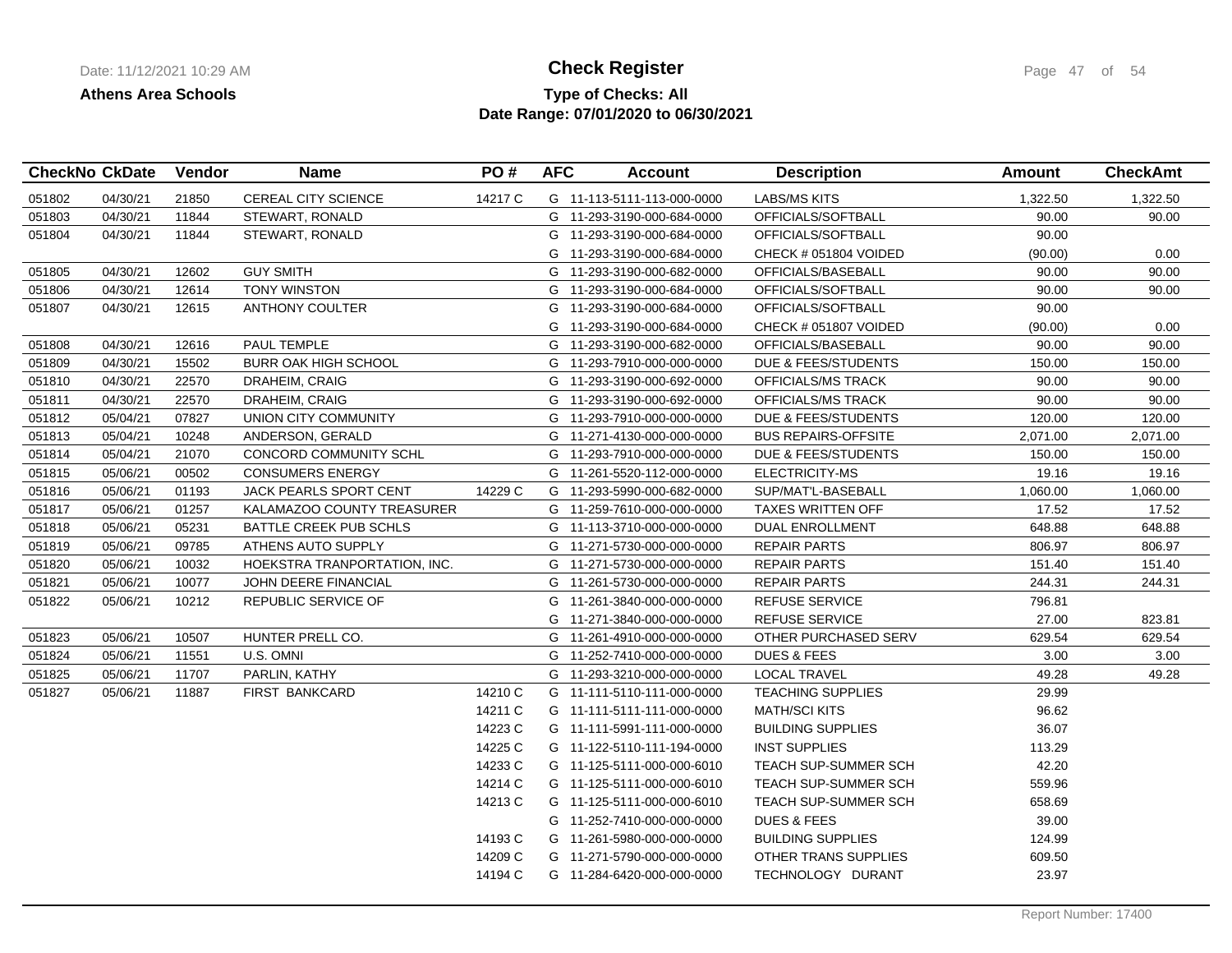**Athens Area Schools**

# Check Register

## Type of Checks: All

## Date Range: 07/01/2020 to 06/30/2021

| CheckNo | CkDate | Vendor | Name | PO # | AFC | Account | Description | Amount | CheckAmt |
|---|---|---|---|---|---|---|---|---|---|
| 051802 | 04/30/21 | 21850 | CEREAL CITY SCIENCE | 14217 C | G | 11-113-5111-113-000-0000 | LABS/MS KITS | 1,322.50 | 1,322.50 |
| 051803 | 04/30/21 | 11844 | STEWART, RONALD | | G | 11-293-3190-000-684-0000 | OFFICIALS/SOFTBALL | 90.00 | 90.00 |
| 051804 | 04/30/21 | 11844 | STEWART, RONALD | | G | 11-293-3190-000-684-0000 | OFFICIALS/SOFTBALL | 90.00 | |
| | | | | | G | 11-293-3190-000-684-0000 | CHECK # 051804 VOIDED | (90.00) | 0.00 |
| 051805 | 04/30/21 | 12602 | GUY SMITH | | G | 11-293-3190-000-682-0000 | OFFICIALS/BASEBALL | 90.00 | 90.00 |
| 051806 | 04/30/21 | 12614 | TONY WINSTON | | G | 11-293-3190-000-684-0000 | OFFICIALS/SOFTBALL | 90.00 | 90.00 |
| 051807 | 04/30/21 | 12615 | ANTHONY COULTER | | G | 11-293-3190-000-684-0000 | OFFICIALS/SOFTBALL | 90.00 | |
| | | | | | G | 11-293-3190-000-684-0000 | CHECK # 051807 VOIDED | (90.00) | 0.00 |
| 051808 | 04/30/21 | 12616 | PAUL TEMPLE | | G | 11-293-3190-000-682-0000 | OFFICIALS/BASEBALL | 90.00 | 90.00 |
| 051809 | 04/30/21 | 15502 | BURR OAK HIGH SCHOOL | | G | 11-293-7910-000-000-0000 | DUE & FEES/STUDENTS | 150.00 | 150.00 |
| 051810 | 04/30/21 | 22570 | DRAHEIM, CRAIG | | G | 11-293-3190-000-692-0000 | OFFICIALS/MS TRACK | 90.00 | 90.00 |
| 051811 | 04/30/21 | 22570 | DRAHEIM, CRAIG | | G | 11-293-3190-000-692-0000 | OFFICIALS/MS TRACK | 90.00 | 90.00 |
| 051812 | 05/04/21 | 07827 | UNION CITY COMMUNITY | | G | 11-293-7910-000-000-0000 | DUE & FEES/STUDENTS | 120.00 | 120.00 |
| 051813 | 05/04/21 | 10248 | ANDERSON, GERALD | | G | 11-271-4130-000-000-0000 | BUS REPAIRS-OFFSITE | 2,071.00 | 2,071.00 |
| 051814 | 05/04/21 | 21070 | CONCORD COMMUNITY SCHL | | G | 11-293-7910-000-000-0000 | DUE & FEES/STUDENTS | 150.00 | 150.00 |
| 051815 | 05/06/21 | 00502 | CONSUMERS ENERGY | | G | 11-261-5520-112-000-0000 | ELECTRICITY-MS | 19.16 | 19.16 |
| 051816 | 05/06/21 | 01193 | JACK PEARLS SPORT CENT | 14229 C | G | 11-293-5990-000-682-0000 | SUP/MAT'L-BASEBALL | 1,060.00 | 1,060.00 |
| 051817 | 05/06/21 | 01257 | KALAMAZOO COUNTY TREASURER | | G | 11-259-7610-000-000-0000 | TAXES WRITTEN OFF | 17.52 | 17.52 |
| 051818 | 05/06/21 | 05231 | BATTLE CREEK PUB SCHLS | | G | 11-113-3710-000-000-0000 | DUAL ENROLLMENT | 648.88 | 648.88 |
| 051819 | 05/06/21 | 09785 | ATHENS AUTO SUPPLY | | G | 11-271-5730-000-000-0000 | REPAIR PARTS | 806.97 | 806.97 |
| 051820 | 05/06/21 | 10032 | HOEKSTRA TRANPORTATION, INC. | | G | 11-271-5730-000-000-0000 | REPAIR PARTS | 151.40 | 151.40 |
| 051821 | 05/06/21 | 10077 | JOHN DEERE FINANCIAL | | G | 11-261-5730-000-000-0000 | REPAIR PARTS | 244.31 | 244.31 |
| 051822 | 05/06/21 | 10212 | REPUBLIC SERVICE OF | | G | 11-261-3840-000-000-0000 | REFUSE SERVICE | 796.81 | |
| | | | | | G | 11-271-3840-000-000-0000 | REFUSE SERVICE | 27.00 | 823.81 |
| 051823 | 05/06/21 | 10507 | HUNTER PRELL CO. | | G | 11-261-4910-000-000-0000 | OTHER PURCHASED SERV | 629.54 | 629.54 |
| 051824 | 05/06/21 | 11551 | U.S. OMNI | | G | 11-252-7410-000-000-0000 | DUES & FEES | 3.00 | 3.00 |
| 051825 | 05/06/21 | 11707 | PARLIN, KATHY | | G | 11-293-3210-000-000-0000 | LOCAL TRAVEL | 49.28 | 49.28 |
| 051827 | 05/06/21 | 11887 | FIRST BANKCARD | 14210 C | G | 11-111-5110-111-000-0000 | TEACHING SUPPLIES | 29.99 | |
| | | | | 14211 C | G | 11-111-5111-111-000-0000 | MATH/SCI KITS | 96.62 | |
| | | | | 14223 C | G | 11-111-5991-111-000-0000 | BUILDING SUPPLIES | 36.07 | |
| | | | | 14225 C | G | 11-122-5110-111-194-0000 | INST SUPPLIES | 113.29 | |
| | | | | 14233 C | G | 11-125-5111-000-000-6010 | TEACH SUP-SUMMER SCH | 42.20 | |
| | | | | 14214 C | G | 11-125-5111-000-000-6010 | TEACH SUP-SUMMER SCH | 559.96 | |
| | | | | 14213 C | G | 11-125-5111-000-000-6010 | TEACH SUP-SUMMER SCH | 658.69 | |
| | | | | | G | 11-252-7410-000-000-0000 | DUES & FEES | 39.00 | |
| | | | | 14193 C | G | 11-261-5980-000-000-0000 | BUILDING SUPPLIES | 124.99 | |
| | | | | 14209 C | G | 11-271-5790-000-000-0000 | OTHER TRANS SUPPLIES | 609.50 | |
| | | | | 14194 C | G | 11-284-6420-000-000-0000 | TECHNOLOGY DURANT | 23.97 | |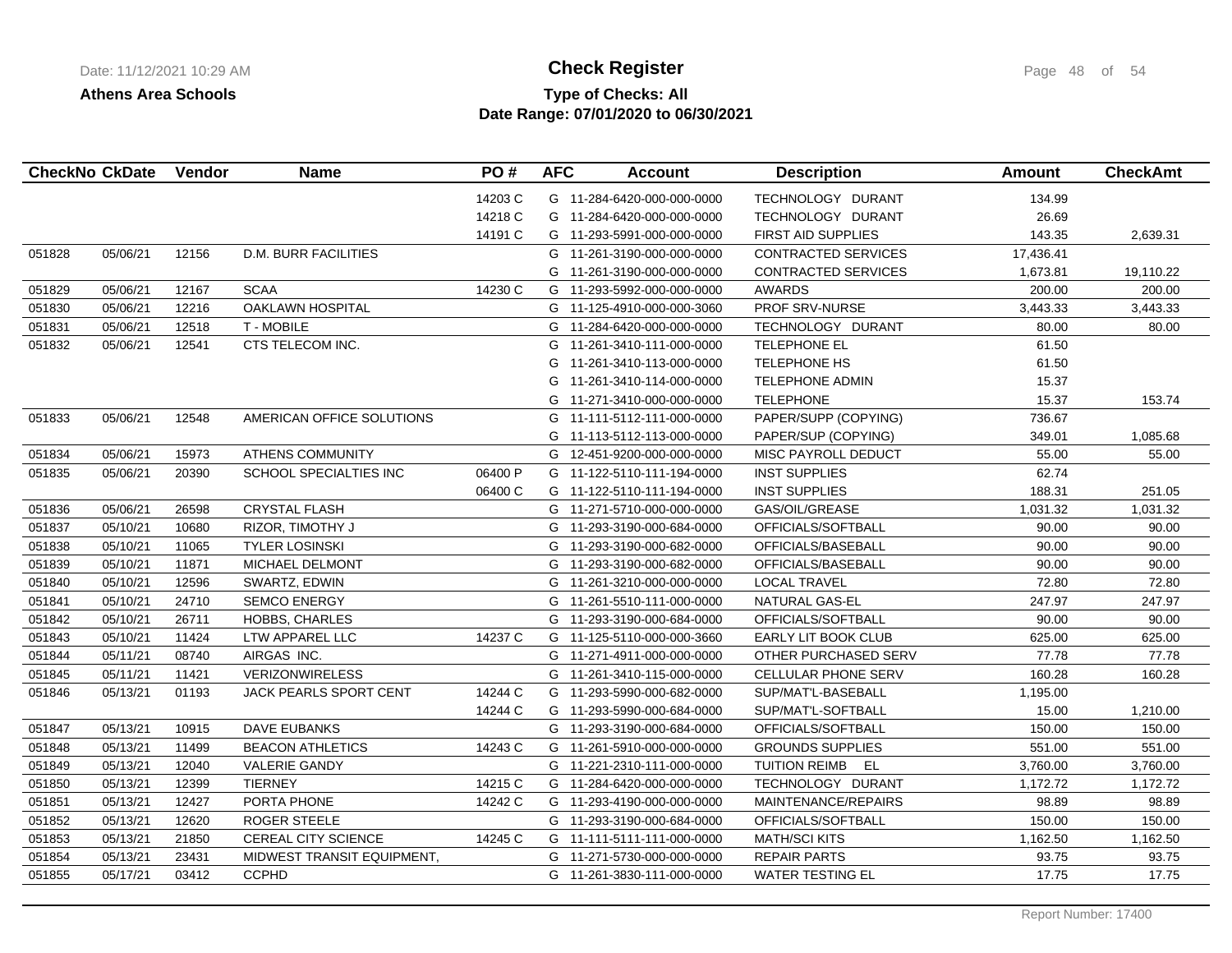**Athens Area Schools**

# Check Register

**Type of Checks: All**
**Date Range: 07/01/2020 to 06/30/2021**

| CheckNo | CkDate | Vendor | Name | PO # | AFC | Account | Description | Amount | CheckAmt |
|---|---|---|---|---|---|---|---|---|---|
| | | | | 14203 C | G | 11-284-6420-000-000-0000 | TECHNOLOGY DURANT | 134.99 | |
| | | | | 14218 C | G | 11-284-6420-000-000-0000 | TECHNOLOGY DURANT | 26.69 | |
| | | | | 14191 C | G | 11-293-5991-000-000-0000 | FIRST AID SUPPLIES | 143.35 | 2,639.31 |
| 051828 | 05/06/21 | 12156 | D.M. BURR FACILITIES | | G | 11-261-3190-000-000-0000 | CONTRACTED SERVICES | 17,436.41 | |
| | | | | | G | 11-261-3190-000-000-0000 | CONTRACTED SERVICES | 1,673.81 | 19,110.22 |
| 051829 | 05/06/21 | 12167 | SCAA | 14230 C | G | 11-293-5992-000-000-0000 | AWARDS | 200.00 | 200.00 |
| 051830 | 05/06/21 | 12216 | OAKLAWN HOSPITAL | | G | 11-125-4910-000-000-3060 | PROF SRV-NURSE | 3,443.33 | 3,443.33 |
| 051831 | 05/06/21 | 12518 | T - MOBILE | | G | 11-284-6420-000-000-0000 | TECHNOLOGY DURANT | 80.00 | 80.00 |
| 051832 | 05/06/21 | 12541 | CTS TELECOM INC. | | G | 11-261-3410-111-000-0000 | TELEPHONE EL | 61.50 | |
| | | | | | G | 11-261-3410-113-000-0000 | TELEPHONE HS | 61.50 | |
| | | | | | G | 11-261-3410-114-000-0000 | TELEPHONE ADMIN | 15.37 | |
| | | | | | G | 11-271-3410-000-000-0000 | TELEPHONE | 15.37 | 153.74 |
| 051833 | 05/06/21 | 12548 | AMERICAN OFFICE SOLUTIONS | | G | 11-111-5112-111-000-0000 | PAPER/SUPP (COPYING) | 736.67 | |
| | | | | | G | 11-113-5112-113-000-0000 | PAPER/SUP (COPYING) | 349.01 | 1,085.68 |
| 051834 | 05/06/21 | 15973 | ATHENS COMMUNITY | | G | 12-451-9200-000-000-0000 | MISC PAYROLL DEDUCT | 55.00 | 55.00 |
| 051835 | 05/06/21 | 20390 | SCHOOL SPECIALTIES INC | 06400 P | G | 11-122-5110-111-194-0000 | INST SUPPLIES | 62.74 | |
| | | | | 06400 C | G | 11-122-5110-111-194-0000 | INST SUPPLIES | 188.31 | 251.05 |
| 051836 | 05/06/21 | 26598 | CRYSTAL FLASH | | G | 11-271-5710-000-000-0000 | GAS/OIL/GREASE | 1,031.32 | 1,031.32 |
| 051837 | 05/10/21 | 10680 | RIZOR, TIMOTHY J | | G | 11-293-3190-000-684-0000 | OFFICIALS/SOFTBALL | 90.00 | 90.00 |
| 051838 | 05/10/21 | 11065 | TYLER LOSINSKI | | G | 11-293-3190-000-682-0000 | OFFICIALS/BASEBALL | 90.00 | 90.00 |
| 051839 | 05/10/21 | 11871 | MICHAEL DELMONT | | G | 11-293-3190-000-682-0000 | OFFICIALS/BASEBALL | 90.00 | 90.00 |
| 051840 | 05/10/21 | 12596 | SWARTZ, EDWIN | | G | 11-261-3210-000-000-0000 | LOCAL TRAVEL | 72.80 | 72.80 |
| 051841 | 05/10/21 | 24710 | SEMCO ENERGY | | G | 11-261-5510-111-000-0000 | NATURAL GAS-EL | 247.97 | 247.97 |
| 051842 | 05/10/21 | 26711 | HOBBS, CHARLES | | G | 11-293-3190-000-684-0000 | OFFICIALS/SOFTBALL | 90.00 | 90.00 |
| 051843 | 05/10/21 | 11424 | LTW APPAREL LLC | 14237 C | G | 11-125-5110-000-000-3660 | EARLY LIT BOOK CLUB | 625.00 | 625.00 |
| 051844 | 05/11/21 | 08740 | AIRGAS INC. | | G | 11-271-4911-000-000-0000 | OTHER PURCHASED SERV | 77.78 | 77.78 |
| 051845 | 05/11/21 | 11421 | VERIZONWIRELESS | | G | 11-261-3410-115-000-0000 | CELLULAR PHONE SERV | 160.28 | 160.28 |
| 051846 | 05/13/21 | 01193 | JACK PEARLS SPORT CENT | 14244 C | G | 11-293-5990-000-682-0000 | SUP/MAT'L-BASEBALL | 1,195.00 | |
| | | | | 14244 C | G | 11-293-5990-000-684-0000 | SUP/MAT'L-SOFTBALL | 15.00 | 1,210.00 |
| 051847 | 05/13/21 | 10915 | DAVE EUBANKS | | G | 11-293-3190-000-684-0000 | OFFICIALS/SOFTBALL | 150.00 | 150.00 |
| 051848 | 05/13/21 | 11499 | BEACON ATHLETICS | 14243 C | G | 11-261-5910-000-000-0000 | GROUNDS SUPPLIES | 551.00 | 551.00 |
| 051849 | 05/13/21 | 12040 | VALERIE GANDY | | G | 11-221-2310-111-000-0000 | TUITION REIMB EL | 3,760.00 | 3,760.00 |
| 051850 | 05/13/21 | 12399 | TIERNEY | 14215 C | G | 11-284-6420-000-000-0000 | TECHNOLOGY DURANT | 1,172.72 | 1,172.72 |
| 051851 | 05/13/21 | 12427 | PORTA PHONE | 14242 C | G | 11-293-4190-000-000-0000 | MAINTENANCE/REPAIRS | 98.89 | 98.89 |
| 051852 | 05/13/21 | 12620 | ROGER STEELE | | G | 11-293-3190-000-684-0000 | OFFICIALS/SOFTBALL | 150.00 | 150.00 |
| 051853 | 05/13/21 | 21850 | CEREAL CITY SCIENCE | 14245 C | G | 11-111-5111-111-000-0000 | MATH/SCI KITS | 1,162.50 | 1,162.50 |
| 051854 | 05/13/21 | 23431 | MIDWEST TRANSIT EQUIPMENT, | | G | 11-271-5730-000-000-0000 | REPAIR PARTS | 93.75 | 93.75 |
| 051855 | 05/17/21 | 03412 | CCPHD | | G | 11-261-3830-111-000-0000 | WATER TESTING EL | 17.75 | 17.75 |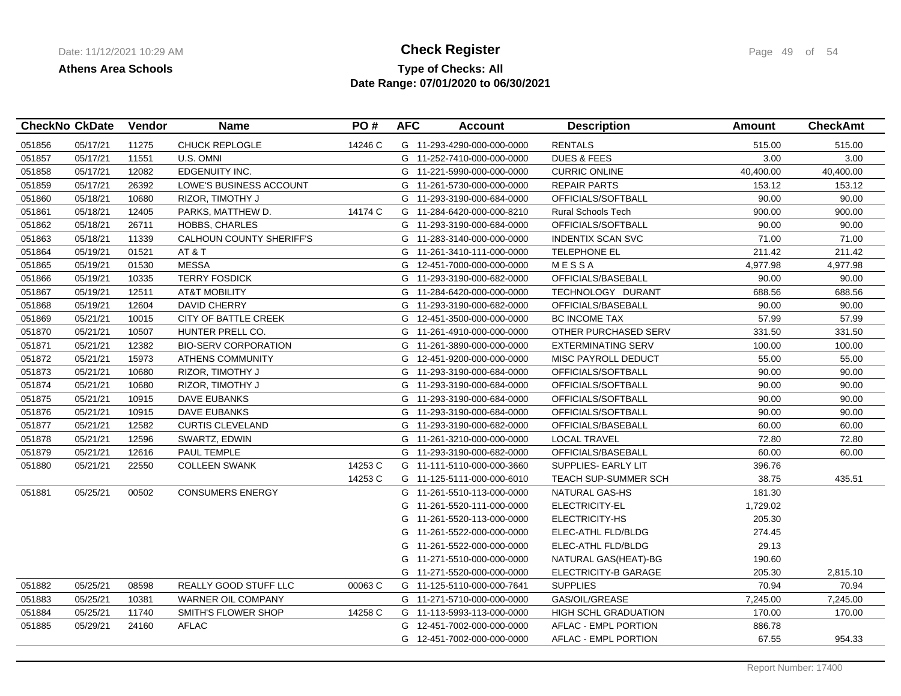**Athens Area Schools**

# Check Register

**Type of Checks: All**
**Date Range: 07/01/2020 to 06/30/2021**

| CheckNo | CkDate | Vendor | Name | PO # | AFC | Account | Description | Amount | CheckAmt |
|---|---|---|---|---|---|---|---|---|---|
| 051856 | 05/17/21 | 11275 | CHUCK REPLOGLE | 14246 C | G | 11-293-4290-000-000-0000 | RENTALS | 515.00 | 515.00 |
| 051857 | 05/17/21 | 11551 | U.S. OMNI | | G | 11-252-7410-000-000-0000 | DUES & FEES | 3.00 | 3.00 |
| 051858 | 05/17/21 | 12082 | EDGENUITY INC. | | G | 11-221-5990-000-000-0000 | CURRIC ONLINE | 40,400.00 | 40,400.00 |
| 051859 | 05/17/21 | 26392 | LOWE'S BUSINESS ACCOUNT | | G | 11-261-5730-000-000-0000 | REPAIR PARTS | 153.12 | 153.12 |
| 051860 | 05/18/21 | 10680 | RIZOR, TIMOTHY J | | G | 11-293-3190-000-684-0000 | OFFICIALS/SOFTBALL | 90.00 | 90.00 |
| 051861 | 05/18/21 | 12405 | PARKS, MATTHEW D. | 14174 C | G | 11-284-6420-000-000-8210 | Rural Schools Tech | 900.00 | 900.00 |
| 051862 | 05/18/21 | 26711 | HOBBS, CHARLES | | G | 11-293-3190-000-684-0000 | OFFICIALS/SOFTBALL | 90.00 | 90.00 |
| 051863 | 05/18/21 | 11339 | CALHOUN COUNTY SHERIFF'S | | G | 11-283-3140-000-000-0000 | INDENTIX SCAN SVC | 71.00 | 71.00 |
| 051864 | 05/19/21 | 01521 | AT & T | | G | 11-261-3410-111-000-0000 | TELEPHONE EL | 211.42 | 211.42 |
| 051865 | 05/19/21 | 01530 | MESSA | | G | 12-451-7000-000-000-0000 | M E S S A | 4,977.98 | 4,977.98 |
| 051866 | 05/19/21 | 10335 | TERRY FOSDICK | | G | 11-293-3190-000-682-0000 | OFFICIALS/BASEBALL | 90.00 | 90.00 |
| 051867 | 05/19/21 | 12511 | AT&T MOBILITY | | G | 11-284-6420-000-000-0000 | TECHNOLOGY DURANT | 688.56 | 688.56 |
| 051868 | 05/19/21 | 12604 | DAVID CHERRY | | G | 11-293-3190-000-682-0000 | OFFICIALS/BASEBALL | 90.00 | 90.00 |
| 051869 | 05/21/21 | 10015 | CITY OF BATTLE CREEK | | G | 12-451-3500-000-000-0000 | BC INCOME TAX | 57.99 | 57.99 |
| 051870 | 05/21/21 | 10507 | HUNTER PRELL CO. | | G | 11-261-4910-000-000-0000 | OTHER PURCHASED SERV | 331.50 | 331.50 |
| 051871 | 05/21/21 | 12382 | BIO-SERV CORPORATION | | G | 11-261-3890-000-000-0000 | EXTERMINATING SERV | 100.00 | 100.00 |
| 051872 | 05/21/21 | 15973 | ATHENS COMMUNITY | | G | 12-451-9200-000-000-0000 | MISC PAYROLL DEDUCT | 55.00 | 55.00 |
| 051873 | 05/21/21 | 10680 | RIZOR, TIMOTHY J | | G | 11-293-3190-000-684-0000 | OFFICIALS/SOFTBALL | 90.00 | 90.00 |
| 051874 | 05/21/21 | 10680 | RIZOR, TIMOTHY J | | G | 11-293-3190-000-684-0000 | OFFICIALS/SOFTBALL | 90.00 | 90.00 |
| 051875 | 05/21/21 | 10915 | DAVE EUBANKS | | G | 11-293-3190-000-684-0000 | OFFICIALS/SOFTBALL | 90.00 | 90.00 |
| 051876 | 05/21/21 | 10915 | DAVE EUBANKS | | G | 11-293-3190-000-684-0000 | OFFICIALS/SOFTBALL | 90.00 | 90.00 |
| 051877 | 05/21/21 | 12582 | CURTIS CLEVELAND | | G | 11-293-3190-000-682-0000 | OFFICIALS/BASEBALL | 60.00 | 60.00 |
| 051878 | 05/21/21 | 12596 | SWARTZ, EDWIN | | G | 11-261-3210-000-000-0000 | LOCAL TRAVEL | 72.80 | 72.80 |
| 051879 | 05/21/21 | 12616 | PAUL TEMPLE | | G | 11-293-3190-000-682-0000 | OFFICIALS/BASEBALL | 60.00 | 60.00 |
| 051880 | 05/21/21 | 22550 | COLLEEN SWANK | 14253 C | G | 11-111-5110-000-000-3660 | SUPPLIES- EARLY LIT | 396.76 | |
| | | | | 14253 C | G | 11-125-5111-000-000-6010 | TEACH SUP-SUMMER SCH | 38.75 | 435.51 |
| 051881 | 05/25/21 | 00502 | CONSUMERS ENERGY | | G | 11-261-5510-113-000-0000 | NATURAL GAS-HS | 181.30 | |
| | | | | | G | 11-261-5520-111-000-0000 | ELECTRICITY-EL | 1,729.02 | |
| | | | | | G | 11-261-5520-113-000-0000 | ELECTRICITY-HS | 205.30 | |
| | | | | | G | 11-261-5522-000-000-0000 | ELEC-ATHL FLD/BLDG | 274.45 | |
| | | | | | G | 11-261-5522-000-000-0000 | ELEC-ATHL FLD/BLDG | 29.13 | |
| | | | | | G | 11-271-5510-000-000-0000 | NATURAL GAS(HEAT)-BG | 190.60 | |
| | | | | | G | 11-271-5520-000-000-0000 | ELECTRICITY-B GARAGE | 205.30 | 2,815.10 |
| 051882 | 05/25/21 | 08598 | REALLY GOOD STUFF LLC | 00063 C | G | 11-125-5110-000-000-7641 | SUPPLIES | 70.94 | 70.94 |
| 051883 | 05/25/21 | 10381 | WARNER OIL COMPANY | | G | 11-271-5710-000-000-0000 | GAS/OIL/GREASE | 7,245.00 | 7,245.00 |
| 051884 | 05/25/21 | 11740 | SMITH'S FLOWER SHOP | 14258 C | G | 11-113-5993-113-000-0000 | HIGH SCHL GRADUATION | 170.00 | 170.00 |
| 051885 | 05/29/21 | 24160 | AFLAC | | G | 12-451-7002-000-000-0000 | AFLAC - EMPL PORTION | 886.78 | |
| | | | | | G | 12-451-7002-000-000-0000 | AFLAC - EMPL PORTION | 67.55 | 954.33 |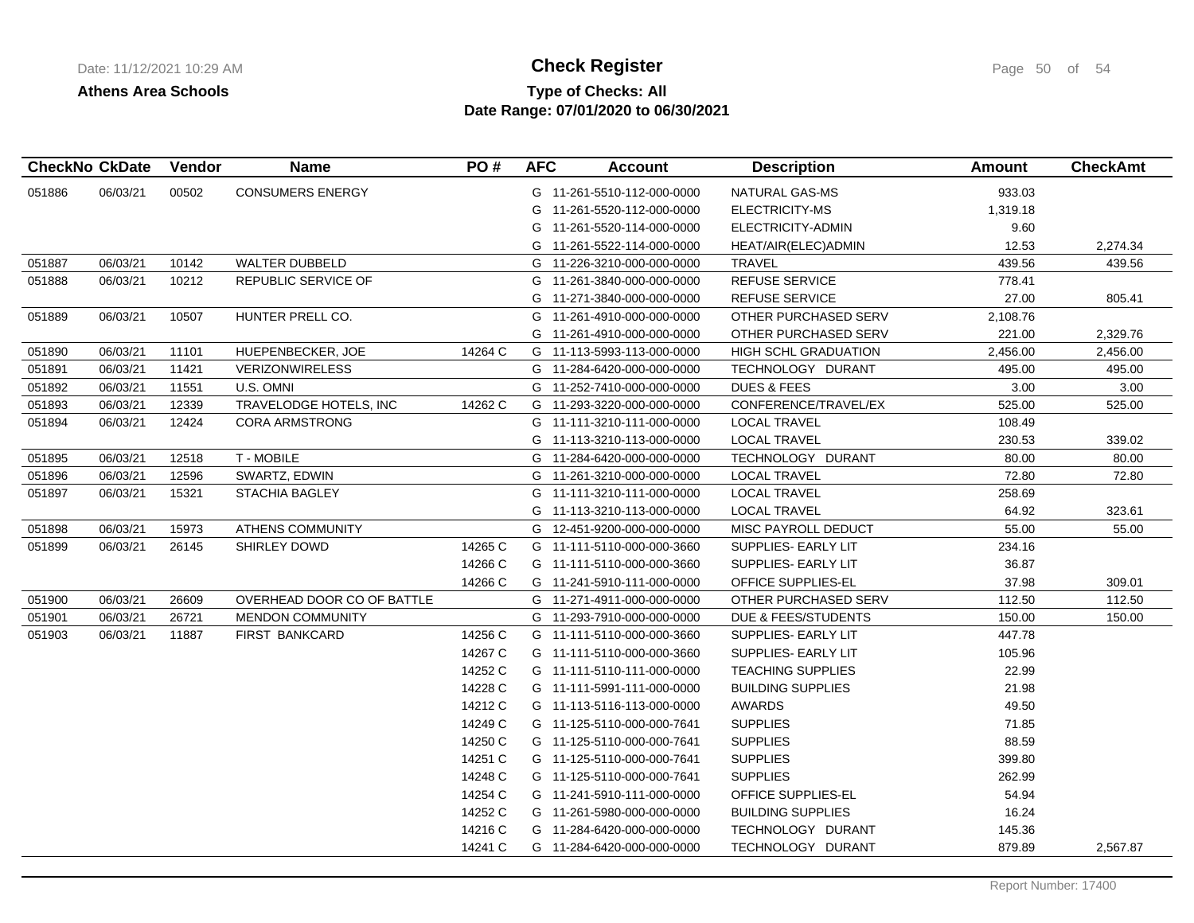**Check Register**

**Athens Area Schools**

**Type of Checks: All**

**Date Range: 07/01/2020 to 06/30/2021**

| CheckNo | CkDate | Vendor | Name | PO # | AFC | Account | Description | Amount | CheckAmt |
|---|---|---|---|---|---|---|---|---|---|
| 051886 | 06/03/21 | 00502 | CONSUMERS ENERGY | | G | 11-261-5510-112-000-0000 | NATURAL GAS-MS | 933.03 | |
| | | | | | G | 11-261-5520-112-000-0000 | ELECTRICITY-MS | 1,319.18 | |
| | | | | | G | 11-261-5520-114-000-0000 | ELECTRICITY-ADMIN | 9.60 | |
| | | | | | G | 11-261-5522-114-000-0000 | HEAT/AIR(ELEC)ADMIN | 12.53 | 2,274.34 |
| 051887 | 06/03/21 | 10142 | WALTER DUBBELD | | G | 11-226-3210-000-000-0000 | TRAVEL | 439.56 | 439.56 |
| 051888 | 06/03/21 | 10212 | REPUBLIC SERVICE OF | | G | 11-261-3840-000-000-0000 | REFUSE SERVICE | 778.41 | |
| | | | | | G | 11-271-3840-000-000-0000 | REFUSE SERVICE | 27.00 | 805.41 |
| 051889 | 06/03/21 | 10507 | HUNTER PRELL CO. | | G | 11-261-4910-000-000-0000 | OTHER PURCHASED SERV | 2,108.76 | |
| | | | | | G | 11-261-4910-000-000-0000 | OTHER PURCHASED SERV | 221.00 | 2,329.76 |
| 051890 | 06/03/21 | 11101 | HUEPENBECKER, JOE | 14264 C | G | 11-113-5993-113-000-0000 | HIGH SCHL GRADUATION | 2,456.00 | 2,456.00 |
| 051891 | 06/03/21 | 11421 | VERIZONWIRELESS | | G | 11-284-6420-000-000-0000 | TECHNOLOGY DURANT | 495.00 | 495.00 |
| 051892 | 06/03/21 | 11551 | U.S. OMNI | | G | 11-252-7410-000-000-0000 | DUES & FEES | 3.00 | 3.00 |
| 051893 | 06/03/21 | 12339 | TRAVELODGE HOTELS, INC | 14262 C | G | 11-293-3220-000-000-0000 | CONFERENCE/TRAVEL/EX | 525.00 | 525.00 |
| 051894 | 06/03/21 | 12424 | CORA ARMSTRONG | | G | 11-111-3210-111-000-0000 | LOCAL TRAVEL | 108.49 | |
| | | | | | G | 11-113-3210-113-000-0000 | LOCAL TRAVEL | 230.53 | 339.02 |
| 051895 | 06/03/21 | 12518 | T - MOBILE | | G | 11-284-6420-000-000-0000 | TECHNOLOGY DURANT | 80.00 | 80.00 |
| 051896 | 06/03/21 | 12596 | SWARTZ, EDWIN | | G | 11-261-3210-000-000-0000 | LOCAL TRAVEL | 72.80 | 72.80 |
| 051897 | 06/03/21 | 15321 | STACHIA BAGLEY | | G | 11-111-3210-111-000-0000 | LOCAL TRAVEL | 258.69 | |
| | | | | | G | 11-113-3210-113-000-0000 | LOCAL TRAVEL | 64.92 | 323.61 |
| 051898 | 06/03/21 | 15973 | ATHENS COMMUNITY | | G | 12-451-9200-000-000-0000 | MISC PAYROLL DEDUCT | 55.00 | 55.00 |
| 051899 | 06/03/21 | 26145 | SHIRLEY DOWD | 14265 C | G | 11-111-5110-000-000-3660 | SUPPLIES- EARLY LIT | 234.16 | |
| | | | | 14266 C | G | 11-111-5110-000-000-3660 | SUPPLIES- EARLY LIT | 36.87 | |
| | | | | 14266 C | G | 11-241-5910-111-000-0000 | OFFICE SUPPLIES-EL | 37.98 | 309.01 |
| 051900 | 06/03/21 | 26609 | OVERHEAD DOOR CO OF BATTLE | | G | 11-271-4911-000-000-0000 | OTHER PURCHASED SERV | 112.50 | 112.50 |
| 051901 | 06/03/21 | 26721 | MENDON COMMUNITY | | G | 11-293-7910-000-000-0000 | DUE & FEES/STUDENTS | 150.00 | 150.00 |
| 051903 | 06/03/21 | 11887 | FIRST BANKCARD | 14256 C | G | 11-111-5110-000-000-3660 | SUPPLIES- EARLY LIT | 447.78 | |
| | | | | 14267 C | G | 11-111-5110-000-000-3660 | SUPPLIES- EARLY LIT | 105.96 | |
| | | | | 14252 C | G | 11-111-5110-111-000-0000 | TEACHING SUPPLIES | 22.99 | |
| | | | | 14228 C | G | 11-111-5991-111-000-0000 | BUILDING SUPPLIES | 21.98 | |
| | | | | 14212 C | G | 11-113-5116-113-000-0000 | AWARDS | 49.50 | |
| | | | | 14249 C | G | 11-125-5110-000-000-7641 | SUPPLIES | 71.85 | |
| | | | | 14250 C | G | 11-125-5110-000-000-7641 | SUPPLIES | 88.59 | |
| | | | | 14251 C | G | 11-125-5110-000-000-7641 | SUPPLIES | 399.80 | |
| | | | | 14248 C | G | 11-125-5110-000-000-7641 | SUPPLIES | 262.99 | |
| | | | | 14254 C | G | 11-241-5910-111-000-0000 | OFFICE SUPPLIES-EL | 54.94 | |
| | | | | 14252 C | G | 11-261-5980-000-000-0000 | BUILDING SUPPLIES | 16.24 | |
| | | | | 14216 C | G | 11-284-6420-000-000-0000 | TECHNOLOGY DURANT | 145.36 | |
| | | | | 14241 C | G | 11-284-6420-000-000-0000 | TECHNOLOGY DURANT | 879.89 | 2,567.87 |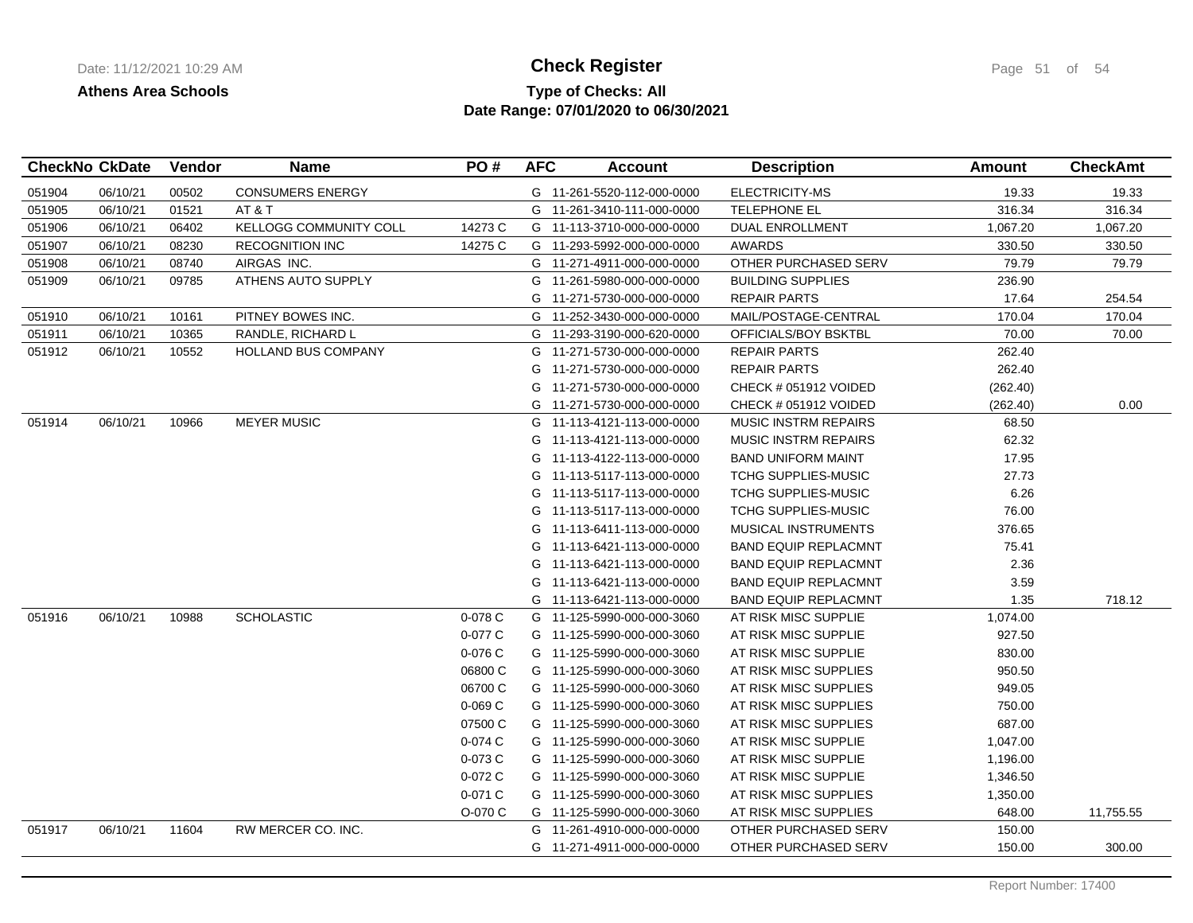**Athens Area Schools**

# Check Register

**Type of Checks: All**

**Date Range: 07/01/2020 to 06/30/2021**

| CheckNo | CkDate | Vendor | Name | PO # | AFC | Account | Description | Amount | CheckAmt |
|---|---|---|---|---|---|---|---|---|---|
| 051904 | 06/10/21 | 00502 | CONSUMERS ENERGY | | G | 11-261-5520-112-000-0000 | ELECTRICITY-MS | 19.33 | 19.33 |
| 051905 | 06/10/21 | 01521 | AT & T | | G | 11-261-3410-111-000-0000 | TELEPHONE EL | 316.34 | 316.34 |
| 051906 | 06/10/21 | 06402 | KELLOGG COMMUNITY COLL | 14273 C | G | 11-113-3710-000-000-0000 | DUAL ENROLLMENT | 1,067.20 | 1,067.20 |
| 051907 | 06/10/21 | 08230 | RECOGNITION INC | 14275 C | G | 11-293-5992-000-000-0000 | AWARDS | 330.50 | 330.50 |
| 051908 | 06/10/21 | 08740 | AIRGAS INC. | | G | 11-271-4911-000-000-0000 | OTHER PURCHASED SERV | 79.79 | 79.79 |
| 051909 | 06/10/21 | 09785 | ATHENS AUTO SUPPLY | | G | 11-261-5980-000-000-0000 | BUILDING SUPPLIES | 236.90 | |
| | | | | | G | 11-271-5730-000-000-0000 | REPAIR PARTS | 17.64 | 254.54 |
| 051910 | 06/10/21 | 10161 | PITNEY BOWES INC. | | G | 11-252-3430-000-000-0000 | MAIL/POSTAGE-CENTRAL | 170.04 | 170.04 |
| 051911 | 06/10/21 | 10365 | RANDLE, RICHARD L | | G | 11-293-3190-000-620-0000 | OFFICIALS/BOY BSKTBL | 70.00 | 70.00 |
| 051912 | 06/10/21 | 10552 | HOLLAND BUS COMPANY | | G | 11-271-5730-000-000-0000 | REPAIR PARTS | 262.40 | |
| | | | | | G | 11-271-5730-000-000-0000 | REPAIR PARTS | 262.40 | |
| | | | | | G | 11-271-5730-000-000-0000 | CHECK # 051912 VOIDED | (262.40) | |
| | | | | | G | 11-271-5730-000-000-0000 | CHECK # 051912 VOIDED | (262.40) | 0.00 |
| 051914 | 06/10/21 | 10966 | MEYER MUSIC | | G | 11-113-4121-113-000-0000 | MUSIC INSTRM REPAIRS | 68.50 | |
| | | | | | G | 11-113-4121-113-000-0000 | MUSIC INSTRM REPAIRS | 62.32 | |
| | | | | | G | 11-113-4122-113-000-0000 | BAND UNIFORM MAINT | 17.95 | |
| | | | | | G | 11-113-5117-113-000-0000 | TCHG SUPPLIES-MUSIC | 27.73 | |
| | | | | | G | 11-113-5117-113-000-0000 | TCHG SUPPLIES-MUSIC | 6.26 | |
| | | | | | G | 11-113-5117-113-000-0000 | TCHG SUPPLIES-MUSIC | 76.00 | |
| | | | | | G | 11-113-6411-113-000-0000 | MUSICAL INSTRUMENTS | 376.65 | |
| | | | | | G | 11-113-6421-113-000-0000 | BAND EQUIP REPLACMNT | 75.41 | |
| | | | | | G | 11-113-6421-113-000-0000 | BAND EQUIP REPLACMNT | 2.36 | |
| | | | | | G | 11-113-6421-113-000-0000 | BAND EQUIP REPLACMNT | 3.59 | |
| | | | | | G | 11-113-6421-113-000-0000 | BAND EQUIP REPLACMNT | 1.35 | 718.12 |
| 051916 | 06/10/21 | 10988 | SCHOLASTIC | 0-078 C | G | 11-125-5990-000-000-3060 | AT RISK MISC SUPPLIE | 1,074.00 | |
| | | | | 0-077 C | G | 11-125-5990-000-000-3060 | AT RISK MISC SUPPLIE | 927.50 | |
| | | | | 0-076 C | G | 11-125-5990-000-000-3060 | AT RISK MISC SUPPLIE | 830.00 | |
| | | | | 06800 C | G | 11-125-5990-000-000-3060 | AT RISK MISC SUPPLIES | 950.50 | |
| | | | | 06700 C | G | 11-125-5990-000-000-3060 | AT RISK MISC SUPPLIES | 949.05 | |
| | | | | 0-069 C | G | 11-125-5990-000-000-3060 | AT RISK MISC SUPPLIES | 750.00 | |
| | | | | 07500 C | G | 11-125-5990-000-000-3060 | AT RISK MISC SUPPLIES | 687.00 | |
| | | | | 0-074 C | G | 11-125-5990-000-000-3060 | AT RISK MISC SUPPLIE | 1,047.00 | |
| | | | | 0-073 C | G | 11-125-5990-000-000-3060 | AT RISK MISC SUPPLIE | 1,196.00 | |
| | | | | 0-072 C | G | 11-125-5990-000-000-3060 | AT RISK MISC SUPPLIE | 1,346.50 | |
| | | | | 0-071 C | G | 11-125-5990-000-000-3060 | AT RISK MISC SUPPLIES | 1,350.00 | |
| | | | | O-070 C | G | 11-125-5990-000-000-3060 | AT RISK MISC SUPPLIES | 648.00 | 11,755.55 |
| 051917 | 06/10/21 | 11604 | RW MERCER CO. INC. | | G | 11-261-4910-000-000-0000 | OTHER PURCHASED SERV | 150.00 | |
| | | | | | G | 11-271-4911-000-000-0000 | OTHER PURCHASED SERV | 150.00 | 300.00 |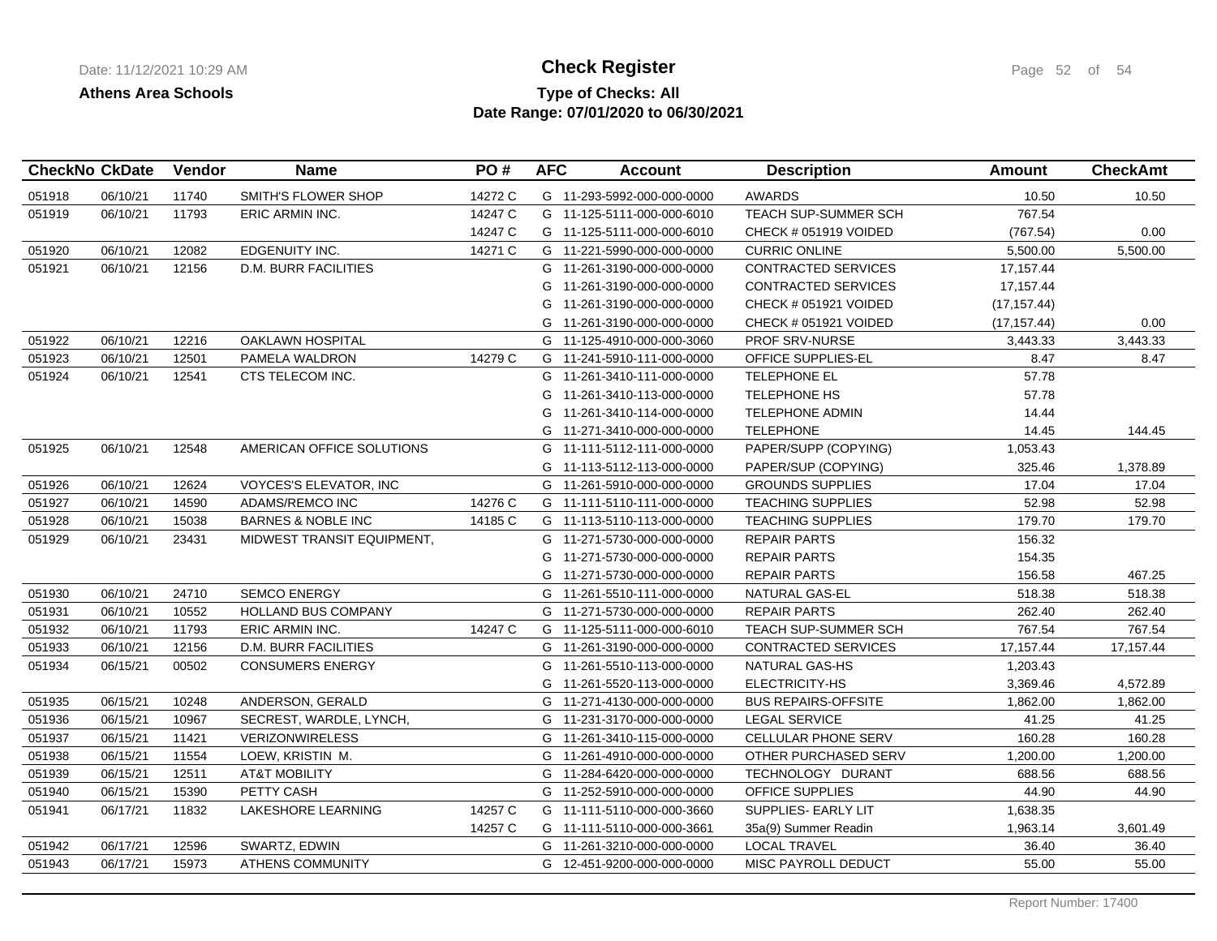**Athens Area Schools**

# Check Register

**Type of Checks: All**

**Date Range: 07/01/2020 to 06/30/2021**

| CheckNo | CkDate | Vendor | Name | PO # | AFC | Account | Description | Amount | CheckAmt |
|---|---|---|---|---|---|---|---|---|---|
| 051918 | 06/10/21 | 11740 | SMITH'S FLOWER SHOP | 14272 C | G | 11-293-5992-000-000-0000 | AWARDS | 10.50 | 10.50 |
| 051919 | 06/10/21 | 11793 | ERIC ARMIN INC. | 14247 C | G | 11-125-5111-000-000-6010 | TEACH SUP-SUMMER SCH | 767.54 | |
| | | | | 14247 C | G | 11-125-5111-000-000-6010 | CHECK # 051919 VOIDED | (767.54) | 0.00 |
| 051920 | 06/10/21 | 12082 | EDGENUITY INC. | 14271 C | G | 11-221-5990-000-000-0000 | CURRIC ONLINE | 5,500.00 | 5,500.00 |
| 051921 | 06/10/21 | 12156 | D.M. BURR FACILITIES | | G | 11-261-3190-000-000-0000 | CONTRACTED SERVICES | 17,157.44 | |
| | | | | | G | 11-261-3190-000-000-0000 | CONTRACTED SERVICES | 17,157.44 | |
| | | | | | G | 11-261-3190-000-000-0000 | CHECK # 051921 VOIDED | (17,157.44) | |
| | | | | | G | 11-261-3190-000-000-0000 | CHECK # 051921 VOIDED | (17,157.44) | 0.00 |
| 051922 | 06/10/21 | 12216 | OAKLAWN HOSPITAL | | G | 11-125-4910-000-000-3060 | PROF SRV-NURSE | 3,443.33 | 3,443.33 |
| 051923 | 06/10/21 | 12501 | PAMELA WALDRON | 14279 C | G | 11-241-5910-111-000-0000 | OFFICE SUPPLIES-EL | 8.47 | 8.47 |
| 051924 | 06/10/21 | 12541 | CTS TELECOM INC. | | G | 11-261-3410-111-000-0000 | TELEPHONE EL | 57.78 | |
| | | | | | G | 11-261-3410-113-000-0000 | TELEPHONE HS | 57.78 | |
| | | | | | G | 11-261-3410-114-000-0000 | TELEPHONE ADMIN | 14.44 | |
| | | | | | G | 11-271-3410-000-000-0000 | TELEPHONE | 14.45 | 144.45 |
| 051925 | 06/10/21 | 12548 | AMERICAN OFFICE SOLUTIONS | | G | 11-111-5112-111-000-0000 | PAPER/SUPP (COPYING) | 1,053.43 | |
| | | | | | G | 11-113-5112-113-000-0000 | PAPER/SUP (COPYING) | 325.46 | 1,378.89 |
| 051926 | 06/10/21 | 12624 | VOYCES'S ELEVATOR, INC | | G | 11-261-5910-000-000-0000 | GROUNDS SUPPLIES | 17.04 | 17.04 |
| 051927 | 06/10/21 | 14590 | ADAMS/REMCO INC | 14276 C | G | 11-111-5110-111-000-0000 | TEACHING SUPPLIES | 52.98 | 52.98 |
| 051928 | 06/10/21 | 15038 | BARNES & NOBLE INC | 14185 C | G | 11-113-5110-113-000-0000 | TEACHING SUPPLIES | 179.70 | 179.70 |
| 051929 | 06/10/21 | 23431 | MIDWEST TRANSIT EQUIPMENT, | | G | 11-271-5730-000-000-0000 | REPAIR PARTS | 156.32 | |
| | | | | | G | 11-271-5730-000-000-0000 | REPAIR PARTS | 154.35 | |
| | | | | | G | 11-271-5730-000-000-0000 | REPAIR PARTS | 156.58 | 467.25 |
| 051930 | 06/10/21 | 24710 | SEMCO ENERGY | | G | 11-261-5510-111-000-0000 | NATURAL GAS-EL | 518.38 | 518.38 |
| 051931 | 06/10/21 | 10552 | HOLLAND BUS COMPANY | | G | 11-271-5730-000-000-0000 | REPAIR PARTS | 262.40 | 262.40 |
| 051932 | 06/10/21 | 11793 | ERIC ARMIN INC. | 14247 C | G | 11-125-5111-000-000-6010 | TEACH SUP-SUMMER SCH | 767.54 | 767.54 |
| 051933 | 06/10/21 | 12156 | D.M. BURR FACILITIES | | G | 11-261-3190-000-000-0000 | CONTRACTED SERVICES | 17,157.44 | 17,157.44 |
| 051934 | 06/15/21 | 00502 | CONSUMERS ENERGY | | G | 11-261-5510-113-000-0000 | NATURAL GAS-HS | 1,203.43 | |
| | | | | | G | 11-261-5520-113-000-0000 | ELECTRICITY-HS | 3,369.46 | 4,572.89 |
| 051935 | 06/15/21 | 10248 | ANDERSON, GERALD | | G | 11-271-4130-000-000-0000 | BUS REPAIRS-OFFSITE | 1,862.00 | 1,862.00 |
| 051936 | 06/15/21 | 10967 | SECREST, WARDLE, LYNCH, | | G | 11-231-3170-000-000-0000 | LEGAL SERVICE | 41.25 | 41.25 |
| 051937 | 06/15/21 | 11421 | VERIZONWIRELESS | | G | 11-261-3410-115-000-0000 | CELLULAR PHONE SERV | 160.28 | 160.28 |
| 051938 | 06/15/21 | 11554 | LOEW, KRISTIN M. | | G | 11-261-4910-000-000-0000 | OTHER PURCHASED SERV | 1,200.00 | 1,200.00 |
| 051939 | 06/15/21 | 12511 | AT&T MOBILITY | | G | 11-284-6420-000-000-0000 | TECHNOLOGY DURANT | 688.56 | 688.56 |
| 051940 | 06/15/21 | 15390 | PETTY CASH | | G | 11-252-5910-000-000-0000 | OFFICE SUPPLIES | 44.90 | 44.90 |
| 051941 | 06/17/21 | 11832 | LAKESHORE LEARNING | 14257 C | G | 11-111-5110-000-000-3660 | SUPPLIES- EARLY LIT | 1,638.35 | |
| | | | | 14257 C | G | 11-111-5110-000-000-3661 | 35a(9) Summer Readin | 1,963.14 | 3,601.49 |
| 051942 | 06/17/21 | 12596 | SWARTZ, EDWIN | | G | 11-261-3210-000-000-0000 | LOCAL TRAVEL | 36.40 | 36.40 |
| 051943 | 06/17/21 | 15973 | ATHENS COMMUNITY | | G | 12-451-9200-000-000-0000 | MISC PAYROLL DEDUCT | 55.00 | 55.00 |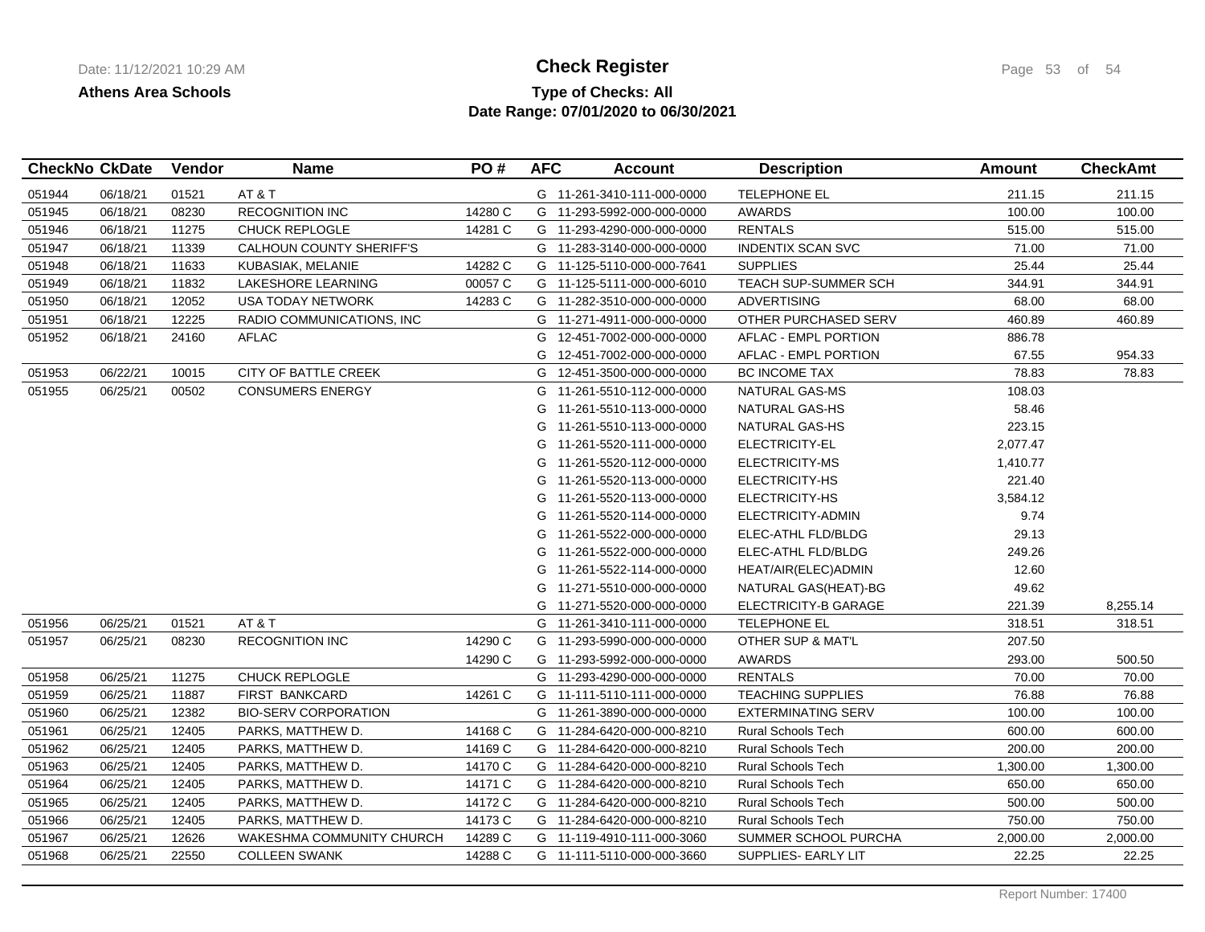**Athens Area Schools**

# Check Register

## Type of Checks: All
## Date Range: 07/01/2020 to 06/30/2021

| CheckNo | CkDate | Vendor | Name | PO # | AFC | Account | Description | Amount | CheckAmt |
|---|---|---|---|---|---|---|---|---|---|
| 051944 | 06/18/21 | 01521 | AT & T | | G | 11-261-3410-111-000-0000 | TELEPHONE EL | 211.15 | 211.15 |
| 051945 | 06/18/21 | 08230 | RECOGNITION INC | 14280 C | G | 11-293-5992-000-000-0000 | AWARDS | 100.00 | 100.00 |
| 051946 | 06/18/21 | 11275 | CHUCK REPLOGLE | 14281 C | G | 11-293-4290-000-000-0000 | RENTALS | 515.00 | 515.00 |
| 051947 | 06/18/21 | 11339 | CALHOUN COUNTY SHERIFF'S | | G | 11-283-3140-000-000-0000 | INDENTIX SCAN SVC | 71.00 | 71.00 |
| 051948 | 06/18/21 | 11633 | KUBASIAK, MELANIE | 14282 C | G | 11-125-5110-000-000-7641 | SUPPLIES | 25.44 | 25.44 |
| 051949 | 06/18/21 | 11832 | LAKESHORE LEARNING | 00057 C | G | 11-125-5111-000-000-6010 | TEACH SUP-SUMMER SCH | 344.91 | 344.91 |
| 051950 | 06/18/21 | 12052 | USA TODAY NETWORK | 14283 C | G | 11-282-3510-000-000-0000 | ADVERTISING | 68.00 | 68.00 |
| 051951 | 06/18/21 | 12225 | RADIO COMMUNICATIONS, INC | | G | 11-271-4911-000-000-0000 | OTHER PURCHASED SERV | 460.89 | 460.89 |
| 051952 | 06/18/21 | 24160 | AFLAC | | G | 12-451-7002-000-000-0000 | AFLAC - EMPL PORTION | 886.78 | |
| | | | | | G | 12-451-7002-000-000-0000 | AFLAC - EMPL PORTION | 67.55 | 954.33 |
| 051953 | 06/22/21 | 10015 | CITY OF BATTLE CREEK | | G | 12-451-3500-000-000-0000 | BC INCOME TAX | 78.83 | 78.83 |
| 051955 | 06/25/21 | 00502 | CONSUMERS ENERGY | | G | 11-261-5510-112-000-0000 | NATURAL GAS-MS | 108.03 | |
| | | | | | G | 11-261-5510-113-000-0000 | NATURAL GAS-HS | 58.46 | |
| | | | | | G | 11-261-5510-113-000-0000 | NATURAL GAS-HS | 223.15 | |
| | | | | | G | 11-261-5520-111-000-0000 | ELECTRICITY-EL | 2,077.47 | |
| | | | | | G | 11-261-5520-112-000-0000 | ELECTRICITY-MS | 1,410.77 | |
| | | | | | G | 11-261-5520-113-000-0000 | ELECTRICITY-HS | 221.40 | |
| | | | | | G | 11-261-5520-113-000-0000 | ELECTRICITY-HS | 3,584.12 | |
| | | | | | G | 11-261-5520-114-000-0000 | ELECTRICITY-ADMIN | 9.74 | |
| | | | | | G | 11-261-5522-000-000-0000 | ELEC-ATHL FLD/BLDG | 29.13 | |
| | | | | | G | 11-261-5522-000-000-0000 | ELEC-ATHL FLD/BLDG | 249.26 | |
| | | | | | G | 11-261-5522-114-000-0000 | HEAT/AIR(ELEC)ADMIN | 12.60 | |
| | | | | | G | 11-271-5510-000-000-0000 | NATURAL GAS(HEAT)-BG | 49.62 | |
| | | | | | G | 11-271-5520-000-000-0000 | ELECTRICITY-B GARAGE | 221.39 | 8,255.14 |
| 051956 | 06/25/21 | 01521 | AT & T | | G | 11-261-3410-111-000-0000 | TELEPHONE EL | 318.51 | 318.51 |
| 051957 | 06/25/21 | 08230 | RECOGNITION INC | 14290 C | G | 11-293-5990-000-000-0000 | OTHER SUP & MAT'L | 207.50 | |
| | | | | 14290 C | G | 11-293-5992-000-000-0000 | AWARDS | 293.00 | 500.50 |
| 051958 | 06/25/21 | 11275 | CHUCK REPLOGLE | | G | 11-293-4290-000-000-0000 | RENTALS | 70.00 | 70.00 |
| 051959 | 06/25/21 | 11887 | FIRST BANKCARD | 14261 C | G | 11-111-5110-111-000-0000 | TEACHING SUPPLIES | 76.88 | 76.88 |
| 051960 | 06/25/21 | 12382 | BIO-SERV CORPORATION | | G | 11-261-3890-000-000-0000 | EXTERMINATING SERV | 100.00 | 100.00 |
| 051961 | 06/25/21 | 12405 | PARKS, MATTHEW D. | 14168 C | G | 11-284-6420-000-000-8210 | Rural Schools Tech | 600.00 | 600.00 |
| 051962 | 06/25/21 | 12405 | PARKS, MATTHEW D. | 14169 C | G | 11-284-6420-000-000-8210 | Rural Schools Tech | 200.00 | 200.00 |
| 051963 | 06/25/21 | 12405 | PARKS, MATTHEW D. | 14170 C | G | 11-284-6420-000-000-8210 | Rural Schools Tech | 1,300.00 | 1,300.00 |
| 051964 | 06/25/21 | 12405 | PARKS, MATTHEW D. | 14171 C | G | 11-284-6420-000-000-8210 | Rural Schools Tech | 650.00 | 650.00 |
| 051965 | 06/25/21 | 12405 | PARKS, MATTHEW D. | 14172 C | G | 11-284-6420-000-000-8210 | Rural Schools Tech | 500.00 | 500.00 |
| 051966 | 06/25/21 | 12405 | PARKS, MATTHEW D. | 14173 C | G | 11-284-6420-000-000-8210 | Rural Schools Tech | 750.00 | 750.00 |
| 051967 | 06/25/21 | 12626 | WAKESHMA COMMUNITY CHURCH | 14289 C | G | 11-119-4910-111-000-3060 | SUMMER SCHOOL PURCHA | 2,000.00 | 2,000.00 |
| 051968 | 06/25/21 | 22550 | COLLEEN SWANK | 14288 C | G | 11-111-5110-000-000-3660 | SUPPLIES- EARLY LIT | 22.25 | 22.25 |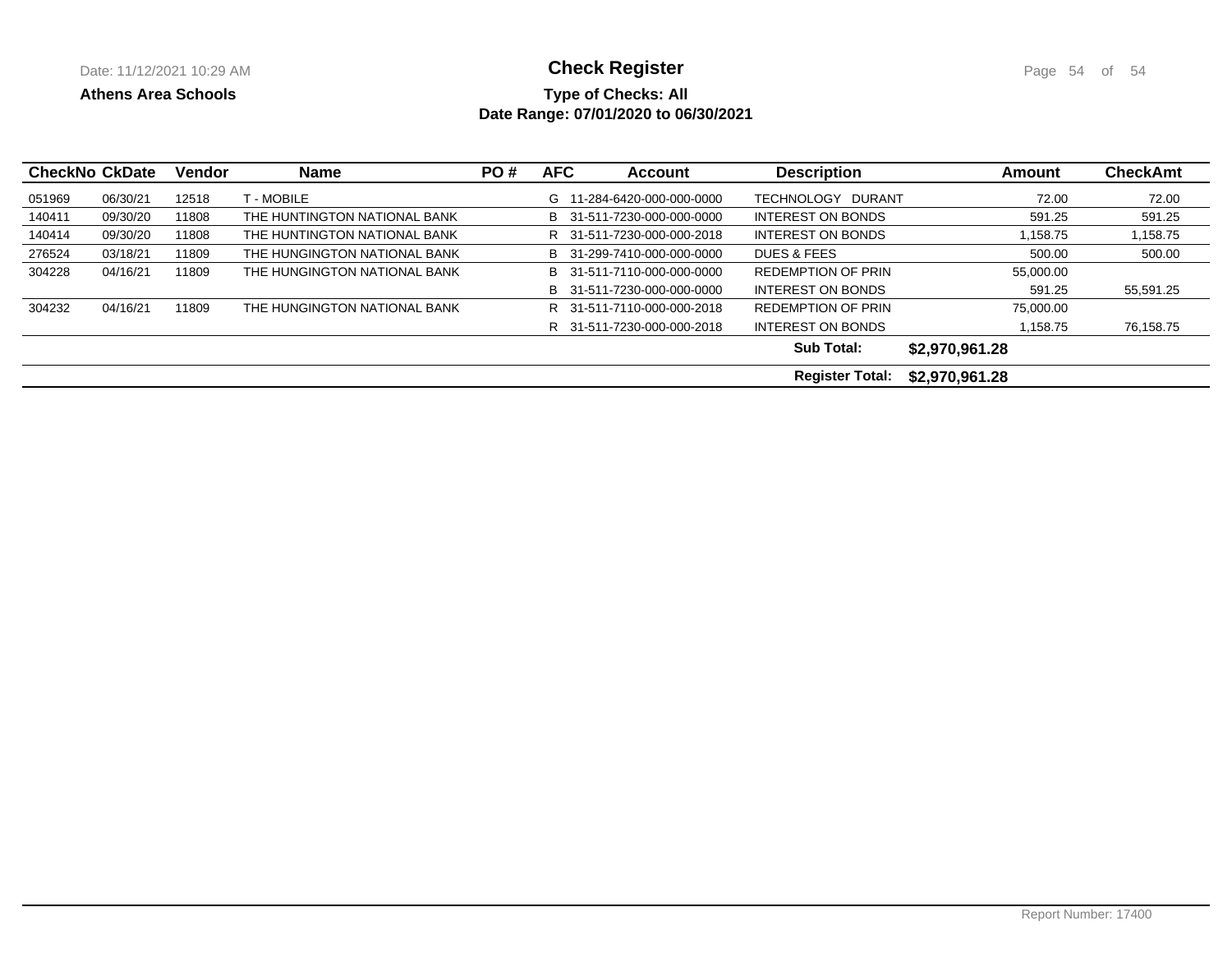# Check Register

**Athens Area Schools**

**Type of Checks: All**

**Date Range: 07/01/2020 to 06/30/2021**

Date: 11/12/2021 10:29 AM

| CheckNo | CkDate | Vendor | Name | PO # | AFC | Account | Description | Amount | CheckAmt |
|---|---|---|---|---|---|---|---|---|---|
| 051969 | 06/30/21 | 12518 | T - MOBILE | | G | 11-284-6420-000-000-0000 | TECHNOLOGY DURANT | 72.00 | 72.00 |
| 140411 | 09/30/20 | 11808 | THE HUNTINGTON NATIONAL BANK | | B | 31-511-7230-000-000-0000 | INTEREST ON BONDS | 591.25 | 591.25 |
| 140414 | 09/30/20 | 11808 | THE HUNTINGTON NATIONAL BANK | | R | 31-511-7230-000-000-2018 | INTEREST ON BONDS | 1,158.75 | 1,158.75 |
| 276524 | 03/18/21 | 11809 | THE HUNGINGTON NATIONAL BANK | | B | 31-299-7410-000-000-0000 | DUES & FEES | 500.00 | 500.00 |
| 304228 | 04/16/21 | 11809 | THE HUNGINGTON NATIONAL BANK | | B | 31-511-7110-000-000-0000 | REDEMPTION OF PRIN | 55,000.00 | |
| | | | | | B | 31-511-7230-000-000-0000 | INTEREST ON BONDS | 591.25 | 55,591.25 |
| 304232 | 04/16/21 | 11809 | THE HUNGINGTON NATIONAL BANK | | R | 31-511-7110-000-000-2018 | REDEMPTION OF PRIN | 75,000.00 | |
| | | | | | R | 31-511-7230-000-000-2018 | INTEREST ON BONDS | 1,158.75 | 76,158.75 |
| | | | | | | | **Sub Total:** | **$2,970,961.28** | |
| | | | | | | | **Register Total:** | **$2,970,961.28** | |

Report Number: 17400